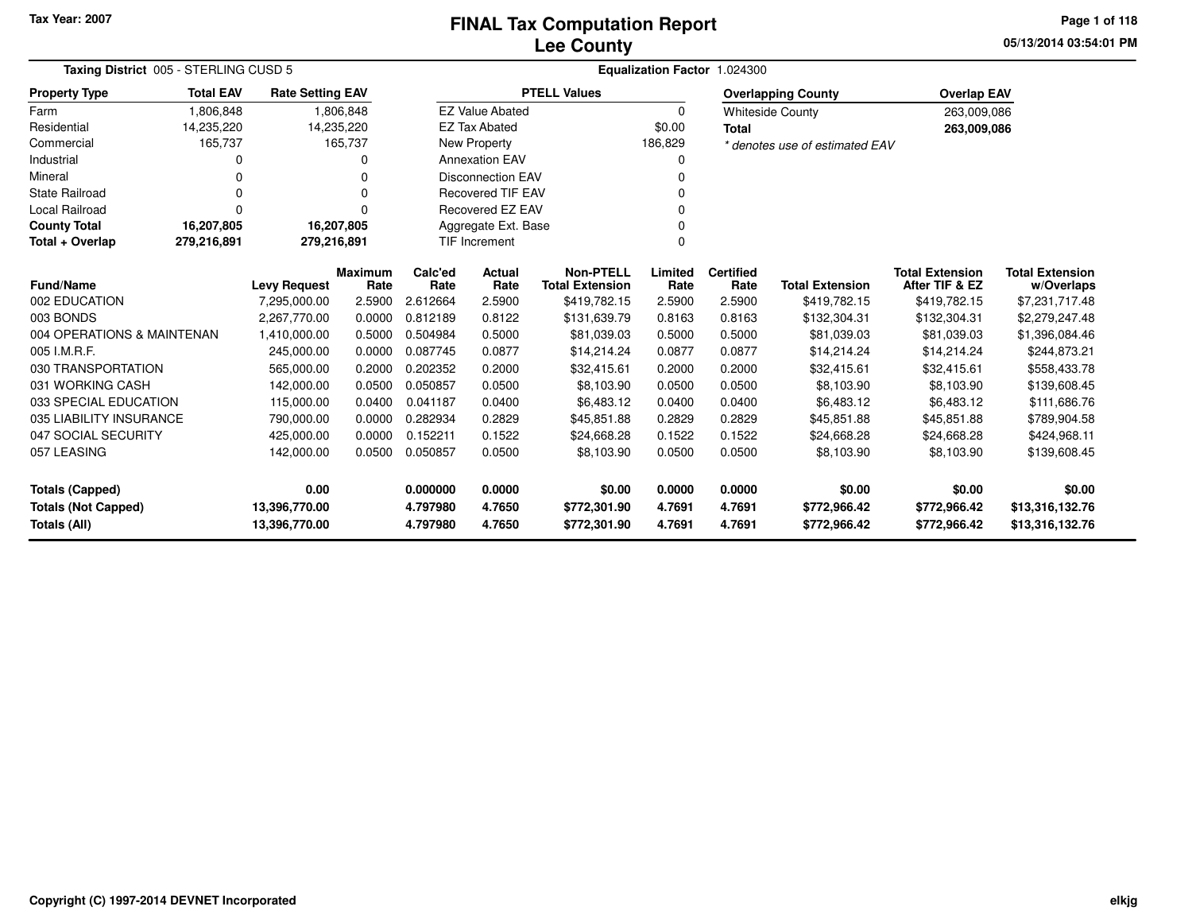Tax Year: 2007

# FINAL Tax Computation Report
## Lee County

05/13/2014 03:54:01 PM

**Taxing District** 005 - STERLING CUSD 5 **Equalization Factor** 1.024300

| Property Type | Total EAV | Rate Setting EAV |
|---|---|---|
| Farm | 1,806,848 | 1,806,848 |
| Residential | 14,235,220 | 14,235,220 |
| Commercial | 165,737 | 165,737 |
| Industrial | 0 | 0 |
| Mineral | 0 | 0 |
| State Railroad | 0 | 0 |
| Local Railroad | 0 | 0 |
| **County Total** | **16,207,805** | **16,207,805** |
| **Total + Overlap** | **279,216,891** | **279,216,891** |

| PTELL Values | |
|---|---|
| EZ Value Abated | 0 |
| EZ Tax Abated | $0.00 |
| New Property | 186,829 |
| Annexation EAV | 0 |
| Disconnection EAV | 0 |
| Recovered TIF EAV | 0 |
| Recovered EZ EAV | 0 |
| Aggregate Ext. Base | 0 |
| TIF Increment | 0 |

| Overlapping County | Overlap EAV |
|---|---|
| Whiteside County | 263,009,086 |
| **Total** | **263,009,086** |

*\* denotes use of estimated EAV*

| Fund/Name | Levy Request | Maximum Rate | Calc'ed Rate | Actual Rate | Non-PTELL Total Extension | Limited Rate | Certified Rate | Total Extension | Total Extension After TIF & EZ | Total Extension w/Overlaps |
|---|---|---|---|---|---|---|---|---|---|---|
| 002 EDUCATION | 7,295,000.00 | 2.5900 | 2.612664 | 2.5900 | $419,782.15 | 2.5900 | 2.5900 | $419,782.15 | $419,782.15 | $7,231,717.48 |
| 003 BONDS | 2,267,770.00 | 0.0000 | 0.812189 | 0.8122 | $131,639.79 | 0.8163 | 0.8163 | $132,304.31 | $132,304.31 | $2,279,247.48 |
| 004 OPERATIONS & MAINTENAN | 1,410,000.00 | 0.5000 | 0.504984 | 0.5000 | $81,039.03 | 0.5000 | 0.5000 | $81,039.03 | $81,039.03 | $1,396,084.46 |
| 005 I.M.R.F. | 245,000.00 | 0.0000 | 0.087745 | 0.0877 | $14,214.24 | 0.0877 | 0.0877 | $14,214.24 | $14,214.24 | $244,873.21 |
| 030 TRANSPORTATION | 565,000.00 | 0.2000 | 0.202352 | 0.2000 | $32,415.61 | 0.2000 | 0.2000 | $32,415.61 | $32,415.61 | $558,433.78 |
| 031 WORKING CASH | 142,000.00 | 0.0500 | 0.050857 | 0.0500 | $8,103.90 | 0.0500 | 0.0500 | $8,103.90 | $8,103.90 | $139,608.45 |
| 033 SPECIAL EDUCATION | 115,000.00 | 0.0400 | 0.041187 | 0.0400 | $6,483.12 | 0.0400 | 0.0400 | $6,483.12 | $6,483.12 | $111,686.76 |
| 035 LIABILITY INSURANCE | 790,000.00 | 0.0000 | 0.282934 | 0.2829 | $45,851.88 | 0.2829 | 0.2829 | $45,851.88 | $45,851.88 | $789,904.58 |
| 047 SOCIAL SECURITY | 425,000.00 | 0.0000 | 0.152211 | 0.1522 | $24,668.28 | 0.1522 | 0.1522 | $24,668.28 | $24,668.28 | $424,968.11 |
| 057 LEASING | 142,000.00 | 0.0500 | 0.050857 | 0.0500 | $8,103.90 | 0.0500 | 0.0500 | $8,103.90 | $8,103.90 | $139,608.45 |
| **Totals (Capped)** | **0.00** | | **0.000000** | **0.0000** | **$0.00** | **0.0000** | **0.0000** | **$0.00** | **$0.00** | **$0.00** |
| **Totals (Not Capped)** | **13,396,770.00** | | **4.797980** | **4.7650** | **$772,301.90** | **4.7691** | **4.7691** | **$772,966.42** | **$772,966.42** | **$13,316,132.76** |
| **Totals (All)** | **13,396,770.00** | | **4.797980** | **4.7650** | **$772,301.90** | **4.7691** | **4.7691** | **$772,966.42** | **$772,966.42** | **$13,316,132.76** |

Copyright (C) 1997-2014 DEVNET Incorporated

elkjg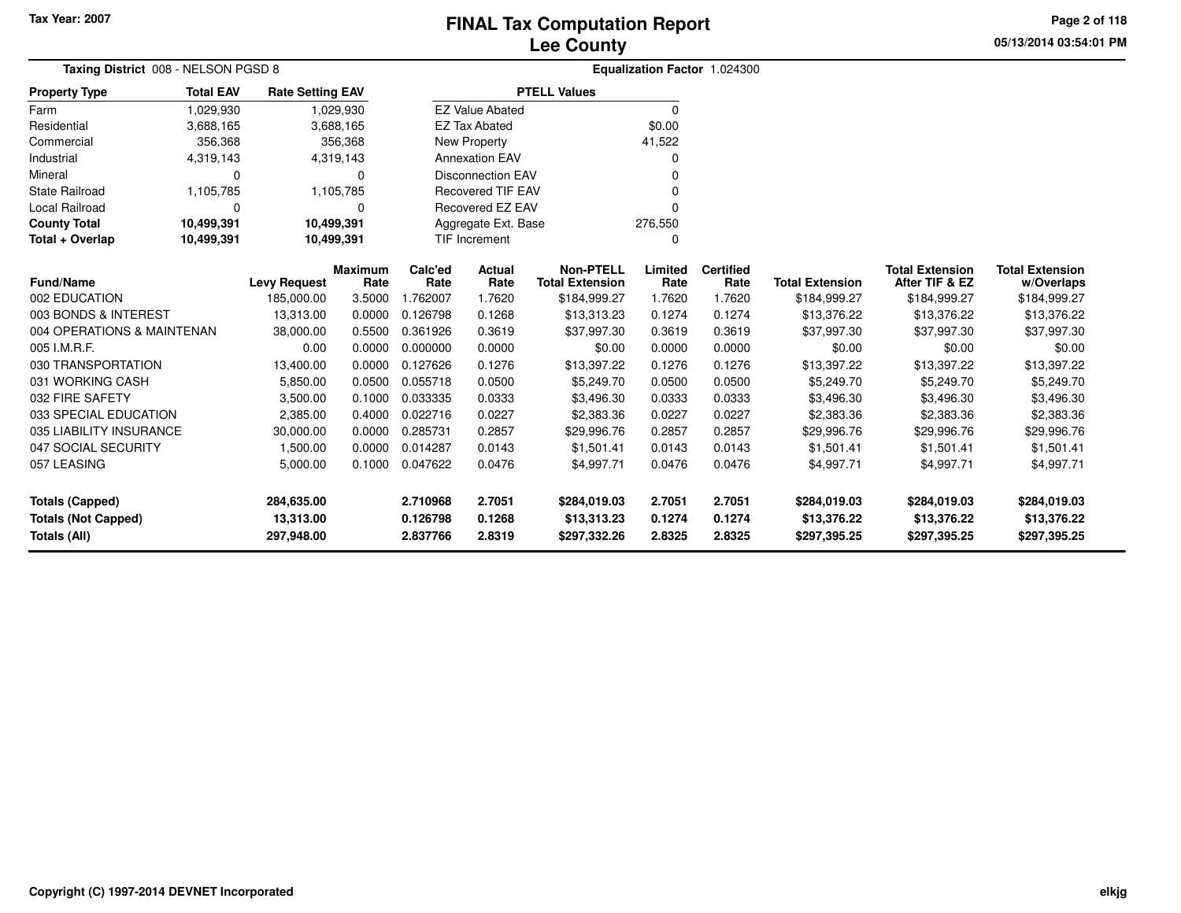# FINAL Tax Computation Report
# Lee County

Tax Year: 2007

05/13/2014 03:54:01 PM

**Taxing District** 008 - NELSON PGSD 8

**Equalization Factor** 1.024300

| Property Type | Total EAV | Rate Setting EAV |
|---|---|---|
| Farm | 1,029,930 | 1,029,930 |
| Residential | 3,688,165 | 3,688,165 |
| Commercial | 356,368 | 356,368 |
| Industrial | 4,319,143 | 4,319,143 |
| Mineral | 0 | 0 |
| State Railroad | 1,105,785 | 1,105,785 |
| Local Railroad | 0 | 0 |
| **County Total** | **10,499,391** | **10,499,391** |
| **Total + Overlap** | **10,499,391** | **10,499,391** |

| PTELL Values | |
|---|---|
| EZ Value Abated | 0 |
| EZ Tax Abated | $0.00 |
| New Property | 41,522 |
| Annexation EAV | 0 |
| Disconnection EAV | 0 |
| Recovered TIF EAV | 0 |
| Recovered EZ EAV | 0 |
| Aggregate Ext. Base | 276,550 |
| TIF Increment | 0 |

| Fund/Name | Levy Request | Maximum Rate | Calc'ed Rate | Actual Rate | Non-PTELL Total Extension | Limited Rate | Certified Rate | Total Extension | Total Extension After TIF & EZ | Total Extension w/Overlaps |
|---|---|---|---|---|---|---|---|---|---|---|
| 002 EDUCATION | 185,000.00 | 3.5000 | 1.762007 | 1.7620 | $184,999.27 | 1.7620 | 1.7620 | $184,999.27 | $184,999.27 | $184,999.27 |
| 003 BONDS & INTEREST | 13,313.00 | 0.0000 | 0.126798 | 0.1268 | $13,313.23 | 0.1274 | 0.1274 | $13,376.22 | $13,376.22 | $13,376.22 |
| 004 OPERATIONS & MAINTENAN | 38,000.00 | 0.5500 | 0.361926 | 0.3619 | $37,997.30 | 0.3619 | 0.3619 | $37,997.30 | $37,997.30 | $37,997.30 |
| 005 I.M.R.F. | 0.00 | 0.0000 | 0.000000 | 0.0000 | $0.00 | 0.0000 | 0.0000 | $0.00 | $0.00 | $0.00 |
| 030 TRANSPORTATION | 13,400.00 | 0.0000 | 0.127626 | 0.1276 | $13,397.22 | 0.1276 | 0.1276 | $13,397.22 | $13,397.22 | $13,397.22 |
| 031 WORKING CASH | 5,850.00 | 0.0500 | 0.055718 | 0.0500 | $5,249.70 | 0.0500 | 0.0500 | $5,249.70 | $5,249.70 | $5,249.70 |
| 032 FIRE SAFETY | 3,500.00 | 0.1000 | 0.033335 | 0.0333 | $3,496.30 | 0.0333 | 0.0333 | $3,496.30 | $3,496.30 | $3,496.30 |
| 033 SPECIAL EDUCATION | 2,385.00 | 0.4000 | 0.022716 | 0.0227 | $2,383.36 | 0.0227 | 0.0227 | $2,383.36 | $2,383.36 | $2,383.36 |
| 035 LIABILITY INSURANCE | 30,000.00 | 0.0000 | 0.285731 | 0.2857 | $29,996.76 | 0.2857 | 0.2857 | $29,996.76 | $29,996.76 | $29,996.76 |
| 047 SOCIAL SECURITY | 1,500.00 | 0.0000 | 0.014287 | 0.0143 | $1,501.41 | 0.0143 | 0.0143 | $1,501.41 | $1,501.41 | $1,501.41 |
| 057 LEASING | 5,000.00 | 0.1000 | 0.047622 | 0.0476 | $4,997.71 | 0.0476 | 0.0476 | $4,997.71 | $4,997.71 | $4,997.71 |
| **Totals (Capped)** | **284,635.00** | | **2.710968** | **2.7051** | **$284,019.03** | **2.7051** | **2.7051** | **$284,019.03** | **$284,019.03** | **$284,019.03** |
| **Totals (Not Capped)** | **13,313.00** | | **0.126798** | **0.1268** | **$13,313.23** | **0.1274** | **0.1274** | **$13,376.22** | **$13,376.22** | **$13,376.22** |
| **Totals (All)** | **297,948.00** | | **2.837766** | **2.8319** | **$297,332.26** | **2.8325** | **2.8325** | **$297,395.25** | **$297,395.25** | **$297,395.25** |

Copyright (C) 1997-2014 DEVNET Incorporated

elkjg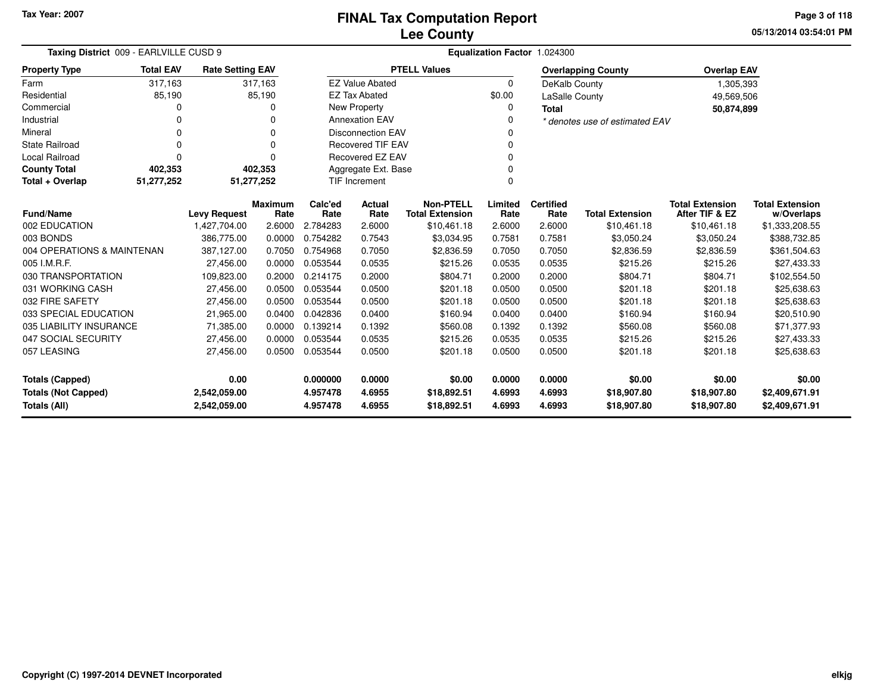# FINAL Tax Computation Report
## Lee County

Tax Year: 2007

**Taxing District** 009 - EARLVILLE CUSD 9 **Equalization Factor** 1.024300

| Property Type | Total EAV | Rate Setting EAV |
|---|---|---|
| Farm | 317,163 | 317,163 |
| Residential | 85,190 | 85,190 |
| Commercial | 0 | 0 |
| Industrial | 0 | 0 |
| Mineral | 0 | 0 |
| State Railroad | 0 | 0 |
| Local Railroad | 0 | 0 |
| **County Total** | **402,353** | **402,353** |
| **Total + Overlap** | **51,277,252** | **51,277,252** |

| PTELL Values | |
|---|---|
| EZ Value Abated | 0 |
| EZ Tax Abated | $0.00 |
| New Property | 0 |
| Annexation EAV | 0 |
| Disconnection EAV | 0 |
| Recovered TIF EAV | 0 |
| Recovered EZ EAV | 0 |
| Aggregate Ext. Base | 0 |
| TIF Increment | 0 |

| Overlapping County | Overlap EAV |
|---|---|
| DeKalb County | 1,305,393 |
| LaSalle County | 49,569,506 |
| **Total** | **50,874,899** |

*\* denotes use of estimated EAV*

| Fund/Name | Levy Request | Maximum Rate | Calc'ed Rate | Actual Rate | Non-PTELL Total Extension | Limited Rate | Certified Rate | Total Extension | Total Extension After TIF & EZ | Total Extension w/Overlaps |
|---|---|---|---|---|---|---|---|---|---|---|
| 002 EDUCATION | 1,427,704.00 | 2.6000 | 2.784283 | 2.6000 | $10,461.18 | 2.6000 | 2.6000 | $10,461.18 | $10,461.18 | $1,333,208.55 |
| 003 BONDS | 386,775.00 | 0.0000 | 0.754282 | 0.7543 | $3,034.95 | 0.7581 | 0.7581 | $3,050.24 | $3,050.24 | $388,732.85 |
| 004 OPERATIONS & MAINTENAN | 387,127.00 | 0.7050 | 0.754968 | 0.7050 | $2,836.59 | 0.7050 | 0.7050 | $2,836.59 | $2,836.59 | $361,504.63 |
| 005 I.M.R.F. | 27,456.00 | 0.0000 | 0.053544 | 0.0535 | $215.26 | 0.0535 | 0.0535 | $215.26 | $215.26 | $27,433.33 |
| 030 TRANSPORTATION | 109,823.00 | 0.2000 | 0.214175 | 0.2000 | $804.71 | 0.2000 | 0.2000 | $804.71 | $804.71 | $102,554.50 |
| 031 WORKING CASH | 27,456.00 | 0.0500 | 0.053544 | 0.0500 | $201.18 | 0.0500 | 0.0500 | $201.18 | $201.18 | $25,638.63 |
| 032 FIRE SAFETY | 27,456.00 | 0.0500 | 0.053544 | 0.0500 | $201.18 | 0.0500 | 0.0500 | $201.18 | $201.18 | $25,638.63 |
| 033 SPECIAL EDUCATION | 21,965.00 | 0.0400 | 0.042836 | 0.0400 | $160.94 | 0.0400 | 0.0400 | $160.94 | $160.94 | $20,510.90 |
| 035 LIABILITY INSURANCE | 71,385.00 | 0.0000 | 0.139214 | 0.1392 | $560.08 | 0.1392 | 0.1392 | $560.08 | $560.08 | $71,377.93 |
| 047 SOCIAL SECURITY | 27,456.00 | 0.0000 | 0.053544 | 0.0535 | $215.26 | 0.0535 | 0.0535 | $215.26 | $215.26 | $27,433.33 |
| 057 LEASING | 27,456.00 | 0.0500 | 0.053544 | 0.0500 | $201.18 | 0.0500 | 0.0500 | $201.18 | $201.18 | $25,638.63 |
| **Totals (Capped)** | **0.00** | | **0.000000** | **0.0000** | **$0.00** | **0.0000** | **0.0000** | **$0.00** | **$0.00** | **$0.00** |
| **Totals (Not Capped)** | **2,542,059.00** | | **4.957478** | **4.6955** | **$18,892.51** | **4.6993** | **4.6993** | **$18,907.80** | **$18,907.80** | **$2,409,671.91** |
| **Totals (All)** | **2,542,059.00** | | **4.957478** | **4.6955** | **$18,892.51** | **4.6993** | **4.6993** | **$18,907.80** | **$18,907.80** | **$2,409,671.91** |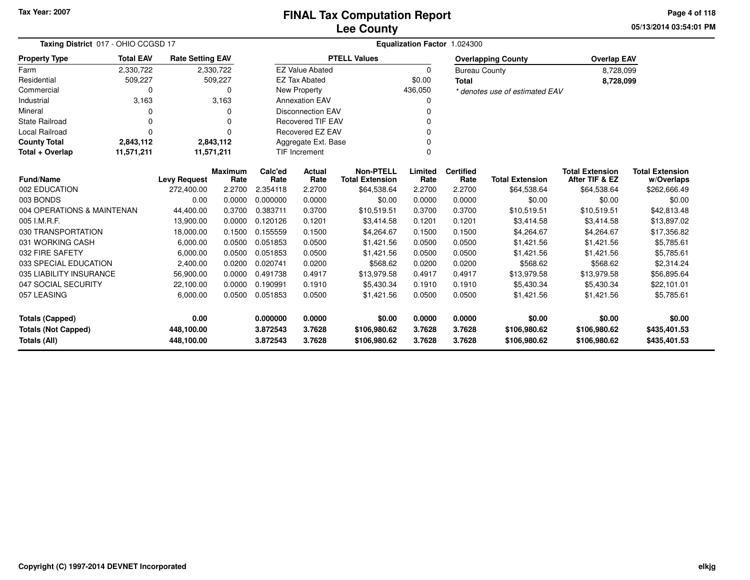Tax Year: 2007

# FINAL Tax Computation Report
## Lee County

05/13/2014 03:54:01 PM

**Taxing District** 017 - OHIO CCGSD 17 **Equalization Factor** 1.024300

| Property Type | Total EAV | Rate Setting EAV |
|---|---|---|
| Farm | 2,330,722 | 2,330,722 |
| Residential | 509,227 | 509,227 |
| Commercial | 0 | 0 |
| Industrial | 3,163 | 3,163 |
| Mineral | 0 | 0 |
| State Railroad | 0 | 0 |
| Local Railroad | 0 | 0 |
| **County Total** | **2,843,112** | **2,843,112** |
| **Total + Overlap** | **11,571,211** | **11,571,211** |

| PTELL Values | |
|---|---|
| EZ Value Abated | 0 |
| EZ Tax Abated | $0.00 |
| New Property | 436,050 |
| Annexation EAV | 0 |
| Disconnection EAV | 0 |
| Recovered TIF EAV | 0 |
| Recovered EZ EAV | 0 |
| Aggregate Ext. Base | 0 |
| TIF Increment | 0 |

| Overlapping County | Overlap EAV |
|---|---|
| Bureau County | 8,728,099 |
| **Total** | **8,728,099** |

*\* denotes use of estimated EAV*

| Fund/Name | Levy Request | Maximum Rate | Calc'ed Rate | Actual Rate | Non-PTELL Total Extension | Limited Rate | Certified Rate | Total Extension | Total Extension After TIF & EZ | Total Extension w/Overlaps |
|---|---|---|---|---|---|---|---|---|---|---|
| 002 EDUCATION | 272,400.00 | 2.2700 | 2.354118 | 2.2700 | $64,538.64 | 2.2700 | 2.2700 | $64,538.64 | $64,538.64 | $262,666.49 |
| 003 BONDS | 0.00 | 0.0000 | 0.000000 | 0.0000 | $0.00 | 0.0000 | 0.0000 | $0.00 | $0.00 | $0.00 |
| 004 OPERATIONS & MAINTENAN | 44,400.00 | 0.3700 | 0.383711 | 0.3700 | $10,519.51 | 0.3700 | 0.3700 | $10,519.51 | $10,519.51 | $42,813.48 |
| 005 I.M.R.F. | 13,900.00 | 0.0000 | 0.120126 | 0.1201 | $3,414.58 | 0.1201 | 0.1201 | $3,414.58 | $3,414.58 | $13,897.02 |
| 030 TRANSPORTATION | 18,000.00 | 0.1500 | 0.155559 | 0.1500 | $4,264.67 | 0.1500 | 0.1500 | $4,264.67 | $4,264.67 | $17,356.82 |
| 031 WORKING CASH | 6,000.00 | 0.0500 | 0.051853 | 0.0500 | $1,421.56 | 0.0500 | 0.0500 | $1,421.56 | $1,421.56 | $5,785.61 |
| 032 FIRE SAFETY | 6,000.00 | 0.0500 | 0.051853 | 0.0500 | $1,421.56 | 0.0500 | 0.0500 | $1,421.56 | $1,421.56 | $5,785.61 |
| 033 SPECIAL EDUCATION | 2,400.00 | 0.0200 | 0.020741 | 0.0200 | $568.62 | 0.0200 | 0.0200 | $568.62 | $568.62 | $2,314.24 |
| 035 LIABILITY INSURANCE | 56,900.00 | 0.0000 | 0.491738 | 0.4917 | $13,979.58 | 0.4917 | 0.4917 | $13,979.58 | $13,979.58 | $56,895.64 |
| 047 SOCIAL SECURITY | 22,100.00 | 0.0000 | 0.190991 | 0.1910 | $5,430.34 | 0.1910 | 0.1910 | $5,430.34 | $5,430.34 | $22,101.01 |
| 057 LEASING | 6,000.00 | 0.0500 | 0.051853 | 0.0500 | $1,421.56 | 0.0500 | 0.0500 | $1,421.56 | $1,421.56 | $5,785.61 |
| **Totals (Capped)** | **0.00** | | **0.000000** | **0.0000** | **$0.00** | **0.0000** | **0.0000** | **$0.00** | **$0.00** | **$0.00** |
| **Totals (Not Capped)** | **448,100.00** | | **3.872543** | **3.7628** | **$106,980.62** | **3.7628** | **3.7628** | **$106,980.62** | **$106,980.62** | **$435,401.53** |
| **Totals (All)** | **448,100.00** | | **3.872543** | **3.7628** | **$106,980.62** | **3.7628** | **3.7628** | **$106,980.62** | **$106,980.62** | **$435,401.53** |

Copyright (C) 1997-2014 DEVNET Incorporated

elkjg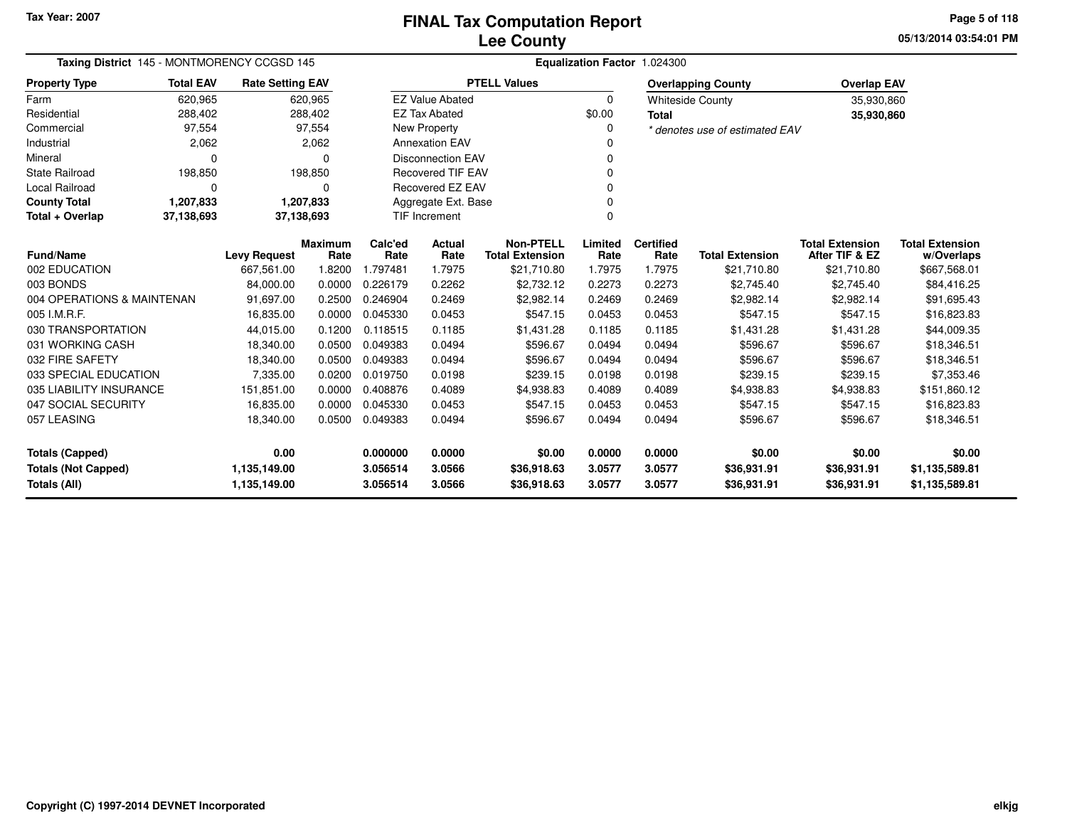Tax Year: 2007

# FINAL Tax Computation Report
## Lee County

**Taxing District** 145 - MONTMORENCY CCGSD 145 | **Equalization Factor** 1.024300

| Property Type | Total EAV | Rate Setting EAV |
|---|---|---|
| Farm | 620,965 | 620,965 |
| Residential | 288,402 | 288,402 |
| Commercial | 97,554 | 97,554 |
| Industrial | 2,062 | 2,062 |
| Mineral | 0 | 0 |
| State Railroad | 198,850 | 198,850 |
| Local Railroad | 0 | 0 |
| **County Total** | **1,207,833** | **1,207,833** |
| **Total + Overlap** | **37,138,693** | **37,138,693** |

| PTELL Values | |
|---|---|
| EZ Value Abated | 0 |
| EZ Tax Abated | $0.00 |
| New Property | 0 |
| Annexation EAV | 0 |
| Disconnection EAV | 0 |
| Recovered TIF EAV | 0 |
| Recovered EZ EAV | 0 |
| Aggregate Ext. Base | 0 |
| TIF Increment | 0 |

| Overlapping County | Overlap EAV |
|---|---|
| Whiteside County | 35,930,860 |
| **Total** | **35,930,860** |

*\* denotes use of estimated EAV*

| Fund/Name | Levy Request | Maximum Rate | Calc'ed Rate | Actual Rate | Non-PTELL Total Extension | Limited Rate | Certified Rate | Total Extension | Total Extension After TIF & EZ | Total Extension w/Overlaps |
|---|---|---|---|---|---|---|---|---|---|---|
| 002 EDUCATION | 667,561.00 | 1.8200 | 1.797481 | 1.7975 | $21,710.80 | 1.7975 | 1.7975 | $21,710.80 | $21,710.80 | $667,568.01 |
| 003 BONDS | 84,000.00 | 0.0000 | 0.226179 | 0.2262 | $2,732.12 | 0.2273 | 0.2273 | $2,745.40 | $2,745.40 | $84,416.25 |
| 004 OPERATIONS & MAINTENAN | 91,697.00 | 0.2500 | 0.246904 | 0.2469 | $2,982.14 | 0.2469 | 0.2469 | $2,982.14 | $2,982.14 | $91,695.43 |
| 005 I.M.R.F. | 16,835.00 | 0.0000 | 0.045330 | 0.0453 | $547.15 | 0.0453 | 0.0453 | $547.15 | $547.15 | $16,823.83 |
| 030 TRANSPORTATION | 44,015.00 | 0.1200 | 0.118515 | 0.1185 | $1,431.28 | 0.1185 | 0.1185 | $1,431.28 | $1,431.28 | $44,009.35 |
| 031 WORKING CASH | 18,340.00 | 0.0500 | 0.049383 | 0.0494 | $596.67 | 0.0494 | 0.0494 | $596.67 | $596.67 | $18,346.51 |
| 032 FIRE SAFETY | 18,340.00 | 0.0500 | 0.049383 | 0.0494 | $596.67 | 0.0494 | 0.0494 | $596.67 | $596.67 | $18,346.51 |
| 033 SPECIAL EDUCATION | 7,335.00 | 0.0200 | 0.019750 | 0.0198 | $239.15 | 0.0198 | 0.0198 | $239.15 | $239.15 | $7,353.46 |
| 035 LIABILITY INSURANCE | 151,851.00 | 0.0000 | 0.408876 | 0.4089 | $4,938.83 | 0.4089 | 0.4089 | $4,938.83 | $4,938.83 | $151,860.12 |
| 047 SOCIAL SECURITY | 16,835.00 | 0.0000 | 0.045330 | 0.0453 | $547.15 | 0.0453 | 0.0453 | $547.15 | $547.15 | $16,823.83 |
| 057 LEASING | 18,340.00 | 0.0500 | 0.049383 | 0.0494 | $596.67 | 0.0494 | 0.0494 | $596.67 | $596.67 | $18,346.51 |
| **Totals (Capped)** | **0.00** | | **0.000000** | **0.0000** | **$0.00** | **0.0000** | **0.0000** | **$0.00** | **$0.00** | **$0.00** |
| **Totals (Not Capped)** | **1,135,149.00** | | **3.056514** | **3.0566** | **$36,918.63** | **3.0577** | **3.0577** | **$36,931.91** | **$36,931.91** | **$1,135,589.81** |
| **Totals (All)** | **1,135,149.00** | | **3.056514** | **3.0566** | **$36,918.63** | **3.0577** | **3.0577** | **$36,931.91** | **$36,931.91** | **$1,135,589.81** |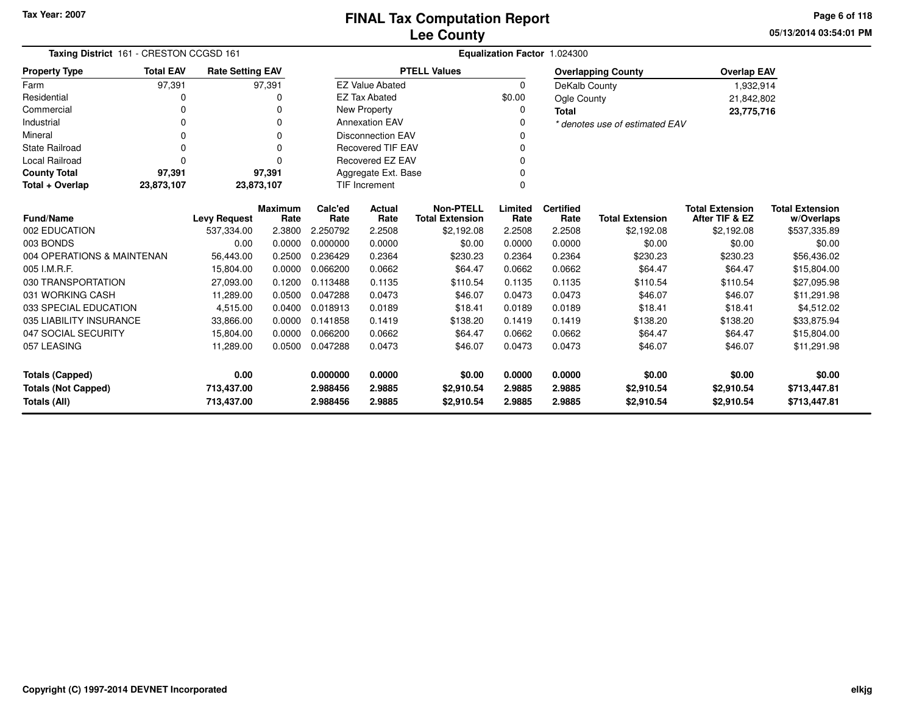# FINAL Tax Computation Report
# Lee County

Tax Year: 2007

**Taxing District** 161 - CRESTON CCGSD 161

**Equalization Factor** 1.024300

| Property Type | Total EAV | Rate Setting EAV |
|---|---|---|
| Farm | 97,391 | 97,391 |
| Residential | 0 | 0 |
| Commercial | 0 | 0 |
| Industrial | 0 | 0 |
| Mineral | 0 | 0 |
| State Railroad | 0 | 0 |
| Local Railroad | 0 | 0 |
| **County Total** | **97,391** | **97,391** |
| **Total + Overlap** | **23,873,107** | **23,873,107** |

| PTELL Values | |
|---|---|
| EZ Value Abated | 0 |
| EZ Tax Abated | $0.00 |
| New Property | 0 |
| Annexation EAV | 0 |
| Disconnection EAV | 0 |
| Recovered TIF EAV | 0 |
| Recovered EZ EAV | 0 |
| Aggregate Ext. Base | 0 |
| TIF Increment | 0 |

| Overlapping County | Overlap EAV |
|---|---|
| DeKalb County | 1,932,914 |
| Ogle County | 21,842,802 |
| **Total** | **23,775,716** |

*\* denotes use of estimated EAV*

| Fund/Name | Levy Request | Maximum Rate | Calc'ed Rate | Actual Rate | Non-PTELL Total Extension | Limited Rate | Certified Rate | Total Extension | Total Extension After TIF & EZ | Total Extension w/Overlaps |
|---|---|---|---|---|---|---|---|---|---|---|
| 002 EDUCATION | 537,334.00 | 2.3800 | 2.250792 | 2.2508 | $2,192.08 | 2.2508 | 2.2508 | $2,192.08 | $2,192.08 | $537,335.89 |
| 003 BONDS | 0.00 | 0.0000 | 0.000000 | 0.0000 | $0.00 | 0.0000 | 0.0000 | $0.00 | $0.00 | $0.00 |
| 004 OPERATIONS & MAINTENAN | 56,443.00 | 0.2500 | 0.236429 | 0.2364 | $230.23 | 0.2364 | 0.2364 | $230.23 | $230.23 | $56,436.02 |
| 005 I.M.R.F. | 15,804.00 | 0.0000 | 0.066200 | 0.0662 | $64.47 | 0.0662 | 0.0662 | $64.47 | $64.47 | $15,804.00 |
| 030 TRANSPORTATION | 27,093.00 | 0.1200 | 0.113488 | 0.1135 | $110.54 | 0.1135 | 0.1135 | $110.54 | $110.54 | $27,095.98 |
| 031 WORKING CASH | 11,289.00 | 0.0500 | 0.047288 | 0.0473 | $46.07 | 0.0473 | 0.0473 | $46.07 | $46.07 | $11,291.98 |
| 033 SPECIAL EDUCATION | 4,515.00 | 0.0400 | 0.018913 | 0.0189 | $18.41 | 0.0189 | 0.0189 | $18.41 | $18.41 | $4,512.02 |
| 035 LIABILITY INSURANCE | 33,866.00 | 0.0000 | 0.141858 | 0.1419 | $138.20 | 0.1419 | 0.1419 | $138.20 | $138.20 | $33,875.94 |
| 047 SOCIAL SECURITY | 15,804.00 | 0.0000 | 0.066200 | 0.0662 | $64.47 | 0.0662 | 0.0662 | $64.47 | $64.47 | $15,804.00 |
| 057 LEASING | 11,289.00 | 0.0500 | 0.047288 | 0.0473 | $46.07 | 0.0473 | 0.0473 | $46.07 | $46.07 | $11,291.98 |
| **Totals (Capped)** | **0.00** | | **0.000000** | **0.0000** | **$0.00** | **0.0000** | **0.0000** | **$0.00** | **$0.00** | **$0.00** |
| **Totals (Not Capped)** | **713,437.00** | | **2.988456** | **2.9885** | **$2,910.54** | **2.9885** | **2.9885** | **$2,910.54** | **$2,910.54** | **$713,447.81** |
| **Totals (All)** | **713,437.00** | | **2.988456** | **2.9885** | **$2,910.54** | **2.9885** | **2.9885** | **$2,910.54** | **$2,910.54** | **$713,447.81** |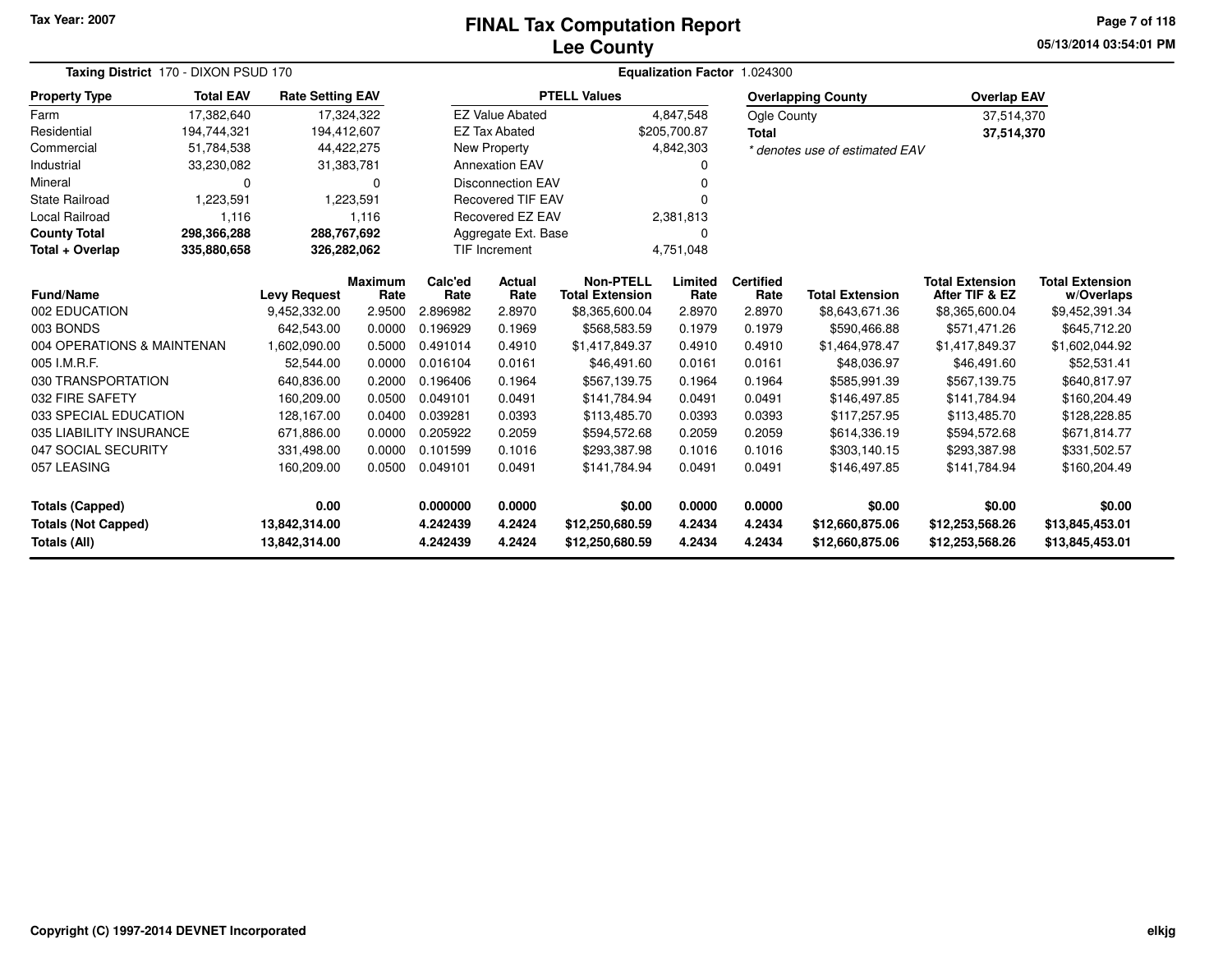Tax Year: 2007

# FINAL Tax Computation Report
# Lee County

05/13/2014 03:54:01 PM

**Taxing District** 170 - DIXON PSUD 170

**Equalization Factor** 1.024300

| Property Type | Total EAV | Rate Setting EAV |
|---|---|---|
| Farm | 17,382,640 | 17,324,322 |
| Residential | 194,744,321 | 194,412,607 |
| Commercial | 51,784,538 | 44,422,275 |
| Industrial | 33,230,082 | 31,383,781 |
| Mineral | 0 | 0 |
| State Railroad | 1,223,591 | 1,223,591 |
| Local Railroad | 1,116 | 1,116 |
| **County Total** | **298,366,288** | **288,767,692** |
| **Total + Overlap** | **335,880,658** | **326,282,062** |

| PTELL Values | |
|---|---|
| EZ Value Abated | 4,847,548 |
| EZ Tax Abated | $205,700.87 |
| New Property | 4,842,303 |
| Annexation EAV | 0 |
| Disconnection EAV | 0 |
| Recovered TIF EAV | 0 |
| Recovered EZ EAV | 2,381,813 |
| Aggregate Ext. Base | 0 |
| TIF Increment | 4,751,048 |

| Overlapping County | Overlap EAV |
|---|---|
| Ogle County | 37,514,370 |
| **Total** | **37,514,370** |

*\* denotes use of estimated EAV*

| Fund/Name | Levy Request | Maximum Rate | Calc'ed Rate | Actual Rate | Non-PTELL Total Extension | Limited Rate | Certified Rate | Total Extension | Total Extension After TIF & EZ | Total Extension w/Overlaps |
|---|---|---|---|---|---|---|---|---|---|---|
| 002 EDUCATION | 9,452,332.00 | 2.9500 | 2.896982 | 2.8970 | $8,365,600.04 | 2.8970 | 2.8970 | $8,643,671.36 | $8,365,600.04 | $9,452,391.34 |
| 003 BONDS | 642,543.00 | 0.0000 | 0.196929 | 0.1969 | $568,583.59 | 0.1979 | 0.1979 | $590,466.88 | $571,471.26 | $645,712.20 |
| 004 OPERATIONS & MAINTENAN | 1,602,090.00 | 0.5000 | 0.491014 | 0.4910 | $1,417,849.37 | 0.4910 | 0.4910 | $1,464,978.47 | $1,417,849.37 | $1,602,044.92 |
| 005 I.M.R.F. | 52,544.00 | 0.0000 | 0.016104 | 0.0161 | $46,491.60 | 0.0161 | 0.0161 | $48,036.97 | $46,491.60 | $52,531.41 |
| 030 TRANSPORTATION | 640,836.00 | 0.2000 | 0.196406 | 0.1964 | $567,139.75 | 0.1964 | 0.1964 | $585,991.39 | $567,139.75 | $640,817.97 |
| 032 FIRE SAFETY | 160,209.00 | 0.0500 | 0.049101 | 0.0491 | $141,784.94 | 0.0491 | 0.0491 | $146,497.85 | $141,784.94 | $160,204.49 |
| 033 SPECIAL EDUCATION | 128,167.00 | 0.0400 | 0.039281 | 0.0393 | $113,485.70 | 0.0393 | 0.0393 | $117,257.95 | $113,485.70 | $128,228.85 |
| 035 LIABILITY INSURANCE | 671,886.00 | 0.0000 | 0.205922 | 0.2059 | $594,572.68 | 0.2059 | 0.2059 | $614,336.19 | $594,572.68 | $671,814.77 |
| 047 SOCIAL SECURITY | 331,498.00 | 0.0000 | 0.101599 | 0.1016 | $293,387.98 | 0.1016 | 0.1016 | $303,140.15 | $293,387.98 | $331,502.57 |
| 057 LEASING | 160,209.00 | 0.0500 | 0.049101 | 0.0491 | $141,784.94 | 0.0491 | 0.0491 | $146,497.85 | $141,784.94 | $160,204.49 |
| **Totals (Capped)** | **0.00** | | **0.000000** | **0.0000** | **$0.00** | **0.0000** | **0.0000** | **$0.00** | **$0.00** | **$0.00** |
| **Totals (Not Capped)** | **13,842,314.00** | | **4.242439** | **4.2424** | **$12,250,680.59** | **4.2434** | **4.2434** | **$12,660,875.06** | **$12,253,568.26** | **$13,845,453.01** |
| **Totals (All)** | **13,842,314.00** | | **4.242439** | **4.2424** | **$12,250,680.59** | **4.2434** | **4.2434** | **$12,660,875.06** | **$12,253,568.26** | **$13,845,453.01** |

Copyright (C) 1997-2014 DEVNET Incorporated

elkjg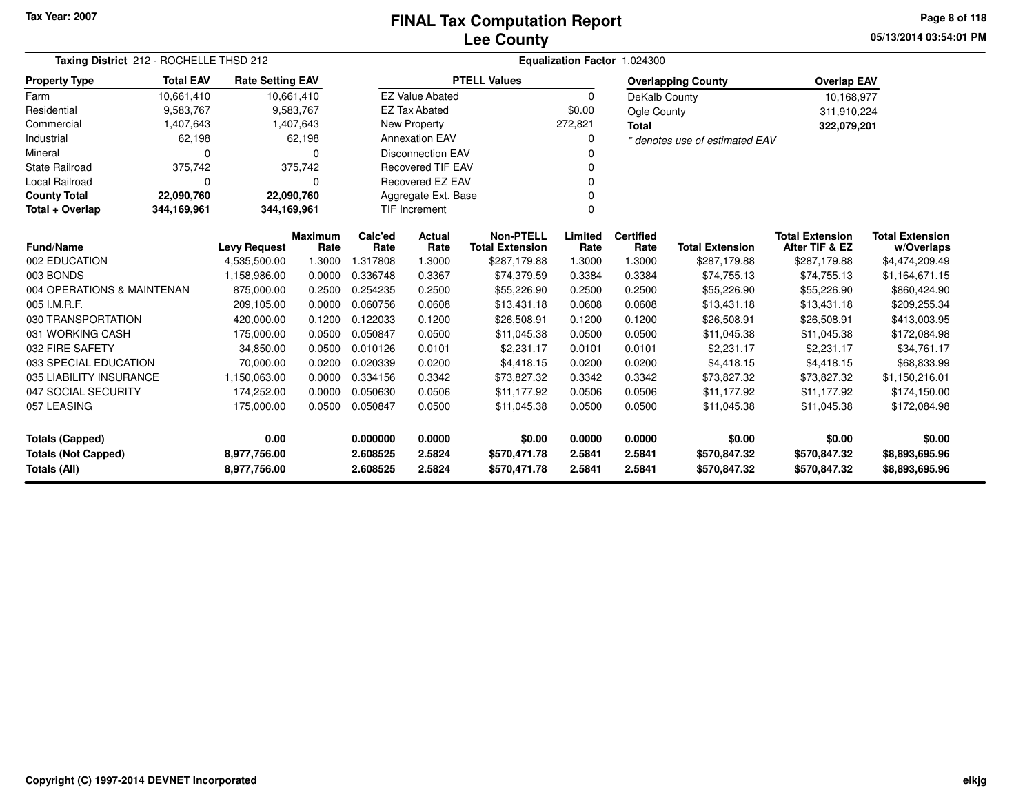Tax Year: 2007

# FINAL Tax Computation Report
## Lee County

05/13/2014 03:54:01 PM

**Taxing District** 212 - ROCHELLE THSD 212 | **Equalization Factor** 1.024300

| Property Type | Total EAV | Rate Setting EAV |
|---|---|---|
| Farm | 10,661,410 | 10,661,410 |
| Residential | 9,583,767 | 9,583,767 |
| Commercial | 1,407,643 | 1,407,643 |
| Industrial | 62,198 | 62,198 |
| Mineral | 0 | 0 |
| State Railroad | 375,742 | 375,742 |
| Local Railroad | 0 | 0 |
| **County Total** | **22,090,760** | **22,090,760** |
| **Total + Overlap** | **344,169,961** | **344,169,961** |

| PTELL Values | |
|---|---|
| EZ Value Abated | 0 |
| EZ Tax Abated | $0.00 |
| New Property | 272,821 |
| Annexation EAV | 0 |
| Disconnection EAV | 0 |
| Recovered TIF EAV | 0 |
| Recovered EZ EAV | 0 |
| Aggregate Ext. Base | 0 |
| TIF Increment | 0 |

| Overlapping County | Overlap EAV |
|---|---|
| DeKalb County | 10,168,977 |
| Ogle County | 311,910,224 |
| **Total** | **322,079,201** |

*\* denotes use of estimated EAV*

| Fund/Name | Levy Request | Maximum Rate | Calc'ed Rate | Actual Rate | Non-PTELL Total Extension | Limited Rate | Certified Rate | Total Extension | Total Extension After TIF & EZ | Total Extension w/Overlaps |
|---|---|---|---|---|---|---|---|---|---|---|
| 002 EDUCATION | 4,535,500.00 | 1.3000 | 1.317808 | 1.3000 | $287,179.88 | 1.3000 | 1.3000 | $287,179.88 | $287,179.88 | $4,474,209.49 |
| 003 BONDS | 1,158,986.00 | 0.0000 | 0.336748 | 0.3367 | $74,379.59 | 0.3384 | 0.3384 | $74,755.13 | $74,755.13 | $1,164,671.15 |
| 004 OPERATIONS & MAINTENAN | 875,000.00 | 0.2500 | 0.254235 | 0.2500 | $55,226.90 | 0.2500 | 0.2500 | $55,226.90 | $55,226.90 | $860,424.90 |
| 005 I.M.R.F. | 209,105.00 | 0.0000 | 0.060756 | 0.0608 | $13,431.18 | 0.0608 | 0.0608 | $13,431.18 | $13,431.18 | $209,255.34 |
| 030 TRANSPORTATION | 420,000.00 | 0.1200 | 0.122033 | 0.1200 | $26,508.91 | 0.1200 | 0.1200 | $26,508.91 | $26,508.91 | $413,003.95 |
| 031 WORKING CASH | 175,000.00 | 0.0500 | 0.050847 | 0.0500 | $11,045.38 | 0.0500 | 0.0500 | $11,045.38 | $11,045.38 | $172,084.98 |
| 032 FIRE SAFETY | 34,850.00 | 0.0500 | 0.010126 | 0.0101 | $2,231.17 | 0.0101 | 0.0101 | $2,231.17 | $2,231.17 | $34,761.17 |
| 033 SPECIAL EDUCATION | 70,000.00 | 0.0200 | 0.020339 | 0.0200 | $4,418.15 | 0.0200 | 0.0200 | $4,418.15 | $4,418.15 | $68,833.99 |
| 035 LIABILITY INSURANCE | 1,150,063.00 | 0.0000 | 0.334156 | 0.3342 | $73,827.32 | 0.3342 | 0.3342 | $73,827.32 | $73,827.32 | $1,150,216.01 |
| 047 SOCIAL SECURITY | 174,252.00 | 0.0000 | 0.050630 | 0.0506 | $11,177.92 | 0.0506 | 0.0506 | $11,177.92 | $11,177.92 | $174,150.00 |
| 057 LEASING | 175,000.00 | 0.0500 | 0.050847 | 0.0500 | $11,045.38 | 0.0500 | 0.0500 | $11,045.38 | $11,045.38 | $172,084.98 |
| **Totals (Capped)** | **0.00** | | **0.000000** | **0.0000** | **$0.00** | **0.0000** | **0.0000** | **$0.00** | **$0.00** | **$0.00** |
| **Totals (Not Capped)** | **8,977,756.00** | | **2.608525** | **2.5824** | **$570,471.78** | **2.5841** | **2.5841** | **$570,847.32** | **$570,847.32** | **$8,893,695.96** |
| **Totals (All)** | **8,977,756.00** | | **2.608525** | **2.5824** | **$570,471.78** | **2.5841** | **2.5841** | **$570,847.32** | **$570,847.32** | **$8,893,695.96** |

Copyright (C) 1997-2014 DEVNET Incorporated

elkjg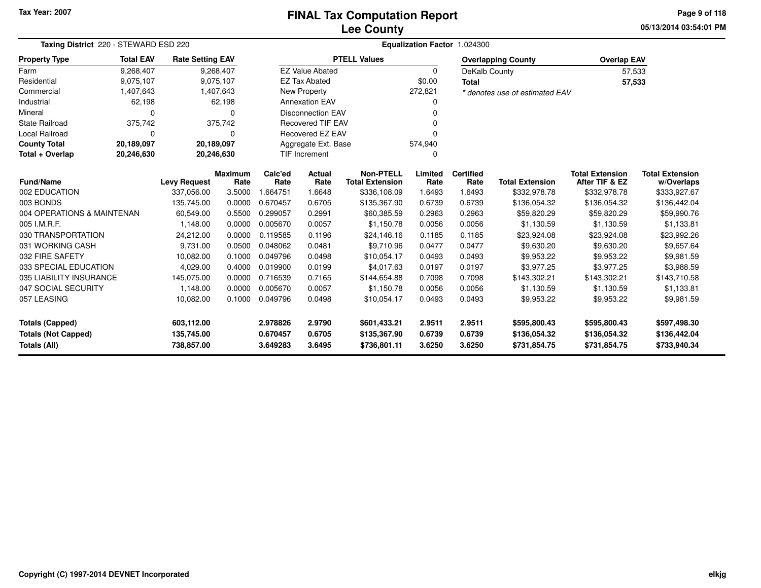Tax Year: 2007

# FINAL Tax Computation Report
## Lee County

05/13/2014 03:54:01 PM

**Taxing District** 220 - STEWARD ESD 220 **Equalization Factor** 1.024300

| Property Type | Total EAV | Rate Setting EAV |
|---|---|---|
| Farm | 9,268,407 | 9,268,407 |
| Residential | 9,075,107 | 9,075,107 |
| Commercial | 1,407,643 | 1,407,643 |
| Industrial | 62,198 | 62,198 |
| Mineral | 0 | 0 |
| State Railroad | 375,742 | 375,742 |
| Local Railroad | 0 | 0 |
| **County Total** | **20,189,097** | **20,189,097** |
| **Total + Overlap** | **20,246,630** | **20,246,630** |

| PTELL Values | |
|---|---|
| EZ Value Abated | 0 |
| EZ Tax Abated | $0.00 |
| New Property | 272,821 |
| Annexation EAV | 0 |
| Disconnection EAV | 0 |
| Recovered TIF EAV | 0 |
| Recovered EZ EAV | 0 |
| Aggregate Ext. Base | 574,940 |
| TIF Increment | 0 |

| Overlapping County | Overlap EAV |
|---|---|
| DeKalb County | 57,533 |
| **Total** | **57,533** |

*\* denotes use of estimated EAV*

| Fund/Name | Levy Request | Maximum Rate | Calc'ed Rate | Actual Rate | Non-PTELL Total Extension | Limited Rate | Certified Rate | Total Extension | Total Extension After TIF & EZ | Total Extension w/Overlaps |
|---|---|---|---|---|---|---|---|---|---|---|
| 002 EDUCATION | 337,056.00 | 3.5000 | 1.664751 | 1.6648 | $336,108.09 | 1.6493 | 1.6493 | $332,978.78 | $332,978.78 | $333,927.67 |
| 003 BONDS | 135,745.00 | 0.0000 | 0.670457 | 0.6705 | $135,367.90 | 0.6739 | 0.6739 | $136,054.32 | $136,054.32 | $136,442.04 |
| 004 OPERATIONS & MAINTENAN | 60,549.00 | 0.5500 | 0.299057 | 0.2991 | $60,385.59 | 0.2963 | 0.2963 | $59,820.29 | $59,820.29 | $59,990.76 |
| 005 I.M.R.F. | 1,148.00 | 0.0000 | 0.005670 | 0.0057 | $1,150.78 | 0.0056 | 0.0056 | $1,130.59 | $1,130.59 | $1,133.81 |
| 030 TRANSPORTATION | 24,212.00 | 0.0000 | 0.119585 | 0.1196 | $24,146.16 | 0.1185 | 0.1185 | $23,924.08 | $23,924.08 | $23,992.26 |
| 031 WORKING CASH | 9,731.00 | 0.0500 | 0.048062 | 0.0481 | $9,710.96 | 0.0477 | 0.0477 | $9,630.20 | $9,630.20 | $9,657.64 |
| 032 FIRE SAFETY | 10,082.00 | 0.1000 | 0.049796 | 0.0498 | $10,054.17 | 0.0493 | 0.0493 | $9,953.22 | $9,953.22 | $9,981.59 |
| 033 SPECIAL EDUCATION | 4,029.00 | 0.4000 | 0.019900 | 0.0199 | $4,017.63 | 0.0197 | 0.0197 | $3,977.25 | $3,977.25 | $3,988.59 |
| 035 LIABILITY INSURANCE | 145,075.00 | 0.0000 | 0.716539 | 0.7165 | $144,654.88 | 0.7098 | 0.7098 | $143,302.21 | $143,302.21 | $143,710.58 |
| 047 SOCIAL SECURITY | 1,148.00 | 0.0000 | 0.005670 | 0.0057 | $1,150.78 | 0.0056 | 0.0056 | $1,130.59 | $1,130.59 | $1,133.81 |
| 057 LEASING | 10,082.00 | 0.1000 | 0.049796 | 0.0498 | $10,054.17 | 0.0493 | 0.0493 | $9,953.22 | $9,953.22 | $9,981.59 |
| **Totals (Capped)** | **603,112.00** | | **2.978826** | **2.9790** | **$601,433.21** | **2.9511** | **2.9511** | **$595,800.43** | **$595,800.43** | **$597,498.30** |
| **Totals (Not Capped)** | **135,745.00** | | **0.670457** | **0.6705** | **$135,367.90** | **0.6739** | **0.6739** | **$136,054.32** | **$136,054.32** | **$136,442.04** |
| **Totals (All)** | **738,857.00** | | **3.649283** | **3.6495** | **$736,801.11** | **3.6250** | **3.6250** | **$731,854.75** | **$731,854.75** | **$733,940.34** |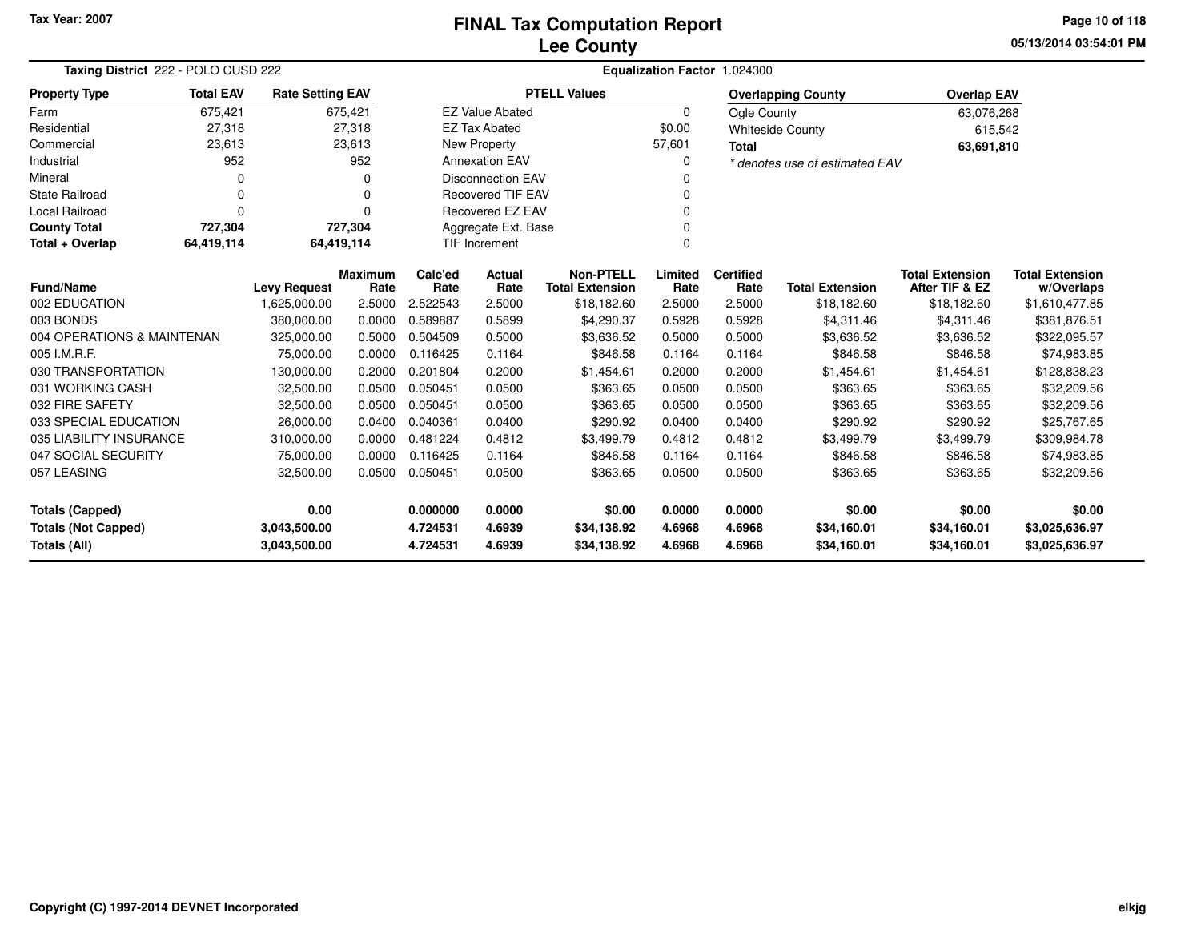Tax Year: 2007

# FINAL Tax Computation Report
## Lee County

05/13/2014 03:54:01 PM

**Taxing District** 222 - POLO CUSD 222

**Equalization Factor** 1.024300

| Property Type | Total EAV | Rate Setting EAV |
|---|---|---|
| Farm | 675,421 | 675,421 |
| Residential | 27,318 | 27,318 |
| Commercial | 23,613 | 23,613 |
| Industrial | 952 | 952 |
| Mineral | 0 | 0 |
| State Railroad | 0 | 0 |
| Local Railroad | 0 | 0 |
| **County Total** | **727,304** | **727,304** |
| **Total + Overlap** | **64,419,114** | **64,419,114** |

| PTELL Values | |
|---|---|
| EZ Value Abated | 0 |
| EZ Tax Abated | $0.00 |
| New Property | 57,601 |
| Annexation EAV | 0 |
| Disconnection EAV | 0 |
| Recovered TIF EAV | 0 |
| Recovered EZ EAV | 0 |
| Aggregate Ext. Base | 0 |
| TIF Increment | 0 |

| Overlapping County | Overlap EAV |
|---|---|
| Ogle County | 63,076,268 |
| Whiteside County | 615,542 |
| **Total** | **63,691,810** |

*\* denotes use of estimated EAV*

| Fund/Name | Levy Request | Maximum Rate | Calc'ed Rate | Actual Rate | Non-PTELL Total Extension | Limited Rate | Certified Rate | Total Extension | Total Extension After TIF & EZ | Total Extension w/Overlaps |
|---|---|---|---|---|---|---|---|---|---|---|
| 002 EDUCATION | 1,625,000.00 | 2.5000 | 2.522543 | 2.5000 | $18,182.60 | 2.5000 | 2.5000 | $18,182.60 | $18,182.60 | $1,610,477.85 |
| 003 BONDS | 380,000.00 | 0.0000 | 0.589887 | 0.5899 | $4,290.37 | 0.5928 | 0.5928 | $4,311.46 | $4,311.46 | $381,876.51 |
| 004 OPERATIONS & MAINTENAN | 325,000.00 | 0.5000 | 0.504509 | 0.5000 | $3,636.52 | 0.5000 | 0.5000 | $3,636.52 | $3,636.52 | $322,095.57 |
| 005 I.M.R.F. | 75,000.00 | 0.0000 | 0.116425 | 0.1164 | $846.58 | 0.1164 | 0.1164 | $846.58 | $846.58 | $74,983.85 |
| 030 TRANSPORTATION | 130,000.00 | 0.2000 | 0.201804 | 0.2000 | $1,454.61 | 0.2000 | 0.2000 | $1,454.61 | $1,454.61 | $128,838.23 |
| 031 WORKING CASH | 32,500.00 | 0.0500 | 0.050451 | 0.0500 | $363.65 | 0.0500 | 0.0500 | $363.65 | $363.65 | $32,209.56 |
| 032 FIRE SAFETY | 32,500.00 | 0.0500 | 0.050451 | 0.0500 | $363.65 | 0.0500 | 0.0500 | $363.65 | $363.65 | $32,209.56 |
| 033 SPECIAL EDUCATION | 26,000.00 | 0.0400 | 0.040361 | 0.0400 | $290.92 | 0.0400 | 0.0400 | $290.92 | $290.92 | $25,767.65 |
| 035 LIABILITY INSURANCE | 310,000.00 | 0.0000 | 0.481224 | 0.4812 | $3,499.79 | 0.4812 | 0.4812 | $3,499.79 | $3,499.79 | $309,984.78 |
| 047 SOCIAL SECURITY | 75,000.00 | 0.0000 | 0.116425 | 0.1164 | $846.58 | 0.1164 | 0.1164 | $846.58 | $846.58 | $74,983.85 |
| 057 LEASING | 32,500.00 | 0.0500 | 0.050451 | 0.0500 | $363.65 | 0.0500 | 0.0500 | $363.65 | $363.65 | $32,209.56 |
| **Totals (Capped)** | **0.00** | | **0.000000** | **0.0000** | **$0.00** | **0.0000** | **0.0000** | **$0.00** | **$0.00** | **$0.00** |
| **Totals (Not Capped)** | **3,043,500.00** | | **4.724531** | **4.6939** | **$34,138.92** | **4.6968** | **4.6968** | **$34,160.01** | **$34,160.01** | **$3,025,636.97** |
| **Totals (All)** | **3,043,500.00** | | **4.724531** | **4.6939** | **$34,138.92** | **4.6968** | **4.6968** | **$34,160.01** | **$34,160.01** | **$3,025,636.97** |

Copyright (C) 1997-2014 DEVNET Incorporated

elkjg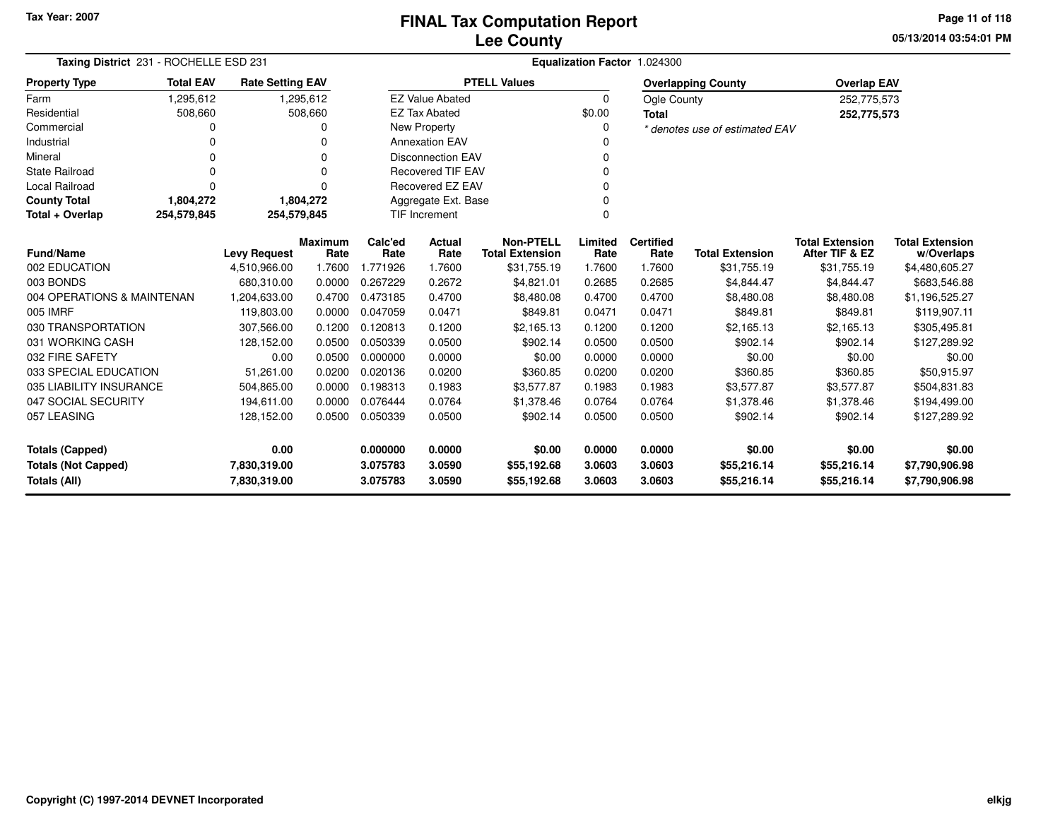Tax Year: 2007

# FINAL Tax Computation Report
## Lee County

05/13/2014 03:54:01 PM

**Taxing District** 231 - ROCHELLE ESD 231

**Equalization Factor** 1.024300

| Property Type | Total EAV | Rate Setting EAV |
|---|---|---|
| Farm | 1,295,612 | 1,295,612 |
| Residential | 508,660 | 508,660 |
| Commercial | 0 | 0 |
| Industrial | 0 | 0 |
| Mineral | 0 | 0 |
| State Railroad | 0 | 0 |
| Local Railroad | 0 | 0 |
| **County Total** | **1,804,272** | **1,804,272** |
| **Total + Overlap** | **254,579,845** | **254,579,845** |

| PTELL Values | |
|---|---|
| EZ Value Abated | 0 |
| EZ Tax Abated | $0.00 |
| New Property | 0 |
| Annexation EAV | 0 |
| Disconnection EAV | 0 |
| Recovered TIF EAV | 0 |
| Recovered EZ EAV | 0 |
| Aggregate Ext. Base | 0 |
| TIF Increment | 0 |

| Overlapping County | Overlap EAV |
|---|---|
| Ogle County | 252,775,573 |
| **Total** | **252,775,573** |

*\* denotes use of estimated EAV*

| Fund/Name | Levy Request | Maximum Rate | Calc'ed Rate | Actual Rate | Non-PTELL Total Extension | Limited Rate | Certified Rate | Total Extension | Total Extension After TIF & EZ | Total Extension w/Overlaps |
|---|---|---|---|---|---|---|---|---|---|---|
| 002 EDUCATION | 4,510,966.00 | 1.7600 | 1.771926 | 1.7600 | $31,755.19 | 1.7600 | 1.7600 | $31,755.19 | $31,755.19 | $4,480,605.27 |
| 003 BONDS | 680,310.00 | 0.0000 | 0.267229 | 0.2672 | $4,821.01 | 0.2685 | 0.2685 | $4,844.47 | $4,844.47 | $683,546.88 |
| 004 OPERATIONS & MAINTENAN | 1,204,633.00 | 0.4700 | 0.473185 | 0.4700 | $8,480.08 | 0.4700 | 0.4700 | $8,480.08 | $8,480.08 | $1,196,525.27 |
| 005 IMRF | 119,803.00 | 0.0000 | 0.047059 | 0.0471 | $849.81 | 0.0471 | 0.0471 | $849.81 | $849.81 | $119,907.11 |
| 030 TRANSPORTATION | 307,566.00 | 0.1200 | 0.120813 | 0.1200 | $2,165.13 | 0.1200 | 0.1200 | $2,165.13 | $2,165.13 | $305,495.81 |
| 031 WORKING CASH | 128,152.00 | 0.0500 | 0.050339 | 0.0500 | $902.14 | 0.0500 | 0.0500 | $902.14 | $902.14 | $127,289.92 |
| 032 FIRE SAFETY | 0.00 | 0.0500 | 0.000000 | 0.0000 | $0.00 | 0.0000 | 0.0000 | $0.00 | $0.00 | $0.00 |
| 033 SPECIAL EDUCATION | 51,261.00 | 0.0200 | 0.020136 | 0.0200 | $360.85 | 0.0200 | 0.0200 | $360.85 | $360.85 | $50,915.97 |
| 035 LIABILITY INSURANCE | 504,865.00 | 0.0000 | 0.198313 | 0.1983 | $3,577.87 | 0.1983 | 0.1983 | $3,577.87 | $3,577.87 | $504,831.83 |
| 047 SOCIAL SECURITY | 194,611.00 | 0.0000 | 0.076444 | 0.0764 | $1,378.46 | 0.0764 | 0.0764 | $1,378.46 | $1,378.46 | $194,499.00 |
| 057 LEASING | 128,152.00 | 0.0500 | 0.050339 | 0.0500 | $902.14 | 0.0500 | 0.0500 | $902.14 | $902.14 | $127,289.92 |
| **Totals (Capped)** | **0.00** | | **0.000000** | **0.0000** | **$0.00** | **0.0000** | **0.0000** | **$0.00** | **$0.00** | **$0.00** |
| **Totals (Not Capped)** | **7,830,319.00** | | **3.075783** | **3.0590** | **$55,192.68** | **3.0603** | **3.0603** | **$55,216.14** | **$55,216.14** | **$7,790,906.98** |
| **Totals (All)** | **7,830,319.00** | | **3.075783** | **3.0590** | **$55,192.68** | **3.0603** | **3.0603** | **$55,216.14** | **$55,216.14** | **$7,790,906.98** |

Copyright (C) 1997-2014 DEVNET Incorporated

elkjg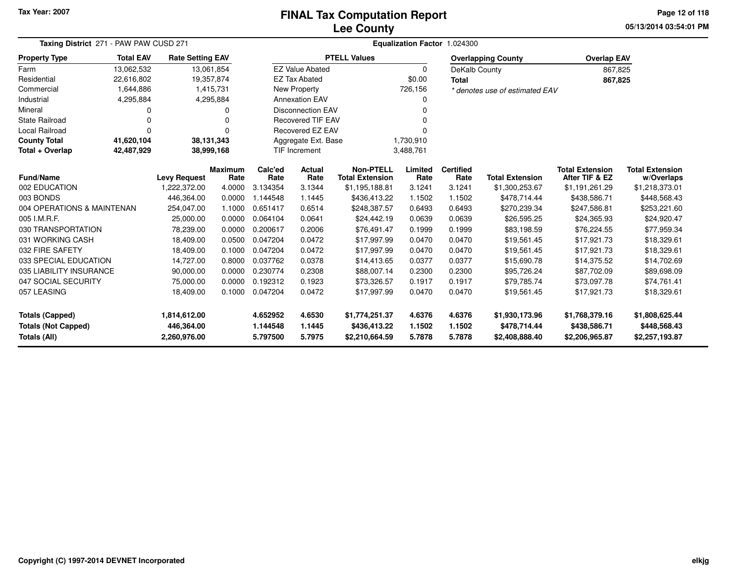# FINAL Tax Computation Report
## Lee County

Tax Year: 2007

05/13/2014 03:54:01 PM

**Taxing District** 271 - PAW PAW CUSD 271

**Equalization Factor** 1.024300

| Property Type | Total EAV | Rate Setting EAV |
|---|---|---|
| Farm | 13,062,532 | 13,061,854 |
| Residential | 22,616,802 | 19,357,874 |
| Commercial | 1,644,886 | 1,415,731 |
| Industrial | 4,295,884 | 4,295,884 |
| Mineral | 0 | 0 |
| State Railroad | 0 | 0 |
| Local Railroad | 0 | 0 |
| **County Total** | **41,620,104** | **38,131,343** |
| **Total + Overlap** | **42,487,929** | **38,999,168** |

| PTELL Values | |
|---|---|
| EZ Value Abated | 0 |
| EZ Tax Abated | $0.00 |
| New Property | 726,156 |
| Annexation EAV | 0 |
| Disconnection EAV | 0 |
| Recovered TIF EAV | 0 |
| Recovered EZ EAV | 0 |
| Aggregate Ext. Base | 1,730,910 |
| TIF Increment | 3,488,761 |

| Overlapping County | Overlap EAV |
|---|---|
| DeKalb County | 867,825 |
| **Total** | **867,825** |

*\* denotes use of estimated EAV*

| Fund/Name | Levy Request | Maximum Rate | Calc'ed Rate | Actual Rate | Non-PTELL Total Extension | Limited Rate | Certified Rate | Total Extension | Total Extension After TIF & EZ | Total Extension w/Overlaps |
|---|---|---|---|---|---|---|---|---|---|---|
| 002 EDUCATION | 1,222,372.00 | 4.0000 | 3.134354 | 3.1344 | $1,195,188.81 | 3.1241 | 3.1241 | $1,300,253.67 | $1,191,261.29 | $1,218,373.01 |
| 003 BONDS | 446,364.00 | 0.0000 | 1.144548 | 1.1445 | $436,413.22 | 1.1502 | 1.1502 | $478,714.44 | $438,586.71 | $448,568.43 |
| 004 OPERATIONS & MAINTENAN | 254,047.00 | 1.1000 | 0.651417 | 0.6514 | $248,387.57 | 0.6493 | 0.6493 | $270,239.34 | $247,586.81 | $253,221.60 |
| 005 I.M.R.F. | 25,000.00 | 0.0000 | 0.064104 | 0.0641 | $24,442.19 | 0.0639 | 0.0639 | $26,595.25 | $24,365.93 | $24,920.47 |
| 030 TRANSPORTATION | 78,239.00 | 0.0000 | 0.200617 | 0.2006 | $76,491.47 | 0.1999 | 0.1999 | $83,198.59 | $76,224.55 | $77,959.34 |
| 031 WORKING CASH | 18,409.00 | 0.0500 | 0.047204 | 0.0472 | $17,997.99 | 0.0470 | 0.0470 | $19,561.45 | $17,921.73 | $18,329.61 |
| 032 FIRE SAFETY | 18,409.00 | 0.1000 | 0.047204 | 0.0472 | $17,997.99 | 0.0470 | 0.0470 | $19,561.45 | $17,921.73 | $18,329.61 |
| 033 SPECIAL EDUCATION | 14,727.00 | 0.8000 | 0.037762 | 0.0378 | $14,413.65 | 0.0377 | 0.0377 | $15,690.78 | $14,375.52 | $14,702.69 |
| 035 LIABILITY INSURANCE | 90,000.00 | 0.0000 | 0.230774 | 0.2308 | $88,007.14 | 0.2300 | 0.2300 | $95,726.24 | $87,702.09 | $89,698.09 |
| 047 SOCIAL SECURITY | 75,000.00 | 0.0000 | 0.192312 | 0.1923 | $73,326.57 | 0.1917 | 0.1917 | $79,785.74 | $73,097.78 | $74,761.41 |
| 057 LEASING | 18,409.00 | 0.1000 | 0.047204 | 0.0472 | $17,997.99 | 0.0470 | 0.0470 | $19,561.45 | $17,921.73 | $18,329.61 |
| **Totals (Capped)** | **1,814,612.00** | | **4.652952** | **4.6530** | **$1,774,251.37** | **4.6376** | **4.6376** | **$1,930,173.96** | **$1,768,379.16** | **$1,808,625.44** |
| **Totals (Not Capped)** | **446,364.00** | | **1.144548** | **1.1445** | **$436,413.22** | **1.1502** | **1.1502** | **$478,714.44** | **$438,586.71** | **$448,568.43** |
| **Totals (All)** | **2,260,976.00** | | **5.797500** | **5.7975** | **$2,210,664.59** | **5.7878** | **5.7878** | **$2,408,888.40** | **$2,206,965.87** | **$2,257,193.87** |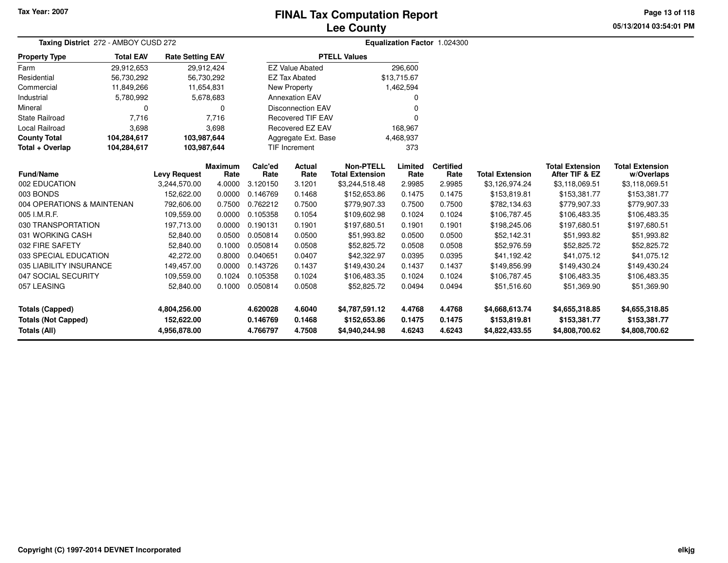Tax Year: 2007

# FINAL Tax Computation Report
## Lee County

05/13/2014 03:54:01 PM

**Taxing District** 272 - AMBOY CUSD 272

**Equalization Factor** 1.024300

| Property Type | Total EAV | Rate Setting EAV |
|---|---|---|
| Farm | 29,912,653 | 29,912,424 |
| Residential | 56,730,292 | 56,730,292 |
| Commercial | 11,849,266 | 11,654,831 |
| Industrial | 5,780,992 | 5,678,683 |
| Mineral | 0 | 0 |
| State Railroad | 7,716 | 7,716 |
| Local Railroad | 3,698 | 3,698 |
| **County Total** | **104,284,617** | **103,987,644** |
| **Total + Overlap** | **104,284,617** | **103,987,644** |

| PTELL Values | |
|---|---|
| EZ Value Abated | 296,600 |
| EZ Tax Abated | $13,715.67 |
| New Property | 1,462,594 |
| Annexation EAV | 0 |
| Disconnection EAV | 0 |
| Recovered TIF EAV | 0 |
| Recovered EZ EAV | 168,967 |
| Aggregate Ext. Base | 4,468,937 |
| TIF Increment | 373 |

| Fund/Name | Levy Request | Maximum Rate | Calc'ed Rate | Actual Rate | Non-PTELL Total Extension | Limited Rate | Certified Rate | Total Extension | Total Extension After TIF & EZ | Total Extension w/Overlaps |
|---|---|---|---|---|---|---|---|---|---|---|
| 002 EDUCATION | 3,244,570.00 | 4.0000 | 3.120150 | 3.1201 | $3,244,518.48 | 2.9985 | 2.9985 | $3,126,974.24 | $3,118,069.51 | $3,118,069.51 |
| 003 BONDS | 152,622.00 | 0.0000 | 0.146769 | 0.1468 | $152,653.86 | 0.1475 | 0.1475 | $153,819.81 | $153,381.77 | $153,381.77 |
| 004 OPERATIONS & MAINTENAN | 792,606.00 | 0.7500 | 0.762212 | 0.7500 | $779,907.33 | 0.7500 | 0.7500 | $782,134.63 | $779,907.33 | $779,907.33 |
| 005 I.M.R.F. | 109,559.00 | 0.0000 | 0.105358 | 0.1054 | $109,602.98 | 0.1024 | 0.1024 | $106,787.45 | $106,483.35 | $106,483.35 |
| 030 TRANSPORTATION | 197,713.00 | 0.0000 | 0.190131 | 0.1901 | $197,680.51 | 0.1901 | 0.1901 | $198,245.06 | $197,680.51 | $197,680.51 |
| 031 WORKING CASH | 52,840.00 | 0.0500 | 0.050814 | 0.0500 | $51,993.82 | 0.0500 | 0.0500 | $52,142.31 | $51,993.82 | $51,993.82 |
| 032 FIRE SAFETY | 52,840.00 | 0.1000 | 0.050814 | 0.0508 | $52,825.72 | 0.0508 | 0.0508 | $52,976.59 | $52,825.72 | $52,825.72 |
| 033 SPECIAL EDUCATION | 42,272.00 | 0.8000 | 0.040651 | 0.0407 | $42,322.97 | 0.0395 | 0.0395 | $41,192.42 | $41,075.12 | $41,075.12 |
| 035 LIABILITY INSURANCE | 149,457.00 | 0.0000 | 0.143726 | 0.1437 | $149,430.24 | 0.1437 | 0.1437 | $149,856.99 | $149,430.24 | $149,430.24 |
| 047 SOCIAL SECURITY | 109,559.00 | 0.1024 | 0.105358 | 0.1024 | $106,483.35 | 0.1024 | 0.1024 | $106,787.45 | $106,483.35 | $106,483.35 |
| 057 LEASING | 52,840.00 | 0.1000 | 0.050814 | 0.0508 | $52,825.72 | 0.0494 | 0.0494 | $51,516.60 | $51,369.90 | $51,369.90 |
| **Totals (Capped)** | **4,804,256.00** | | **4.620028** | **4.6040** | **$4,787,591.12** | **4.4768** | **4.4768** | **$4,668,613.74** | **$4,655,318.85** | **$4,655,318.85** |
| **Totals (Not Capped)** | **152,622.00** | | **0.146769** | **0.1468** | **$152,653.86** | **0.1475** | **0.1475** | **$153,819.81** | **$153,381.77** | **$153,381.77** |
| **Totals (All)** | **4,956,878.00** | | **4.766797** | **4.7508** | **$4,940,244.98** | **4.6243** | **4.6243** | **$4,822,433.55** | **$4,808,700.62** | **$4,808,700.62** |

Copyright (C) 1997-2014 DEVNET Incorporated

elkjg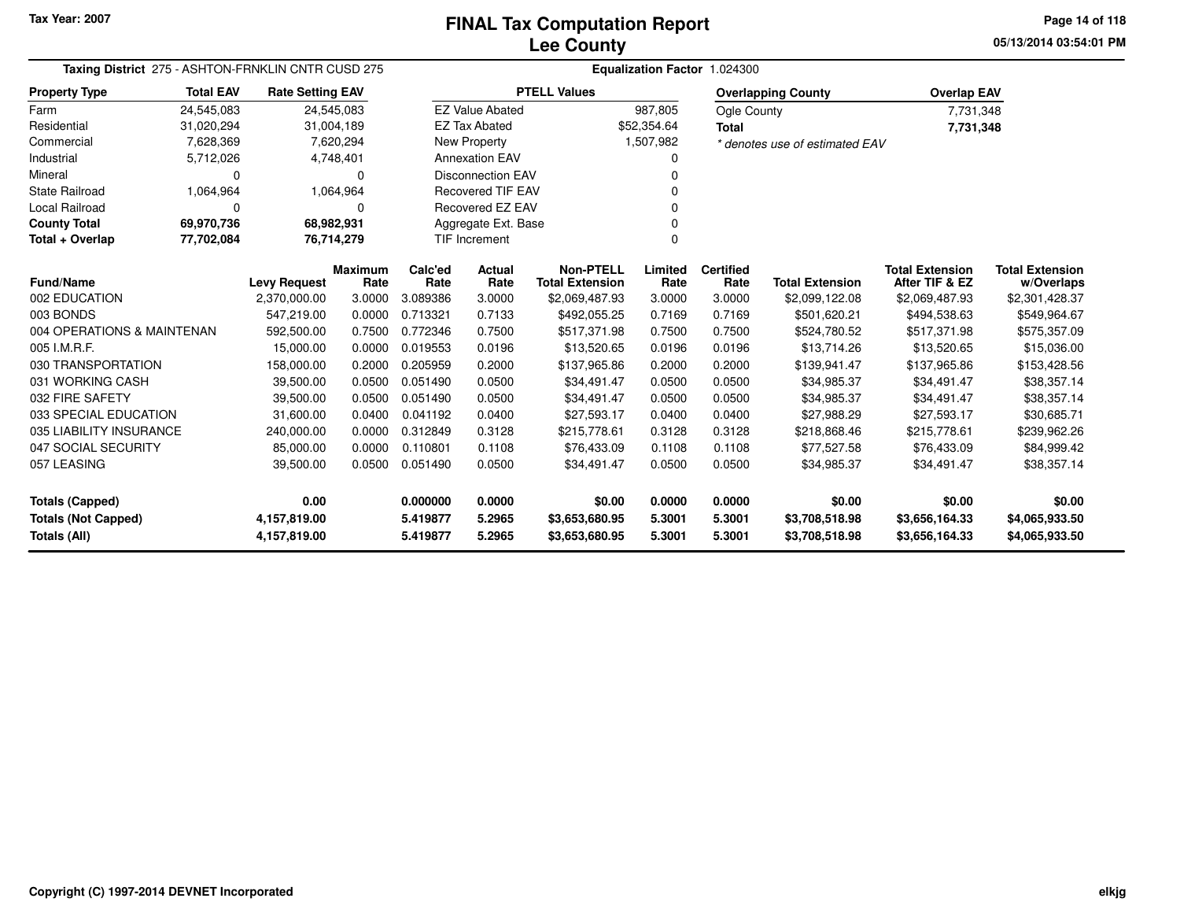Tax Year: 2007

# FINAL Tax Computation Report
## Lee County

05/13/2014 03:54:01 PM

**Taxing District** 275 - ASHTON-FRNKLIN CNTR CUSD 275 **Equalization Factor** 1.024300

| Property Type | Total EAV | Rate Setting EAV |
|---|---|---|
| Farm | 24,545,083 | 24,545,083 |
| Residential | 31,020,294 | 31,004,189 |
| Commercial | 7,628,369 | 7,620,294 |
| Industrial | 5,712,026 | 4,748,401 |
| Mineral | 0 | 0 |
| State Railroad | 1,064,964 | 1,064,964 |
| Local Railroad | 0 | 0 |
| **County Total** | **69,970,736** | **68,982,931** |
| **Total + Overlap** | **77,702,084** | **76,714,279** |

| PTELL Values | |
|---|---|
| EZ Value Abated | 987,805 |
| EZ Tax Abated | $52,354.64 |
| New Property | 1,507,982 |
| Annexation EAV | 0 |
| Disconnection EAV | 0 |
| Recovered TIF EAV | 0 |
| Recovered EZ EAV | 0 |
| Aggregate Ext. Base | 0 |
| TIF Increment | 0 |

| Overlapping County | Overlap EAV |
|---|---|
| Ogle County | 7,731,348 |
| **Total** | **7,731,348** |

*\* denotes use of estimated EAV*

| Fund/Name | Levy Request | Maximum Rate | Calc'ed Rate | Actual Rate | Non-PTELL Total Extension | Limited Rate | Certified Rate | Total Extension | Total Extension After TIF & EZ | Total Extension w/Overlaps |
|---|---|---|---|---|---|---|---|---|---|---|
| 002 EDUCATION | 2,370,000.00 | 3.0000 | 3.089386 | 3.0000 | $2,069,487.93 | 3.0000 | 3.0000 | $2,099,122.08 | $2,069,487.93 | $2,301,428.37 |
| 003 BONDS | 547,219.00 | 0.0000 | 0.713321 | 0.7133 | $492,055.25 | 0.7169 | 0.7169 | $501,620.21 | $494,538.63 | $549,964.67 |
| 004 OPERATIONS & MAINTENAN | 592,500.00 | 0.7500 | 0.772346 | 0.7500 | $517,371.98 | 0.7500 | 0.7500 | $524,780.52 | $517,371.98 | $575,357.09 |
| 005 I.M.R.F. | 15,000.00 | 0.0000 | 0.019553 | 0.0196 | $13,520.65 | 0.0196 | 0.0196 | $13,714.26 | $13,520.65 | $15,036.00 |
| 030 TRANSPORTATION | 158,000.00 | 0.2000 | 0.205959 | 0.2000 | $137,965.86 | 0.2000 | 0.2000 | $139,941.47 | $137,965.86 | $153,428.56 |
| 031 WORKING CASH | 39,500.00 | 0.0500 | 0.051490 | 0.0500 | $34,491.47 | 0.0500 | 0.0500 | $34,985.37 | $34,491.47 | $38,357.14 |
| 032 FIRE SAFETY | 39,500.00 | 0.0500 | 0.051490 | 0.0500 | $34,491.47 | 0.0500 | 0.0500 | $34,985.37 | $34,491.47 | $38,357.14 |
| 033 SPECIAL EDUCATION | 31,600.00 | 0.0400 | 0.041192 | 0.0400 | $27,593.17 | 0.0400 | 0.0400 | $27,988.29 | $27,593.17 | $30,685.71 |
| 035 LIABILITY INSURANCE | 240,000.00 | 0.0000 | 0.312849 | 0.3128 | $215,778.61 | 0.3128 | 0.3128 | $218,868.46 | $215,778.61 | $239,962.26 |
| 047 SOCIAL SECURITY | 85,000.00 | 0.0000 | 0.110801 | 0.1108 | $76,433.09 | 0.1108 | 0.1108 | $77,527.58 | $76,433.09 | $84,999.42 |
| 057 LEASING | 39,500.00 | 0.0500 | 0.051490 | 0.0500 | $34,491.47 | 0.0500 | 0.0500 | $34,985.37 | $34,491.47 | $38,357.14 |
| **Totals (Capped)** | **0.00** | | **0.000000** | **0.0000** | **$0.00** | **0.0000** | **0.0000** | **$0.00** | **$0.00** | **$0.00** |
| **Totals (Not Capped)** | **4,157,819.00** | | **5.419877** | **5.2965** | **$3,653,680.95** | **5.3001** | **5.3001** | **$3,708,518.98** | **$3,656,164.33** | **$4,065,933.50** |
| **Totals (All)** | **4,157,819.00** | | **5.419877** | **5.2965** | **$3,653,680.95** | **5.3001** | **5.3001** | **$3,708,518.98** | **$3,656,164.33** | **$4,065,933.50** |

Copyright (C) 1997-2014 DEVNET Incorporated

elkjg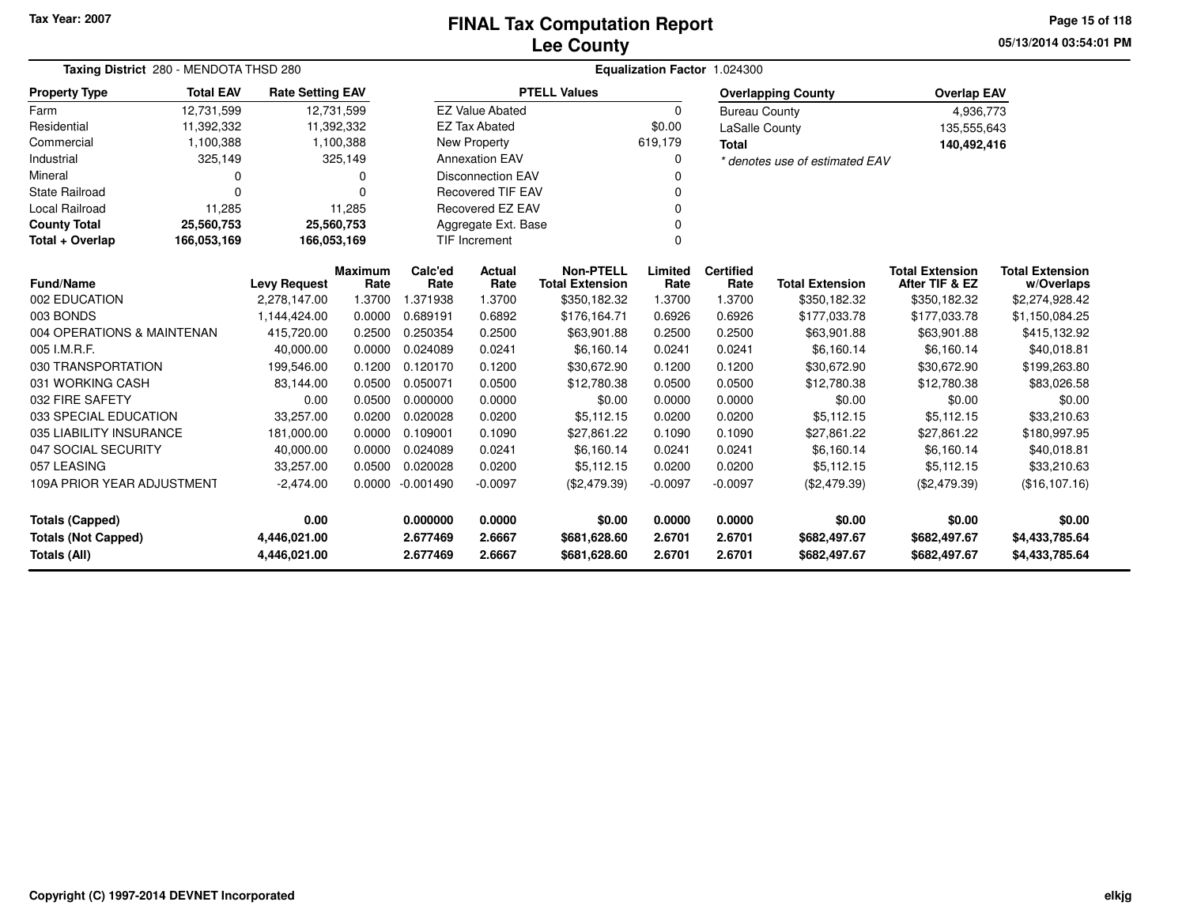# FINAL Tax Computation Report
# Lee County

Tax Year: 2007

**Taxing District** 280 - MENDOTA THSD 280

**Equalization Factor** 1.024300

| Property Type | Total EAV | Rate Setting EAV |
|---|---|---|
| Farm | 12,731,599 | 12,731,599 |
| Residential | 11,392,332 | 11,392,332 |
| Commercial | 1,100,388 | 1,100,388 |
| Industrial | 325,149 | 325,149 |
| Mineral | 0 | 0 |
| State Railroad | 0 | 0 |
| Local Railroad | 11,285 | 11,285 |
| **County Total** | **25,560,753** | **25,560,753** |
| **Total + Overlap** | **166,053,169** | **166,053,169** |

| PTELL Values | |
|---|---|
| EZ Value Abated | 0 |
| EZ Tax Abated | $0.00 |
| New Property | 619,179 |
| Annexation EAV | 0 |
| Disconnection EAV | 0 |
| Recovered TIF EAV | 0 |
| Recovered EZ EAV | 0 |
| Aggregate Ext. Base | 0 |
| TIF Increment | 0 |

| Overlapping County | Overlap EAV |
|---|---|
| Bureau County | 4,936,773 |
| LaSalle County | 135,555,643 |
| **Total** | **140,492,416** |

*\* denotes use of estimated EAV*

| Fund/Name | Levy Request | Maximum Rate | Calc'ed Rate | Actual Rate | Non-PTELL Total Extension | Limited Rate | Certified Rate | Total Extension | Total Extension After TIF & EZ | Total Extension w/Overlaps |
|---|---|---|---|---|---|---|---|---|---|---|
| 002 EDUCATION | 2,278,147.00 | 1.3700 | 1.371938 | 1.3700 | $350,182.32 | 1.3700 | 1.3700 | $350,182.32 | $350,182.32 | $2,274,928.42 |
| 003 BONDS | 1,144,424.00 | 0.0000 | 0.689191 | 0.6892 | $176,164.71 | 0.6926 | 0.6926 | $177,033.78 | $177,033.78 | $1,150,084.25 |
| 004 OPERATIONS & MAINTENAN | 415,720.00 | 0.2500 | 0.250354 | 0.2500 | $63,901.88 | 0.2500 | 0.2500 | $63,901.88 | $63,901.88 | $415,132.92 |
| 005 I.M.R.F. | 40,000.00 | 0.0000 | 0.024089 | 0.0241 | $6,160.14 | 0.0241 | 0.0241 | $6,160.14 | $6,160.14 | $40,018.81 |
| 030 TRANSPORTATION | 199,546.00 | 0.1200 | 0.120170 | 0.1200 | $30,672.90 | 0.1200 | 0.1200 | $30,672.90 | $30,672.90 | $199,263.80 |
| 031 WORKING CASH | 83,144.00 | 0.0500 | 0.050071 | 0.0500 | $12,780.38 | 0.0500 | 0.0500 | $12,780.38 | $12,780.38 | $83,026.58 |
| 032 FIRE SAFETY | 0.00 | 0.0500 | 0.000000 | 0.0000 | $0.00 | 0.0000 | 0.0000 | $0.00 | $0.00 | $0.00 |
| 033 SPECIAL EDUCATION | 33,257.00 | 0.0200 | 0.020028 | 0.0200 | $5,112.15 | 0.0200 | 0.0200 | $5,112.15 | $5,112.15 | $33,210.63 |
| 035 LIABILITY INSURANCE | 181,000.00 | 0.0000 | 0.109001 | 0.1090 | $27,861.22 | 0.1090 | 0.1090 | $27,861.22 | $27,861.22 | $180,997.95 |
| 047 SOCIAL SECURITY | 40,000.00 | 0.0000 | 0.024089 | 0.0241 | $6,160.14 | 0.0241 | 0.0241 | $6,160.14 | $6,160.14 | $40,018.81 |
| 057 LEASING | 33,257.00 | 0.0500 | 0.020028 | 0.0200 | $5,112.15 | 0.0200 | 0.0200 | $5,112.15 | $5,112.15 | $33,210.63 |
| 109A PRIOR YEAR ADJUSTMENT | -2,474.00 | 0.0000 | -0.001490 | -0.0097 | ($2,479.39) | -0.0097 | -0.0097 | ($2,479.39) | ($2,479.39) | ($16,107.16) |
| **Totals (Capped)** | **0.00** | | **0.000000** | **0.0000** | **$0.00** | **0.0000** | **0.0000** | **$0.00** | **$0.00** | **$0.00** |
| **Totals (Not Capped)** | **4,446,021.00** | | **2.677469** | **2.6667** | **$681,628.60** | **2.6701** | **2.6701** | **$682,497.67** | **$682,497.67** | **$4,433,785.64** |
| **Totals (All)** | **4,446,021.00** | | **2.677469** | **2.6667** | **$681,628.60** | **2.6701** | **2.6701** | **$682,497.67** | **$682,497.67** | **$4,433,785.64** |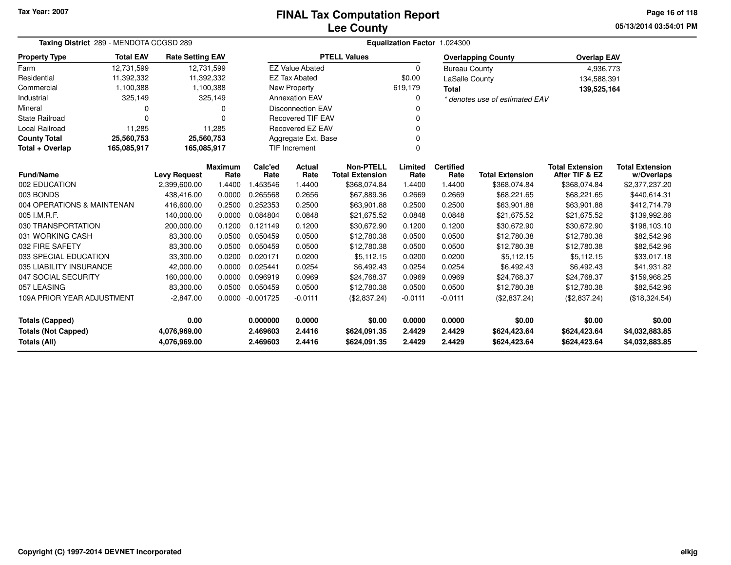Tax Year: 2007

# FINAL Tax Computation Report
## Lee County

05/13/2014 03:54:01 PM

**Taxing District** 289 - MENDOTA CCGSD 289

**Equalization Factor** 1.024300

| Property Type | Total EAV | Rate Setting EAV |
|---|---|---|
| Farm | 12,731,599 | 12,731,599 |
| Residential | 11,392,332 | 11,392,332 |
| Commercial | 1,100,388 | 1,100,388 |
| Industrial | 325,149 | 325,149 |
| Mineral | 0 | 0 |
| State Railroad | 0 | 0 |
| Local Railroad | 11,285 | 11,285 |
| **County Total** | **25,560,753** | **25,560,753** |
| **Total + Overlap** | **165,085,917** | **165,085,917** |

| PTELL Values | |
|---|---|
| EZ Value Abated | 0 |
| EZ Tax Abated | $0.00 |
| New Property | 619,179 |
| Annexation EAV | 0 |
| Disconnection EAV | 0 |
| Recovered TIF EAV | 0 |
| Recovered EZ EAV | 0 |
| Aggregate Ext. Base | 0 |
| TIF Increment | 0 |

| Overlapping County | Overlap EAV |
|---|---|
| Bureau County | 4,936,773 |
| LaSalle County | 134,588,391 |
| **Total** | **139,525,164** |

*\* denotes use of estimated EAV*

| Fund/Name | Levy Request | Maximum Rate | Calc'ed Rate | Actual Rate | Non-PTELL Total Extension | Limited Rate | Certified Rate | Total Extension | Total Extension After TIF & EZ | Total Extension w/Overlaps |
|---|---|---|---|---|---|---|---|---|---|---|
| 002 EDUCATION | 2,399,600.00 | 1.4400 | 1.453546 | 1.4400 | $368,074.84 | 1.4400 | 1.4400 | $368,074.84 | $368,074.84 | $2,377,237.20 |
| 003 BONDS | 438,416.00 | 0.0000 | 0.265568 | 0.2656 | $67,889.36 | 0.2669 | 0.2669 | $68,221.65 | $68,221.65 | $440,614.31 |
| 004 OPERATIONS & MAINTENAN | 416,600.00 | 0.2500 | 0.252353 | 0.2500 | $63,901.88 | 0.2500 | 0.2500 | $63,901.88 | $63,901.88 | $412,714.79 |
| 005 I.M.R.F. | 140,000.00 | 0.0000 | 0.084804 | 0.0848 | $21,675.52 | 0.0848 | 0.0848 | $21,675.52 | $21,675.52 | $139,992.86 |
| 030 TRANSPORTATION | 200,000.00 | 0.1200 | 0.121149 | 0.1200 | $30,672.90 | 0.1200 | 0.1200 | $30,672.90 | $30,672.90 | $198,103.10 |
| 031 WORKING CASH | 83,300.00 | 0.0500 | 0.050459 | 0.0500 | $12,780.38 | 0.0500 | 0.0500 | $12,780.38 | $12,780.38 | $82,542.96 |
| 032 FIRE SAFETY | 83,300.00 | 0.0500 | 0.050459 | 0.0500 | $12,780.38 | 0.0500 | 0.0500 | $12,780.38 | $12,780.38 | $82,542.96 |
| 033 SPECIAL EDUCATION | 33,300.00 | 0.0200 | 0.020171 | 0.0200 | $5,112.15 | 0.0200 | 0.0200 | $5,112.15 | $5,112.15 | $33,017.18 |
| 035 LIABILITY INSURANCE | 42,000.00 | 0.0000 | 0.025441 | 0.0254 | $6,492.43 | 0.0254 | 0.0254 | $6,492.43 | $6,492.43 | $41,931.82 |
| 047 SOCIAL SECURITY | 160,000.00 | 0.0000 | 0.096919 | 0.0969 | $24,768.37 | 0.0969 | 0.0969 | $24,768.37 | $24,768.37 | $159,968.25 |
| 057 LEASING | 83,300.00 | 0.0500 | 0.050459 | 0.0500 | $12,780.38 | 0.0500 | 0.0500 | $12,780.38 | $12,780.38 | $82,542.96 |
| 109A PRIOR YEAR ADJUSTMENT | -2,847.00 | 0.0000 | -0.001725 | -0.0111 | ($2,837.24) | -0.0111 | -0.0111 | ($2,837.24) | ($2,837.24) | ($18,324.54) |
| **Totals (Capped)** | **0.00** | | **0.000000** | **0.0000** | **$0.00** | **0.0000** | **0.0000** | **$0.00** | **$0.00** | **$0.00** |
| **Totals (Not Capped)** | **4,076,969.00** | | **2.469603** | **2.4416** | **$624,091.35** | **2.4429** | **2.4429** | **$624,423.64** | **$624,423.64** | **$4,032,883.85** |
| **Totals (All)** | **4,076,969.00** | | **2.469603** | **2.4416** | **$624,091.35** | **2.4429** | **2.4429** | **$624,423.64** | **$624,423.64** | **$4,032,883.85** |

Copyright (C) 1997-2014 DEVNET Incorporated

elkjg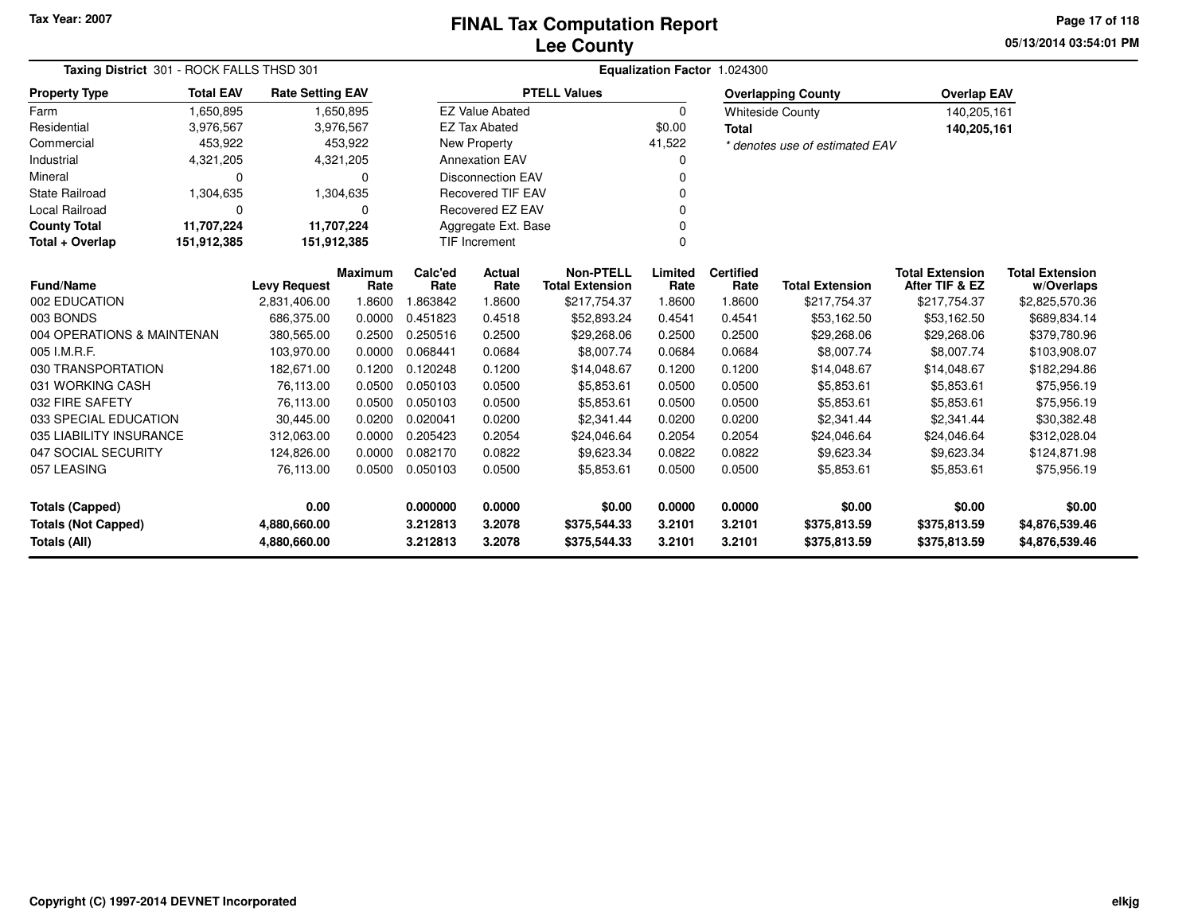Tax Year: 2007

# FINAL Tax Computation Report
## Lee County

05/13/2014 03:54:01 PM

**Taxing District** 301 - ROCK FALLS THSD 301

**Equalization Factor** 1.024300

| Property Type | Total EAV | Rate Setting EAV |
|---|---|---|
| Farm | 1,650,895 | 1,650,895 |
| Residential | 3,976,567 | 3,976,567 |
| Commercial | 453,922 | 453,922 |
| Industrial | 4,321,205 | 4,321,205 |
| Mineral | 0 | 0 |
| State Railroad | 1,304,635 | 1,304,635 |
| Local Railroad | 0 | 0 |
| **County Total** | **11,707,224** | **11,707,224** |
| **Total + Overlap** | **151,912,385** | **151,912,385** |

| PTELL Values | |
|---|---|
| EZ Value Abated | 0 |
| EZ Tax Abated | $0.00 |
| New Property | 41,522 |
| Annexation EAV | 0 |
| Disconnection EAV | 0 |
| Recovered TIF EAV | 0 |
| Recovered EZ EAV | 0 |
| Aggregate Ext. Base | 0 |
| TIF Increment | 0 |

| Overlapping County | Overlap EAV |
|---|---|
| Whiteside County | 140,205,161 |
| **Total** | **140,205,161** |

*\* denotes use of estimated EAV*

| Fund/Name | Levy Request | Maximum Rate | Calc'ed Rate | Actual Rate | Non-PTELL Total Extension | Limited Rate | Certified Rate | Total Extension | Total Extension After TIF & EZ | Total Extension w/Overlaps |
|---|---|---|---|---|---|---|---|---|---|---|
| 002 EDUCATION | 2,831,406.00 | 1.8600 | 1.863842 | 1.8600 | $217,754.37 | 1.8600 | 1.8600 | $217,754.37 | $217,754.37 | $2,825,570.36 |
| 003 BONDS | 686,375.00 | 0.0000 | 0.451823 | 0.4518 | $52,893.24 | 0.4541 | 0.4541 | $53,162.50 | $53,162.50 | $689,834.14 |
| 004 OPERATIONS & MAINTENAN | 380,565.00 | 0.2500 | 0.250516 | 0.2500 | $29,268.06 | 0.2500 | 0.2500 | $29,268.06 | $29,268.06 | $379,780.96 |
| 005 I.M.R.F. | 103,970.00 | 0.0000 | 0.068441 | 0.0684 | $8,007.74 | 0.0684 | 0.0684 | $8,007.74 | $8,007.74 | $103,908.07 |
| 030 TRANSPORTATION | 182,671.00 | 0.1200 | 0.120248 | 0.1200 | $14,048.67 | 0.1200 | 0.1200 | $14,048.67 | $14,048.67 | $182,294.86 |
| 031 WORKING CASH | 76,113.00 | 0.0500 | 0.050103 | 0.0500 | $5,853.61 | 0.0500 | 0.0500 | $5,853.61 | $5,853.61 | $75,956.19 |
| 032 FIRE SAFETY | 76,113.00 | 0.0500 | 0.050103 | 0.0500 | $5,853.61 | 0.0500 | 0.0500 | $5,853.61 | $5,853.61 | $75,956.19 |
| 033 SPECIAL EDUCATION | 30,445.00 | 0.0200 | 0.020041 | 0.0200 | $2,341.44 | 0.0200 | 0.0200 | $2,341.44 | $2,341.44 | $30,382.48 |
| 035 LIABILITY INSURANCE | 312,063.00 | 0.0000 | 0.205423 | 0.2054 | $24,046.64 | 0.2054 | 0.2054 | $24,046.64 | $24,046.64 | $312,028.04 |
| 047 SOCIAL SECURITY | 124,826.00 | 0.0000 | 0.082170 | 0.0822 | $9,623.34 | 0.0822 | 0.0822 | $9,623.34 | $9,623.34 | $124,871.98 |
| 057 LEASING | 76,113.00 | 0.0500 | 0.050103 | 0.0500 | $5,853.61 | 0.0500 | 0.0500 | $5,853.61 | $5,853.61 | $75,956.19 |
| **Totals (Capped)** | **0.00** | | **0.000000** | **0.0000** | **$0.00** | **0.0000** | **0.0000** | **$0.00** | **$0.00** | **$0.00** |
| **Totals (Not Capped)** | **4,880,660.00** | | **3.212813** | **3.2078** | **$375,544.33** | **3.2101** | **3.2101** | **$375,813.59** | **$375,813.59** | **$4,876,539.46** |
| **Totals (All)** | **4,880,660.00** | | **3.212813** | **3.2078** | **$375,544.33** | **3.2101** | **3.2101** | **$375,813.59** | **$375,813.59** | **$4,876,539.46** |

Copyright (C) 1997-2014 DEVNET Incorporated

elkjg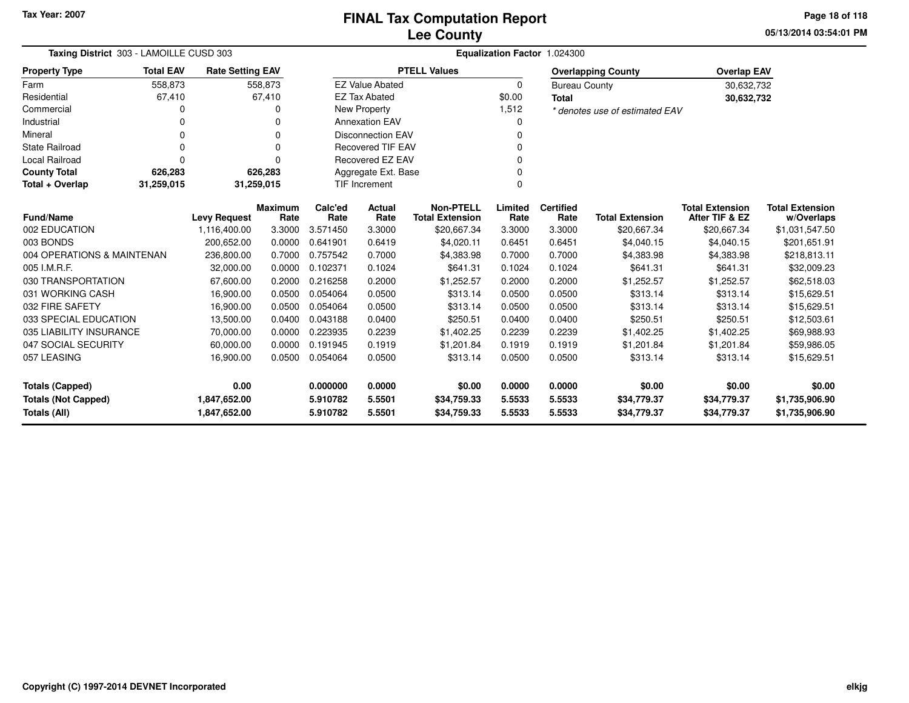# FINAL Tax Computation Report
## Lee County

Tax Year: 2007

05/13/2014 03:54:01 PM

**Taxing District** 303 - LAMOILLE CUSD 303

**Equalization Factor** 1.024300

| Property Type | Total EAV | Rate Setting EAV |
|---|---|---|
| Farm | 558,873 | 558,873 |
| Residential | 67,410 | 67,410 |
| Commercial | 0 | 0 |
| Industrial | 0 | 0 |
| Mineral | 0 | 0 |
| State Railroad | 0 | 0 |
| Local Railroad | 0 | 0 |
| **County Total** | **626,283** | **626,283** |
| **Total + Overlap** | **31,259,015** | **31,259,015** |

| PTELL Values | |
|---|---|
| EZ Value Abated | 0 |
| EZ Tax Abated | $0.00 |
| New Property | 1,512 |
| Annexation EAV | 0 |
| Disconnection EAV | 0 |
| Recovered TIF EAV | 0 |
| Recovered EZ EAV | 0 |
| Aggregate Ext. Base | 0 |
| TIF Increment | 0 |

| Overlapping County | Overlap EAV |
|---|---|
| Bureau County | 30,632,732 |
| **Total** | **30,632,732** |

*\* denotes use of estimated EAV*

| Fund/Name | Levy Request | Maximum Rate | Calc'ed Rate | Actual Rate | Non-PTELL Total Extension | Limited Rate | Certified Rate | Total Extension | Total Extension After TIF & EZ | Total Extension w/Overlaps |
|---|---|---|---|---|---|---|---|---|---|---|
| 002 EDUCATION | 1,116,400.00 | 3.3000 | 3.571450 | 3.3000 | $20,667.34 | 3.3000 | 3.3000 | $20,667.34 | $20,667.34 | $1,031,547.50 |
| 003 BONDS | 200,652.00 | 0.0000 | 0.641901 | 0.6419 | $4,020.11 | 0.6451 | 0.6451 | $4,040.15 | $4,040.15 | $201,651.91 |
| 004 OPERATIONS & MAINTENAN | 236,800.00 | 0.7000 | 0.757542 | 0.7000 | $4,383.98 | 0.7000 | 0.7000 | $4,383.98 | $4,383.98 | $218,813.11 |
| 005 I.M.R.F. | 32,000.00 | 0.0000 | 0.102371 | 0.1024 | $641.31 | 0.1024 | 0.1024 | $641.31 | $641.31 | $32,009.23 |
| 030 TRANSPORTATION | 67,600.00 | 0.2000 | 0.216258 | 0.2000 | $1,252.57 | 0.2000 | 0.2000 | $1,252.57 | $1,252.57 | $62,518.03 |
| 031 WORKING CASH | 16,900.00 | 0.0500 | 0.054064 | 0.0500 | $313.14 | 0.0500 | 0.0500 | $313.14 | $313.14 | $15,629.51 |
| 032 FIRE SAFETY | 16,900.00 | 0.0500 | 0.054064 | 0.0500 | $313.14 | 0.0500 | 0.0500 | $313.14 | $313.14 | $15,629.51 |
| 033 SPECIAL EDUCATION | 13,500.00 | 0.0400 | 0.043188 | 0.0400 | $250.51 | 0.0400 | 0.0400 | $250.51 | $250.51 | $12,503.61 |
| 035 LIABILITY INSURANCE | 70,000.00 | 0.0000 | 0.223935 | 0.2239 | $1,402.25 | 0.2239 | 0.2239 | $1,402.25 | $1,402.25 | $69,988.93 |
| 047 SOCIAL SECURITY | 60,000.00 | 0.0000 | 0.191945 | 0.1919 | $1,201.84 | 0.1919 | 0.1919 | $1,201.84 | $1,201.84 | $59,986.05 |
| 057 LEASING | 16,900.00 | 0.0500 | 0.054064 | 0.0500 | $313.14 | 0.0500 | 0.0500 | $313.14 | $313.14 | $15,629.51 |
| **Totals (Capped)** | **0.00** | | **0.000000** | **0.0000** | **$0.00** | **0.0000** | **0.0000** | **$0.00** | **$0.00** | **$0.00** |
| **Totals (Not Capped)** | **1,847,652.00** | | **5.910782** | **5.5501** | **$34,759.33** | **5.5533** | **5.5533** | **$34,779.37** | **$34,779.37** | **$1,735,906.90** |
| **Totals (All)** | **1,847,652.00** | | **5.910782** | **5.5501** | **$34,759.33** | **5.5533** | **5.5533** | **$34,779.37** | **$34,779.37** | **$1,735,906.90** |

Copyright (C) 1997-2014 DEVNET Incorporated

elkjg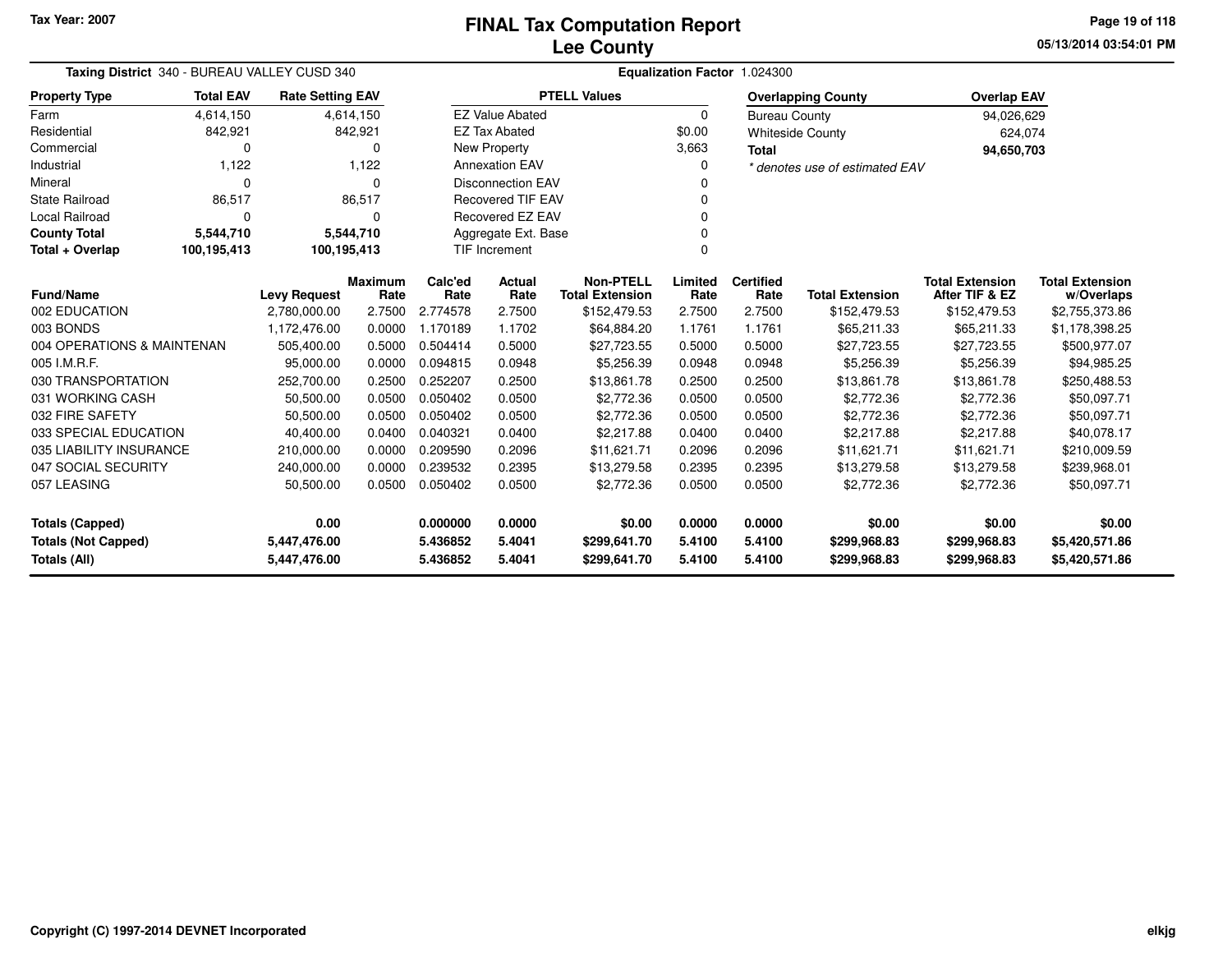Tax Year: 2007

# FINAL Tax Computation Report
## Lee County

05/13/2014 03:54:01 PM

**Taxing District** 340 - BUREAU VALLEY CUSD 340 **Equalization Factor** 1.024300

| Property Type | Total EAV | Rate Setting EAV |
|---|---|---|
| Farm | 4,614,150 | 4,614,150 |
| Residential | 842,921 | 842,921 |
| Commercial | 0 | 0 |
| Industrial | 1,122 | 1,122 |
| Mineral | 0 | 0 |
| State Railroad | 86,517 | 86,517 |
| Local Railroad | 0 | 0 |
| **County Total** | **5,544,710** | **5,544,710** |
| **Total + Overlap** | **100,195,413** | **100,195,413** |

| PTELL Values | |
|---|---|
| EZ Value Abated | 0 |
| EZ Tax Abated | $0.00 |
| New Property | 3,663 |
| Annexation EAV | 0 |
| Disconnection EAV | 0 |
| Recovered TIF EAV | 0 |
| Recovered EZ EAV | 0 |
| Aggregate Ext. Base | 0 |
| TIF Increment | 0 |

| Overlapping County | Overlap EAV |
|---|---|
| Bureau County | 94,026,629 |
| Whiteside County | 624,074 |
| **Total** | **94,650,703** |

*\* denotes use of estimated EAV*

| Fund/Name | Levy Request | Maximum Rate | Calc'ed Rate | Actual Rate | Non-PTELL Total Extension | Limited Rate | Certified Rate | Total Extension | Total Extension After TIF & EZ | Total Extension w/Overlaps |
|---|---|---|---|---|---|---|---|---|---|---|
| 002 EDUCATION | 2,780,000.00 | 2.7500 | 2.774578 | 2.7500 | $152,479.53 | 2.7500 | 2.7500 | $152,479.53 | $152,479.53 | $2,755,373.86 |
| 003 BONDS | 1,172,476.00 | 0.0000 | 1.170189 | 1.1702 | $64,884.20 | 1.1761 | 1.1761 | $65,211.33 | $65,211.33 | $1,178,398.25 |
| 004 OPERATIONS & MAINTENAN | 505,400.00 | 0.5000 | 0.504414 | 0.5000 | $27,723.55 | 0.5000 | 0.5000 | $27,723.55 | $27,723.55 | $500,977.07 |
| 005 I.M.R.F. | 95,000.00 | 0.0000 | 0.094815 | 0.0948 | $5,256.39 | 0.0948 | 0.0948 | $5,256.39 | $5,256.39 | $94,985.25 |
| 030 TRANSPORTATION | 252,700.00 | 0.2500 | 0.252207 | 0.2500 | $13,861.78 | 0.2500 | 0.2500 | $13,861.78 | $13,861.78 | $250,488.53 |
| 031 WORKING CASH | 50,500.00 | 0.0500 | 0.050402 | 0.0500 | $2,772.36 | 0.0500 | 0.0500 | $2,772.36 | $2,772.36 | $50,097.71 |
| 032 FIRE SAFETY | 50,500.00 | 0.0500 | 0.050402 | 0.0500 | $2,772.36 | 0.0500 | 0.0500 | $2,772.36 | $2,772.36 | $50,097.71 |
| 033 SPECIAL EDUCATION | 40,400.00 | 0.0400 | 0.040321 | 0.0400 | $2,217.88 | 0.0400 | 0.0400 | $2,217.88 | $2,217.88 | $40,078.17 |
| 035 LIABILITY INSURANCE | 210,000.00 | 0.0000 | 0.209590 | 0.2096 | $11,621.71 | 0.2096 | 0.2096 | $11,621.71 | $11,621.71 | $210,009.59 |
| 047 SOCIAL SECURITY | 240,000.00 | 0.0000 | 0.239532 | 0.2395 | $13,279.58 | 0.2395 | 0.2395 | $13,279.58 | $13,279.58 | $239,968.01 |
| 057 LEASING | 50,500.00 | 0.0500 | 0.050402 | 0.0500 | $2,772.36 | 0.0500 | 0.0500 | $2,772.36 | $2,772.36 | $50,097.71 |
| **Totals (Capped)** | **0.00** | | **0.000000** | **0.0000** | **$0.00** | **0.0000** | **0.0000** | **$0.00** | **$0.00** | **$0.00** |
| **Totals (Not Capped)** | **5,447,476.00** | | **5.436852** | **5.4041** | **$299,641.70** | **5.4100** | **5.4100** | **$299,968.83** | **$299,968.83** | **$5,420,571.86** |
| **Totals (All)** | **5,447,476.00** | | **5.436852** | **5.4041** | **$299,641.70** | **5.4100** | **5.4100** | **$299,968.83** | **$299,968.83** | **$5,420,571.86** |

Copyright (C) 1997-2014 DEVNET Incorporated

elkjg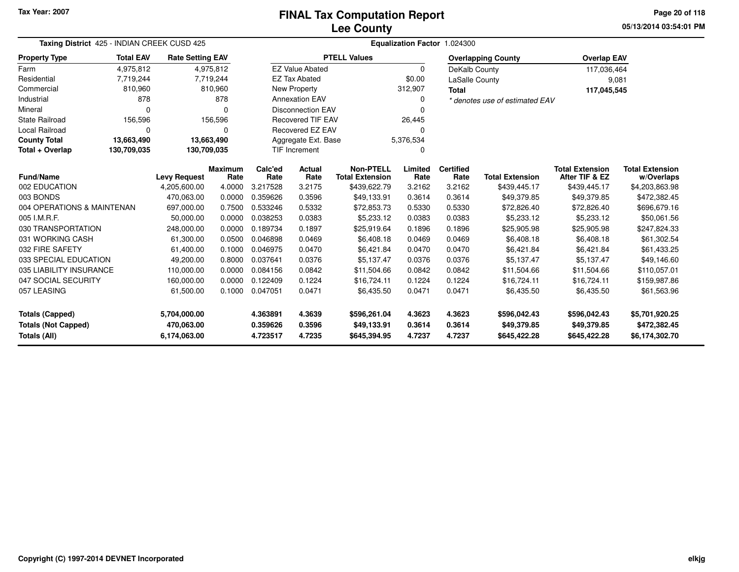Tax Year: 2007

# FINAL Tax Computation Report
## Lee County

05/13/2014 03:54:01 PM

**Taxing District** 425 - INDIAN CREEK CUSD 425 **Equalization Factor** 1.024300

| Property Type | Total EAV | Rate Setting EAV |
|---|---|---|
| Farm | 4,975,812 | 4,975,812 |
| Residential | 7,719,244 | 7,719,244 |
| Commercial | 810,960 | 810,960 |
| Industrial | 878 | 878 |
| Mineral | 0 | 0 |
| State Railroad | 156,596 | 156,596 |
| Local Railroad | 0 | 0 |
| **County Total** | **13,663,490** | **13,663,490** |
| **Total + Overlap** | **130,709,035** | **130,709,035** |

| PTELL Values | |
|---|---|
| EZ Value Abated | 0 |
| EZ Tax Abated | $0.00 |
| New Property | 312,907 |
| Annexation EAV | 0 |
| Disconnection EAV | 0 |
| Recovered TIF EAV | 26,445 |
| Recovered EZ EAV | 0 |
| Aggregate Ext. Base | 5,376,534 |
| TIF Increment | 0 |

| Overlapping County | Overlap EAV |
|---|---|
| DeKalb County | 117,036,464 |
| LaSalle County | 9,081 |
| **Total** | **117,045,545** |

*\* denotes use of estimated EAV*

| Fund/Name | Levy Request | Maximum Rate | Calc'ed Rate | Actual Rate | Non-PTELL Total Extension | Limited Rate | Certified Rate | Total Extension | Total Extension After TIF & EZ | Total Extension w/Overlaps |
|---|---|---|---|---|---|---|---|---|---|---|
| 002 EDUCATION | 4,205,600.00 | 4.0000 | 3.217528 | 3.2175 | $439,622.79 | 3.2162 | 3.2162 | $439,445.17 | $439,445.17 | $4,203,863.98 |
| 003 BONDS | 470,063.00 | 0.0000 | 0.359626 | 0.3596 | $49,133.91 | 0.3614 | 0.3614 | $49,379.85 | $49,379.85 | $472,382.45 |
| 004 OPERATIONS & MAINTENAN | 697,000.00 | 0.7500 | 0.533246 | 0.5332 | $72,853.73 | 0.5330 | 0.5330 | $72,826.40 | $72,826.40 | $696,679.16 |
| 005 I.M.R.F. | 50,000.00 | 0.0000 | 0.038253 | 0.0383 | $5,233.12 | 0.0383 | 0.0383 | $5,233.12 | $5,233.12 | $50,061.56 |
| 030 TRANSPORTATION | 248,000.00 | 0.0000 | 0.189734 | 0.1897 | $25,919.64 | 0.1896 | 0.1896 | $25,905.98 | $25,905.98 | $247,824.33 |
| 031 WORKING CASH | 61,300.00 | 0.0500 | 0.046898 | 0.0469 | $6,408.18 | 0.0469 | 0.0469 | $6,408.18 | $6,408.18 | $61,302.54 |
| 032 FIRE SAFETY | 61,400.00 | 0.1000 | 0.046975 | 0.0470 | $6,421.84 | 0.0470 | 0.0470 | $6,421.84 | $6,421.84 | $61,433.25 |
| 033 SPECIAL EDUCATION | 49,200.00 | 0.8000 | 0.037641 | 0.0376 | $5,137.47 | 0.0376 | 0.0376 | $5,137.47 | $5,137.47 | $49,146.60 |
| 035 LIABILITY INSURANCE | 110,000.00 | 0.0000 | 0.084156 | 0.0842 | $11,504.66 | 0.0842 | 0.0842 | $11,504.66 | $11,504.66 | $110,057.01 |
| 047 SOCIAL SECURITY | 160,000.00 | 0.0000 | 0.122409 | 0.1224 | $16,724.11 | 0.1224 | 0.1224 | $16,724.11 | $16,724.11 | $159,987.86 |
| 057 LEASING | 61,500.00 | 0.1000 | 0.047051 | 0.0471 | $6,435.50 | 0.0471 | 0.0471 | $6,435.50 | $6,435.50 | $61,563.96 |
| **Totals (Capped)** | **5,704,000.00** | | **4.363891** | **4.3639** | **$596,261.04** | **4.3623** | **4.3623** | **$596,042.43** | **$596,042.43** | **$5,701,920.25** |
| **Totals (Not Capped)** | **470,063.00** | | **0.359626** | **0.3596** | **$49,133.91** | **0.3614** | **0.3614** | **$49,379.85** | **$49,379.85** | **$472,382.45** |
| **Totals (All)** | **6,174,063.00** | | **4.723517** | **4.7235** | **$645,394.95** | **4.7237** | **4.7237** | **$645,422.28** | **$645,422.28** | **$6,174,302.70** |

Copyright (C) 1997-2014 DEVNET Incorporated elkjg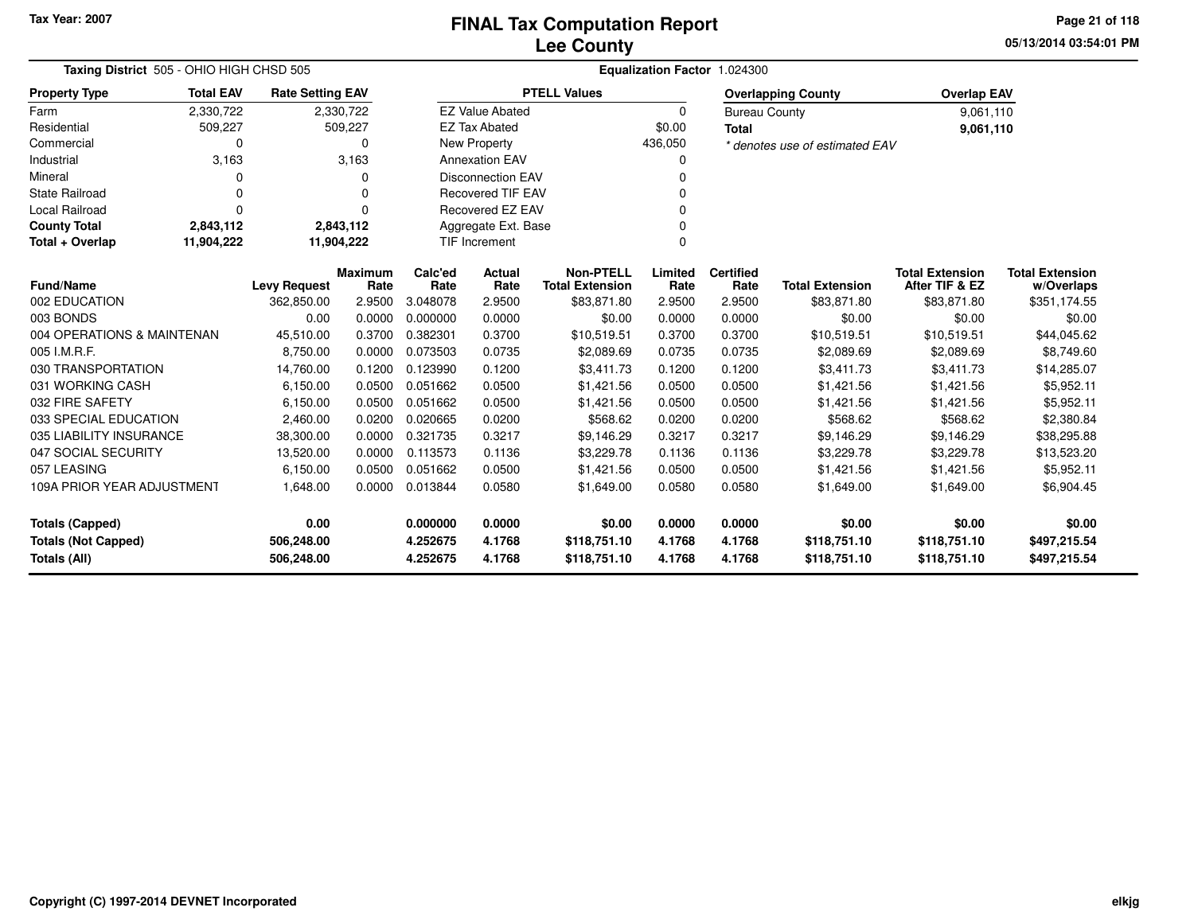Tax Year: 2007

# FINAL Tax Computation Report
## Lee County

05/13/2014 03:54:01 PM

**Taxing District** 505 - OHIO HIGH CHSD 505 **Equalization Factor** 1.024300

| Property Type | Total EAV | Rate Setting EAV |
|---|---|---|
| Farm | 2,330,722 | 2,330,722 |
| Residential | 509,227 | 509,227 |
| Commercial | 0 | 0 |
| Industrial | 3,163 | 3,163 |
| Mineral | 0 | 0 |
| State Railroad | 0 | 0 |
| Local Railroad | 0 | 0 |
| **County Total** | **2,843,112** | **2,843,112** |
| **Total + Overlap** | **11,904,222** | **11,904,222** |

| PTELL Values | |
|---|---|
| EZ Value Abated | 0 |
| EZ Tax Abated | $0.00 |
| New Property | 436,050 |
| Annexation EAV | 0 |
| Disconnection EAV | 0 |
| Recovered TIF EAV | 0 |
| Recovered EZ EAV | 0 |
| Aggregate Ext. Base | 0 |
| TIF Increment | 0 |

| Overlapping County | Overlap EAV |
|---|---|
| Bureau County | 9,061,110 |
| **Total** | **9,061,110** |

* denotes use of estimated EAV

| Fund/Name | Levy Request | Maximum Rate | Calc'ed Rate | Actual Rate | Non-PTELL Total Extension | Limited Rate | Certified Rate | Total Extension | Total Extension After TIF & EZ | Total Extension w/Overlaps |
|---|---|---|---|---|---|---|---|---|---|---|
| 002 EDUCATION | 362,850.00 | 2.9500 | 3.048078 | 2.9500 | $83,871.80 | 2.9500 | 2.9500 | $83,871.80 | $83,871.80 | $351,174.55 |
| 003 BONDS | 0.00 | 0.0000 | 0.000000 | 0.0000 | $0.00 | 0.0000 | 0.0000 | $0.00 | $0.00 | $0.00 |
| 004 OPERATIONS & MAINTENAN | 45,510.00 | 0.3700 | 0.382301 | 0.3700 | $10,519.51 | 0.3700 | 0.3700 | $10,519.51 | $10,519.51 | $44,045.62 |
| 005 I.M.R.F. | 8,750.00 | 0.0000 | 0.073503 | 0.0735 | $2,089.69 | 0.0735 | 0.0735 | $2,089.69 | $2,089.69 | $8,749.60 |
| 030 TRANSPORTATION | 14,760.00 | 0.1200 | 0.123990 | 0.1200 | $3,411.73 | 0.1200 | 0.1200 | $3,411.73 | $3,411.73 | $14,285.07 |
| 031 WORKING CASH | 6,150.00 | 0.0500 | 0.051662 | 0.0500 | $1,421.56 | 0.0500 | 0.0500 | $1,421.56 | $1,421.56 | $5,952.11 |
| 032 FIRE SAFETY | 6,150.00 | 0.0500 | 0.051662 | 0.0500 | $1,421.56 | 0.0500 | 0.0500 | $1,421.56 | $1,421.56 | $5,952.11 |
| 033 SPECIAL EDUCATION | 2,460.00 | 0.0200 | 0.020665 | 0.0200 | $568.62 | 0.0200 | 0.0200 | $568.62 | $568.62 | $2,380.84 |
| 035 LIABILITY INSURANCE | 38,300.00 | 0.0000 | 0.321735 | 0.3217 | $9,146.29 | 0.3217 | 0.3217 | $9,146.29 | $9,146.29 | $38,295.88 |
| 047 SOCIAL SECURITY | 13,520.00 | 0.0000 | 0.113573 | 0.1136 | $3,229.78 | 0.1136 | 0.1136 | $3,229.78 | $3,229.78 | $13,523.20 |
| 057 LEASING | 6,150.00 | 0.0500 | 0.051662 | 0.0500 | $1,421.56 | 0.0500 | 0.0500 | $1,421.56 | $1,421.56 | $5,952.11 |
| 109A PRIOR YEAR ADJUSTMENT | 1,648.00 | 0.0000 | 0.013844 | 0.0580 | $1,649.00 | 0.0580 | 0.0580 | $1,649.00 | $1,649.00 | $6,904.45 |
| **Totals (Capped)** | **0.00** | | **0.000000** | **0.0000** | **$0.00** | **0.0000** | **0.0000** | **$0.00** | **$0.00** | **$0.00** |
| **Totals (Not Capped)** | **506,248.00** | | **4.252675** | **4.1768** | **$118,751.10** | **4.1768** | **4.1768** | **$118,751.10** | **$118,751.10** | **$497,215.54** |
| **Totals (All)** | **506,248.00** | | **4.252675** | **4.1768** | **$118,751.10** | **4.1768** | **4.1768** | **$118,751.10** | **$118,751.10** | **$497,215.54** |

Copyright (C) 1997-2014 DEVNET Incorporated elkjg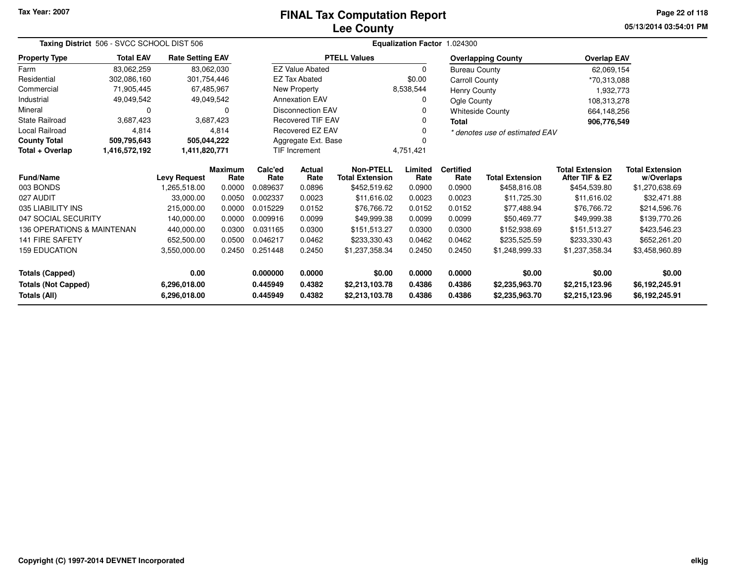# FINAL Tax Computation Report
# Lee County

Tax Year: 2007

05/13/2014 03:54:01 PM

**Taxing District** 506 - SVCC SCHOOL DIST 506 **Equalization Factor** 1.024300

| Property Type | Total EAV | Rate Setting EAV |
|---|---|---|
| Farm | 83,062,259 | 83,062,030 |
| Residential | 302,086,160 | 301,754,446 |
| Commercial | 71,905,445 | 67,485,967 |
| Industrial | 49,049,542 | 49,049,542 |
| Mineral | 0 | 0 |
| State Railroad | 3,687,423 | 3,687,423 |
| Local Railroad | 4,814 | 4,814 |
| **County Total** | **509,795,643** | **505,044,222** |
| **Total + Overlap** | **1,416,572,192** | **1,411,820,771** |

| PTELL Values | |
|---|---|
| EZ Value Abated | 0 |
| EZ Tax Abated | $0.00 |
| New Property | 8,538,544 |
| Annexation EAV | 0 |
| Disconnection EAV | 0 |
| Recovered TIF EAV | 0 |
| Recovered EZ EAV | 0 |
| Aggregate Ext. Base | 0 |
| TIF Increment | 4,751,421 |

| Overlapping County | Overlap EAV |
|---|---|
| Bureau County | 62,069,154 |
| Carroll County | *70,313,088 |
| Henry County | 1,932,773 |
| Ogle County | 108,313,278 |
| Whiteside County | 664,148,256 |
| **Total** | **906,776,549** |

*\* denotes use of estimated EAV*

| Fund/Name | Levy Request | Maximum Rate | Calc'ed Rate | Actual Rate | Non-PTELL Total Extension | Limited Rate | Certified Rate | Total Extension | Total Extension After TIF & EZ | Total Extension w/Overlaps |
|---|---|---|---|---|---|---|---|---|---|---|
| 003 BONDS | 1,265,518.00 | 0.0000 | 0.089637 | 0.0896 | $452,519.62 | 0.0900 | 0.0900 | $458,816.08 | $454,539.80 | $1,270,638.69 |
| 027 AUDIT | 33,000.00 | 0.0050 | 0.002337 | 0.0023 | $11,616.02 | 0.0023 | 0.0023 | $11,725.30 | $11,616.02 | $32,471.88 |
| 035 LIABILITY INS | 215,000.00 | 0.0000 | 0.015229 | 0.0152 | $76,766.72 | 0.0152 | 0.0152 | $77,488.94 | $76,766.72 | $214,596.76 |
| 047 SOCIAL SECURITY | 140,000.00 | 0.0000 | 0.009916 | 0.0099 | $49,999.38 | 0.0099 | 0.0099 | $50,469.77 | $49,999.38 | $139,770.26 |
| 136 OPERATIONS & MAINTENAN | 440,000.00 | 0.0300 | 0.031165 | 0.0300 | $151,513.27 | 0.0300 | 0.0300 | $152,938.69 | $151,513.27 | $423,546.23 |
| 141 FIRE SAFETY | 652,500.00 | 0.0500 | 0.046217 | 0.0462 | $233,330.43 | 0.0462 | 0.0462 | $235,525.59 | $233,330.43 | $652,261.20 |
| 159 EDUCATION | 3,550,000.00 | 0.2450 | 0.251448 | 0.2450 | $1,237,358.34 | 0.2450 | 0.2450 | $1,248,999.33 | $1,237,358.34 | $3,458,960.89 |
| **Totals (Capped)** | **0.00** | | **0.000000** | **0.0000** | **$0.00** | **0.0000** | **0.0000** | **$0.00** | **$0.00** | **$0.00** |
| **Totals (Not Capped)** | **6,296,018.00** | | **0.445949** | **0.4382** | **$2,213,103.78** | **0.4386** | **0.4386** | **$2,235,963.70** | **$2,215,123.96** | **$6,192,245.91** |
| **Totals (All)** | **6,296,018.00** | | **0.445949** | **0.4382** | **$2,213,103.78** | **0.4386** | **0.4386** | **$2,235,963.70** | **$2,215,123.96** | **$6,192,245.91** |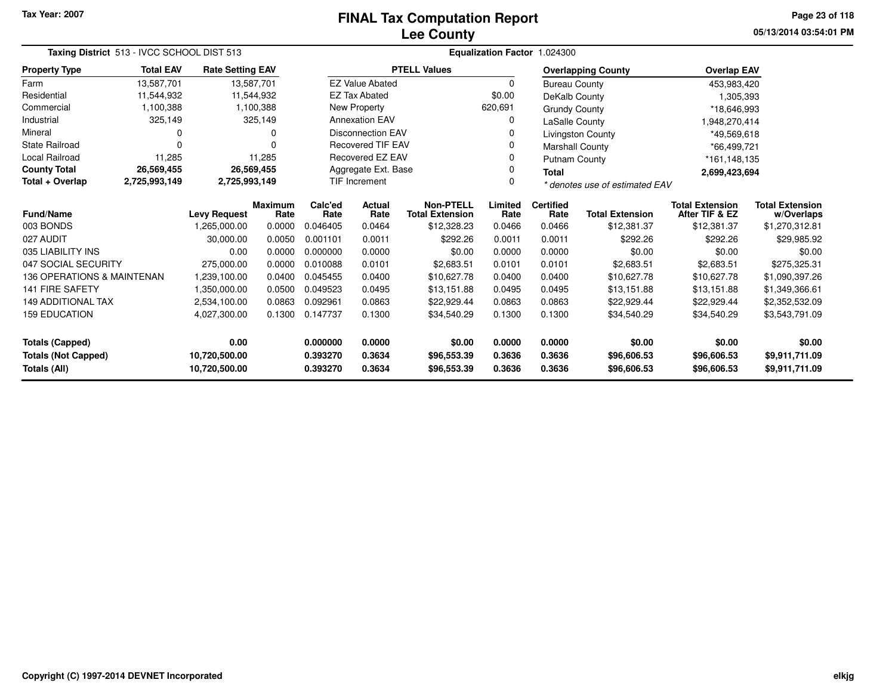Tax Year: 2007

# FINAL Tax Computation Report
## Lee County

05/13/2014 03:54:01 PM

**Taxing District** 513 - IVCC SCHOOL DIST 513 | **Equalization Factor** 1.024300

| Property Type | Total EAV | Rate Setting EAV |
|---|---|---|
| Farm | 13,587,701 | 13,587,701 |
| Residential | 11,544,932 | 11,544,932 |
| Commercial | 1,100,388 | 1,100,388 |
| Industrial | 325,149 | 325,149 |
| Mineral | 0 | 0 |
| State Railroad | 0 | 0 |
| Local Railroad | 11,285 | 11,285 |
| **County Total** | **26,569,455** | **26,569,455** |
| **Total + Overlap** | **2,725,993,149** | **2,725,993,149** |

| PTELL Values | |
|---|---|
| EZ Value Abated | 0 |
| EZ Tax Abated | $0.00 |
| New Property | 620,691 |
| Annexation EAV | 0 |
| Disconnection EAV | 0 |
| Recovered TIF EAV | 0 |
| Recovered EZ EAV | 0 |
| Aggregate Ext. Base | 0 |
| TIF Increment | 0 |

| Overlapping County | Overlap EAV |
|---|---|
| Bureau County | 453,983,420 |
| DeKalb County | 1,305,393 |
| Grundy County | *18,646,993 |
| LaSalle County | 1,948,270,414 |
| Livingston County | *49,569,618 |
| Marshall County | *66,499,721 |
| Putnam County | *161,148,135 |
| **Total** | **2,699,423,694** |

*\* denotes use of estimated EAV*

| Fund/Name | Levy Request | Maximum Rate | Calc'ed Rate | Actual Rate | Non-PTELL Total Extension | Limited Rate | Certified Rate | Total Extension | Total Extension After TIF & EZ | Total Extension w/Overlaps |
|---|---|---|---|---|---|---|---|---|---|---|
| 003 BONDS | 1,265,000.00 | 0.0000 | 0.046405 | 0.0464 | $12,328.23 | 0.0466 | 0.0466 | $12,381.37 | $12,381.37 | $1,270,312.81 |
| 027 AUDIT | 30,000.00 | 0.0050 | 0.001101 | 0.0011 | $292.26 | 0.0011 | 0.0011 | $292.26 | $292.26 | $29,985.92 |
| 035 LIABILITY INS | 0.00 | 0.0000 | 0.000000 | 0.0000 | $0.00 | 0.0000 | 0.0000 | $0.00 | $0.00 | $0.00 |
| 047 SOCIAL SECURITY | 275,000.00 | 0.0000 | 0.010088 | 0.0101 | $2,683.51 | 0.0101 | 0.0101 | $2,683.51 | $2,683.51 | $275,325.31 |
| 136 OPERATIONS & MAINTENAN | 1,239,100.00 | 0.0400 | 0.045455 | 0.0400 | $10,627.78 | 0.0400 | 0.0400 | $10,627.78 | $10,627.78 | $1,090,397.26 |
| 141 FIRE SAFETY | 1,350,000.00 | 0.0500 | 0.049523 | 0.0495 | $13,151.88 | 0.0495 | 0.0495 | $13,151.88 | $13,151.88 | $1,349,366.61 |
| 149 ADDITIONAL TAX | 2,534,100.00 | 0.0863 | 0.092961 | 0.0863 | $22,929.44 | 0.0863 | 0.0863 | $22,929.44 | $22,929.44 | $2,352,532.09 |
| 159 EDUCATION | 4,027,300.00 | 0.1300 | 0.147737 | 0.1300 | $34,540.29 | 0.1300 | 0.1300 | $34,540.29 | $34,540.29 | $3,543,791.09 |
| **Totals (Capped)** | **0.00** | | **0.000000** | **0.0000** | **$0.00** | **0.0000** | **0.0000** | **$0.00** | **$0.00** | **$0.00** |
| **Totals (Not Capped)** | **10,720,500.00** | | **0.393270** | **0.3634** | **$96,553.39** | **0.3636** | **0.3636** | **$96,606.53** | **$96,606.53** | **$9,911,711.09** |
| **Totals (All)** | **10,720,500.00** | | **0.393270** | **0.3634** | **$96,553.39** | **0.3636** | **0.3636** | **$96,606.53** | **$96,606.53** | **$9,911,711.09** |

Copyright (C) 1997-2014 DEVNET Incorporated

elkjg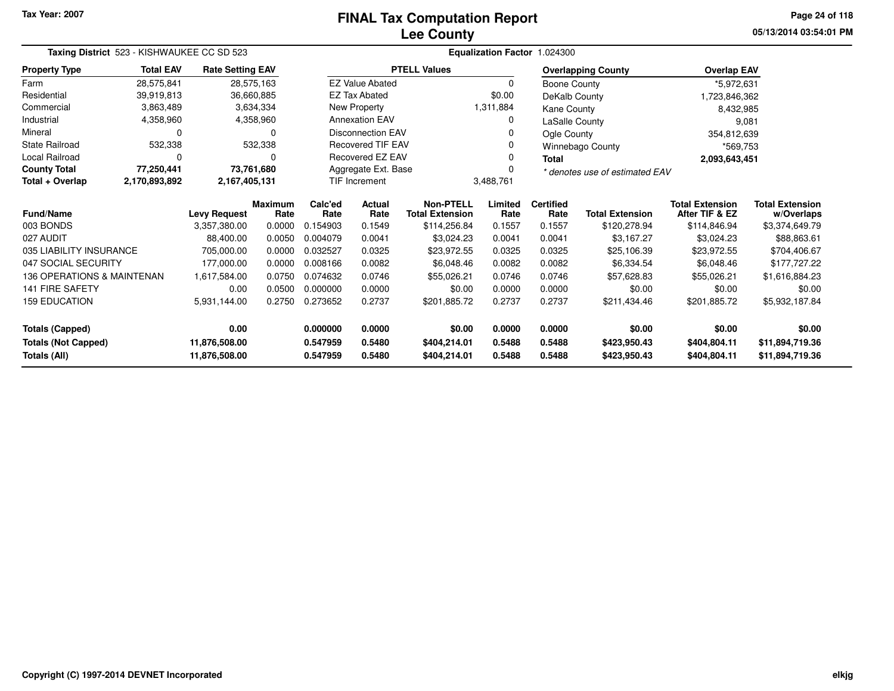Tax Year: 2007

# FINAL Tax Computation Report
## Lee County

05/13/2014 03:54:01 PM

**Taxing District** 523 - KISHWAUKEE CC SD 523 **Equalization Factor** 1.024300

| Property Type | Total EAV | Rate Setting EAV |
|---|---|---|
| Farm | 28,575,841 | 28,575,163 |
| Residential | 39,919,813 | 36,660,885 |
| Commercial | 3,863,489 | 3,634,334 |
| Industrial | 4,358,960 | 4,358,960 |
| Mineral | 0 | 0 |
| State Railroad | 532,338 | 532,338 |
| Local Railroad | 0 | 0 |
| **County Total** | **77,250,441** | **73,761,680** |
| **Total + Overlap** | **2,170,893,892** | **2,167,405,131** |

| PTELL Values | |
|---|---|
| EZ Value Abated | 0 |
| EZ Tax Abated | $0.00 |
| New Property | 1,311,884 |
| Annexation EAV | 0 |
| Disconnection EAV | 0 |
| Recovered TIF EAV | 0 |
| Recovered EZ EAV | 0 |
| Aggregate Ext. Base | 0 |
| TIF Increment | 3,488,761 |

| Overlapping County | Overlap EAV |
|---|---|
| Boone County | *5,972,631 |
| DeKalb County | 1,723,846,362 |
| Kane County | 8,432,985 |
| LaSalle County | 9,081 |
| Ogle County | 354,812,639 |
| Winnebago County | *569,753 |
| **Total** | **2,093,643,451** |

*\* denotes use of estimated EAV*

| Fund/Name | Levy Request | Maximum Rate | Calc'ed Rate | Actual Rate | Non-PTELL Total Extension | Limited Rate | Certified Rate | Total Extension | Total Extension After TIF & EZ | Total Extension w/Overlaps |
|---|---|---|---|---|---|---|---|---|---|---|
| 003 BONDS | 3,357,380.00 | 0.0000 | 0.154903 | 0.1549 | $114,256.84 | 0.1557 | 0.1557 | $120,278.94 | $114,846.94 | $3,374,649.79 |
| 027 AUDIT | 88,400.00 | 0.0050 | 0.004079 | 0.0041 | $3,024.23 | 0.0041 | 0.0041 | $3,167.27 | $3,024.23 | $88,863.61 |
| 035 LIABILITY INSURANCE | 705,000.00 | 0.0000 | 0.032527 | 0.0325 | $23,972.55 | 0.0325 | 0.0325 | $25,106.39 | $23,972.55 | $704,406.67 |
| 047 SOCIAL SECURITY | 177,000.00 | 0.0000 | 0.008166 | 0.0082 | $6,048.46 | 0.0082 | 0.0082 | $6,334.54 | $6,048.46 | $177,727.22 |
| 136 OPERATIONS & MAINTENAN | 1,617,584.00 | 0.0750 | 0.074632 | 0.0746 | $55,026.21 | 0.0746 | 0.0746 | $57,628.83 | $55,026.21 | $1,616,884.23 |
| 141 FIRE SAFETY | 0.00 | 0.0500 | 0.000000 | 0.0000 | $0.00 | 0.0000 | 0.0000 | $0.00 | $0.00 | $0.00 |
| 159 EDUCATION | 5,931,144.00 | 0.2750 | 0.273652 | 0.2737 | $201,885.72 | 0.2737 | 0.2737 | $211,434.46 | $201,885.72 | $5,932,187.84 |
| **Totals (Capped)** | **0.00** | | **0.000000** | **0.0000** | **$0.00** | **0.0000** | **0.0000** | **$0.00** | **$0.00** | **$0.00** |
| **Totals (Not Capped)** | **11,876,508.00** | | **0.547959** | **0.5480** | **$404,214.01** | **0.5488** | **0.5488** | **$423,950.43** | **$404,804.11** | **$11,894,719.36** |
| **Totals (All)** | **11,876,508.00** | | **0.547959** | **0.5480** | **$404,214.01** | **0.5488** | **0.5488** | **$423,950.43** | **$404,804.11** | **$11,894,719.36** |

Copyright (C) 1997-2014 DEVNET Incorporated

elkjg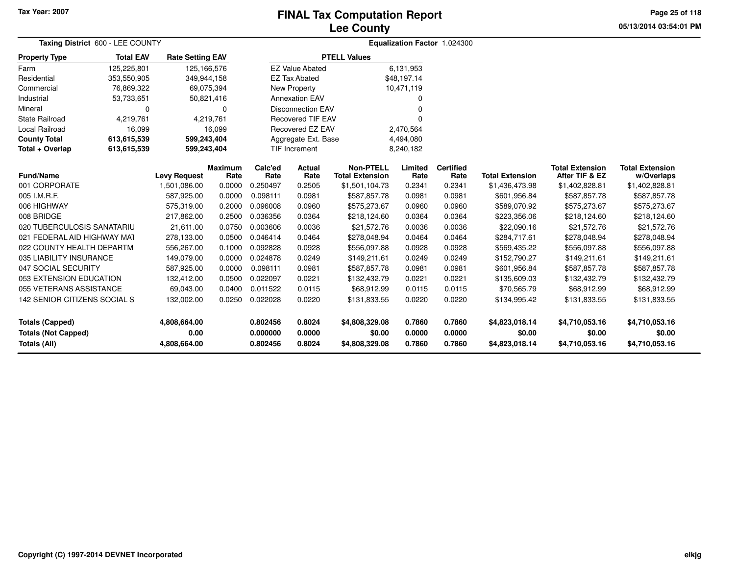Tax Year: 2007

# FINAL Tax Computation Report
## Lee County

05/13/2014 03:54:01 PM

**Taxing District** 600 - LEE COUNTY

**Equalization Factor** 1.024300

| Property Type | Total EAV | Rate Setting EAV |
|---|---|---|
| Farm | 125,225,801 | 125,166,576 |
| Residential | 353,550,905 | 349,944,158 |
| Commercial | 76,869,322 | 69,075,394 |
| Industrial | 53,733,651 | 50,821,416 |
| Mineral | 0 | 0 |
| State Railroad | 4,219,761 | 4,219,761 |
| Local Railroad | 16,099 | 16,099 |
| **County Total** | **613,615,539** | **599,243,404** |
| **Total + Overlap** | **613,615,539** | **599,243,404** |

| PTELL Values | |
|---|---|
| EZ Value Abated | 6,131,953 |
| EZ Tax Abated | $48,197.14 |
| New Property | 10,471,119 |
| Annexation EAV | 0 |
| Disconnection EAV | 0 |
| Recovered TIF EAV | 0 |
| Recovered EZ EAV | 2,470,564 |
| Aggregate Ext. Base | 4,494,080 |
| TIF Increment | 8,240,182 |

| Fund/Name | Levy Request | Maximum Rate | Calc'ed Rate | Actual Rate | Non-PTELL Total Extension | Limited Rate | Certified Rate | Total Extension | Total Extension After TIF & EZ | Total Extension w/Overlaps |
|---|---|---|---|---|---|---|---|---|---|---|
| 001 CORPORATE | 1,501,086.00 | 0.0000 | 0.250497 | 0.2505 | $1,501,104.73 | 0.2341 | 0.2341 | $1,436,473.98 | $1,402,828.81 | $1,402,828.81 |
| 005 I.M.R.F. | 587,925.00 | 0.0000 | 0.098111 | 0.0981 | $587,857.78 | 0.0981 | 0.0981 | $601,956.84 | $587,857.78 | $587,857.78 |
| 006 HIGHWAY | 575,319.00 | 0.2000 | 0.096008 | 0.0960 | $575,273.67 | 0.0960 | 0.0960 | $589,070.92 | $575,273.67 | $575,273.67 |
| 008 BRIDGE | 217,862.00 | 0.2500 | 0.036356 | 0.0364 | $218,124.60 | 0.0364 | 0.0364 | $223,356.06 | $218,124.60 | $218,124.60 |
| 020 TUBERCULOSIS SANATARIU | 21,611.00 | 0.0750 | 0.003606 | 0.0036 | $21,572.76 | 0.0036 | 0.0036 | $22,090.16 | $21,572.76 | $21,572.76 |
| 021 FEDERAL AID HIGHWAY MAT | 278,133.00 | 0.0500 | 0.046414 | 0.0464 | $278,048.94 | 0.0464 | 0.0464 | $284,717.61 | $278,048.94 | $278,048.94 |
| 022 COUNTY HEALTH DEPARTMI | 556,267.00 | 0.1000 | 0.092828 | 0.0928 | $556,097.88 | 0.0928 | 0.0928 | $569,435.22 | $556,097.88 | $556,097.88 |
| 035 LIABILITY INSURANCE | 149,079.00 | 0.0000 | 0.024878 | 0.0249 | $149,211.61 | 0.0249 | 0.0249 | $152,790.27 | $149,211.61 | $149,211.61 |
| 047 SOCIAL SECURITY | 587,925.00 | 0.0000 | 0.098111 | 0.0981 | $587,857.78 | 0.0981 | 0.0981 | $601,956.84 | $587,857.78 | $587,857.78 |
| 053 EXTENSION EDUCATION | 132,412.00 | 0.0500 | 0.022097 | 0.0221 | $132,432.79 | 0.0221 | 0.0221 | $135,609.03 | $132,432.79 | $132,432.79 |
| 055 VETERANS ASSISTANCE | 69,043.00 | 0.0400 | 0.011522 | 0.0115 | $68,912.99 | 0.0115 | 0.0115 | $70,565.79 | $68,912.99 | $68,912.99 |
| 142 SENIOR CITIZENS SOCIAL S | 132,002.00 | 0.0250 | 0.022028 | 0.0220 | $131,833.55 | 0.0220 | 0.0220 | $134,995.42 | $131,833.55 | $131,833.55 |
| **Totals (Capped)** | **4,808,664.00** | | **0.802456** | **0.8024** | **$4,808,329.08** | **0.7860** | **0.7860** | **$4,823,018.14** | **$4,710,053.16** | **$4,710,053.16** |
| **Totals (Not Capped)** | **0.00** | | **0.000000** | **0.0000** | **$0.00** | **0.0000** | **0.0000** | **$0.00** | **$0.00** | **$0.00** |
| **Totals (All)** | **4,808,664.00** | | **0.802456** | **0.8024** | **$4,808,329.08** | **0.7860** | **0.7860** | **$4,823,018.14** | **$4,710,053.16** | **$4,710,053.16** |

Copyright (C) 1997-2014 DEVNET Incorporated

elkjg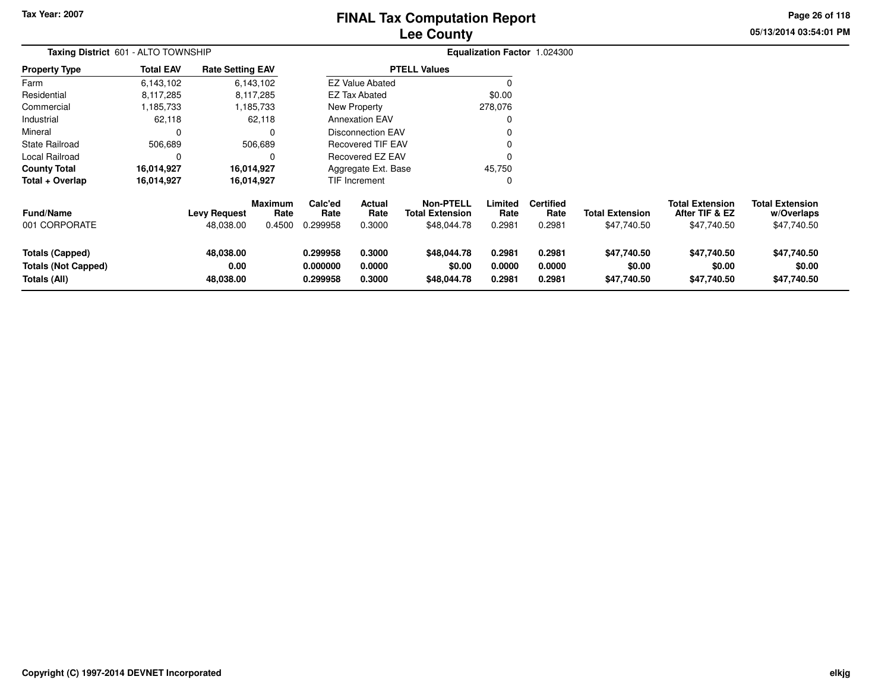Tax Year: 2007

# FINAL Tax Computation Report
## Lee County

05/13/2014 03:54:01 PM

**Taxing District** 601 - ALTO TOWNSHIP

**Equalization Factor** 1.024300

| Property Type | Total EAV | Rate Setting EAV |
|---|---|---|
| Farm | 6,143,102 | 6,143,102 |
| Residential | 8,117,285 | 8,117,285 |
| Commercial | 1,185,733 | 1,185,733 |
| Industrial | 62,118 | 62,118 |
| Mineral | 0 | 0 |
| State Railroad | 506,689 | 506,689 |
| Local Railroad | 0 | 0 |
| **County Total** | **16,014,927** | **16,014,927** |
| **Total + Overlap** | **16,014,927** | **16,014,927** |

| PTELL Values | |
|---|---|
| EZ Value Abated | 0 |
| EZ Tax Abated | $0.00 |
| New Property | 278,076 |
| Annexation EAV | 0 |
| Disconnection EAV | 0 |
| Recovered TIF EAV | 0 |
| Recovered EZ EAV | 0 |
| Aggregate Ext. Base | 45,750 |
| TIF Increment | 0 |

| Fund/Name | Levy Request | Maximum Rate | Calc'ed Rate | Actual Rate | Non-PTELL Total Extension | Limited Rate | Certified Rate | Total Extension | Total Extension After TIF & EZ | Total Extension w/Overlaps |
|---|---|---|---|---|---|---|---|---|---|---|
| 001 CORPORATE | 48,038.00 | 0.4500 | 0.299958 | 0.3000 | $48,044.78 | 0.2981 | 0.2981 | $47,740.50 | $47,740.50 | $47,740.50 |
| **Totals (Capped)** | **48,038.00** | | **0.299958** | **0.3000** | **$48,044.78** | **0.2981** | **0.2981** | **$47,740.50** | **$47,740.50** | **$47,740.50** |
| **Totals (Not Capped)** | **0.00** | | **0.000000** | **0.0000** | **$0.00** | **0.0000** | **0.0000** | **$0.00** | **$0.00** | **$0.00** |
| **Totals (All)** | **48,038.00** | | **0.299958** | **0.3000** | **$48,044.78** | **0.2981** | **0.2981** | **$47,740.50** | **$47,740.50** | **$47,740.50** |

Copyright (C) 1997-2014 DEVNET Incorporated

elkjg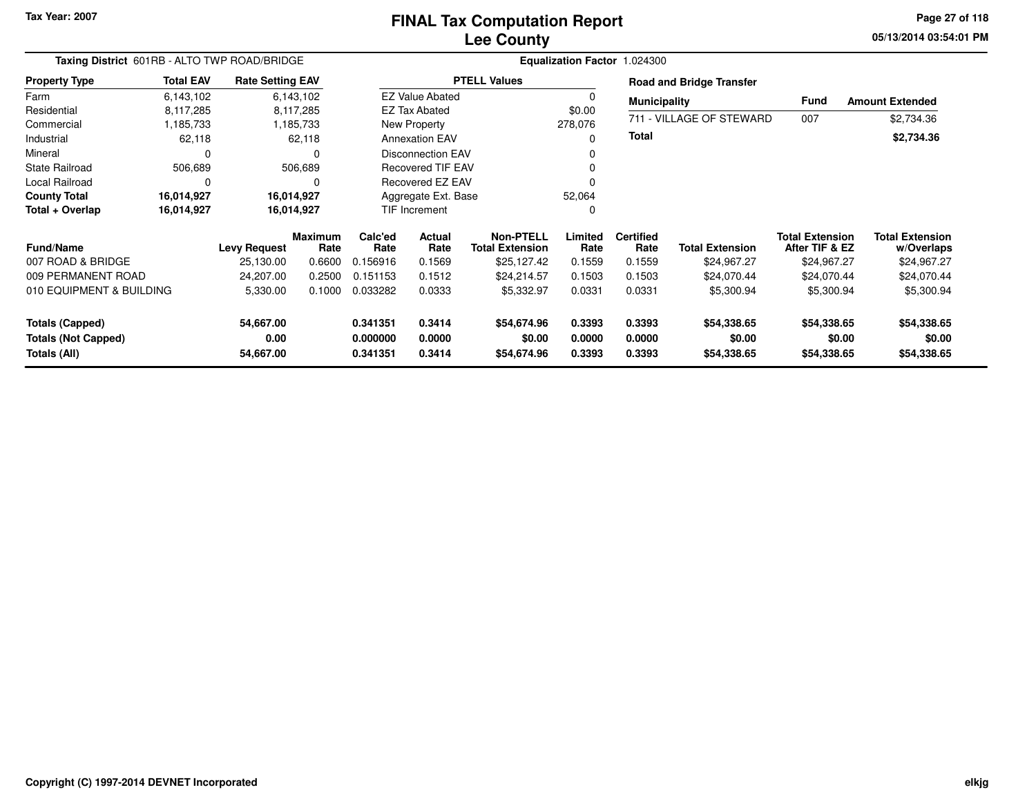Tax Year: 2007

# FINAL Tax Computation Report
## Lee County

05/13/2014 03:54:01 PM

**Taxing District** 601RB - ALTO TWP ROAD/BRIDGE

**Equalization Factor** 1.024300

| Property Type | Total EAV | Rate Setting EAV |
|---|---|---|
| Farm | 6,143,102 | 6,143,102 |
| Residential | 8,117,285 | 8,117,285 |
| Commercial | 1,185,733 | 1,185,733 |
| Industrial | 62,118 | 62,118 |
| Mineral | 0 | 0 |
| State Railroad | 506,689 | 506,689 |
| Local Railroad | 0 | 0 |
| **County Total** | **16,014,927** | **16,014,927** |
| **Total + Overlap** | **16,014,927** | **16,014,927** |

| PTELL Values | |
|---|---|
| EZ Value Abated | 0 |
| EZ Tax Abated | $0.00 |
| New Property | 278,076 |
| Annexation EAV | 0 |
| Disconnection EAV | 0 |
| Recovered TIF EAV | 0 |
| Recovered EZ EAV | 0 |
| Aggregate Ext. Base | 52,064 |
| TIF Increment | 0 |

**Road and Bridge Transfer**

| Municipality | Fund | Amount Extended |
|---|---|---|
| 711 - VILLAGE OF STEWARD | 007 | $2,734.36 |
| **Total** | | **$2,734.36** |

| Fund/Name | Levy Request | Maximum Rate | Calc'ed Rate | Actual Rate | Non-PTELL Total Extension | Limited Rate | Certified Rate | Total Extension | Total Extension After TIF & EZ | Total Extension w/Overlaps |
|---|---|---|---|---|---|---|---|---|---|---|
| 007 ROAD & BRIDGE | 25,130.00 | 0.6600 | 0.156916 | 0.1569 | $25,127.42 | 0.1559 | 0.1559 | $24,967.27 | $24,967.27 | $24,967.27 |
| 009 PERMANENT ROAD | 24,207.00 | 0.2500 | 0.151153 | 0.1512 | $24,214.57 | 0.1503 | 0.1503 | $24,070.44 | $24,070.44 | $24,070.44 |
| 010 EQUIPMENT & BUILDING | 5,330.00 | 0.1000 | 0.033282 | 0.0333 | $5,332.97 | 0.0331 | 0.0331 | $5,300.94 | $5,300.94 | $5,300.94 |
| **Totals (Capped)** | **54,667.00** | | **0.341351** | **0.3414** | **$54,674.96** | **0.3393** | **0.3393** | **$54,338.65** | **$54,338.65** | **$54,338.65** |
| **Totals (Not Capped)** | **0.00** | | **0.000000** | **0.0000** | **$0.00** | **0.0000** | **0.0000** | **$0.00** | **$0.00** | **$0.00** |
| **Totals (All)** | **54,667.00** | | **0.341351** | **0.3414** | **$54,674.96** | **0.3393** | **0.3393** | **$54,338.65** | **$54,338.65** | **$54,338.65** |

Copyright (C) 1997-2014 DEVNET Incorporated

elkjg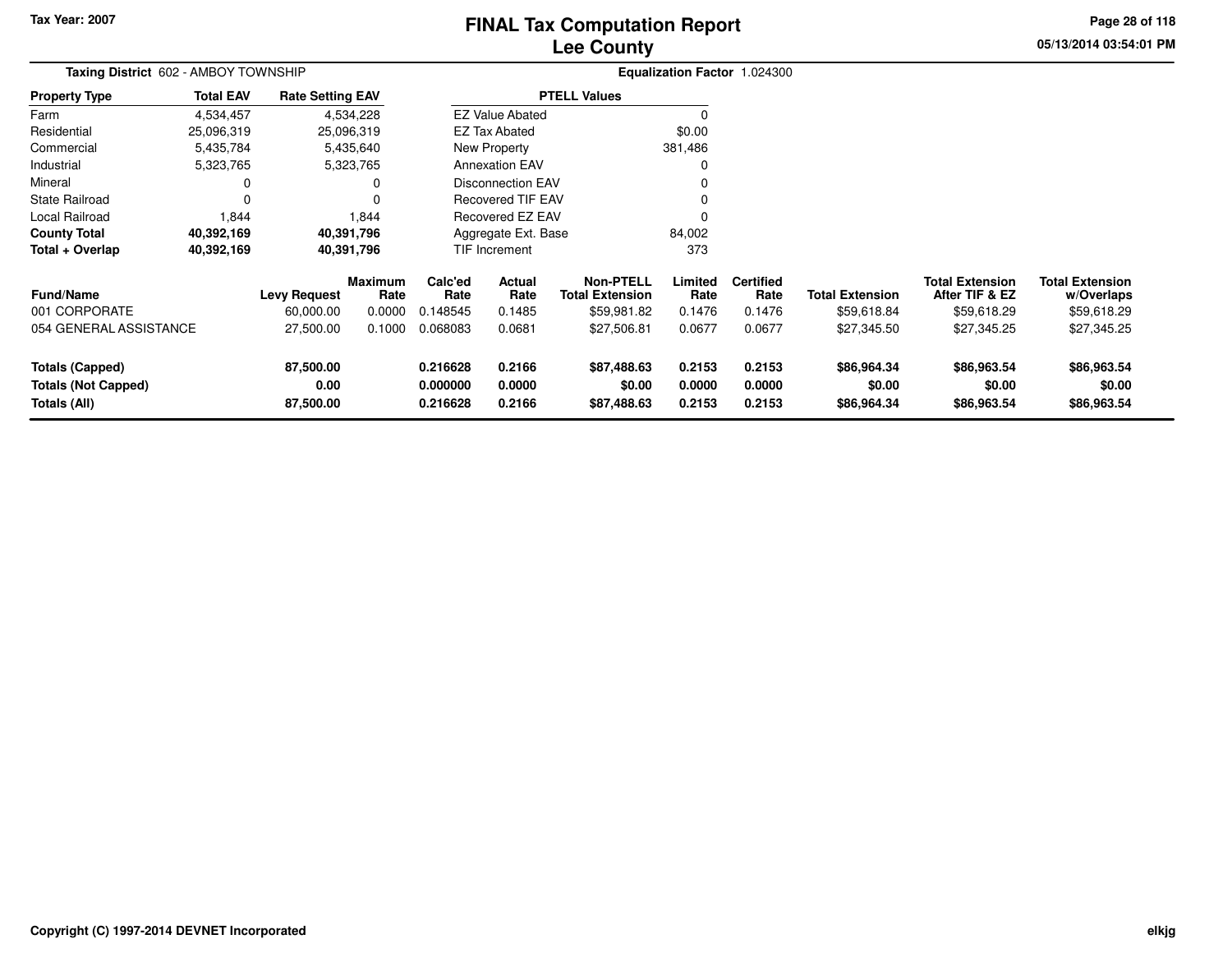# FINAL Tax Computation Report
# Lee County

Tax Year: 2007

05/13/2014 03:54:01 PM

**Taxing District** 602 - AMBOY TOWNSHIP

**Equalization Factor** 1.024300

| Property Type | Total EAV | Rate Setting EAV |
|---|---|---|
| Farm | 4,534,457 | 4,534,228 |
| Residential | 25,096,319 | 25,096,319 |
| Commercial | 5,435,784 | 5,435,640 |
| Industrial | 5,323,765 | 5,323,765 |
| Mineral | 0 | 0 |
| State Railroad | 0 | 0 |
| Local Railroad | 1,844 | 1,844 |
| **County Total** | **40,392,169** | **40,391,796** |
| **Total + Overlap** | **40,392,169** | **40,391,796** |

| PTELL Values | |
|---|---|
| EZ Value Abated | 0 |
| EZ Tax Abated | $0.00 |
| New Property | 381,486 |
| Annexation EAV | 0 |
| Disconnection EAV | 0 |
| Recovered TIF EAV | 0 |
| Recovered EZ EAV | 0 |
| Aggregate Ext. Base | 84,002 |
| TIF Increment | 373 |

| Fund/Name | Levy Request | Maximum Rate | Calc'ed Rate | Actual Rate | Non-PTELL Total Extension | Limited Rate | Certified Rate | Total Extension | Total Extension After TIF & EZ | Total Extension w/Overlaps |
|---|---|---|---|---|---|---|---|---|---|---|
| 001 CORPORATE | 60,000.00 | 0.0000 | 0.148545 | 0.1485 | $59,981.82 | 0.1476 | 0.1476 | $59,618.84 | $59,618.29 | $59,618.29 |
| 054 GENERAL ASSISTANCE | 27,500.00 | 0.1000 | 0.068083 | 0.0681 | $27,506.81 | 0.0677 | 0.0677 | $27,345.50 | $27,345.25 | $27,345.25 |
| **Totals (Capped)** | **87,500.00** | | **0.216628** | **0.2166** | **$87,488.63** | **0.2153** | **0.2153** | **$86,964.34** | **$86,963.54** | **$86,963.54** |
| **Totals (Not Capped)** | **0.00** | | **0.000000** | **0.0000** | **$0.00** | **0.0000** | **0.0000** | **$0.00** | **$0.00** | **$0.00** |
| **Totals (All)** | **87,500.00** | | **0.216628** | **0.2166** | **$87,488.63** | **0.2153** | **0.2153** | **$86,964.34** | **$86,963.54** | **$86,963.54** |

Copyright (C) 1997-2014 DEVNET Incorporated

elkjg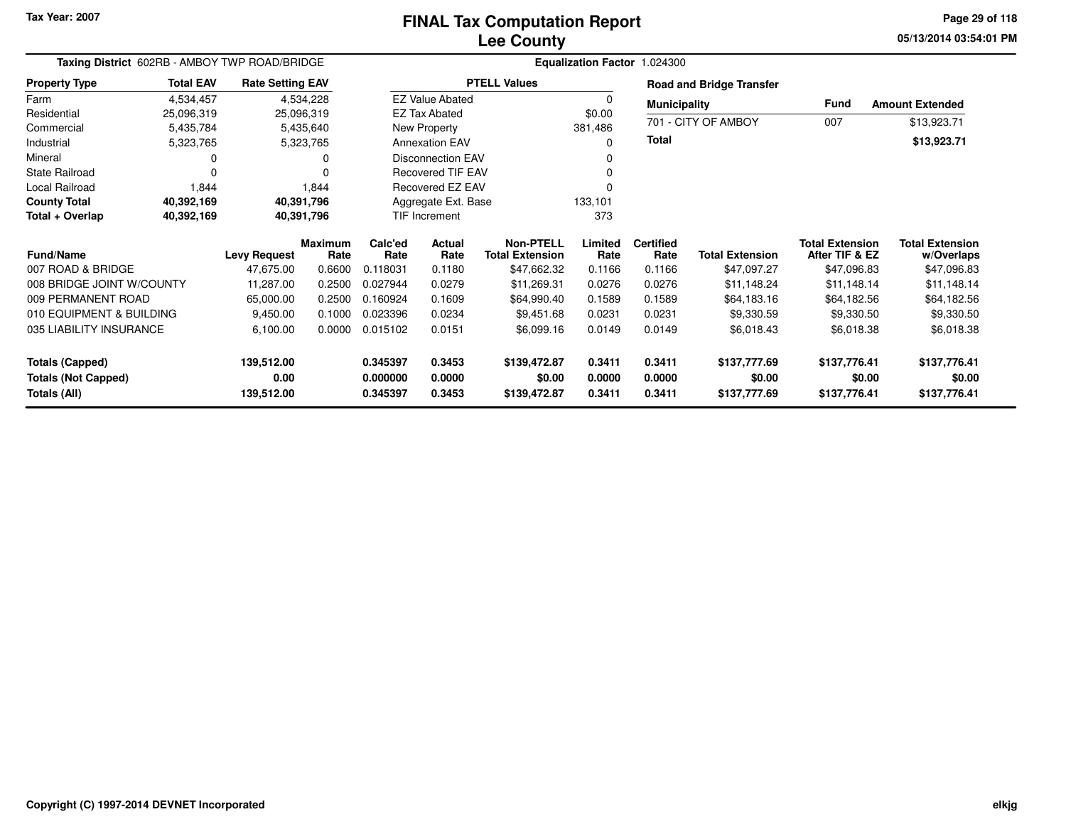Tax Year: 2007

# FINAL Tax Computation Report
## Lee County

05/13/2014 03:54:01 PM

**Taxing District** 602RB - AMBOY TWP ROAD/BRIDGE

**Equalization Factor** 1.024300

| Property Type | Total EAV | Rate Setting EAV |
|---|---|---|
| Farm | 4,534,457 | 4,534,228 |
| Residential | 25,096,319 | 25,096,319 |
| Commercial | 5,435,784 | 5,435,640 |
| Industrial | 5,323,765 | 5,323,765 |
| Mineral | 0 | 0 |
| State Railroad | 0 | 0 |
| Local Railroad | 1,844 | 1,844 |
| **County Total** | **40,392,169** | **40,391,796** |
| **Total + Overlap** | **40,392,169** | **40,391,796** |

| PTELL Values | |
|---|---|
| EZ Value Abated | 0 |
| EZ Tax Abated | $0.00 |
| New Property | 381,486 |
| Annexation EAV | 0 |
| Disconnection EAV | 0 |
| Recovered TIF EAV | 0 |
| Recovered EZ EAV | 0 |
| Aggregate Ext. Base | 133,101 |
| TIF Increment | 373 |

**Road and Bridge Transfer**

| Municipality | Fund | Amount Extended |
|---|---|---|
| 701 - CITY OF AMBOY | 007 | $13,923.71 |
| **Total** | | **$13,923.71** |

| Fund/Name | Levy Request | Maximum Rate | Calc'ed Rate | Actual Rate | Non-PTELL Total Extension | Limited Rate | Certified Rate | Total Extension | Total Extension After TIF & EZ | Total Extension w/Overlaps |
|---|---|---|---|---|---|---|---|---|---|---|
| 007 ROAD & BRIDGE | 47,675.00 | 0.6600 | 0.118031 | 0.1180 | $47,662.32 | 0.1166 | 0.1166 | $47,097.27 | $47,096.83 | $47,096.83 |
| 008 BRIDGE JOINT W/COUNTY | 11,287.00 | 0.2500 | 0.027944 | 0.0279 | $11,269.31 | 0.0276 | 0.0276 | $11,148.24 | $11,148.14 | $11,148.14 |
| 009 PERMANENT ROAD | 65,000.00 | 0.2500 | 0.160924 | 0.1609 | $64,990.40 | 0.1589 | 0.1589 | $64,183.16 | $64,182.56 | $64,182.56 |
| 010 EQUIPMENT & BUILDING | 9,450.00 | 0.1000 | 0.023396 | 0.0234 | $9,451.68 | 0.0231 | 0.0231 | $9,330.59 | $9,330.50 | $9,330.50 |
| 035 LIABILITY INSURANCE | 6,100.00 | 0.0000 | 0.015102 | 0.0151 | $6,099.16 | 0.0149 | 0.0149 | $6,018.43 | $6,018.38 | $6,018.38 |
| **Totals (Capped)** | **139,512.00** | | **0.345397** | **0.3453** | **$139,472.87** | **0.3411** | **0.3411** | **$137,777.69** | **$137,776.41** | **$137,776.41** |
| **Totals (Not Capped)** | **0.00** | | **0.000000** | **0.0000** | **$0.00** | **0.0000** | **0.0000** | **$0.00** | **$0.00** | **$0.00** |
| **Totals (All)** | **139,512.00** | | **0.345397** | **0.3453** | **$139,472.87** | **0.3411** | **0.3411** | **$137,777.69** | **$137,776.41** | **$137,776.41** |

Copyright (C) 1997-2014 DEVNET Incorporated

elkjg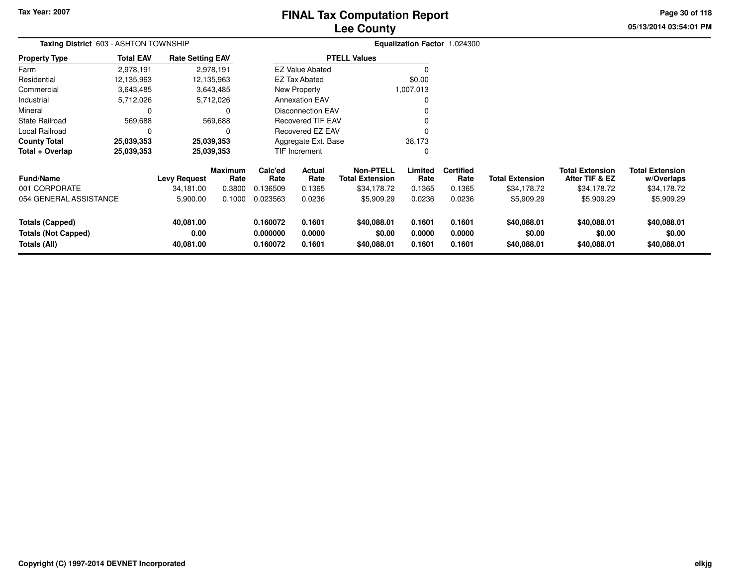# FINAL Tax Computation Report
## Lee County

Tax Year: 2007

05/13/2014 03:54:01 PM

**Taxing District** 603 - ASHTON TOWNSHIP

**Equalization Factor** 1.024300

| Property Type | Total EAV | Rate Setting EAV |
|---|---|---|
| Farm | 2,978,191 | 2,978,191 |
| Residential | 12,135,963 | 12,135,963 |
| Commercial | 3,643,485 | 3,643,485 |
| Industrial | 5,712,026 | 5,712,026 |
| Mineral | 0 | 0 |
| State Railroad | 569,688 | 569,688 |
| Local Railroad | 0 | 0 |
| **County Total** | **25,039,353** | **25,039,353** |
| **Total + Overlap** | **25,039,353** | **25,039,353** |

| PTELL Values | |
|---|---|
| EZ Value Abated | 0 |
| EZ Tax Abated | $0.00 |
| New Property | 1,007,013 |
| Annexation EAV | 0 |
| Disconnection EAV | 0 |
| Recovered TIF EAV | 0 |
| Recovered EZ EAV | 0 |
| Aggregate Ext. Base | 38,173 |
| TIF Increment | 0 |

| Fund/Name | Levy Request | Maximum Rate | Calc'ed Rate | Actual Rate | Non-PTELL Total Extension | Limited Rate | Certified Rate | Total Extension | Total Extension After TIF & EZ | Total Extension w/Overlaps |
|---|---|---|---|---|---|---|---|---|---|---|
| 001 CORPORATE | 34,181.00 | 0.3800 | 0.136509 | 0.1365 | $34,178.72 | 0.1365 | 0.1365 | $34,178.72 | $34,178.72 | $34,178.72 |
| 054 GENERAL ASSISTANCE | 5,900.00 | 0.1000 | 0.023563 | 0.0236 | $5,909.29 | 0.0236 | 0.0236 | $5,909.29 | $5,909.29 | $5,909.29 |
| **Totals (Capped)** | **40,081.00** | | **0.160072** | **0.1601** | **$40,088.01** | **0.1601** | **0.1601** | **$40,088.01** | **$40,088.01** | **$40,088.01** |
| **Totals (Not Capped)** | **0.00** | | **0.000000** | **0.0000** | **$0.00** | **0.0000** | **0.0000** | **$0.00** | **$0.00** | **$0.00** |
| **Totals (All)** | **40,081.00** | | **0.160072** | **0.1601** | **$40,088.01** | **0.1601** | **0.1601** | **$40,088.01** | **$40,088.01** | **$40,088.01** |

Copyright (C) 1997-2014 DEVNET Incorporated

elkjg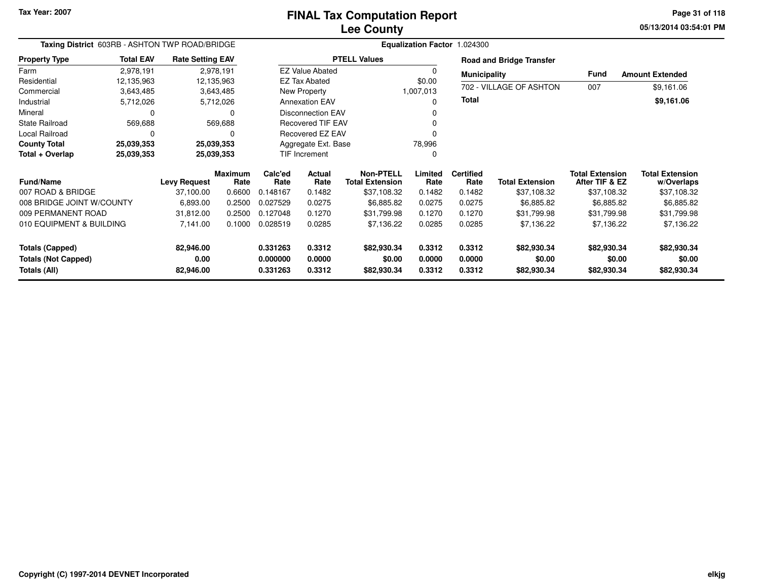Tax Year: 2007

# FINAL Tax Computation Report
## Lee County

05/13/2014 03:54:01 PM

**Taxing District** 603RB - ASHTON TWP ROAD/BRIDGE

**Equalization Factor** 1.024300

| Property Type | Total EAV | Rate Setting EAV |
|---|---|---|
| Farm | 2,978,191 | 2,978,191 |
| Residential | 12,135,963 | 12,135,963 |
| Commercial | 3,643,485 | 3,643,485 |
| Industrial | 5,712,026 | 5,712,026 |
| Mineral | 0 | 0 |
| State Railroad | 569,688 | 569,688 |
| Local Railroad | 0 | 0 |
| **County Total** | **25,039,353** | **25,039,353** |
| **Total + Overlap** | **25,039,353** | **25,039,353** |

| PTELL Values | |
|---|---|
| EZ Value Abated | 0 |
| EZ Tax Abated | $0.00 |
| New Property | 1,007,013 |
| Annexation EAV | 0 |
| Disconnection EAV | 0 |
| Recovered TIF EAV | 0 |
| Recovered EZ EAV | 0 |
| Aggregate Ext. Base | 78,996 |
| TIF Increment | 0 |

**Road and Bridge Transfer**

| Municipality | Fund | Amount Extended |
|---|---|---|
| 702 - VILLAGE OF ASHTON | 007 | $9,161.06 |
| **Total** | | **$9,161.06** |

| Fund/Name | Levy Request | Maximum Rate | Calc'ed Rate | Actual Rate | Non-PTELL Total Extension | Limited Rate | Certified Rate | Total Extension | Total Extension After TIF & EZ | Total Extension w/Overlaps |
|---|---|---|---|---|---|---|---|---|---|---|
| 007 ROAD & BRIDGE | 37,100.00 | 0.6600 | 0.148167 | 0.1482 | $37,108.32 | 0.1482 | 0.1482 | $37,108.32 | $37,108.32 | $37,108.32 |
| 008 BRIDGE JOINT W/COUNTY | 6,893.00 | 0.2500 | 0.027529 | 0.0275 | $6,885.82 | 0.0275 | 0.0275 | $6,885.82 | $6,885.82 | $6,885.82 |
| 009 PERMANENT ROAD | 31,812.00 | 0.2500 | 0.127048 | 0.1270 | $31,799.98 | 0.1270 | 0.1270 | $31,799.98 | $31,799.98 | $31,799.98 |
| 010 EQUIPMENT & BUILDING | 7,141.00 | 0.1000 | 0.028519 | 0.0285 | $7,136.22 | 0.0285 | 0.0285 | $7,136.22 | $7,136.22 | $7,136.22 |
| **Totals (Capped)** | **82,946.00** | | **0.331263** | **0.3312** | **$82,930.34** | **0.3312** | **0.3312** | **$82,930.34** | **$82,930.34** | **$82,930.34** |
| **Totals (Not Capped)** | **0.00** | | **0.000000** | **0.0000** | **$0.00** | **0.0000** | **0.0000** | **$0.00** | **$0.00** | **$0.00** |
| **Totals (All)** | **82,946.00** | | **0.331263** | **0.3312** | **$82,930.34** | **0.3312** | **0.3312** | **$82,930.34** | **$82,930.34** | **$82,930.34** |

Copyright (C) 1997-2014 DEVNET Incorporated

elkjg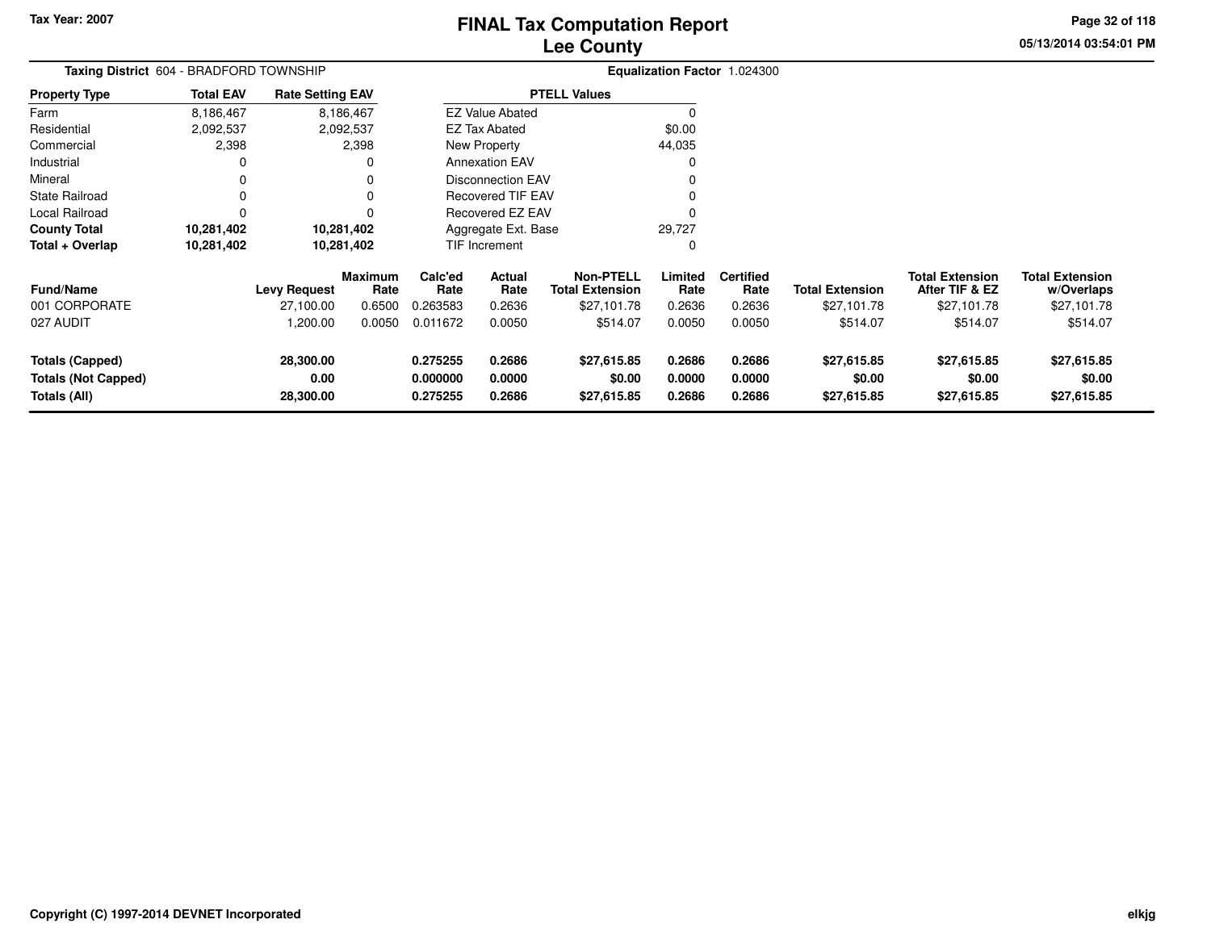Tax Year: 2007

# FINAL Tax Computation Report
## Lee County

05/13/2014 03:54:01 PM

**Taxing District** 604 - BRADFORD TOWNSHIP

**Equalization Factor** 1.024300

| Property Type | Total EAV | Rate Setting EAV |
|---|---|---|
| Farm | 8,186,467 | 8,186,467 |
| Residential | 2,092,537 | 2,092,537 |
| Commercial | 2,398 | 2,398 |
| Industrial | 0 | 0 |
| Mineral | 0 | 0 |
| State Railroad | 0 | 0 |
| Local Railroad | 0 | 0 |
| **County Total** | **10,281,402** | **10,281,402** |
| **Total + Overlap** | **10,281,402** | **10,281,402** |

| PTELL Values | |
|---|---|
| EZ Value Abated | 0 |
| EZ Tax Abated | $0.00 |
| New Property | 44,035 |
| Annexation EAV | 0 |
| Disconnection EAV | 0 |
| Recovered TIF EAV | 0 |
| Recovered EZ EAV | 0 |
| Aggregate Ext. Base | 29,727 |
| TIF Increment | 0 |

| Fund/Name | Levy Request | Maximum Rate | Calc'ed Rate | Actual Rate | Non-PTELL Total Extension | Limited Rate | Certified Rate | Total Extension | Total Extension After TIF & EZ | Total Extension w/Overlaps |
|---|---|---|---|---|---|---|---|---|---|---|
| 001 CORPORATE | 27,100.00 | 0.6500 | 0.263583 | 0.2636 | $27,101.78 | 0.2636 | 0.2636 | $27,101.78 | $27,101.78 | $27,101.78 |
| 027 AUDIT | 1,200.00 | 0.0050 | 0.011672 | 0.0050 | $514.07 | 0.0050 | 0.0050 | $514.07 | $514.07 | $514.07 |
| **Totals (Capped)** | **28,300.00** | | **0.275255** | **0.2686** | **$27,615.85** | **0.2686** | **0.2686** | **$27,615.85** | **$27,615.85** | **$27,615.85** |
| **Totals (Not Capped)** | **0.00** | | **0.000000** | **0.0000** | **$0.00** | **0.0000** | **0.0000** | **$0.00** | **$0.00** | **$0.00** |
| **Totals (All)** | **28,300.00** | | **0.275255** | **0.2686** | **$27,615.85** | **0.2686** | **0.2686** | **$27,615.85** | **$27,615.85** | **$27,615.85** |

Copyright (C) 1997-2014 DEVNET Incorporated

elkjg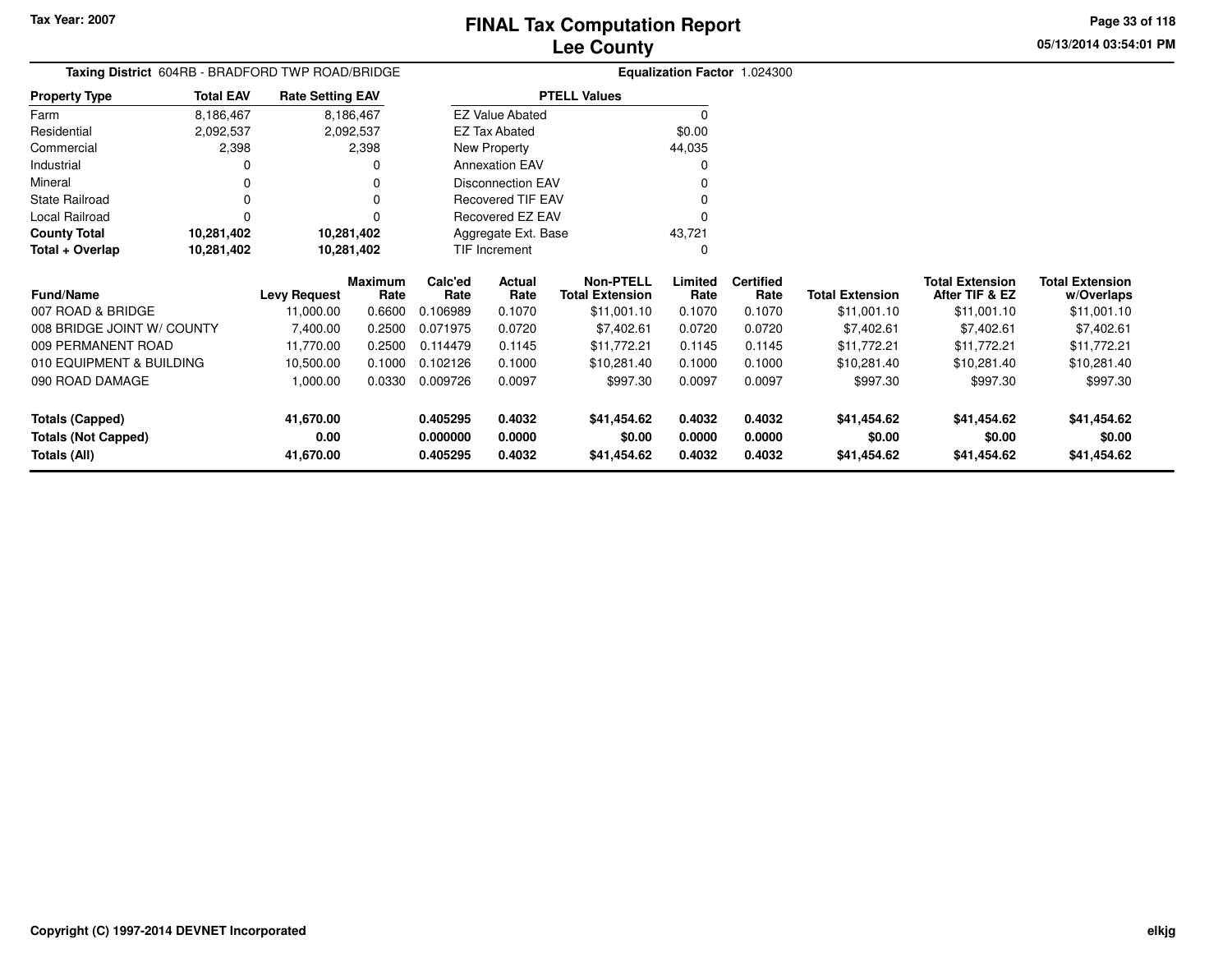Tax Year: 2007

# FINAL Tax Computation Report
## Lee County

05/13/2014 03:54:01 PM

**Taxing District** 604RB - BRADFORD TWP ROAD/BRIDGE

**Equalization Factor** 1.024300

| Property Type | Total EAV | Rate Setting EAV |
|---|---|---|
| Farm | 8,186,467 | 8,186,467 |
| Residential | 2,092,537 | 2,092,537 |
| Commercial | 2,398 | 2,398 |
| Industrial | 0 | 0 |
| Mineral | 0 | 0 |
| State Railroad | 0 | 0 |
| Local Railroad | 0 | 0 |
| **County Total** | **10,281,402** | **10,281,402** |
| **Total + Overlap** | **10,281,402** | **10,281,402** |

| PTELL Values | |
|---|---|
| EZ Value Abated | 0 |
| EZ Tax Abated | $0.00 |
| New Property | 44,035 |
| Annexation EAV | 0 |
| Disconnection EAV | 0 |
| Recovered TIF EAV | 0 |
| Recovered EZ EAV | 0 |
| Aggregate Ext. Base | 43,721 |
| TIF Increment | 0 |

| Fund/Name | Levy Request | Maximum Rate | Calc'ed Rate | Actual Rate | Non-PTELL Total Extension | Limited Rate | Certified Rate | Total Extension | Total Extension After TIF & EZ | Total Extension w/Overlaps |
|---|---|---|---|---|---|---|---|---|---|---|
| 007 ROAD & BRIDGE | 11,000.00 | 0.6600 | 0.106989 | 0.1070 | $11,001.10 | 0.1070 | 0.1070 | $11,001.10 | $11,001.10 | $11,001.10 |
| 008 BRIDGE JOINT W/ COUNTY | 7,400.00 | 0.2500 | 0.071975 | 0.0720 | $7,402.61 | 0.0720 | 0.0720 | $7,402.61 | $7,402.61 | $7,402.61 |
| 009 PERMANENT ROAD | 11,770.00 | 0.2500 | 0.114479 | 0.1145 | $11,772.21 | 0.1145 | 0.1145 | $11,772.21 | $11,772.21 | $11,772.21 |
| 010 EQUIPMENT & BUILDING | 10,500.00 | 0.1000 | 0.102126 | 0.1000 | $10,281.40 | 0.1000 | 0.1000 | $10,281.40 | $10,281.40 | $10,281.40 |
| 090 ROAD DAMAGE | 1,000.00 | 0.0330 | 0.009726 | 0.0097 | $997.30 | 0.0097 | 0.0097 | $997.30 | $997.30 | $997.30 |
| **Totals (Capped)** | **41,670.00** | | **0.405295** | **0.4032** | **$41,454.62** | **0.4032** | **0.4032** | **$41,454.62** | **$41,454.62** | **$41,454.62** |
| **Totals (Not Capped)** | **0.00** | | **0.000000** | **0.0000** | **$0.00** | **0.0000** | **0.0000** | **$0.00** | **$0.00** | **$0.00** |
| **Totals (All)** | **41,670.00** | | **0.405295** | **0.4032** | **$41,454.62** | **0.4032** | **0.4032** | **$41,454.62** | **$41,454.62** | **$41,454.62** |

Copyright (C) 1997-2014 DEVNET Incorporated

elkjg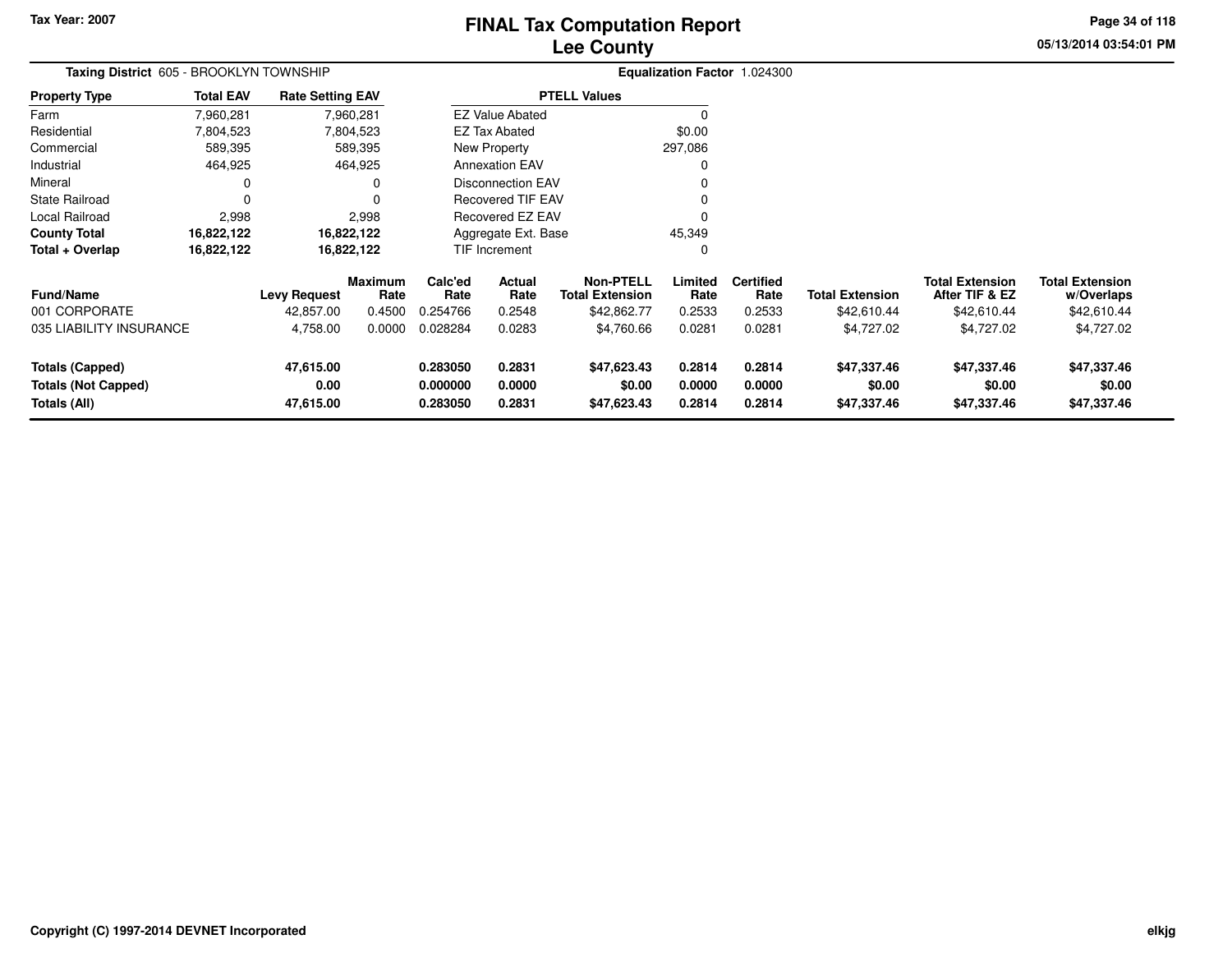Tax Year: 2007

# FINAL Tax Computation Report
## Lee County

05/13/2014 03:54:01 PM

**Taxing District** 605 - BROOKLYN TOWNSHIP

**Equalization Factor** 1.024300

| Property Type | Total EAV | Rate Setting EAV |
|---|---|---|
| Farm | 7,960,281 | 7,960,281 |
| Residential | 7,804,523 | 7,804,523 |
| Commercial | 589,395 | 589,395 |
| Industrial | 464,925 | 464,925 |
| Mineral | 0 | 0 |
| State Railroad | 0 | 0 |
| Local Railroad | 2,998 | 2,998 |
| **County Total** | **16,822,122** | **16,822,122** |
| **Total + Overlap** | **16,822,122** | **16,822,122** |

| PTELL Values | |
|---|---|
| EZ Value Abated | 0 |
| EZ Tax Abated | $0.00 |
| New Property | 297,086 |
| Annexation EAV | 0 |
| Disconnection EAV | 0 |
| Recovered TIF EAV | 0 |
| Recovered EZ EAV | 0 |
| Aggregate Ext. Base | 45,349 |
| TIF Increment | 0 |

| Fund/Name | Levy Request | Maximum Rate | Calc'ed Rate | Actual Rate | Non-PTELL Total Extension | Limited Rate | Certified Rate | Total Extension | Total Extension After TIF & EZ | Total Extension w/Overlaps |
|---|---|---|---|---|---|---|---|---|---|---|
| 001 CORPORATE | 42,857.00 | 0.4500 | 0.254766 | 0.2548 | $42,862.77 | 0.2533 | 0.2533 | $42,610.44 | $42,610.44 | $42,610.44 |
| 035 LIABILITY INSURANCE | 4,758.00 | 0.0000 | 0.028284 | 0.0283 | $4,760.66 | 0.0281 | 0.0281 | $4,727.02 | $4,727.02 | $4,727.02 |
| **Totals (Capped)** | **47,615.00** | | **0.283050** | **0.2831** | **$47,623.43** | **0.2814** | **0.2814** | **$47,337.46** | **$47,337.46** | **$47,337.46** |
| **Totals (Not Capped)** | **0.00** | | **0.000000** | **0.0000** | **$0.00** | **0.0000** | **0.0000** | **$0.00** | **$0.00** | **$0.00** |
| **Totals (All)** | **47,615.00** | | **0.283050** | **0.2831** | **$47,623.43** | **0.2814** | **0.2814** | **$47,337.46** | **$47,337.46** | **$47,337.46** |

**Copyright (C) 1997-2014 DEVNET Incorporated** elkjg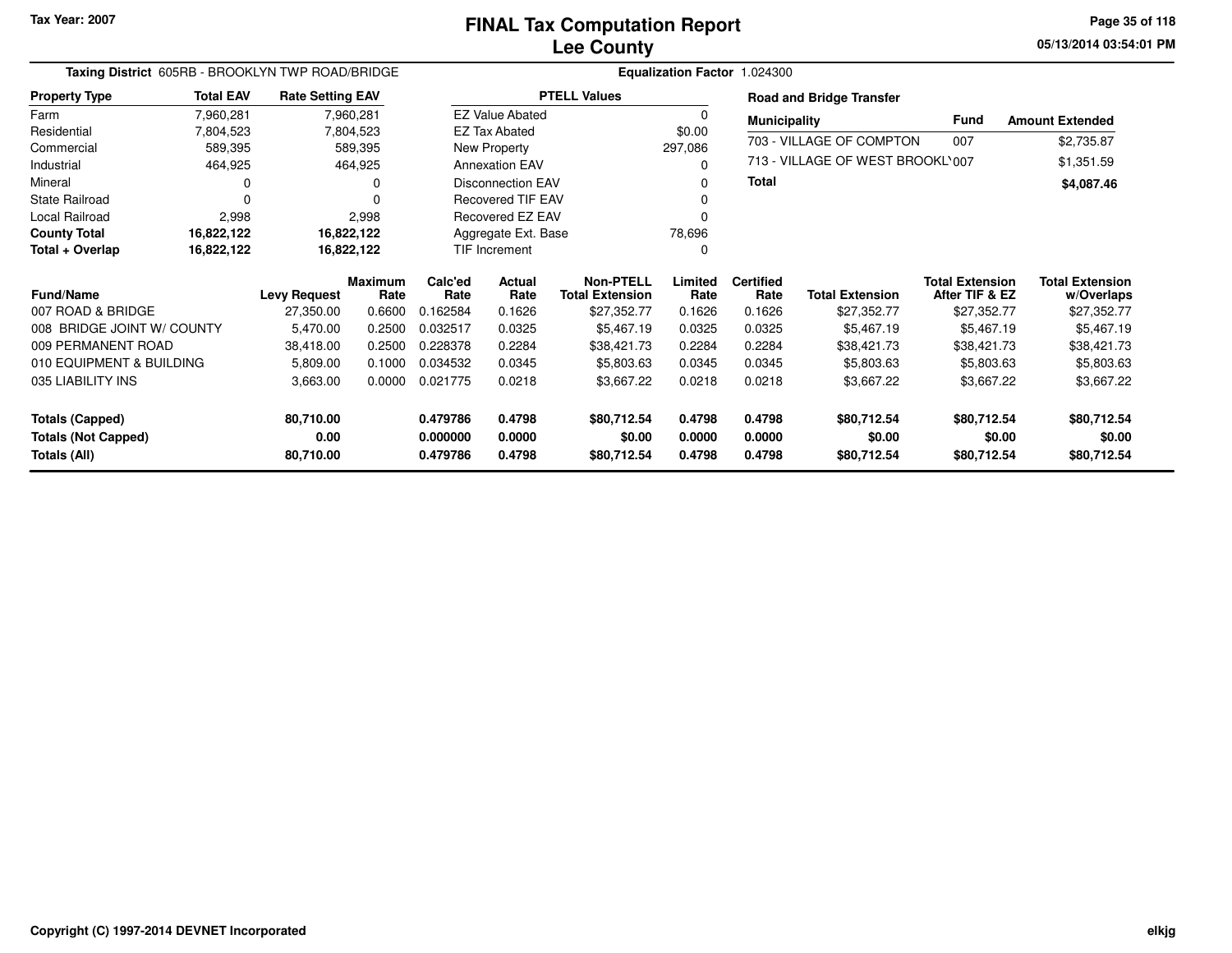Tax Year: 2007

# FINAL Tax Computation Report
## Lee County

05/13/2014 03:54:01 PM

**Taxing District** 605RB - BROOKLYN TWP ROAD/BRIDGE

**Equalization Factor** 1.024300

| Property Type | Total EAV | Rate Setting EAV |
|---|---|---|
| Farm | 7,960,281 | 7,960,281 |
| Residential | 7,804,523 | 7,804,523 |
| Commercial | 589,395 | 589,395 |
| Industrial | 464,925 | 464,925 |
| Mineral | 0 | 0 |
| State Railroad | 0 | 0 |
| Local Railroad | 2,998 | 2,998 |
| **County Total** | **16,822,122** | **16,822,122** |
| **Total + Overlap** | **16,822,122** | **16,822,122** |

| PTELL Values | |
|---|---|
| EZ Value Abated | 0 |
| EZ Tax Abated | $0.00 |
| New Property | 297,086 |
| Annexation EAV | 0 |
| Disconnection EAV | 0 |
| Recovered TIF EAV | 0 |
| Recovered EZ EAV | 0 |
| Aggregate Ext. Base | 78,696 |
| TIF Increment | 0 |

**Road and Bridge Transfer**

| Municipality | Fund | Amount Extended |
|---|---|---|
| 703 - VILLAGE OF COMPTON | 007 | $2,735.87 |
| 713 - VILLAGE OF WEST BROOKL' | 007 | $1,351.59 |
| **Total** | | **$4,087.46** |

| Fund/Name | Levy Request | Maximum Rate | Calc'ed Rate | Actual Rate | Non-PTELL Total Extension | Limited Rate | Certified Rate | Total Extension | Total Extension After TIF & EZ | Total Extension w/Overlaps |
|---|---|---|---|---|---|---|---|---|---|---|
| 007 ROAD & BRIDGE | 27,350.00 | 0.6600 | 0.162584 | 0.1626 | $27,352.77 | 0.1626 | 0.1626 | $27,352.77 | $27,352.77 | $27,352.77 |
| 008 BRIDGE JOINT W/ COUNTY | 5,470.00 | 0.2500 | 0.032517 | 0.0325 | $5,467.19 | 0.0325 | 0.0325 | $5,467.19 | $5,467.19 | $5,467.19 |
| 009 PERMANENT ROAD | 38,418.00 | 0.2500 | 0.228378 | 0.2284 | $38,421.73 | 0.2284 | 0.2284 | $38,421.73 | $38,421.73 | $38,421.73 |
| 010 EQUIPMENT & BUILDING | 5,809.00 | 0.1000 | 0.034532 | 0.0345 | $5,803.63 | 0.0345 | 0.0345 | $5,803.63 | $5,803.63 | $5,803.63 |
| 035 LIABILITY INS | 3,663.00 | 0.0000 | 0.021775 | 0.0218 | $3,667.22 | 0.0218 | 0.0218 | $3,667.22 | $3,667.22 | $3,667.22 |
| **Totals (Capped)** | **80,710.00** | | **0.479786** | **0.4798** | **$80,712.54** | **0.4798** | **0.4798** | **$80,712.54** | **$80,712.54** | **$80,712.54** |
| **Totals (Not Capped)** | **0.00** | | **0.000000** | **0.0000** | **$0.00** | **0.0000** | **0.0000** | **$0.00** | **$0.00** | **$0.00** |
| **Totals (All)** | **80,710.00** | | **0.479786** | **0.4798** | **$80,712.54** | **0.4798** | **0.4798** | **$80,712.54** | **$80,712.54** | **$80,712.54** |

Copyright (C) 1997-2014 DEVNET Incorporated

elkjg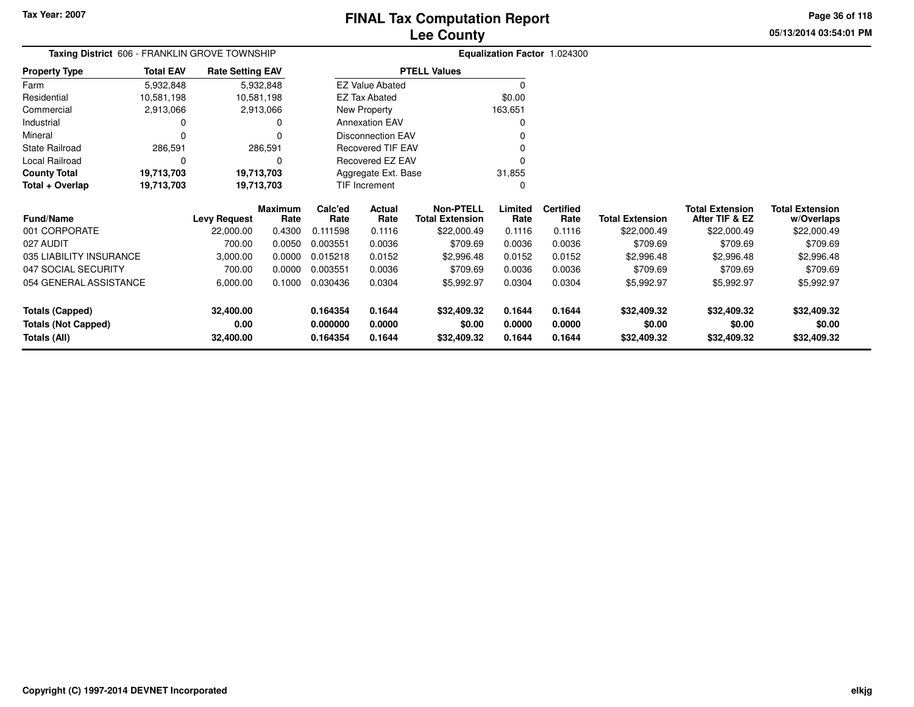Tax Year: 2007

# FINAL Tax Computation Report
## Lee County

05/13/2014 03:54:01 PM

**Taxing District** 606 - FRANKLIN GROVE TOWNSHIP

**Equalization Factor** 1.024300

| Property Type | Total EAV | Rate Setting EAV |
|---|---|---|
| Farm | 5,932,848 | 5,932,848 |
| Residential | 10,581,198 | 10,581,198 |
| Commercial | 2,913,066 | 2,913,066 |
| Industrial | 0 | 0 |
| Mineral | 0 | 0 |
| State Railroad | 286,591 | 286,591 |
| Local Railroad | 0 | 0 |
| **County Total** | **19,713,703** | **19,713,703** |
| **Total + Overlap** | **19,713,703** | **19,713,703** |

| PTELL Values | |
|---|---|
| EZ Value Abated | 0 |
| EZ Tax Abated | $0.00 |
| New Property | 163,651 |
| Annexation EAV | 0 |
| Disconnection EAV | 0 |
| Recovered TIF EAV | 0 |
| Recovered EZ EAV | 0 |
| Aggregate Ext. Base | 31,855 |
| TIF Increment | 0 |

| Fund/Name | Levy Request | Maximum Rate | Calc'ed Rate | Actual Rate | Non-PTELL Total Extension | Limited Rate | Certified Rate | Total Extension | Total Extension After TIF & EZ | Total Extension w/Overlaps |
|---|---|---|---|---|---|---|---|---|---|---|
| 001 CORPORATE | 22,000.00 | 0.4300 | 0.111598 | 0.1116 | $22,000.49 | 0.1116 | 0.1116 | $22,000.49 | $22,000.49 | $22,000.49 |
| 027 AUDIT | 700.00 | 0.0050 | 0.003551 | 0.0036 | $709.69 | 0.0036 | 0.0036 | $709.69 | $709.69 | $709.69 |
| 035 LIABILITY INSURANCE | 3,000.00 | 0.0000 | 0.015218 | 0.0152 | $2,996.48 | 0.0152 | 0.0152 | $2,996.48 | $2,996.48 | $2,996.48 |
| 047 SOCIAL SECURITY | 700.00 | 0.0000 | 0.003551 | 0.0036 | $709.69 | 0.0036 | 0.0036 | $709.69 | $709.69 | $709.69 |
| 054 GENERAL ASSISTANCE | 6,000.00 | 0.1000 | 0.030436 | 0.0304 | $5,992.97 | 0.0304 | 0.0304 | $5,992.97 | $5,992.97 | $5,992.97 |
| **Totals (Capped)** | **32,400.00** | | **0.164354** | **0.1644** | **$32,409.32** | **0.1644** | **0.1644** | **$32,409.32** | **$32,409.32** | **$32,409.32** |
| **Totals (Not Capped)** | **0.00** | | **0.000000** | **0.0000** | **$0.00** | **0.0000** | **0.0000** | **$0.00** | **$0.00** | **$0.00** |
| **Totals (All)** | **32,400.00** | | **0.164354** | **0.1644** | **$32,409.32** | **0.1644** | **0.1644** | **$32,409.32** | **$32,409.32** | **$32,409.32** |

Copyright (C) 1997-2014 DEVNET Incorporated

elkjg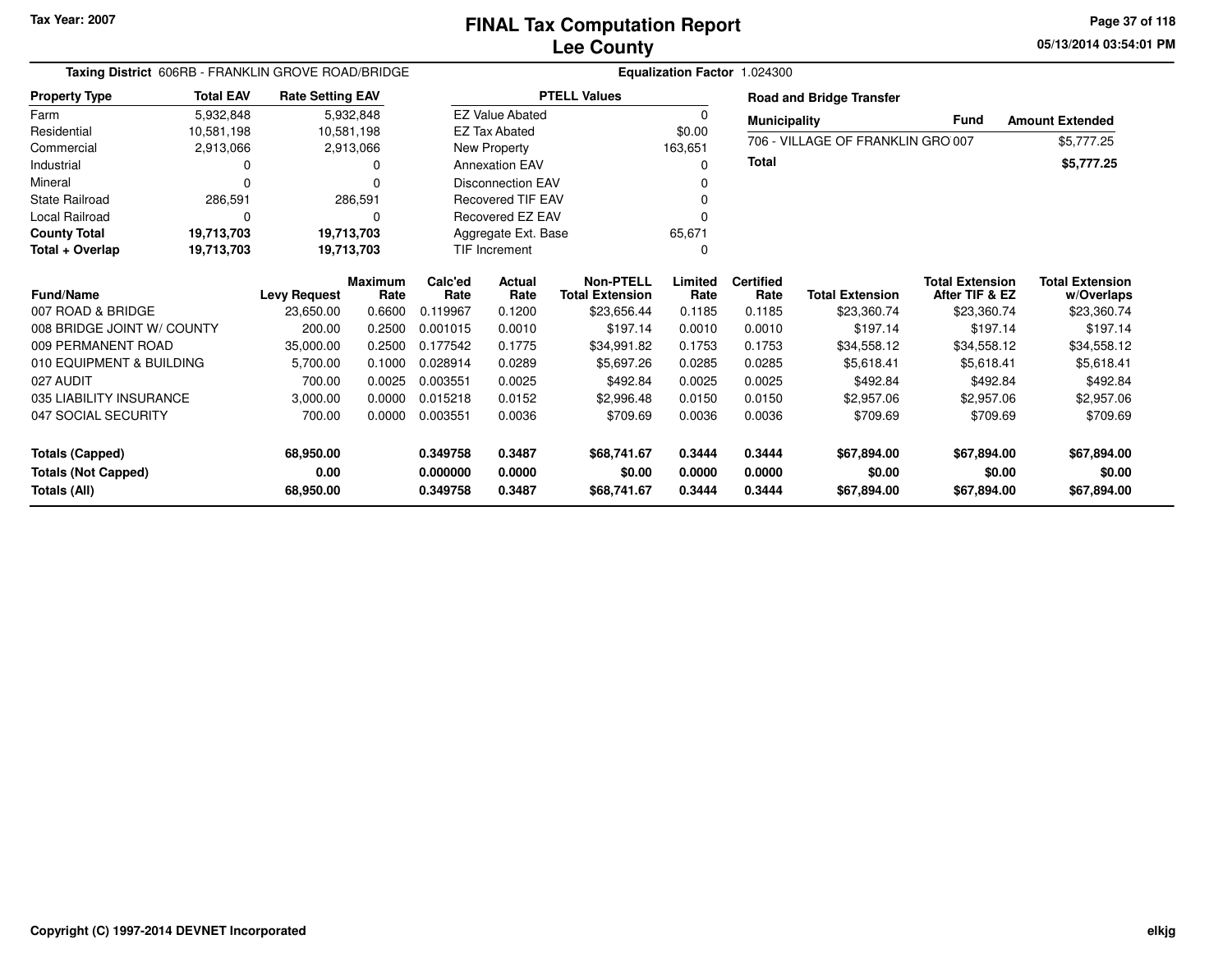Tax Year: 2007

# FINAL Tax Computation Report
## Lee County

05/13/2014 03:54:01 PM

**Taxing District** 606RB - FRANKLIN GROVE ROAD/BRIDGE

**Equalization Factor** 1.024300

| Property Type | Total EAV | Rate Setting EAV |
|---|---|---|
| Farm | 5,932,848 | 5,932,848 |
| Residential | 10,581,198 | 10,581,198 |
| Commercial | 2,913,066 | 2,913,066 |
| Industrial | 0 | 0 |
| Mineral | 0 | 0 |
| State Railroad | 286,591 | 286,591 |
| Local Railroad | 0 | 0 |
| **County Total** | **19,713,703** | **19,713,703** |
| **Total + Overlap** | **19,713,703** | **19,713,703** |

| PTELL Values | |
|---|---|
| EZ Value Abated | 0 |
| EZ Tax Abated | $0.00 |
| New Property | 163,651 |
| Annexation EAV | 0 |
| Disconnection EAV | 0 |
| Recovered TIF EAV | 0 |
| Recovered EZ EAV | 0 |
| Aggregate Ext. Base | 65,671 |
| TIF Increment | 0 |

**Road and Bridge Transfer**

| Municipality | Fund | Amount Extended |
|---|---|---|
| 706 - VILLAGE OF FRANKLIN GRO | 007 | $5,777.25 |
| **Total** | | **$5,777.25** |

| Fund/Name | Levy Request | Maximum Rate | Calc'ed Rate | Actual Rate | Non-PTELL Total Extension | Limited Rate | Certified Rate | Total Extension | Total Extension After TIF & EZ | Total Extension w/Overlaps |
|---|---|---|---|---|---|---|---|---|---|---|
| 007 ROAD & BRIDGE | 23,650.00 | 0.6600 | 0.119967 | 0.1200 | $23,656.44 | 0.1185 | 0.1185 | $23,360.74 | $23,360.74 | $23,360.74 |
| 008 BRIDGE JOINT W/ COUNTY | 200.00 | 0.2500 | 0.001015 | 0.0010 | $197.14 | 0.0010 | 0.0010 | $197.14 | $197.14 | $197.14 |
| 009 PERMANENT ROAD | 35,000.00 | 0.2500 | 0.177542 | 0.1775 | $34,991.82 | 0.1753 | 0.1753 | $34,558.12 | $34,558.12 | $34,558.12 |
| 010 EQUIPMENT & BUILDING | 5,700.00 | 0.1000 | 0.028914 | 0.0289 | $5,697.26 | 0.0285 | 0.0285 | $5,618.41 | $5,618.41 | $5,618.41 |
| 027 AUDIT | 700.00 | 0.0025 | 0.003551 | 0.0025 | $492.84 | 0.0025 | 0.0025 | $492.84 | $492.84 | $492.84 |
| 035 LIABILITY INSURANCE | 3,000.00 | 0.0000 | 0.015218 | 0.0152 | $2,996.48 | 0.0150 | 0.0150 | $2,957.06 | $2,957.06 | $2,957.06 |
| 047 SOCIAL SECURITY | 700.00 | 0.0000 | 0.003551 | 0.0036 | $709.69 | 0.0036 | 0.0036 | $709.69 | $709.69 | $709.69 |
| **Totals (Capped)** | **68,950.00** | | **0.349758** | **0.3487** | **$68,741.67** | **0.3444** | **0.3444** | **$67,894.00** | **$67,894.00** | **$67,894.00** |
| **Totals (Not Capped)** | **0.00** | | **0.000000** | **0.0000** | **$0.00** | **0.0000** | **0.0000** | **$0.00** | **$0.00** | **$0.00** |
| **Totals (All)** | **68,950.00** | | **0.349758** | **0.3487** | **$68,741.67** | **0.3444** | **0.3444** | **$67,894.00** | **$67,894.00** | **$67,894.00** |

Copyright (C) 1997-2014 DEVNET Incorporated

elkjg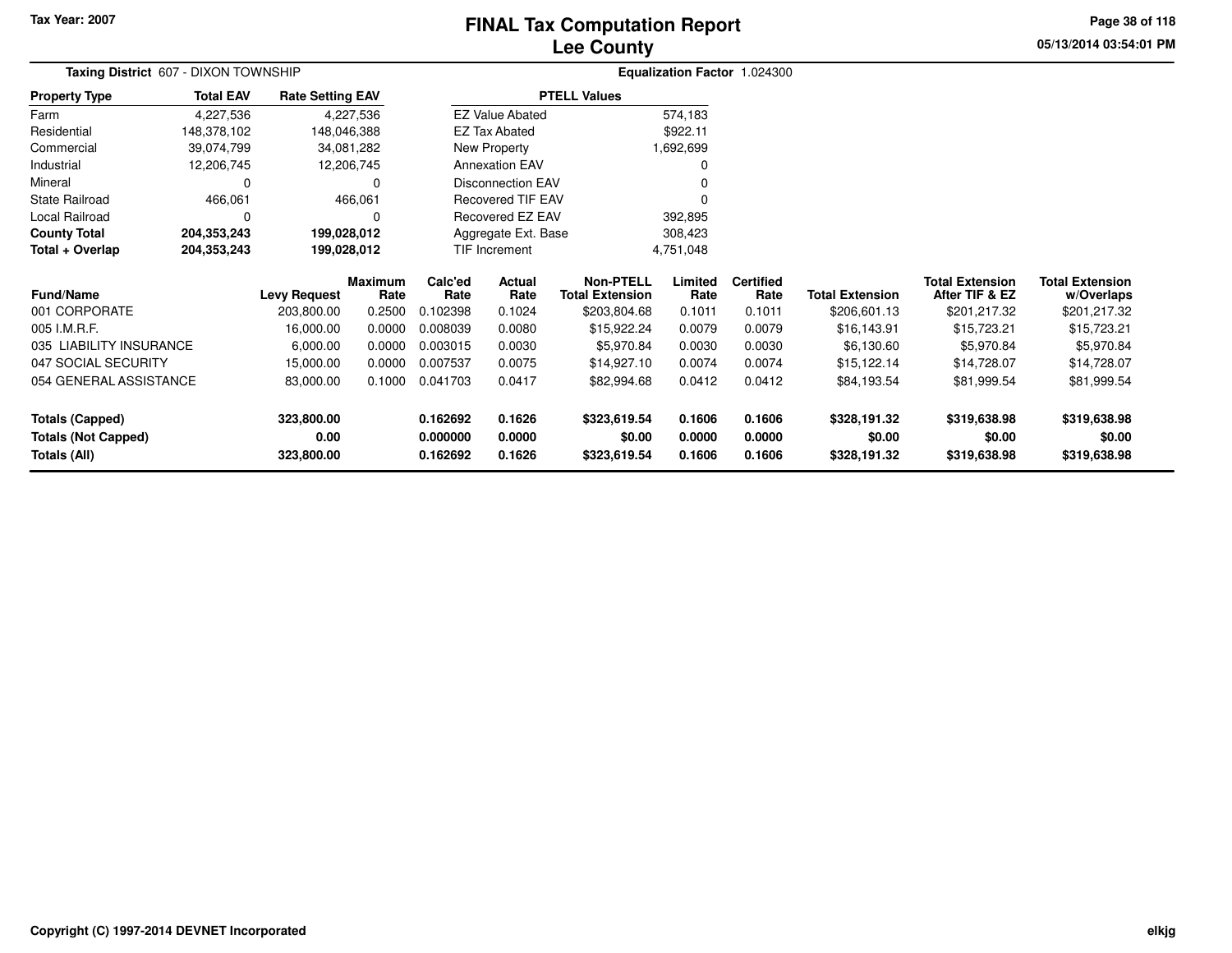Tax Year: 2007

# FINAL Tax Computation Report
## Lee County

**Taxing District** 607 - DIXON TOWNSHIP

**Equalization Factor** 1.024300

| Property Type | Total EAV | Rate Setting EAV |
|---|---|---|
| Farm | 4,227,536 | 4,227,536 |
| Residential | 148,378,102 | 148,046,388 |
| Commercial | 39,074,799 | 34,081,282 |
| Industrial | 12,206,745 | 12,206,745 |
| Mineral | 0 | 0 |
| State Railroad | 466,061 | 466,061 |
| Local Railroad | 0 | 0 |
| **County Total** | **204,353,243** | **199,028,012** |
| **Total + Overlap** | **204,353,243** | **199,028,012** |

| PTELL Values | |
|---|---|
| EZ Value Abated | 574,183 |
| EZ Tax Abated | $922.11 |
| New Property | 1,692,699 |
| Annexation EAV | 0 |
| Disconnection EAV | 0 |
| Recovered TIF EAV | 0 |
| Recovered EZ EAV | 392,895 |
| Aggregate Ext. Base | 308,423 |
| TIF Increment | 4,751,048 |

| Fund/Name | Levy Request | Maximum Rate | Calc'ed Rate | Actual Rate | Non-PTELL Total Extension | Limited Rate | Certified Rate | Total Extension | Total Extension After TIF & EZ | Total Extension w/Overlaps |
|---|---|---|---|---|---|---|---|---|---|---|
| 001 CORPORATE | 203,800.00 | 0.2500 | 0.102398 | 0.1024 | $203,804.68 | 0.1011 | 0.1011 | $206,601.13 | $201,217.32 | $201,217.32 |
| 005 I.M.R.F. | 16,000.00 | 0.0000 | 0.008039 | 0.0080 | $15,922.24 | 0.0079 | 0.0079 | $16,143.91 | $15,723.21 | $15,723.21 |
| 035 LIABILITY INSURANCE | 6,000.00 | 0.0000 | 0.003015 | 0.0030 | $5,970.84 | 0.0030 | 0.0030 | $6,130.60 | $5,970.84 | $5,970.84 |
| 047 SOCIAL SECURITY | 15,000.00 | 0.0000 | 0.007537 | 0.0075 | $14,927.10 | 0.0074 | 0.0074 | $15,122.14 | $14,728.07 | $14,728.07 |
| 054 GENERAL ASSISTANCE | 83,000.00 | 0.1000 | 0.041703 | 0.0417 | $82,994.68 | 0.0412 | 0.0412 | $84,193.54 | $81,999.54 | $81,999.54 |
| **Totals (Capped)** | **323,800.00** | | **0.162692** | **0.1626** | **$323,619.54** | **0.1606** | **0.1606** | **$328,191.32** | **$319,638.98** | **$319,638.98** |
| **Totals (Not Capped)** | **0.00** | | **0.000000** | **0.0000** | **$0.00** | **0.0000** | **0.0000** | **$0.00** | **$0.00** | **$0.00** |
| **Totals (All)** | **323,800.00** | | **0.162692** | **0.1626** | **$323,619.54** | **0.1606** | **0.1606** | **$328,191.32** | **$319,638.98** | **$319,638.98** |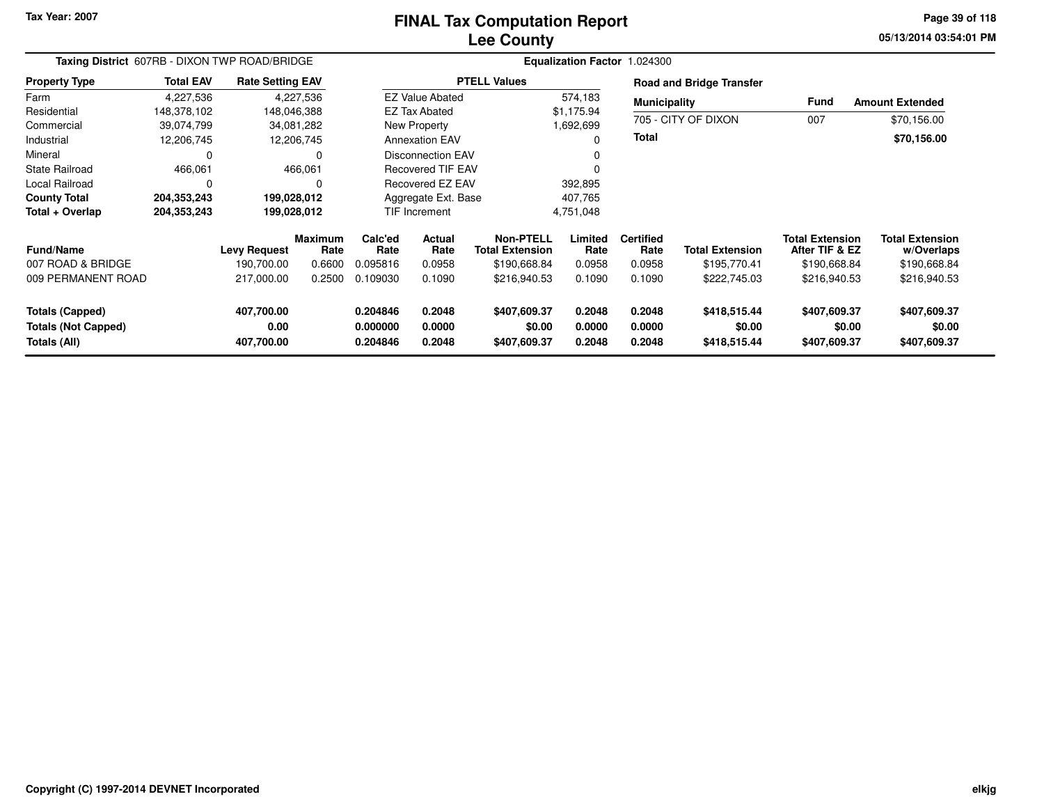Tax Year: 2007

# FINAL Tax Computation Report
## Lee County

05/13/2014 03:54:01 PM

**Taxing District** 607RB - DIXON TWP ROAD/BRIDGE

**Equalization Factor** 1.024300

| Property Type | Total EAV | Rate Setting EAV |
|---|---|---|
| Farm | 4,227,536 | 4,227,536 |
| Residential | 148,378,102 | 148,046,388 |
| Commercial | 39,074,799 | 34,081,282 |
| Industrial | 12,206,745 | 12,206,745 |
| Mineral | 0 | 0 |
| State Railroad | 466,061 | 466,061 |
| Local Railroad | 0 | 0 |
| **County Total** | **204,353,243** | **199,028,012** |
| **Total + Overlap** | **204,353,243** | **199,028,012** |

| PTELL Values | |
|---|---|
| EZ Value Abated | 574,183 |
| EZ Tax Abated | $1,175.94 |
| New Property | 1,692,699 |
| Annexation EAV | 0 |
| Disconnection EAV | 0 |
| Recovered TIF EAV | 0 |
| Recovered EZ EAV | 392,895 |
| Aggregate Ext. Base | 407,765 |
| TIF Increment | 4,751,048 |

**Road and Bridge Transfer**

| Municipality | Fund | Amount Extended |
|---|---|---|
| 705 - CITY OF DIXON | 007 | $70,156.00 |
| **Total** | | **$70,156.00** |

| Fund/Name | Levy Request | Maximum Rate | Calc'ed Rate | Actual Rate | Non-PTELL Total Extension | Limited Rate | Certified Rate | Total Extension | Total Extension After TIF & EZ | Total Extension w/Overlaps |
|---|---|---|---|---|---|---|---|---|---|---|
| 007 ROAD & BRIDGE | 190,700.00 | 0.6600 | 0.095816 | 0.0958 | $190,668.84 | 0.0958 | 0.0958 | $195,770.41 | $190,668.84 | $190,668.84 |
| 009 PERMANENT ROAD | 217,000.00 | 0.2500 | 0.109030 | 0.1090 | $216,940.53 | 0.1090 | 0.1090 | $222,745.03 | $216,940.53 | $216,940.53 |
| **Totals (Capped)** | **407,700.00** | | **0.204846** | **0.2048** | **$407,609.37** | **0.2048** | **0.2048** | **$418,515.44** | **$407,609.37** | **$407,609.37** |
| **Totals (Not Capped)** | **0.00** | | **0.000000** | **0.0000** | **$0.00** | **0.0000** | **0.0000** | **$0.00** | **$0.00** | **$0.00** |
| **Totals (All)** | **407,700.00** | | **0.204846** | **0.2048** | **$407,609.37** | **0.2048** | **0.2048** | **$418,515.44** | **$407,609.37** | **$407,609.37** |

Copyright (C) 1997-2014 DEVNET Incorporated

elkjg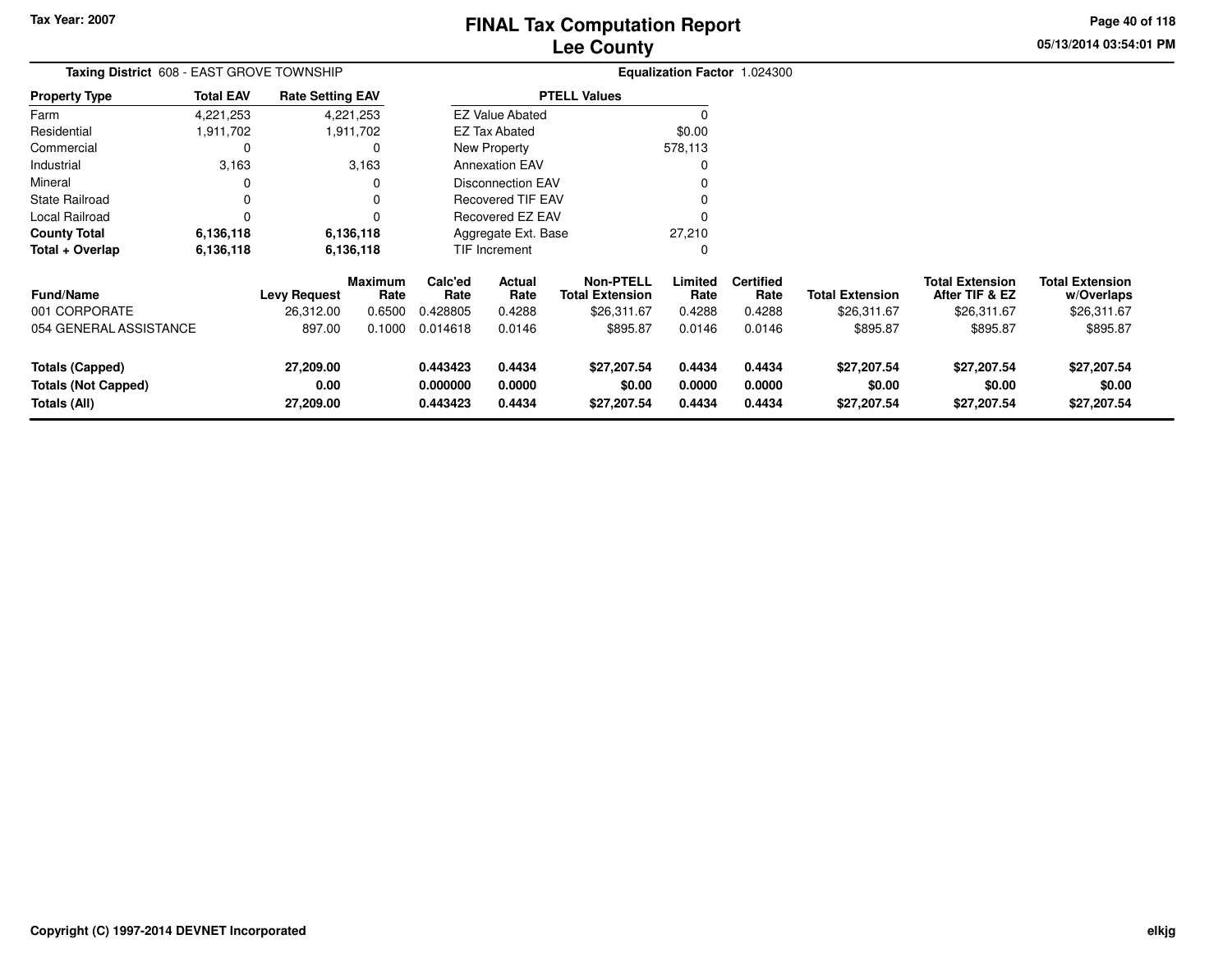Tax Year: 2007

# FINAL Tax Computation Report
## Lee County

05/13/2014 03:54:01 PM

**Taxing District** 608 - EAST GROVE TOWNSHIP | **Equalization Factor** 1.024300

| Property Type | Total EAV | Rate Setting EAV |
|---|---|---|
| Farm | 4,221,253 | 4,221,253 |
| Residential | 1,911,702 | 1,911,702 |
| Commercial | 0 | 0 |
| Industrial | 3,163 | 3,163 |
| Mineral | 0 | 0 |
| State Railroad | 0 | 0 |
| Local Railroad | 0 | 0 |
| **County Total** | **6,136,118** | **6,136,118** |
| **Total + Overlap** | **6,136,118** | **6,136,118** |

| PTELL Values | |
|---|---|
| EZ Value Abated | 0 |
| EZ Tax Abated | $0.00 |
| New Property | 578,113 |
| Annexation EAV | 0 |
| Disconnection EAV | 0 |
| Recovered TIF EAV | 0 |
| Recovered EZ EAV | 0 |
| Aggregate Ext. Base | 27,210 |
| TIF Increment | 0 |

| Fund/Name | Levy Request | Maximum Rate | Calc'ed Rate | Actual Rate | Non-PTELL Total Extension | Limited Rate | Certified Rate | Total Extension | Total Extension After TIF & EZ | Total Extension w/Overlaps |
|---|---|---|---|---|---|---|---|---|---|---|
| 001 CORPORATE | 26,312.00 | 0.6500 | 0.428805 | 0.4288 | $26,311.67 | 0.4288 | 0.4288 | $26,311.67 | $26,311.67 | $26,311.67 |
| 054 GENERAL ASSISTANCE | 897.00 | 0.1000 | 0.014618 | 0.0146 | $895.87 | 0.0146 | 0.0146 | $895.87 | $895.87 | $895.87 |
| **Totals (Capped)** | **27,209.00** | | **0.443423** | **0.4434** | **$27,207.54** | **0.4434** | **0.4434** | **$27,207.54** | **$27,207.54** | **$27,207.54** |
| **Totals (Not Capped)** | **0.00** | | **0.000000** | **0.0000** | **$0.00** | **0.0000** | **0.0000** | **$0.00** | **$0.00** | **$0.00** |
| **Totals (All)** | **27,209.00** | | **0.443423** | **0.4434** | **$27,207.54** | **0.4434** | **0.4434** | **$27,207.54** | **$27,207.54** | **$27,207.54** |

Copyright (C) 1997-2014 DEVNET Incorporated

elkjg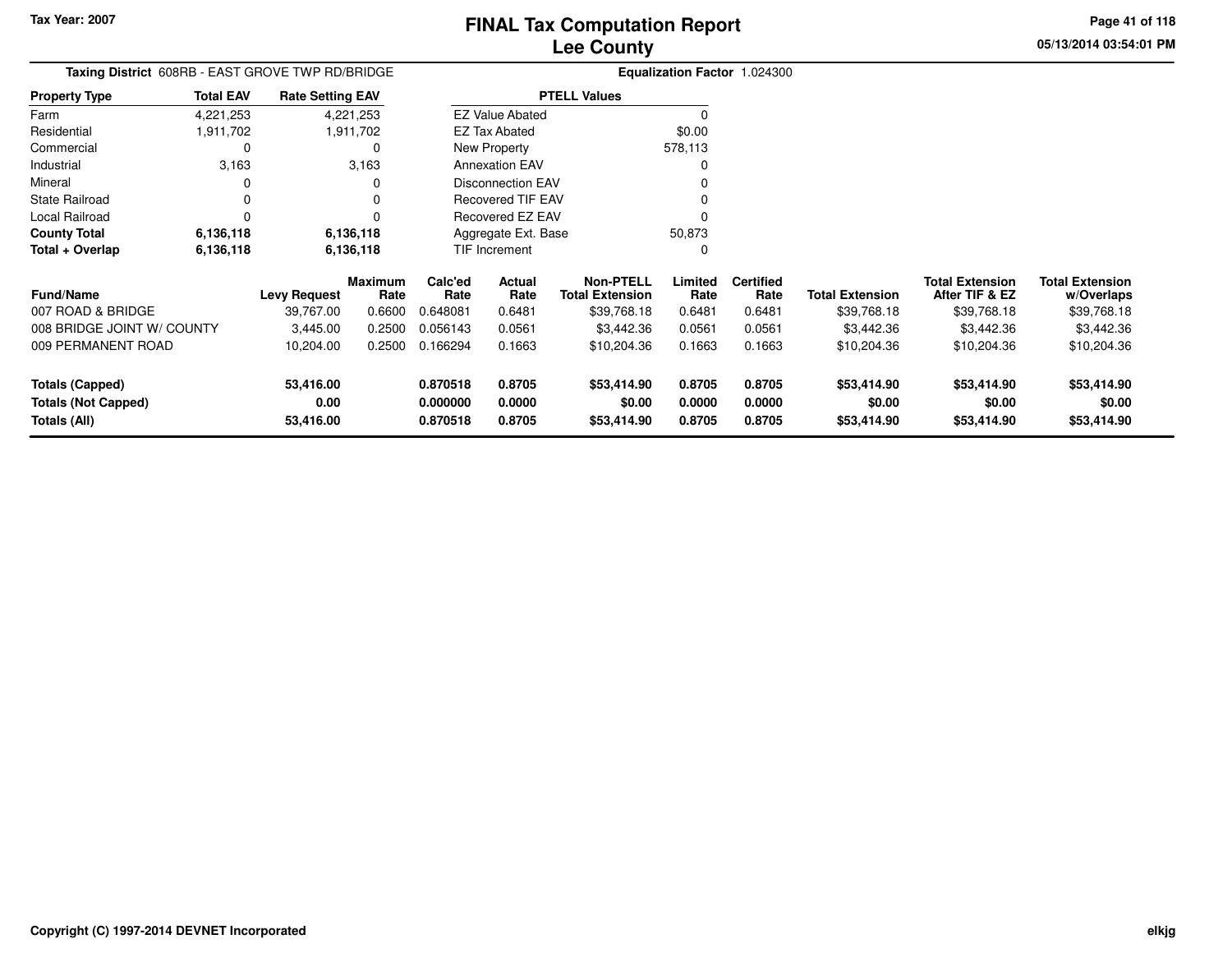Tax Year: 2007

# FINAL Tax Computation Report
## Lee County

05/13/2014 03:54:01 PM

**Taxing District** 608RB - EAST GROVE TWP RD/BRIDGE

**Equalization Factor** 1.024300

| Property Type | Total EAV | Rate Setting EAV |
|---|---|---|
| Farm | 4,221,253 | 4,221,253 |
| Residential | 1,911,702 | 1,911,702 |
| Commercial | 0 | 0 |
| Industrial | 3,163 | 3,163 |
| Mineral | 0 | 0 |
| State Railroad | 0 | 0 |
| Local Railroad | 0 | 0 |
| **County Total** | **6,136,118** | **6,136,118** |
| **Total + Overlap** | **6,136,118** | **6,136,118** |

| PTELL Values | |
|---|---|
| EZ Value Abated | 0 |
| EZ Tax Abated | $0.00 |
| New Property | 578,113 |
| Annexation EAV | 0 |
| Disconnection EAV | 0 |
| Recovered TIF EAV | 0 |
| Recovered EZ EAV | 0 |
| Aggregate Ext. Base | 50,873 |
| TIF Increment | 0 |

| Fund/Name | Levy Request | Maximum Rate | Calc'ed Rate | Actual Rate | Non-PTELL Total Extension | Limited Rate | Certified Rate | Total Extension | Total Extension After TIF & EZ | Total Extension w/Overlaps |
|---|---|---|---|---|---|---|---|---|---|---|
| 007 ROAD & BRIDGE | 39,767.00 | 0.6600 | 0.648081 | 0.6481 | $39,768.18 | 0.6481 | 0.6481 | $39,768.18 | $39,768.18 | $39,768.18 |
| 008 BRIDGE JOINT W/ COUNTY | 3,445.00 | 0.2500 | 0.056143 | 0.0561 | $3,442.36 | 0.0561 | 0.0561 | $3,442.36 | $3,442.36 | $3,442.36 |
| 009 PERMANENT ROAD | 10,204.00 | 0.2500 | 0.166294 | 0.1663 | $10,204.36 | 0.1663 | 0.1663 | $10,204.36 | $10,204.36 | $10,204.36 |
| **Totals (Capped)** | **53,416.00** | | **0.870518** | **0.8705** | **$53,414.90** | **0.8705** | **0.8705** | **$53,414.90** | **$53,414.90** | **$53,414.90** |
| **Totals (Not Capped)** | **0.00** | | **0.000000** | **0.0000** | **$0.00** | **0.0000** | **0.0000** | **$0.00** | **$0.00** | **$0.00** |
| **Totals (All)** | **53,416.00** | | **0.870518** | **0.8705** | **$53,414.90** | **0.8705** | **0.8705** | **$53,414.90** | **$53,414.90** | **$53,414.90** |

Copyright (C) 1997-2014 DEVNET Incorporated

elkjg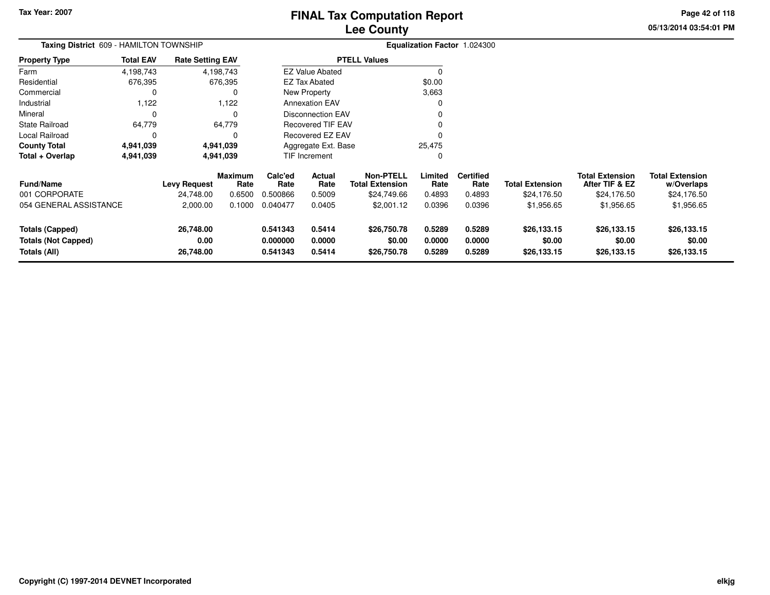# FINAL Tax Computation Report
# Lee County

Tax Year: 2007

05/13/2014 03:54:01 PM

**Taxing District** 609 - HAMILTON TOWNSHIP

**Equalization Factor** 1.024300

| Property Type | Total EAV | Rate Setting EAV |
|---|---|---|
| Farm | 4,198,743 | 4,198,743 |
| Residential | 676,395 | 676,395 |
| Commercial | 0 | 0 |
| Industrial | 1,122 | 1,122 |
| Mineral | 0 | 0 |
| State Railroad | 64,779 | 64,779 |
| Local Railroad | 0 | 0 |
| **County Total** | **4,941,039** | **4,941,039** |
| **Total + Overlap** | **4,941,039** | **4,941,039** |

| PTELL Values | |
|---|---|
| EZ Value Abated | 0 |
| EZ Tax Abated | $0.00 |
| New Property | 3,663 |
| Annexation EAV | 0 |
| Disconnection EAV | 0 |
| Recovered TIF EAV | 0 |
| Recovered EZ EAV | 0 |
| Aggregate Ext. Base | 25,475 |
| TIF Increment | 0 |

| Fund/Name | Levy Request | Maximum Rate | Calc'ed Rate | Actual Rate | Non-PTELL Total Extension | Limited Rate | Certified Rate | Total Extension | Total Extension After TIF & EZ | Total Extension w/Overlaps |
|---|---|---|---|---|---|---|---|---|---|---|
| 001 CORPORATE | 24,748.00 | 0.6500 | 0.500866 | 0.5009 | $24,749.66 | 0.4893 | 0.4893 | $24,176.50 | $24,176.50 | $24,176.50 |
| 054 GENERAL ASSISTANCE | 2,000.00 | 0.1000 | 0.040477 | 0.0405 | $2,001.12 | 0.0396 | 0.0396 | $1,956.65 | $1,956.65 | $1,956.65 |
| **Totals (Capped)** | **26,748.00** | | **0.541343** | **0.5414** | **$26,750.78** | **0.5289** | **0.5289** | **$26,133.15** | **$26,133.15** | **$26,133.15** |
| **Totals (Not Capped)** | **0.00** | | **0.000000** | **0.0000** | **$0.00** | **0.0000** | **0.0000** | **$0.00** | **$0.00** | **$0.00** |
| **Totals (All)** | **26,748.00** | | **0.541343** | **0.5414** | **$26,750.78** | **0.5289** | **0.5289** | **$26,133.15** | **$26,133.15** | **$26,133.15** |

Copyright (C) 1997-2014 DEVNET Incorporated

elkjg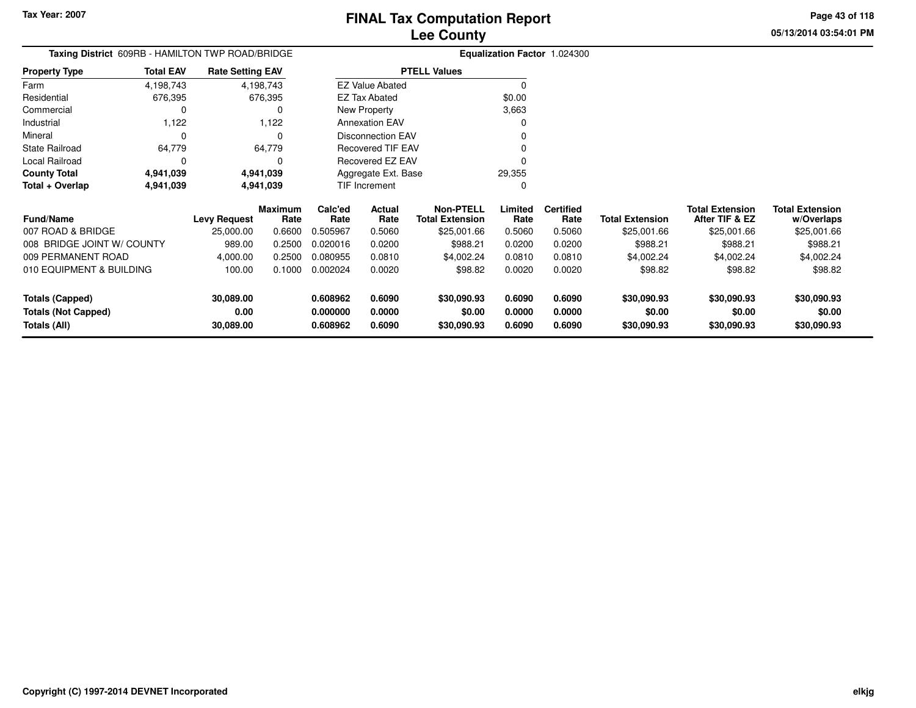Tax Year: 2007

# FINAL Tax Computation Report
## Lee County

05/13/2014 03:54:01 PM

**Taxing District** 609RB - HAMILTON TWP ROAD/BRIDGE

**Equalization Factor** 1.024300

| Property Type | Total EAV | Rate Setting EAV |
|---|---|---|
| Farm | 4,198,743 | 4,198,743 |
| Residential | 676,395 | 676,395 |
| Commercial | 0 | 0 |
| Industrial | 1,122 | 1,122 |
| Mineral | 0 | 0 |
| State Railroad | 64,779 | 64,779 |
| Local Railroad | 0 | 0 |
| **County Total** | **4,941,039** | **4,941,039** |
| **Total + Overlap** | **4,941,039** | **4,941,039** |

| PTELL Values | |
|---|---|
| EZ Value Abated | 0 |
| EZ Tax Abated | $0.00 |
| New Property | 3,663 |
| Annexation EAV | 0 |
| Disconnection EAV | 0 |
| Recovered TIF EAV | 0 |
| Recovered EZ EAV | 0 |
| Aggregate Ext. Base | 29,355 |
| TIF Increment | 0 |

| Fund/Name | Levy Request | Maximum Rate | Calc'ed Rate | Actual Rate | Non-PTELL Total Extension | Limited Rate | Certified Rate | Total Extension | Total Extension After TIF & EZ | Total Extension w/Overlaps |
|---|---|---|---|---|---|---|---|---|---|---|
| 007 ROAD & BRIDGE | 25,000.00 | 0.6600 | 0.505967 | 0.5060 | $25,001.66 | 0.5060 | 0.5060 | $25,001.66 | $25,001.66 | $25,001.66 |
| 008 BRIDGE JOINT W/ COUNTY | 989.00 | 0.2500 | 0.020016 | 0.0200 | $988.21 | 0.0200 | 0.0200 | $988.21 | $988.21 | $988.21 |
| 009 PERMANENT ROAD | 4,000.00 | 0.2500 | 0.080955 | 0.0810 | $4,002.24 | 0.0810 | 0.0810 | $4,002.24 | $4,002.24 | $4,002.24 |
| 010 EQUIPMENT & BUILDING | 100.00 | 0.1000 | 0.002024 | 0.0020 | $98.82 | 0.0020 | 0.0020 | $98.82 | $98.82 | $98.82 |
| **Totals (Capped)** | **30,089.00** | | **0.608962** | **0.6090** | **$30,090.93** | **0.6090** | **0.6090** | **$30,090.93** | **$30,090.93** | **$30,090.93** |
| **Totals (Not Capped)** | **0.00** | | **0.000000** | **0.0000** | **$0.00** | **0.0000** | **0.0000** | **$0.00** | **$0.00** | **$0.00** |
| **Totals (All)** | **30,089.00** | | **0.608962** | **0.6090** | **$30,090.93** | **0.6090** | **0.6090** | **$30,090.93** | **$30,090.93** | **$30,090.93** |

Copyright (C) 1997-2014 DEVNET Incorporated

elkjg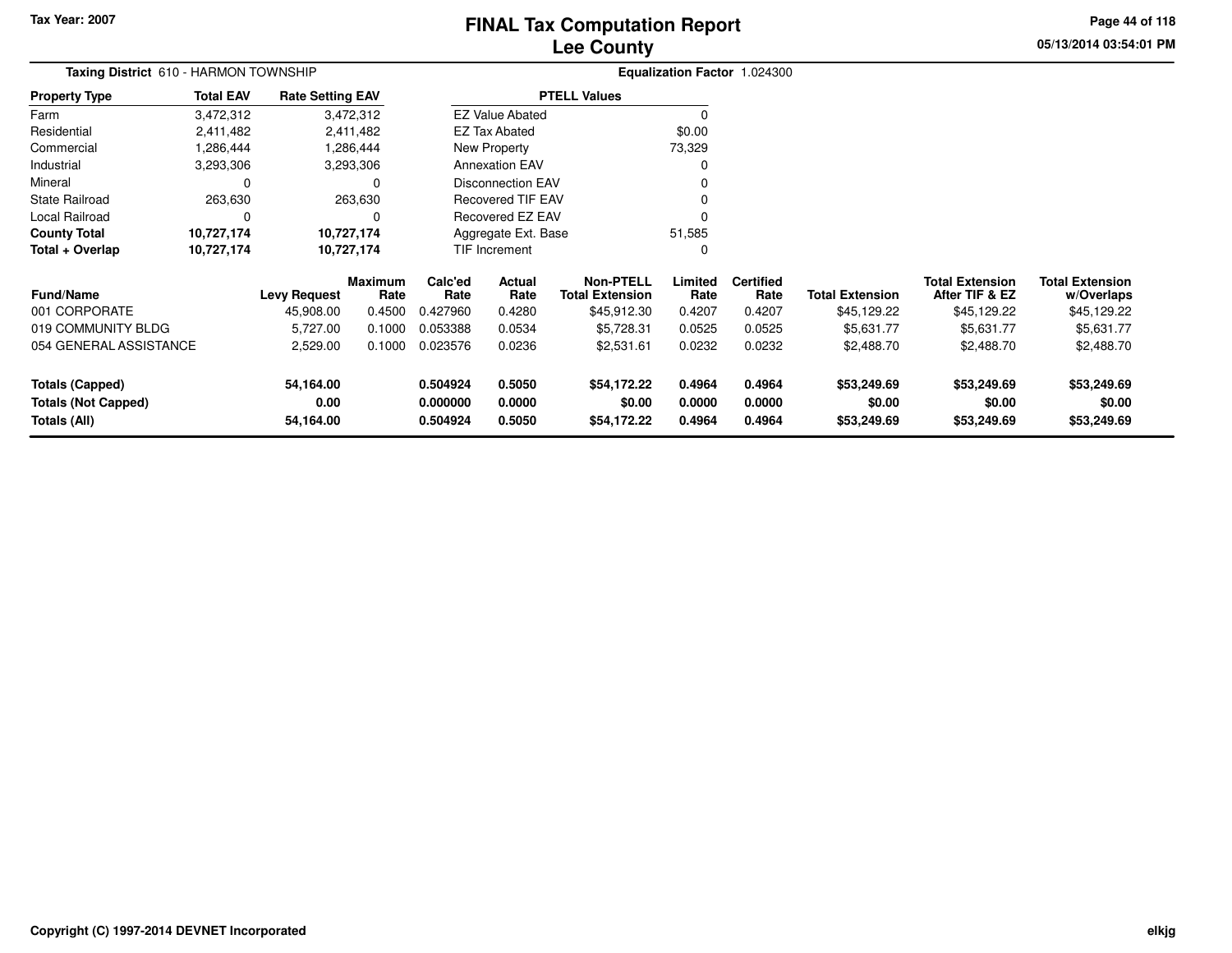Tax Year: 2007

# FINAL Tax Computation Report
## Lee County

**Taxing District** 610 - HARMON TOWNSHIP

**Equalization Factor** 1.024300

| Property Type | Total EAV | Rate Setting EAV |
|---|---|---|
| Farm | 3,472,312 | 3,472,312 |
| Residential | 2,411,482 | 2,411,482 |
| Commercial | 1,286,444 | 1,286,444 |
| Industrial | 3,293,306 | 3,293,306 |
| Mineral | 0 | 0 |
| State Railroad | 263,630 | 263,630 |
| Local Railroad | 0 | 0 |
| **County Total** | **10,727,174** | **10,727,174** |
| **Total + Overlap** | **10,727,174** | **10,727,174** |

| PTELL Values | |
|---|---|
| EZ Value Abated | 0 |
| EZ Tax Abated | $0.00 |
| New Property | 73,329 |
| Annexation EAV | 0 |
| Disconnection EAV | 0 |
| Recovered TIF EAV | 0 |
| Recovered EZ EAV | 0 |
| Aggregate Ext. Base | 51,585 |
| TIF Increment | 0 |

| Fund/Name | Levy Request | Maximum Rate | Calc'ed Rate | Actual Rate | Non-PTELL Total Extension | Limited Rate | Certified Rate | Total Extension | Total Extension After TIF & EZ | Total Extension w/Overlaps |
|---|---|---|---|---|---|---|---|---|---|---|
| 001 CORPORATE | 45,908.00 | 0.4500 | 0.427960 | 0.4280 | $45,912.30 | 0.4207 | 0.4207 | $45,129.22 | $45,129.22 | $45,129.22 |
| 019 COMMUNITY BLDG | 5,727.00 | 0.1000 | 0.053388 | 0.0534 | $5,728.31 | 0.0525 | 0.0525 | $5,631.77 | $5,631.77 | $5,631.77 |
| 054 GENERAL ASSISTANCE | 2,529.00 | 0.1000 | 0.023576 | 0.0236 | $2,531.61 | 0.0232 | 0.0232 | $2,488.70 | $2,488.70 | $2,488.70 |
| **Totals (Capped)** | **54,164.00** | | **0.504924** | **0.5050** | **$54,172.22** | **0.4964** | **0.4964** | **$53,249.69** | **$53,249.69** | **$53,249.69** |
| **Totals (Not Capped)** | **0.00** | | **0.000000** | **0.0000** | **$0.00** | **0.0000** | **0.0000** | **$0.00** | **$0.00** | **$0.00** |
| **Totals (All)** | **54,164.00** | | **0.504924** | **0.5050** | **$54,172.22** | **0.4964** | **0.4964** | **$53,249.69** | **$53,249.69** | **$53,249.69** |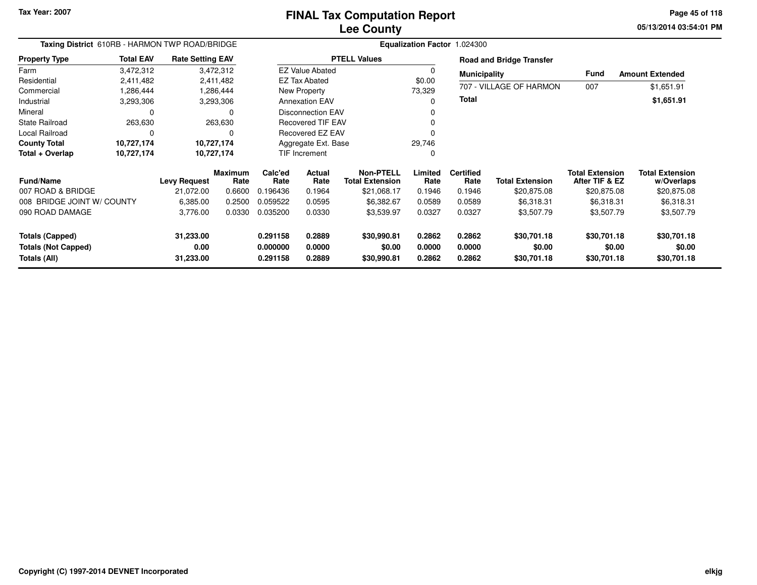# FINAL Tax Computation Report
## Lee County

Tax Year: 2007

05/13/2014 03:54:01 PM

**Taxing District** 610RB - HARMON TWP ROAD/BRIDGE

**Equalization Factor** 1.024300

| Property Type | Total EAV | Rate Setting EAV |
|---|---|---|
| Farm | 3,472,312 | 3,472,312 |
| Residential | 2,411,482 | 2,411,482 |
| Commercial | 1,286,444 | 1,286,444 |
| Industrial | 3,293,306 | 3,293,306 |
| Mineral | 0 | 0 |
| State Railroad | 263,630 | 263,630 |
| Local Railroad | 0 | 0 |
| **County Total** | **10,727,174** | **10,727,174** |
| **Total + Overlap** | **10,727,174** | **10,727,174** |

| PTELL Values | |
|---|---|
| EZ Value Abated | 0 |
| EZ Tax Abated | $0.00 |
| New Property | 73,329 |
| Annexation EAV | 0 |
| Disconnection EAV | 0 |
| Recovered TIF EAV | 0 |
| Recovered EZ EAV | 0 |
| Aggregate Ext. Base | 29,746 |
| TIF Increment | 0 |

**Road and Bridge Transfer**

| Municipality | Fund | Amount Extended |
|---|---|---|
| 707 - VILLAGE OF HARMON | 007 | $1,651.91 |
| **Total** | | **$1,651.91** |

| Fund/Name | Levy Request | Maximum Rate | Calc'ed Rate | Actual Rate | Non-PTELL Total Extension | Limited Rate | Certified Rate | Total Extension | Total Extension After TIF & EZ | Total Extension w/Overlaps |
|---|---|---|---|---|---|---|---|---|---|---|
| 007 ROAD & BRIDGE | 21,072.00 | 0.6600 | 0.196436 | 0.1964 | $21,068.17 | 0.1946 | 0.1946 | $20,875.08 | $20,875.08 | $20,875.08 |
| 008 BRIDGE JOINT W/ COUNTY | 6,385.00 | 0.2500 | 0.059522 | 0.0595 | $6,382.67 | 0.0589 | 0.0589 | $6,318.31 | $6,318.31 | $6,318.31 |
| 090 ROAD DAMAGE | 3,776.00 | 0.0330 | 0.035200 | 0.0330 | $3,539.97 | 0.0327 | 0.0327 | $3,507.79 | $3,507.79 | $3,507.79 |
| **Totals (Capped)** | **31,233.00** | | **0.291158** | **0.2889** | **$30,990.81** | **0.2862** | **0.2862** | **$30,701.18** | **$30,701.18** | **$30,701.18** |
| **Totals (Not Capped)** | **0.00** | | **0.000000** | **0.0000** | **$0.00** | **0.0000** | **0.0000** | **$0.00** | **$0.00** | **$0.00** |
| **Totals (All)** | **31,233.00** | | **0.291158** | **0.2889** | **$30,990.81** | **0.2862** | **0.2862** | **$30,701.18** | **$30,701.18** | **$30,701.18** |

Copyright (C) 1997-2014 DEVNET Incorporated

elkjg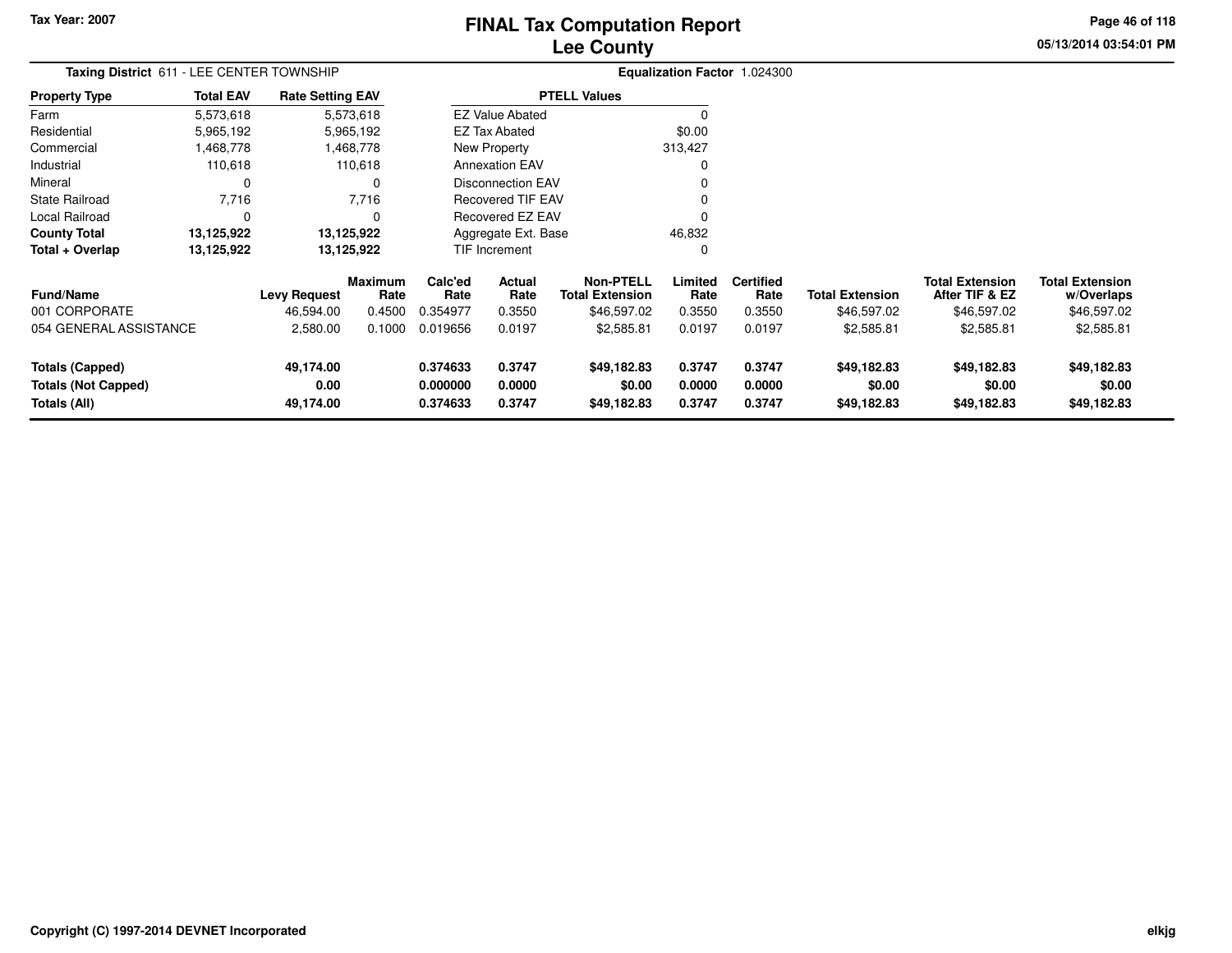Tax Year: 2007

# FINAL Tax Computation Report
## Lee County

05/13/2014 03:54:01 PM

**Taxing District** 611 - LEE CENTER TOWNSHIP **Equalization Factor** 1.024300

| Property Type | Total EAV | Rate Setting EAV |
|---|---|---|
| Farm | 5,573,618 | 5,573,618 |
| Residential | 5,965,192 | 5,965,192 |
| Commercial | 1,468,778 | 1,468,778 |
| Industrial | 110,618 | 110,618 |
| Mineral | 0 | 0 |
| State Railroad | 7,716 | 7,716 |
| Local Railroad | 0 | 0 |
| **County Total** | **13,125,922** | **13,125,922** |
| **Total + Overlap** | **13,125,922** | **13,125,922** |

| PTELL Values | |
|---|---|
| EZ Value Abated | 0 |
| EZ Tax Abated | $0.00 |
| New Property | 313,427 |
| Annexation EAV | 0 |
| Disconnection EAV | 0 |
| Recovered TIF EAV | 0 |
| Recovered EZ EAV | 0 |
| Aggregate Ext. Base | 46,832 |
| TIF Increment | 0 |

| Fund/Name | Levy Request | Maximum Rate | Calc'ed Rate | Actual Rate | Non-PTELL Total Extension | Limited Rate | Certified Rate | Total Extension | Total Extension After TIF & EZ | Total Extension w/Overlaps |
|---|---|---|---|---|---|---|---|---|---|---|
| 001 CORPORATE | 46,594.00 | 0.4500 | 0.354977 | 0.3550 | $46,597.02 | 0.3550 | 0.3550 | $46,597.02 | $46,597.02 | $46,597.02 |
| 054 GENERAL ASSISTANCE | 2,580.00 | 0.1000 | 0.019656 | 0.0197 | $2,585.81 | 0.0197 | 0.0197 | $2,585.81 | $2,585.81 | $2,585.81 |
| **Totals (Capped)** | **49,174.00** | | **0.374633** | **0.3747** | **$49,182.83** | **0.3747** | **0.3747** | **$49,182.83** | **$49,182.83** | **$49,182.83** |
| **Totals (Not Capped)** | **0.00** | | **0.000000** | **0.0000** | **$0.00** | **0.0000** | **0.0000** | **$0.00** | **$0.00** | **$0.00** |
| **Totals (All)** | **49,174.00** | | **0.374633** | **0.3747** | **$49,182.83** | **0.3747** | **0.3747** | **$49,182.83** | **$49,182.83** | **$49,182.83** |

Copyright (C) 1997-2014 DEVNET Incorporated elkjg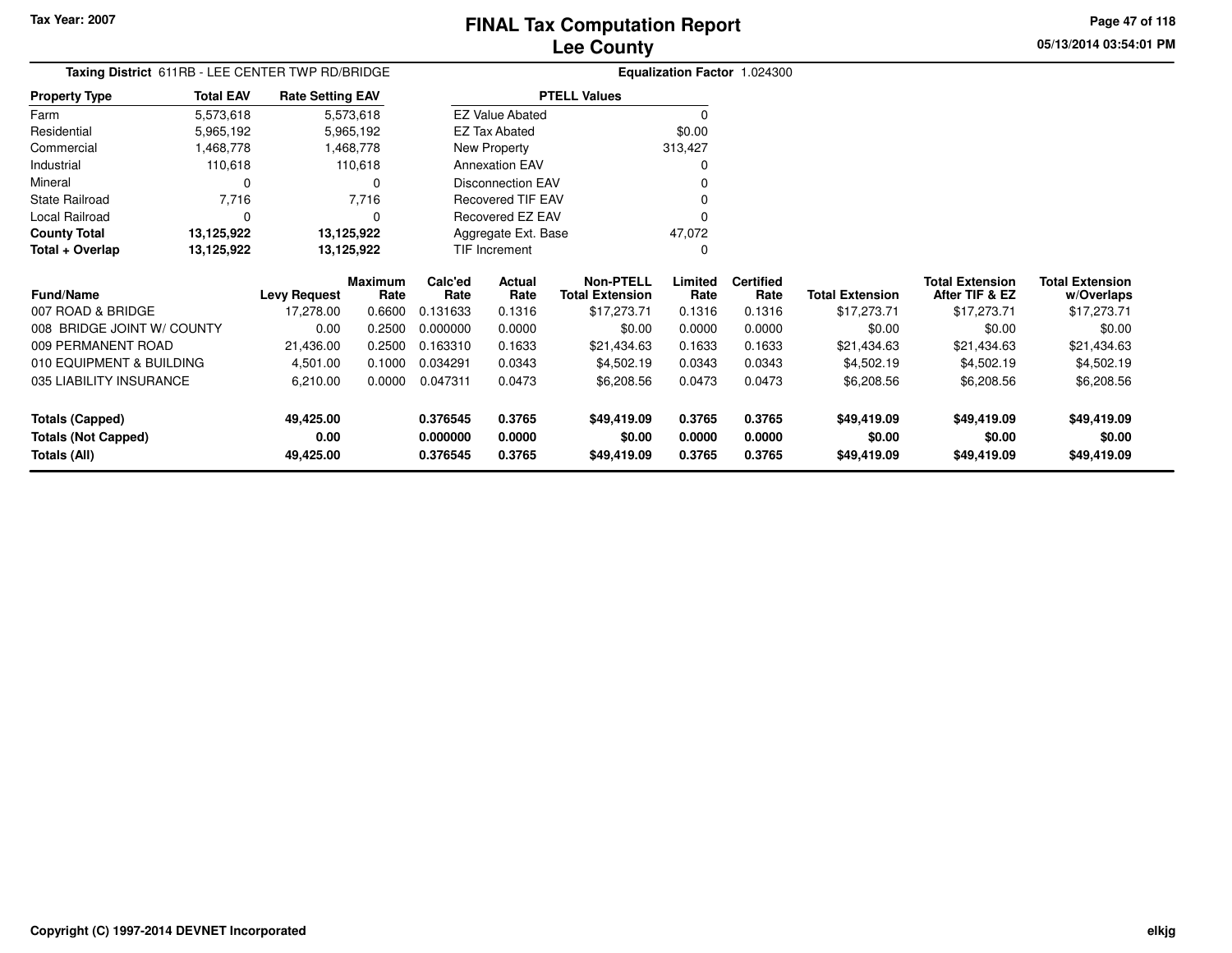Tax Year: 2007

# FINAL Tax Computation Report
## Lee County

05/13/2014 03:54:01 PM

**Taxing District** 611RB - LEE CENTER TWP RD/BRIDGE

**Equalization Factor** 1.024300

| Property Type | Total EAV | Rate Setting EAV |
|---|---|---|
| Farm | 5,573,618 | 5,573,618 |
| Residential | 5,965,192 | 5,965,192 |
| Commercial | 1,468,778 | 1,468,778 |
| Industrial | 110,618 | 110,618 |
| Mineral | 0 | 0 |
| State Railroad | 7,716 | 7,716 |
| Local Railroad | 0 | 0 |
| **County Total** | **13,125,922** | **13,125,922** |
| **Total + Overlap** | **13,125,922** | **13,125,922** |

| PTELL Values | |
|---|---|
| EZ Value Abated | 0 |
| EZ Tax Abated | $0.00 |
| New Property | 313,427 |
| Annexation EAV | 0 |
| Disconnection EAV | 0 |
| Recovered TIF EAV | 0 |
| Recovered EZ EAV | 0 |
| Aggregate Ext. Base | 47,072 |
| TIF Increment | 0 |

| Fund/Name | Levy Request | Maximum Rate | Calc'ed Rate | Actual Rate | Non-PTELL Total Extension | Limited Rate | Certified Rate | Total Extension | Total Extension After TIF & EZ | Total Extension w/Overlaps |
|---|---|---|---|---|---|---|---|---|---|---|
| 007 ROAD & BRIDGE | 17,278.00 | 0.6600 | 0.131633 | 0.1316 | $17,273.71 | 0.1316 | 0.1316 | $17,273.71 | $17,273.71 | $17,273.71 |
| 008 BRIDGE JOINT W/ COUNTY | 0.00 | 0.2500 | 0.000000 | 0.0000 | $0.00 | 0.0000 | 0.0000 | $0.00 | $0.00 | $0.00 |
| 009 PERMANENT ROAD | 21,436.00 | 0.2500 | 0.163310 | 0.1633 | $21,434.63 | 0.1633 | 0.1633 | $21,434.63 | $21,434.63 | $21,434.63 |
| 010 EQUIPMENT & BUILDING | 4,501.00 | 0.1000 | 0.034291 | 0.0343 | $4,502.19 | 0.0343 | 0.0343 | $4,502.19 | $4,502.19 | $4,502.19 |
| 035 LIABILITY INSURANCE | 6,210.00 | 0.0000 | 0.047311 | 0.0473 | $6,208.56 | 0.0473 | 0.0473 | $6,208.56 | $6,208.56 | $6,208.56 |
| **Totals (Capped)** | **49,425.00** | | **0.376545** | **0.3765** | **$49,419.09** | **0.3765** | **0.3765** | **$49,419.09** | **$49,419.09** | **$49,419.09** |
| **Totals (Not Capped)** | **0.00** | | **0.000000** | **0.0000** | **$0.00** | **0.0000** | **0.0000** | **$0.00** | **$0.00** | **$0.00** |
| **Totals (All)** | **49,425.00** | | **0.376545** | **0.3765** | **$49,419.09** | **0.3765** | **0.3765** | **$49,419.09** | **$49,419.09** | **$49,419.09** |

Copyright (C) 1997-2014 DEVNET Incorporated

elkjg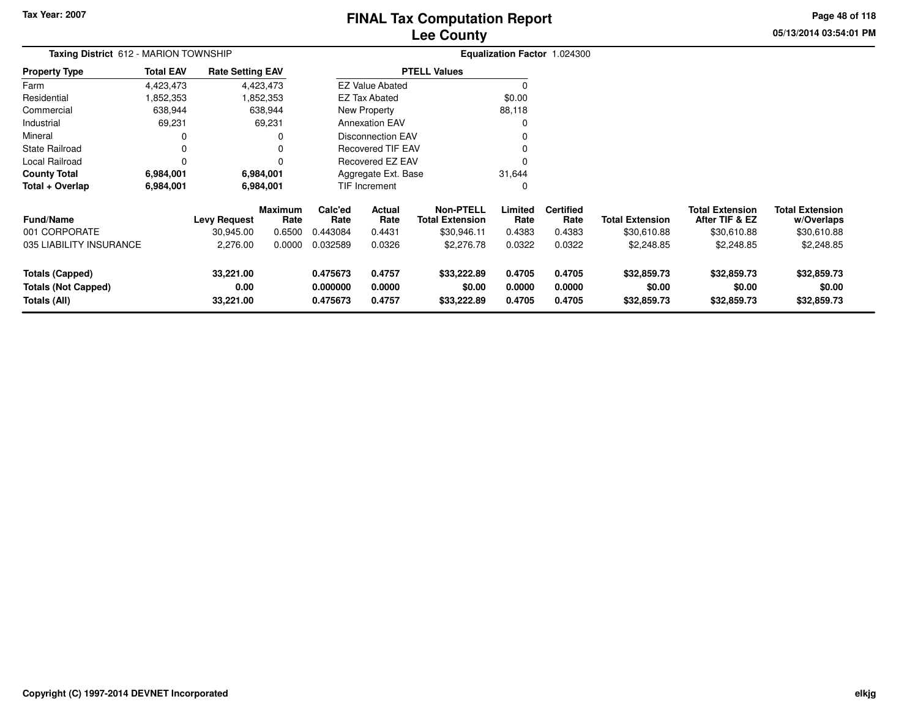Tax Year: 2007

# FINAL Tax Computation Report
## Lee County

05/13/2014 03:54:01 PM

**Taxing District** 612 - MARION TOWNSHIP **Equalization Factor** 1.024300

| Property Type | Total EAV | Rate Setting EAV |
|---|---|---|
| Farm | 4,423,473 | 4,423,473 |
| Residential | 1,852,353 | 1,852,353 |
| Commercial | 638,944 | 638,944 |
| Industrial | 69,231 | 69,231 |
| Mineral | 0 | 0 |
| State Railroad | 0 | 0 |
| Local Railroad | 0 | 0 |
| **County Total** | **6,984,001** | **6,984,001** |
| **Total + Overlap** | **6,984,001** | **6,984,001** |

| PTELL Values | |
|---|---|
| EZ Value Abated | 0 |
| EZ Tax Abated | $0.00 |
| New Property | 88,118 |
| Annexation EAV | 0 |
| Disconnection EAV | 0 |
| Recovered TIF EAV | 0 |
| Recovered EZ EAV | 0 |
| Aggregate Ext. Base | 31,644 |
| TIF Increment | 0 |

| Fund/Name | Levy Request | Maximum Rate | Calc'ed Rate | Actual Rate | Non-PTELL Total Extension | Limited Rate | Certified Rate | Total Extension | Total Extension After TIF & EZ | Total Extension w/Overlaps |
|---|---|---|---|---|---|---|---|---|---|---|
| 001 CORPORATE | 30,945.00 | 0.6500 | 0.443084 | 0.4431 | $30,946.11 | 0.4383 | 0.4383 | $30,610.88 | $30,610.88 | $30,610.88 |
| 035 LIABILITY INSURANCE | 2,276.00 | 0.0000 | 0.032589 | 0.0326 | $2,276.78 | 0.0322 | 0.0322 | $2,248.85 | $2,248.85 | $2,248.85 |
| **Totals (Capped)** | **33,221.00** | | **0.475673** | **0.4757** | **$33,222.89** | **0.4705** | **0.4705** | **$32,859.73** | **$32,859.73** | **$32,859.73** |
| **Totals (Not Capped)** | **0.00** | | **0.000000** | **0.0000** | **$0.00** | **0.0000** | **0.0000** | **$0.00** | **$0.00** | **$0.00** |
| **Totals (All)** | **33,221.00** | | **0.475673** | **0.4757** | **$33,222.89** | **0.4705** | **0.4705** | **$32,859.73** | **$32,859.73** | **$32,859.73** |

Copyright (C) 1997-2014 DEVNET Incorporated

elkjg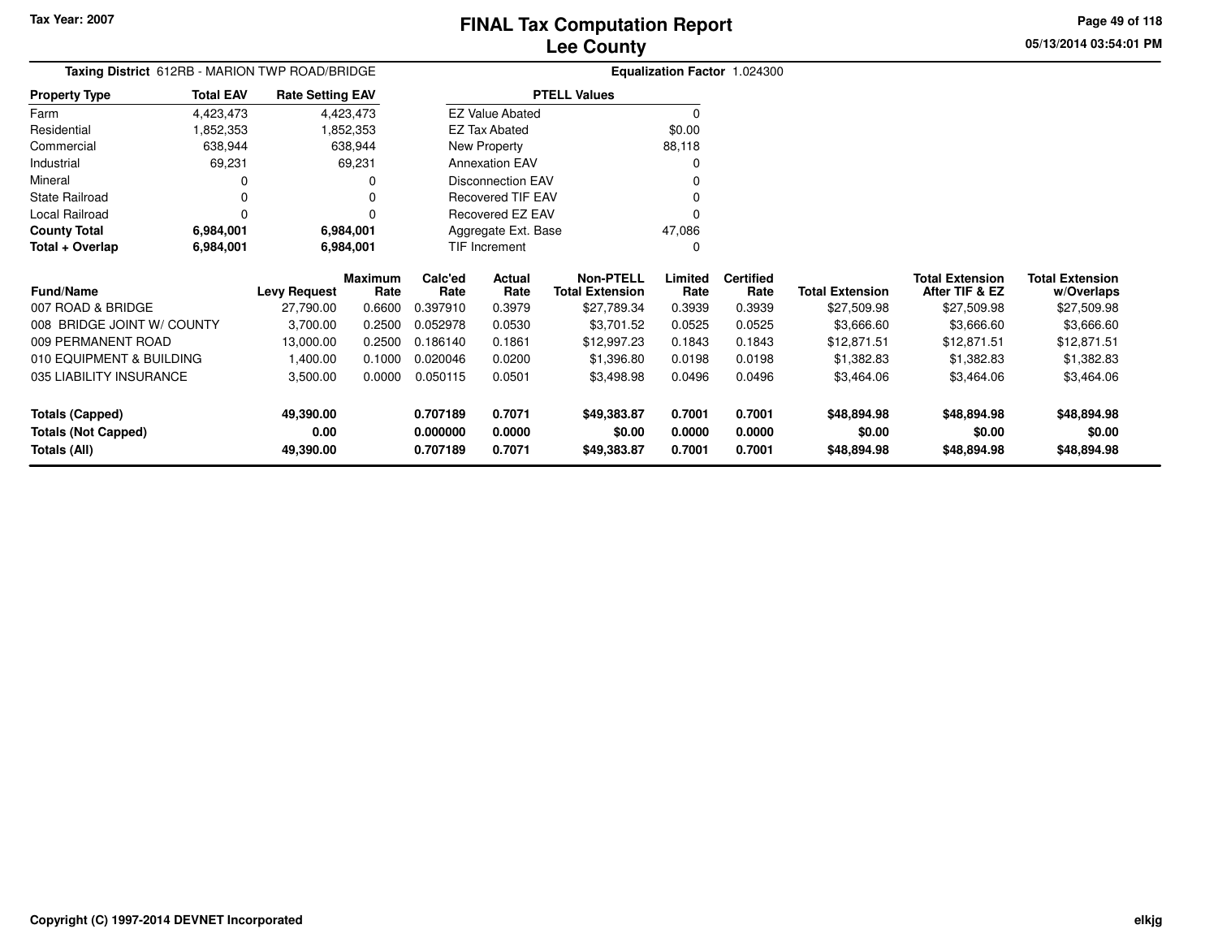# FINAL Tax Computation Report
## Lee County

Tax Year: 2007

**Taxing District** 612RB - MARION TWP ROAD/BRIDGE

**Equalization Factor** 1.024300

| Property Type | Total EAV | Rate Setting EAV |
|---|---|---|
| Farm | 4,423,473 | 4,423,473 |
| Residential | 1,852,353 | 1,852,353 |
| Commercial | 638,944 | 638,944 |
| Industrial | 69,231 | 69,231 |
| Mineral | 0 | 0 |
| State Railroad | 0 | 0 |
| Local Railroad | 0 | 0 |
| **County Total** | **6,984,001** | **6,984,001** |
| **Total + Overlap** | **6,984,001** | **6,984,001** |

| PTELL Values | |
|---|---|
| EZ Value Abated | 0 |
| EZ Tax Abated | $0.00 |
| New Property | 88,118 |
| Annexation EAV | 0 |
| Disconnection EAV | 0 |
| Recovered TIF EAV | 0 |
| Recovered EZ EAV | 0 |
| Aggregate Ext. Base | 47,086 |
| TIF Increment | 0 |

| Fund/Name | Levy Request | Maximum Rate | Calc'ed Rate | Actual Rate | Non-PTELL Total Extension | Limited Rate | Certified Rate | Total Extension | Total Extension After TIF & EZ | Total Extension w/Overlaps |
|---|---|---|---|---|---|---|---|---|---|---|
| 007 ROAD & BRIDGE | 27,790.00 | 0.6600 | 0.397910 | 0.3979 | $27,789.34 | 0.3939 | 0.3939 | $27,509.98 | $27,509.98 | $27,509.98 |
| 008 BRIDGE JOINT W/ COUNTY | 3,700.00 | 0.2500 | 0.052978 | 0.0530 | $3,701.52 | 0.0525 | 0.0525 | $3,666.60 | $3,666.60 | $3,666.60 |
| 009 PERMANENT ROAD | 13,000.00 | 0.2500 | 0.186140 | 0.1861 | $12,997.23 | 0.1843 | 0.1843 | $12,871.51 | $12,871.51 | $12,871.51 |
| 010 EQUIPMENT & BUILDING | 1,400.00 | 0.1000 | 0.020046 | 0.0200 | $1,396.80 | 0.0198 | 0.0198 | $1,382.83 | $1,382.83 | $1,382.83 |
| 035 LIABILITY INSURANCE | 3,500.00 | 0.0000 | 0.050115 | 0.0501 | $3,498.98 | 0.0496 | 0.0496 | $3,464.06 | $3,464.06 | $3,464.06 |
| **Totals (Capped)** | **49,390.00** | | **0.707189** | **0.7071** | **$49,383.87** | **0.7001** | **0.7001** | **$48,894.98** | **$48,894.98** | **$48,894.98** |
| **Totals (Not Capped)** | **0.00** | | **0.000000** | **0.0000** | **$0.00** | **0.0000** | **0.0000** | **$0.00** | **$0.00** | **$0.00** |
| **Totals (All)** | **49,390.00** | | **0.707189** | **0.7071** | **$49,383.87** | **0.7001** | **0.7001** | **$48,894.98** | **$48,894.98** | **$48,894.98** |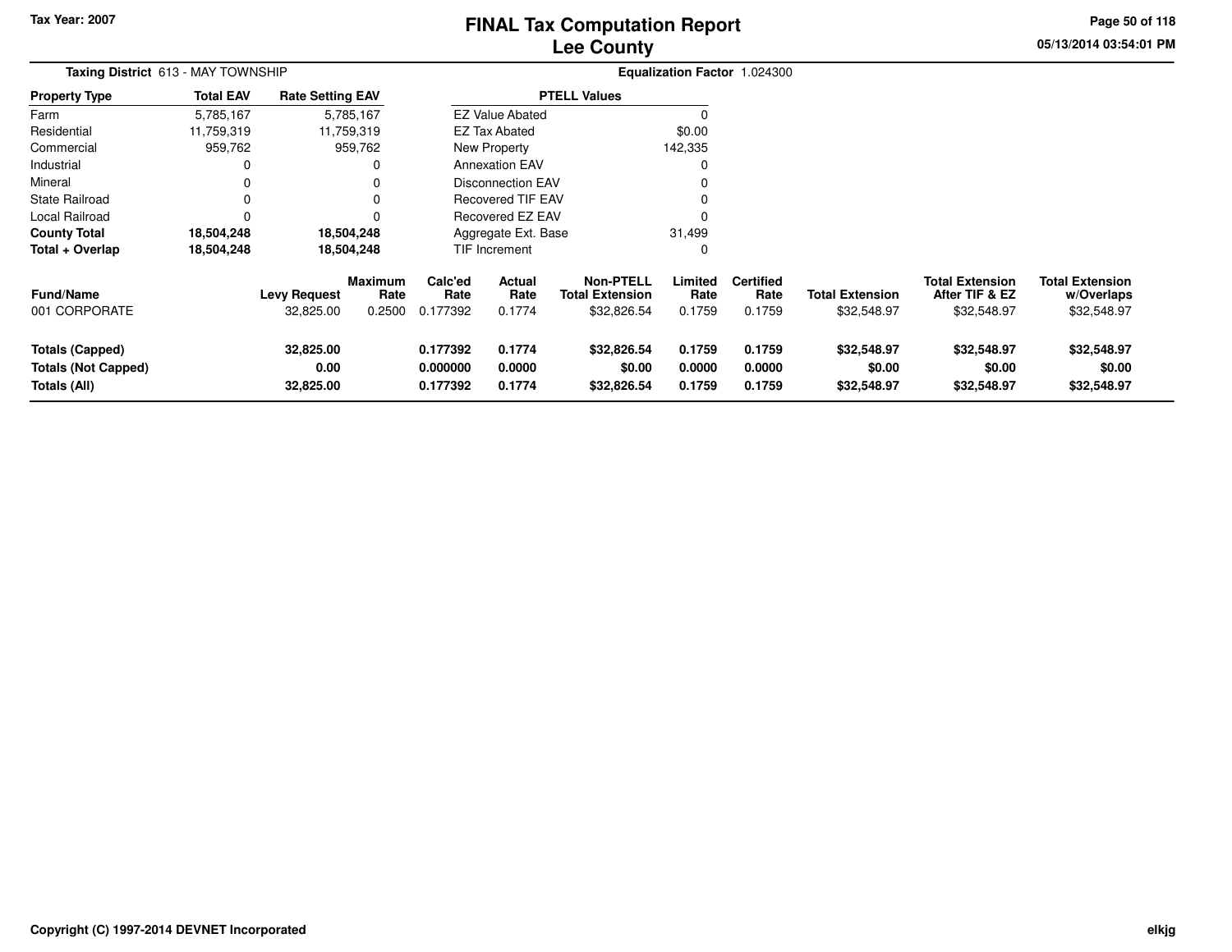Tax Year: 2007

# FINAL Tax Computation Report
## Lee County

05/13/2014 03:54:01 PM

**Taxing District** 613 - MAY TOWNSHIP

**Equalization Factor** 1.024300

| Property Type | Total EAV | Rate Setting EAV |
|---|---|---|
| Farm | 5,785,167 | 5,785,167 |
| Residential | 11,759,319 | 11,759,319 |
| Commercial | 959,762 | 959,762 |
| Industrial | 0 | 0 |
| Mineral | 0 | 0 |
| State Railroad | 0 | 0 |
| Local Railroad | 0 | 0 |
| **County Total** | **18,504,248** | **18,504,248** |
| **Total + Overlap** | **18,504,248** | **18,504,248** |

| PTELL Values | |
|---|---|
| EZ Value Abated | 0 |
| EZ Tax Abated | $0.00 |
| New Property | 142,335 |
| Annexation EAV | 0 |
| Disconnection EAV | 0 |
| Recovered TIF EAV | 0 |
| Recovered EZ EAV | 0 |
| Aggregate Ext. Base | 31,499 |
| TIF Increment | 0 |

| Fund/Name | Levy Request | Maximum Rate | Calc'ed Rate | Actual Rate | Non-PTELL Total Extension | Limited Rate | Certified Rate | Total Extension | Total Extension After TIF & EZ | Total Extension w/Overlaps |
|---|---|---|---|---|---|---|---|---|---|---|
| 001 CORPORATE | 32,825.00 | 0.2500 | 0.177392 | 0.1774 | $32,826.54 | 0.1759 | 0.1759 | $32,548.97 | $32,548.97 | $32,548.97 |
| **Totals (Capped)** | **32,825.00** | | **0.177392** | **0.1774** | **$32,826.54** | **0.1759** | **0.1759** | **$32,548.97** | **$32,548.97** | **$32,548.97** |
| **Totals (Not Capped)** | **0.00** | | **0.000000** | **0.0000** | **$0.00** | **0.0000** | **0.0000** | **$0.00** | **$0.00** | **$0.00** |
| **Totals (All)** | **32,825.00** | | **0.177392** | **0.1774** | **$32,826.54** | **0.1759** | **0.1759** | **$32,548.97** | **$32,548.97** | **$32,548.97** |

Copyright (C) 1997-2014 DEVNET Incorporated

elkjg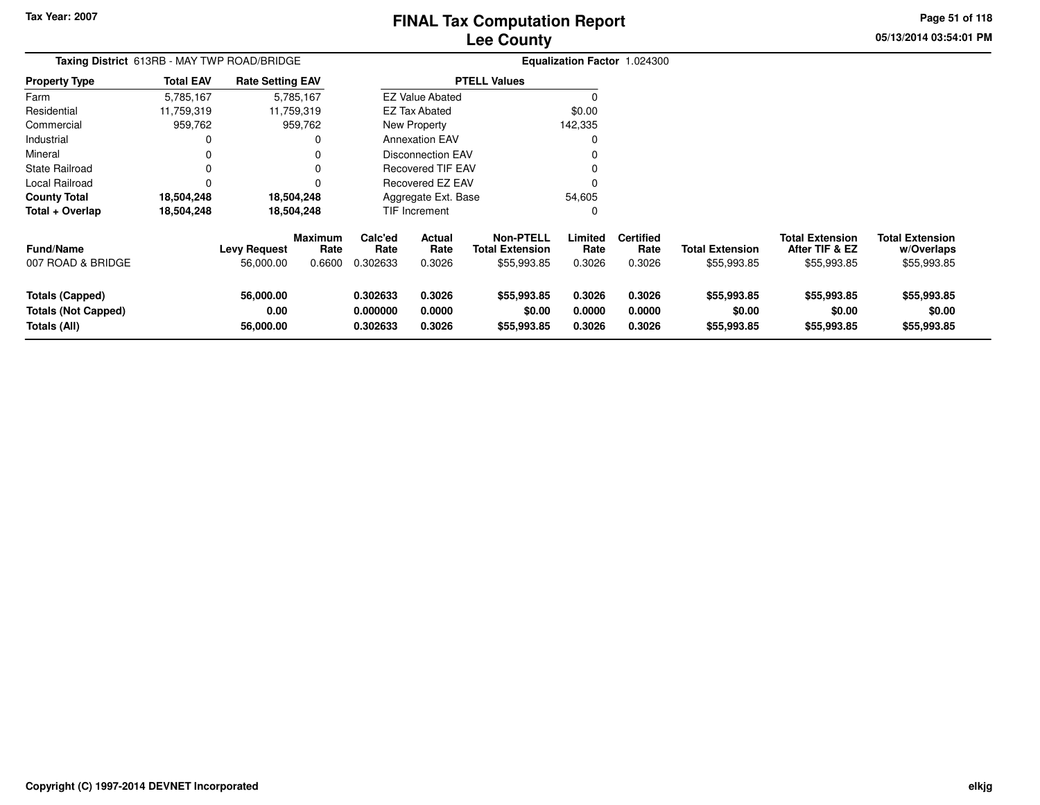Tax Year: 2007

# FINAL Tax Computation Report
## Lee County

05/13/2014 03:54:01 PM

**Taxing District** 613RB - MAY TWP ROAD/BRIDGE

**Equalization Factor** 1.024300

| Property Type | Total EAV | Rate Setting EAV |
|---|---|---|
| Farm | 5,785,167 | 5,785,167 |
| Residential | 11,759,319 | 11,759,319 |
| Commercial | 959,762 | 959,762 |
| Industrial | 0 | 0 |
| Mineral | 0 | 0 |
| State Railroad | 0 | 0 |
| Local Railroad | 0 | 0 |
| **County Total** | **18,504,248** | **18,504,248** |
| **Total + Overlap** | **18,504,248** | **18,504,248** |

| PTELL Values | |
|---|---|
| EZ Value Abated | 0 |
| EZ Tax Abated | $0.00 |
| New Property | 142,335 |
| Annexation EAV | 0 |
| Disconnection EAV | 0 |
| Recovered TIF EAV | 0 |
| Recovered EZ EAV | 0 |
| Aggregate Ext. Base | 54,605 |
| TIF Increment | 0 |

| Fund/Name | Levy Request | Maximum Rate | Calc'ed Rate | Actual Rate | Non-PTELL Total Extension | Limited Rate | Certified Rate | Total Extension | Total Extension After TIF & EZ | Total Extension w/Overlaps |
|---|---|---|---|---|---|---|---|---|---|---|
| 007 ROAD & BRIDGE | 56,000.00 | 0.6600 | 0.302633 | 0.3026 | $55,993.85 | 0.3026 | 0.3026 | $55,993.85 | $55,993.85 | $55,993.85 |
| **Totals (Capped)** | **56,000.00** | | **0.302633** | **0.3026** | **$55,993.85** | **0.3026** | **0.3026** | **$55,993.85** | **$55,993.85** | **$55,993.85** |
| **Totals (Not Capped)** | **0.00** | | **0.000000** | **0.0000** | **$0.00** | **0.0000** | **0.0000** | **$0.00** | **$0.00** | **$0.00** |
| **Totals (All)** | **56,000.00** | | **0.302633** | **0.3026** | **$55,993.85** | **0.3026** | **0.3026** | **$55,993.85** | **$55,993.85** | **$55,993.85** |

Copyright (C) 1997-2014 DEVNET Incorporated

elkjg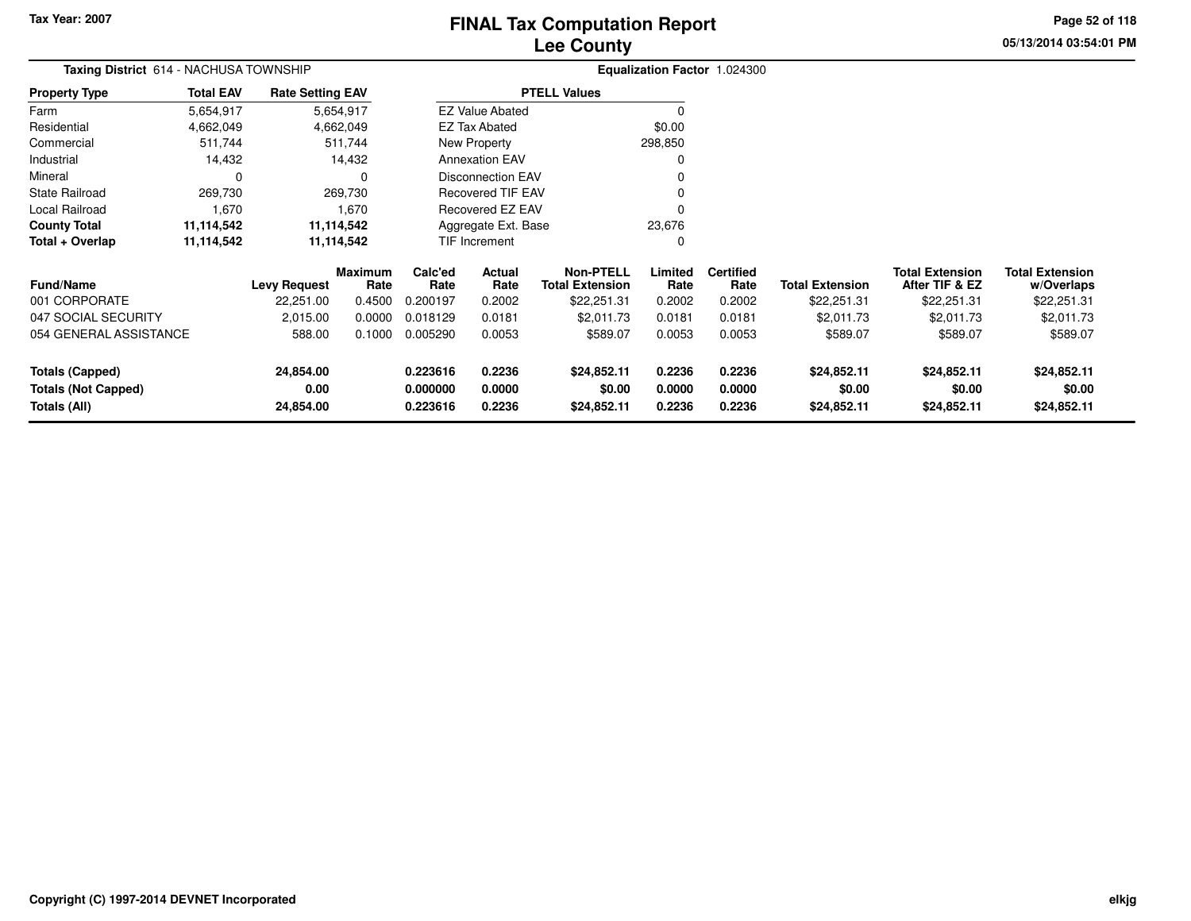Tax Year: 2007

# FINAL Tax Computation Report
## Lee County

05/13/2014 03:54:01 PM

**Taxing District** 614 - NACHUSA TOWNSHIP

**Equalization Factor** 1.024300

| Property Type | Total EAV | Rate Setting EAV |
|---|---|---|
| Farm | 5,654,917 | 5,654,917 |
| Residential | 4,662,049 | 4,662,049 |
| Commercial | 511,744 | 511,744 |
| Industrial | 14,432 | 14,432 |
| Mineral | 0 | 0 |
| State Railroad | 269,730 | 269,730 |
| Local Railroad | 1,670 | 1,670 |
| **County Total** | **11,114,542** | **11,114,542** |
| **Total + Overlap** | **11,114,542** | **11,114,542** |

| PTELL Values | |
|---|---|
| EZ Value Abated | 0 |
| EZ Tax Abated | $0.00 |
| New Property | 298,850 |
| Annexation EAV | 0 |
| Disconnection EAV | 0 |
| Recovered TIF EAV | 0 |
| Recovered EZ EAV | 0 |
| Aggregate Ext. Base | 23,676 |
| TIF Increment | 0 |

| Fund/Name | Levy Request | Maximum Rate | Calc'ed Rate | Actual Rate | Non-PTELL Total Extension | Limited Rate | Certified Rate | Total Extension | Total Extension After TIF & EZ | Total Extension w/Overlaps |
|---|---|---|---|---|---|---|---|---|---|---|
| 001 CORPORATE | 22,251.00 | 0.4500 | 0.200197 | 0.2002 | $22,251.31 | 0.2002 | 0.2002 | $22,251.31 | $22,251.31 | $22,251.31 |
| 047 SOCIAL SECURITY | 2,015.00 | 0.0000 | 0.018129 | 0.0181 | $2,011.73 | 0.0181 | 0.0181 | $2,011.73 | $2,011.73 | $2,011.73 |
| 054 GENERAL ASSISTANCE | 588.00 | 0.1000 | 0.005290 | 0.0053 | $589.07 | 0.0053 | 0.0053 | $589.07 | $589.07 | $589.07 |
| **Totals (Capped)** | **24,854.00** | | **0.223616** | **0.2236** | **$24,852.11** | **0.2236** | **0.2236** | **$24,852.11** | **$24,852.11** | **$24,852.11** |
| **Totals (Not Capped)** | **0.00** | | **0.000000** | **0.0000** | **$0.00** | **0.0000** | **0.0000** | **$0.00** | **$0.00** | **$0.00** |
| **Totals (All)** | **24,854.00** | | **0.223616** | **0.2236** | **$24,852.11** | **0.2236** | **0.2236** | **$24,852.11** | **$24,852.11** | **$24,852.11** |

Copyright (C) 1997-2014 DEVNET Incorporated

elkjg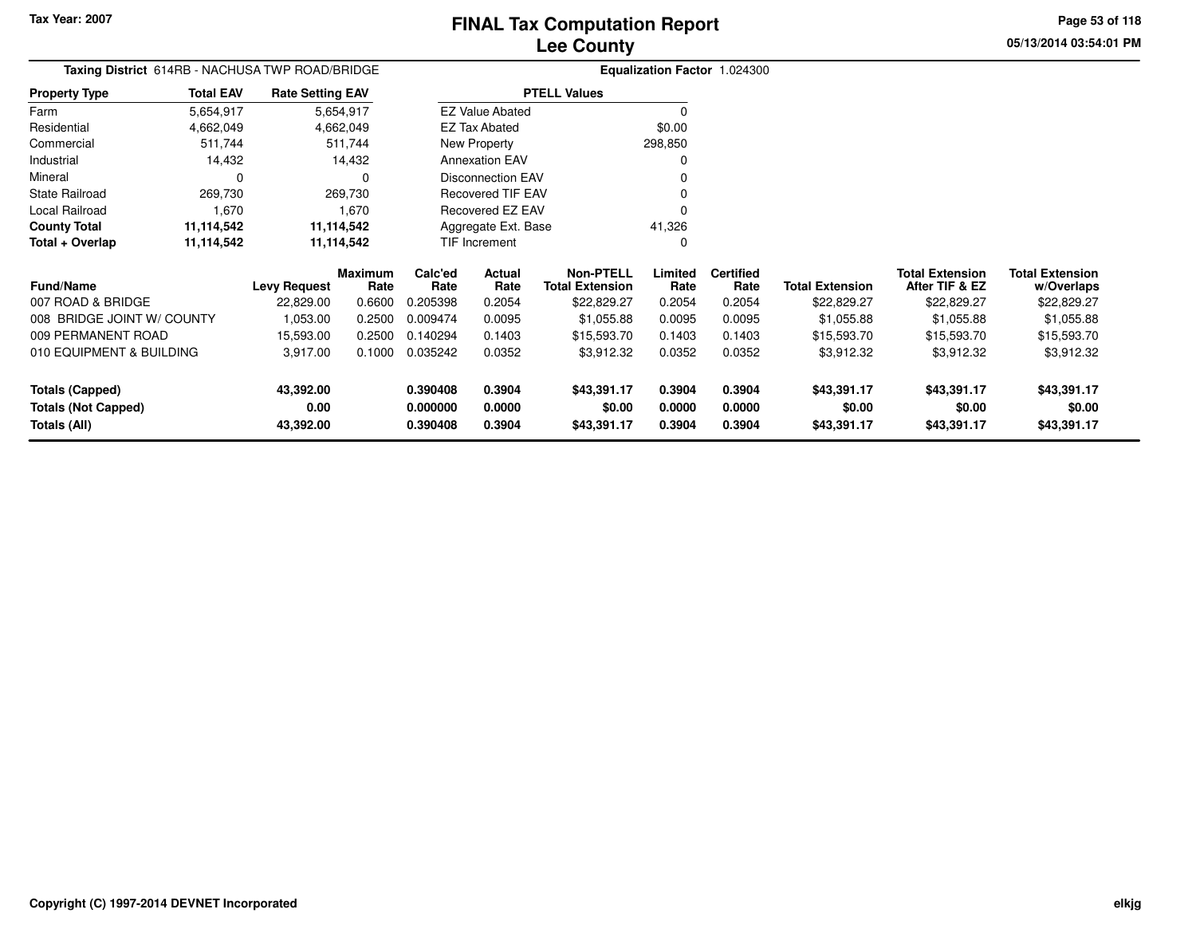# FINAL Tax Computation Report
# Lee County

Tax Year: 2007

05/13/2014 03:54:01 PM

**Taxing District** 614RB - NACHUSA TWP ROAD/BRIDGE

**Equalization Factor** 1.024300

| Property Type | Total EAV | Rate Setting EAV |
|---|---|---|
| Farm | 5,654,917 | 5,654,917 |
| Residential | 4,662,049 | 4,662,049 |
| Commercial | 511,744 | 511,744 |
| Industrial | 14,432 | 14,432 |
| Mineral | 0 | 0 |
| State Railroad | 269,730 | 269,730 |
| Local Railroad | 1,670 | 1,670 |
| **County Total** | **11,114,542** | **11,114,542** |
| **Total + Overlap** | **11,114,542** | **11,114,542** |

| PTELL Values | |
|---|---|
| EZ Value Abated | 0 |
| EZ Tax Abated | $0.00 |
| New Property | 298,850 |
| Annexation EAV | 0 |
| Disconnection EAV | 0 |
| Recovered TIF EAV | 0 |
| Recovered EZ EAV | 0 |
| Aggregate Ext. Base | 41,326 |
| TIF Increment | 0 |

| Fund/Name | Levy Request | Maximum Rate | Calc'ed Rate | Actual Rate | Non-PTELL Total Extension | Limited Rate | Certified Rate | Total Extension | Total Extension After TIF & EZ | Total Extension w/Overlaps |
|---|---|---|---|---|---|---|---|---|---|---|
| 007 ROAD & BRIDGE | 22,829.00 | 0.6600 | 0.205398 | 0.2054 | $22,829.27 | 0.2054 | 0.2054 | $22,829.27 | $22,829.27 | $22,829.27 |
| 008 BRIDGE JOINT W/ COUNTY | 1,053.00 | 0.2500 | 0.009474 | 0.0095 | $1,055.88 | 0.0095 | 0.0095 | $1,055.88 | $1,055.88 | $1,055.88 |
| 009 PERMANENT ROAD | 15,593.00 | 0.2500 | 0.140294 | 0.1403 | $15,593.70 | 0.1403 | 0.1403 | $15,593.70 | $15,593.70 | $15,593.70 |
| 010 EQUIPMENT & BUILDING | 3,917.00 | 0.1000 | 0.035242 | 0.0352 | $3,912.32 | 0.0352 | 0.0352 | $3,912.32 | $3,912.32 | $3,912.32 |
| **Totals (Capped)** | **43,392.00** | | **0.390408** | **0.3904** | **$43,391.17** | **0.3904** | **0.3904** | **$43,391.17** | **$43,391.17** | **$43,391.17** |
| **Totals (Not Capped)** | **0.00** | | **0.000000** | **0.0000** | **$0.00** | **0.0000** | **0.0000** | **$0.00** | **$0.00** | **$0.00** |
| **Totals (All)** | **43,392.00** | | **0.390408** | **0.3904** | **$43,391.17** | **0.3904** | **0.3904** | **$43,391.17** | **$43,391.17** | **$43,391.17** |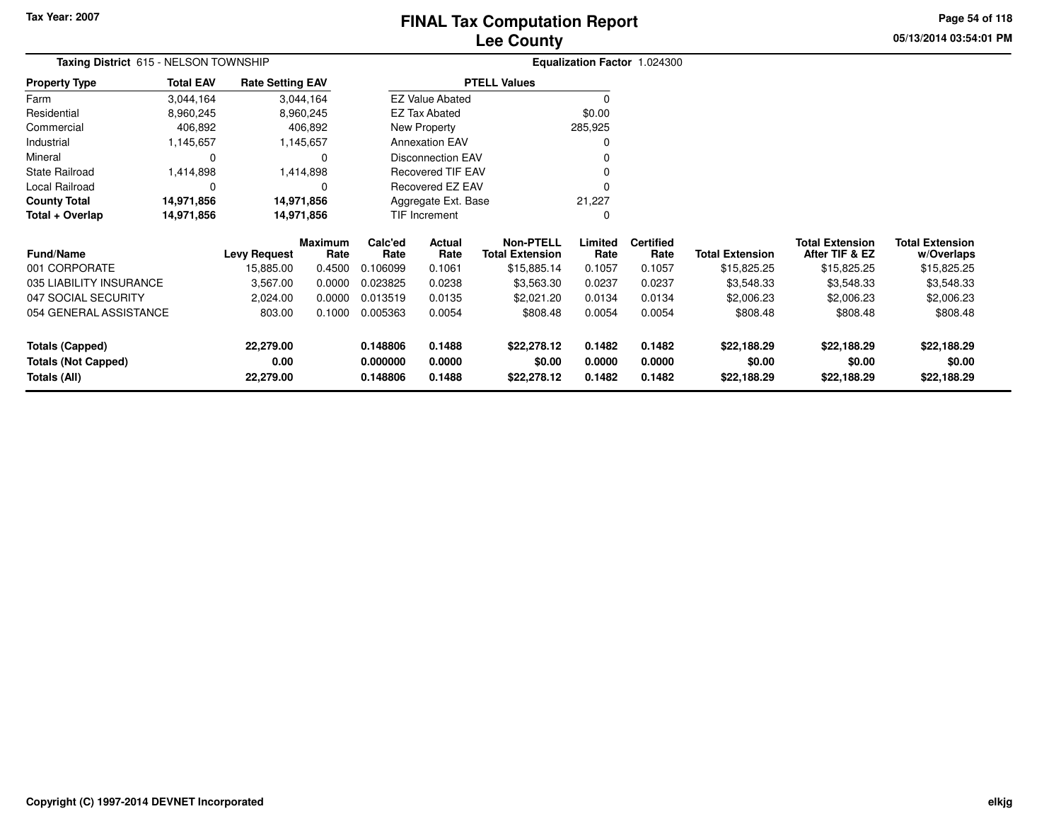Tax Year: 2007

# FINAL Tax Computation Report
## Lee County

05/13/2014 03:54:01 PM

**Taxing District** 615 - NELSON TOWNSHIP

**Equalization Factor** 1.024300

| Property Type | Total EAV | Rate Setting EAV |
|---|---|---|
| Farm | 3,044,164 | 3,044,164 |
| Residential | 8,960,245 | 8,960,245 |
| Commercial | 406,892 | 406,892 |
| Industrial | 1,145,657 | 1,145,657 |
| Mineral | 0 | 0 |
| State Railroad | 1,414,898 | 1,414,898 |
| Local Railroad | 0 | 0 |
| **County Total** | **14,971,856** | **14,971,856** |
| **Total + Overlap** | **14,971,856** | **14,971,856** |

| PTELL Values | |
|---|---|
| EZ Value Abated | 0 |
| EZ Tax Abated | $0.00 |
| New Property | 285,925 |
| Annexation EAV | 0 |
| Disconnection EAV | 0 |
| Recovered TIF EAV | 0 |
| Recovered EZ EAV | 0 |
| Aggregate Ext. Base | 21,227 |
| TIF Increment | 0 |

| Fund/Name | Levy Request | Maximum Rate | Calc'ed Rate | Actual Rate | Non-PTELL Total Extension | Limited Rate | Certified Rate | Total Extension | Total Extension After TIF & EZ | Total Extension w/Overlaps |
|---|---|---|---|---|---|---|---|---|---|---|
| 001 CORPORATE | 15,885.00 | 0.4500 | 0.106099 | 0.1061 | $15,885.14 | 0.1057 | 0.1057 | $15,825.25 | $15,825.25 | $15,825.25 |
| 035 LIABILITY INSURANCE | 3,567.00 | 0.0000 | 0.023825 | 0.0238 | $3,563.30 | 0.0237 | 0.0237 | $3,548.33 | $3,548.33 | $3,548.33 |
| 047 SOCIAL SECURITY | 2,024.00 | 0.0000 | 0.013519 | 0.0135 | $2,021.20 | 0.0134 | 0.0134 | $2,006.23 | $2,006.23 | $2,006.23 |
| 054 GENERAL ASSISTANCE | 803.00 | 0.1000 | 0.005363 | 0.0054 | $808.48 | 0.0054 | 0.0054 | $808.48 | $808.48 | $808.48 |
| **Totals (Capped)** | **22,279.00** | | **0.148806** | **0.1488** | **$22,278.12** | **0.1482** | **0.1482** | **$22,188.29** | **$22,188.29** | **$22,188.29** |
| **Totals (Not Capped)** | **0.00** | | **0.000000** | **0.0000** | **$0.00** | **0.0000** | **0.0000** | **$0.00** | **$0.00** | **$0.00** |
| **Totals (All)** | **22,279.00** | | **0.148806** | **0.1488** | **$22,278.12** | **0.1482** | **0.1482** | **$22,188.29** | **$22,188.29** | **$22,188.29** |

Copyright (C) 1997-2014 DEVNET Incorporated

elkjg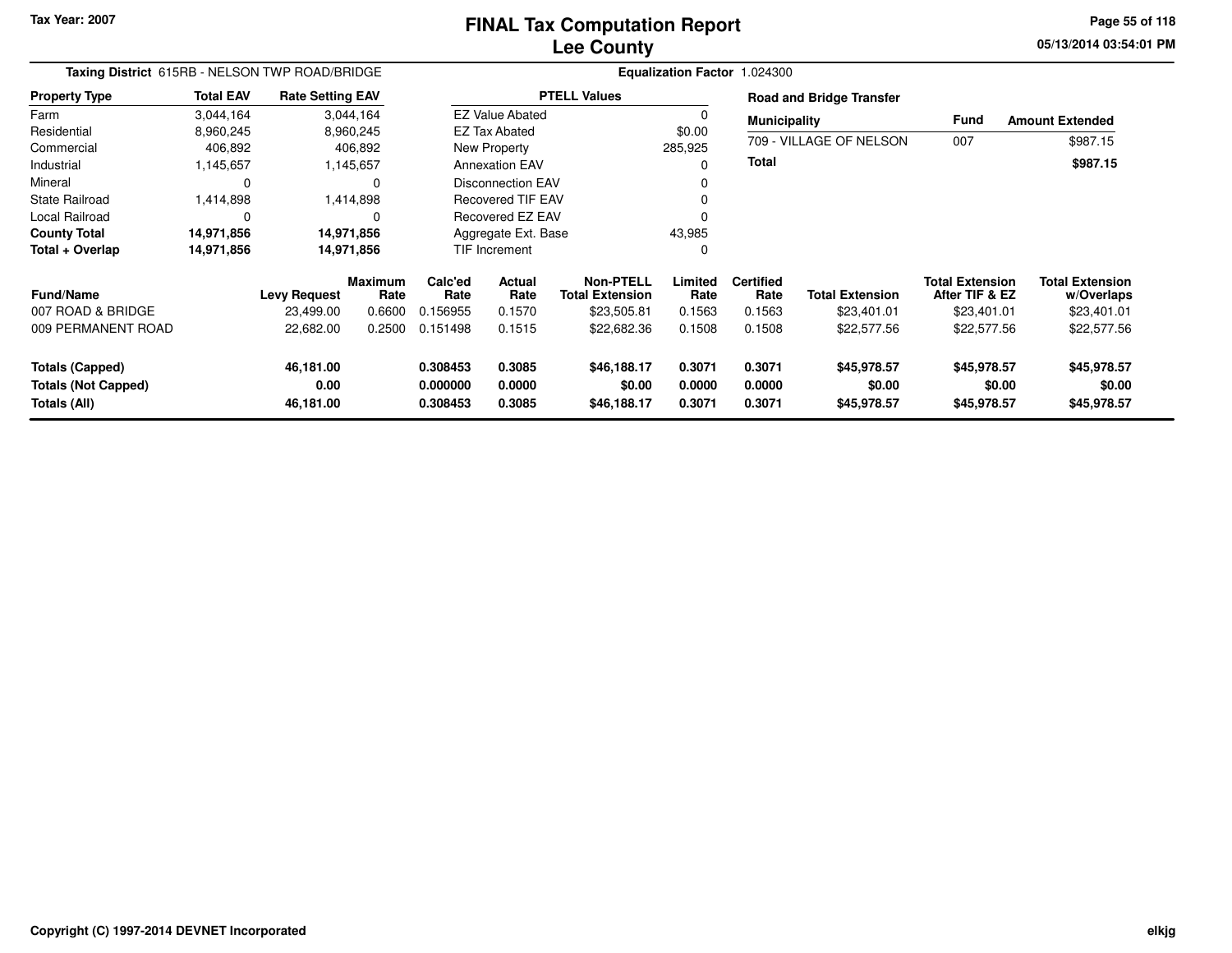Tax Year: 2007

# FINAL Tax Computation Report
## Lee County

05/13/2014 03:54:01 PM

**Taxing District** 615RB - NELSON TWP ROAD/BRIDGE

**Equalization Factor** 1.024300

| Property Type | Total EAV | Rate Setting EAV |
|---|---|---|
| Farm | 3,044,164 | 3,044,164 |
| Residential | 8,960,245 | 8,960,245 |
| Commercial | 406,892 | 406,892 |
| Industrial | 1,145,657 | 1,145,657 |
| Mineral | 0 | 0 |
| State Railroad | 1,414,898 | 1,414,898 |
| Local Railroad | 0 | 0 |
| **County Total** | **14,971,856** | **14,971,856** |
| **Total + Overlap** | **14,971,856** | **14,971,856** |

| PTELL Values | |
|---|---|
| EZ Value Abated | 0 |
| EZ Tax Abated | $0.00 |
| New Property | 285,925 |
| Annexation EAV | 0 |
| Disconnection EAV | 0 |
| Recovered TIF EAV | 0 |
| Recovered EZ EAV | 0 |
| Aggregate Ext. Base | 43,985 |
| TIF Increment | 0 |

**Road and Bridge Transfer**

| Municipality | Fund | Amount Extended |
|---|---|---|
| 709 - VILLAGE OF NELSON | 007 | $987.15 |
| **Total** | | **$987.15** |

| Fund/Name | Levy Request | Maximum Rate | Calc'ed Rate | Actual Rate | Non-PTELL Total Extension | Limited Rate | Certified Rate | Total Extension | Total Extension After TIF & EZ | Total Extension w/Overlaps |
|---|---|---|---|---|---|---|---|---|---|---|
| 007 ROAD & BRIDGE | 23,499.00 | 0.6600 | 0.156955 | 0.1570 | $23,505.81 | 0.1563 | 0.1563 | $23,401.01 | $23,401.01 | $23,401.01 |
| 009 PERMANENT ROAD | 22,682.00 | 0.2500 | 0.151498 | 0.1515 | $22,682.36 | 0.1508 | 0.1508 | $22,577.56 | $22,577.56 | $22,577.56 |
| **Totals (Capped)** | **46,181.00** | | **0.308453** | **0.3085** | **$46,188.17** | **0.3071** | **0.3071** | **$45,978.57** | **$45,978.57** | **$45,978.57** |
| **Totals (Not Capped)** | **0.00** | | **0.000000** | **0.0000** | **$0.00** | **0.0000** | **0.0000** | **$0.00** | **$0.00** | **$0.00** |
| **Totals (All)** | **46,181.00** | | **0.308453** | **0.3085** | **$46,188.17** | **0.3071** | **0.3071** | **$45,978.57** | **$45,978.57** | **$45,978.57** |

Copyright (C) 1997-2014 DEVNET Incorporated

elkjg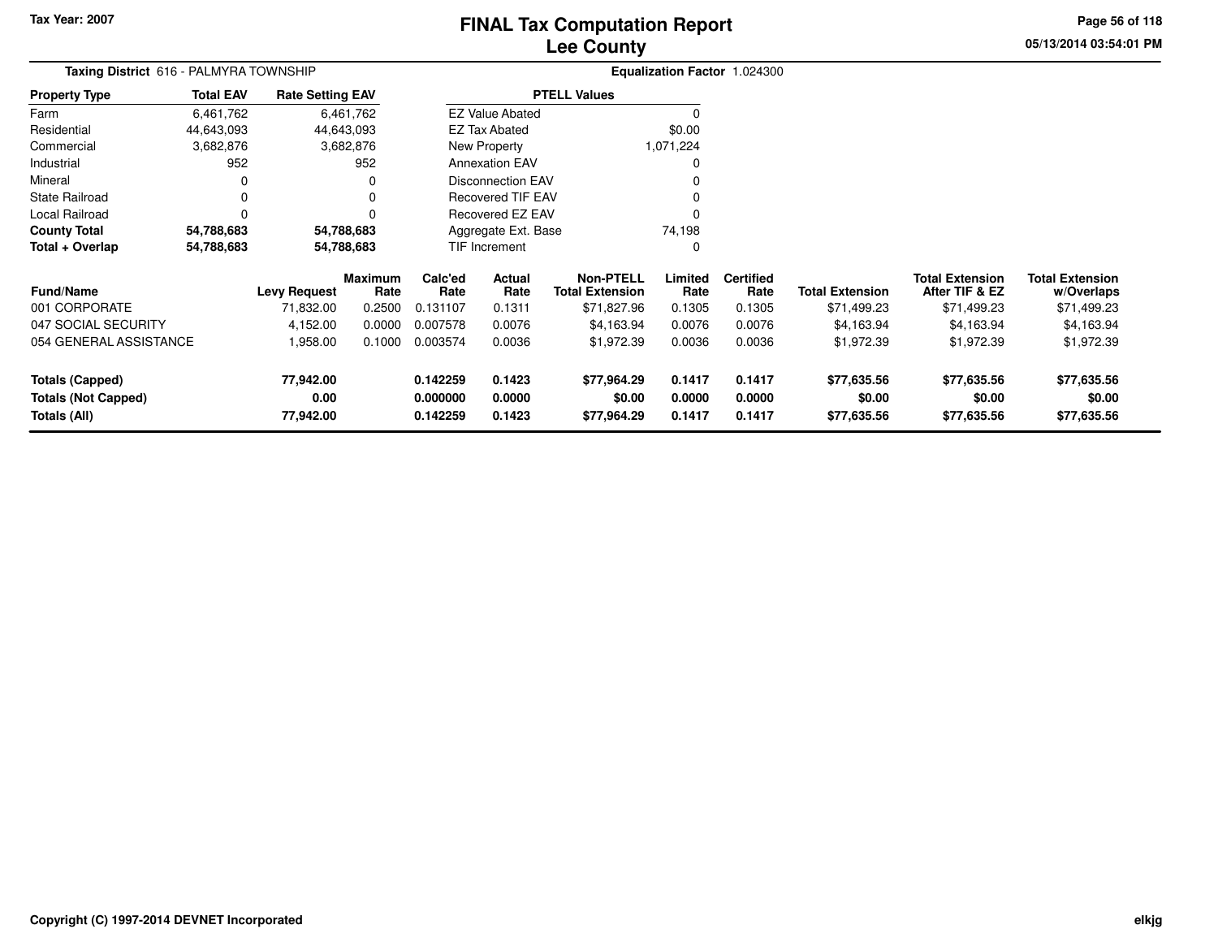Tax Year: 2007

# FINAL Tax Computation Report
## Lee County

05/13/2014 03:54:01 PM

**Taxing District** 616 - PALMYRA TOWNSHIP

**Equalization Factor** 1.024300

| Property Type | Total EAV | Rate Setting EAV |
|---|---|---|
| Farm | 6,461,762 | 6,461,762 |
| Residential | 44,643,093 | 44,643,093 |
| Commercial | 3,682,876 | 3,682,876 |
| Industrial | 952 | 952 |
| Mineral | 0 | 0 |
| State Railroad | 0 | 0 |
| Local Railroad | 0 | 0 |
| **County Total** | **54,788,683** | **54,788,683** |
| **Total + Overlap** | **54,788,683** | **54,788,683** |

| PTELL Values | |
|---|---|
| EZ Value Abated | 0 |
| EZ Tax Abated | $0.00 |
| New Property | 1,071,224 |
| Annexation EAV | 0 |
| Disconnection EAV | 0 |
| Recovered TIF EAV | 0 |
| Recovered EZ EAV | 0 |
| Aggregate Ext. Base | 74,198 |
| TIF Increment | 0 |

| Fund/Name | Levy Request | Maximum Rate | Calc'ed Rate | Actual Rate | Non-PTELL Total Extension | Limited Rate | Certified Rate | Total Extension | Total Extension After TIF & EZ | Total Extension w/Overlaps |
|---|---|---|---|---|---|---|---|---|---|---|
| 001 CORPORATE | 71,832.00 | 0.2500 | 0.131107 | 0.1311 | $71,827.96 | 0.1305 | 0.1305 | $71,499.23 | $71,499.23 | $71,499.23 |
| 047 SOCIAL SECURITY | 4,152.00 | 0.0000 | 0.007578 | 0.0076 | $4,163.94 | 0.0076 | 0.0076 | $4,163.94 | $4,163.94 | $4,163.94 |
| 054 GENERAL ASSISTANCE | 1,958.00 | 0.1000 | 0.003574 | 0.0036 | $1,972.39 | 0.0036 | 0.0036 | $1,972.39 | $1,972.39 | $1,972.39 |
| **Totals (Capped)** | **77,942.00** | | **0.142259** | **0.1423** | **$77,964.29** | **0.1417** | **0.1417** | **$77,635.56** | **$77,635.56** | **$77,635.56** |
| **Totals (Not Capped)** | **0.00** | | **0.000000** | **0.0000** | **$0.00** | **0.0000** | **0.0000** | **$0.00** | **$0.00** | **$0.00** |
| **Totals (All)** | **77,942.00** | | **0.142259** | **0.1423** | **$77,964.29** | **0.1417** | **0.1417** | **$77,635.56** | **$77,635.56** | **$77,635.56** |

Copyright (C) 1997-2014 DEVNET Incorporated

elkjg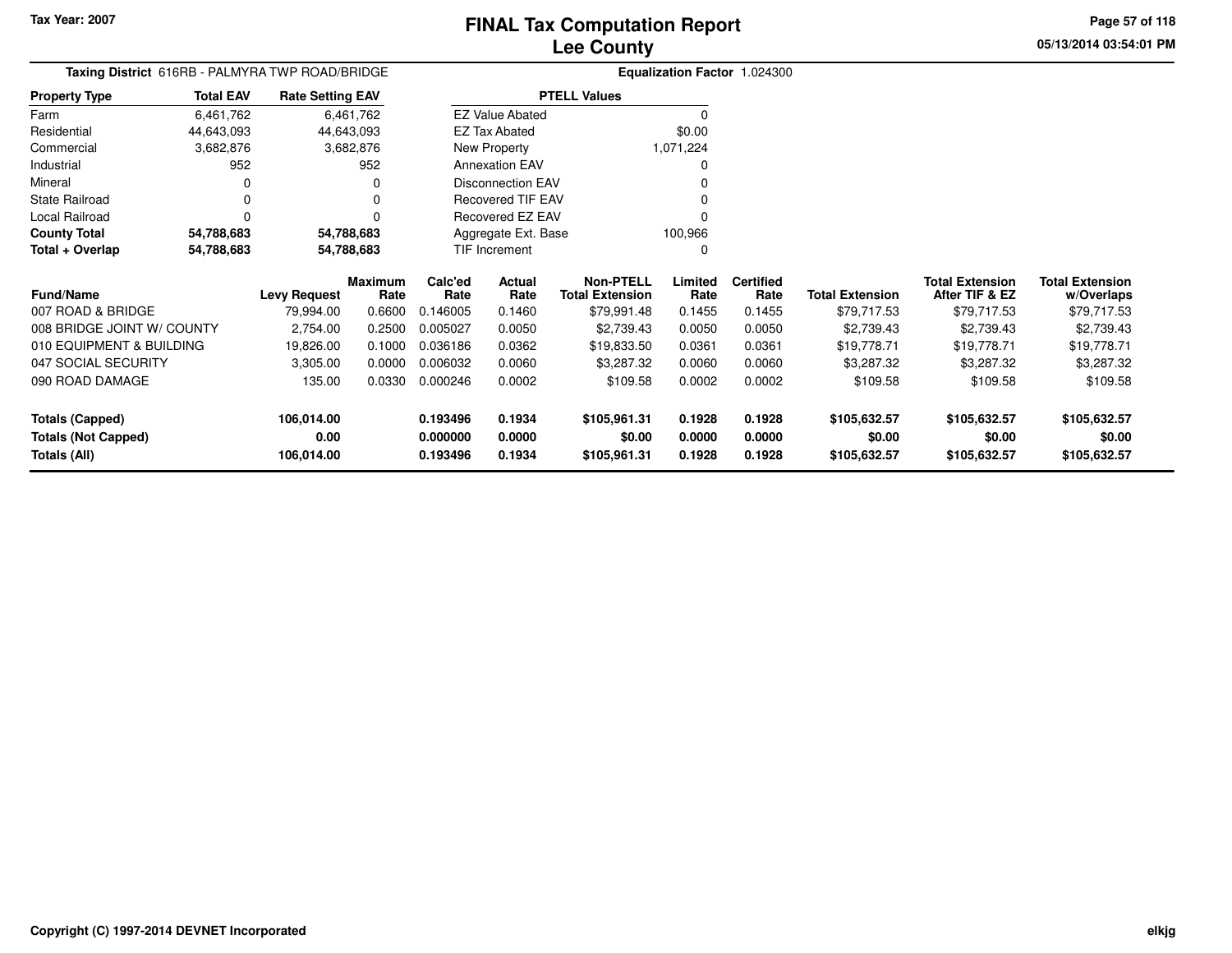Tax Year: 2007

# FINAL Tax Computation Report
## Lee County

05/13/2014 03:54:01 PM

**Taxing District** 616RB - PALMYRA TWP ROAD/BRIDGE

**Equalization Factor** 1.024300

| Property Type | Total EAV | Rate Setting EAV |
|---|---|---|
| Farm | 6,461,762 | 6,461,762 |
| Residential | 44,643,093 | 44,643,093 |
| Commercial | 3,682,876 | 3,682,876 |
| Industrial | 952 | 952 |
| Mineral | 0 | 0 |
| State Railroad | 0 | 0 |
| Local Railroad | 0 | 0 |
| **County Total** | **54,788,683** | **54,788,683** |
| **Total + Overlap** | **54,788,683** | **54,788,683** |

| PTELL Values | |
|---|---|
| EZ Value Abated | 0 |
| EZ Tax Abated | $0.00 |
| New Property | 1,071,224 |
| Annexation EAV | 0 |
| Disconnection EAV | 0 |
| Recovered TIF EAV | 0 |
| Recovered EZ EAV | 0 |
| Aggregate Ext. Base | 100,966 |
| TIF Increment | 0 |

| Fund/Name | Levy Request | Maximum Rate | Calc'ed Rate | Actual Rate | Non-PTELL Total Extension | Limited Rate | Certified Rate | Total Extension | Total Extension After TIF & EZ | Total Extension w/Overlaps |
|---|---|---|---|---|---|---|---|---|---|---|
| 007 ROAD & BRIDGE | 79,994.00 | 0.6600 | 0.146005 | 0.1460 | $79,991.48 | 0.1455 | 0.1455 | $79,717.53 | $79,717.53 | $79,717.53 |
| 008 BRIDGE JOINT W/ COUNTY | 2,754.00 | 0.2500 | 0.005027 | 0.0050 | $2,739.43 | 0.0050 | 0.0050 | $2,739.43 | $2,739.43 | $2,739.43 |
| 010 EQUIPMENT & BUILDING | 19,826.00 | 0.1000 | 0.036186 | 0.0362 | $19,833.50 | 0.0361 | 0.0361 | $19,778.71 | $19,778.71 | $19,778.71 |
| 047 SOCIAL SECURITY | 3,305.00 | 0.0000 | 0.006032 | 0.0060 | $3,287.32 | 0.0060 | 0.0060 | $3,287.32 | $3,287.32 | $3,287.32 |
| 090 ROAD DAMAGE | 135.00 | 0.0330 | 0.000246 | 0.0002 | $109.58 | 0.0002 | 0.0002 | $109.58 | $109.58 | $109.58 |
| **Totals (Capped)** | **106,014.00** | | **0.193496** | **0.1934** | **$105,961.31** | **0.1928** | **0.1928** | **$105,632.57** | **$105,632.57** | **$105,632.57** |
| **Totals (Not Capped)** | **0.00** | | **0.000000** | **0.0000** | **$0.00** | **0.0000** | **0.0000** | **$0.00** | **$0.00** | **$0.00** |
| **Totals (All)** | **106,014.00** | | **0.193496** | **0.1934** | **$105,961.31** | **0.1928** | **0.1928** | **$105,632.57** | **$105,632.57** | **$105,632.57** |

Copyright (C) 1997-2014 DEVNET Incorporated

elkjg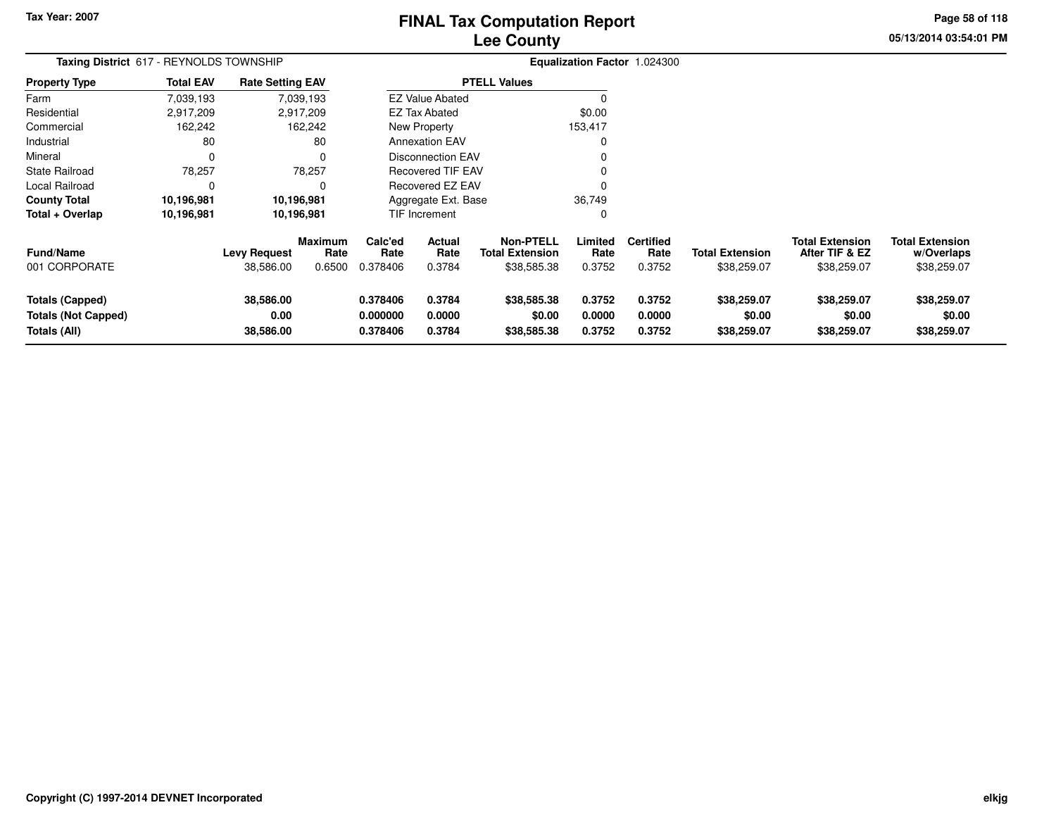Tax Year: 2007

# FINAL Tax Computation Report
## Lee County

**Taxing District** 617 - REYNOLDS TOWNSHIP

**Equalization Factor** 1.024300

| Property Type | Total EAV | Rate Setting EAV |
|---|---|---|
| Farm | 7,039,193 | 7,039,193 |
| Residential | 2,917,209 | 2,917,209 |
| Commercial | 162,242 | 162,242 |
| Industrial | 80 | 80 |
| Mineral | 0 | 0 |
| State Railroad | 78,257 | 78,257 |
| Local Railroad | 0 | 0 |
| **County Total** | **10,196,981** | **10,196,981** |
| **Total + Overlap** | **10,196,981** | **10,196,981** |

| PTELL Values | |
|---|---|
| EZ Value Abated | 0 |
| EZ Tax Abated | $0.00 |
| New Property | 153,417 |
| Annexation EAV | 0 |
| Disconnection EAV | 0 |
| Recovered TIF EAV | 0 |
| Recovered EZ EAV | 0 |
| Aggregate Ext. Base | 36,749 |
| TIF Increment | 0 |

| Fund/Name | Levy Request | Maximum Rate | Calc'ed Rate | Actual Rate | Non-PTELL Total Extension | Limited Rate | Certified Rate | Total Extension | Total Extension After TIF & EZ | Total Extension w/Overlaps |
|---|---|---|---|---|---|---|---|---|---|---|
| 001 CORPORATE | 38,586.00 | 0.6500 | 0.378406 | 0.3784 | $38,585.38 | 0.3752 | 0.3752 | $38,259.07 | $38,259.07 | $38,259.07 |
| **Totals (Capped)** | **38,586.00** | | **0.378406** | **0.3784** | **$38,585.38** | **0.3752** | **0.3752** | **$38,259.07** | **$38,259.07** | **$38,259.07** |
| **Totals (Not Capped)** | **0.00** | | **0.000000** | **0.0000** | **$0.00** | **0.0000** | **0.0000** | **$0.00** | **$0.00** | **$0.00** |
| **Totals (All)** | **38,586.00** | | **0.378406** | **0.3784** | **$38,585.38** | **0.3752** | **0.3752** | **$38,259.07** | **$38,259.07** | **$38,259.07** |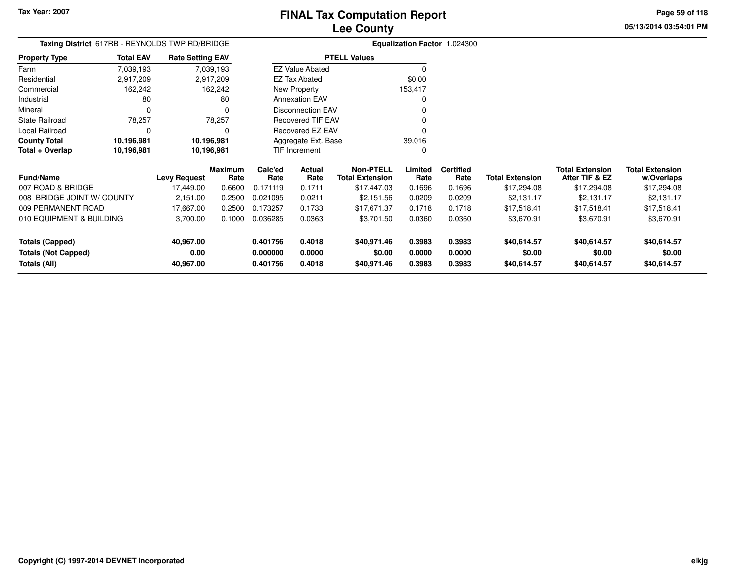Tax Year: 2007

# FINAL Tax Computation Report
## Lee County

05/13/2014 03:54:01 PM

**Taxing District** 617RB - REYNOLDS TWP RD/BRIDGE

**Equalization Factor** 1.024300

| Property Type | Total EAV | Rate Setting EAV |
|---|---|---|
| Farm | 7,039,193 | 7,039,193 |
| Residential | 2,917,209 | 2,917,209 |
| Commercial | 162,242 | 162,242 |
| Industrial | 80 | 80 |
| Mineral | 0 | 0 |
| State Railroad | 78,257 | 78,257 |
| Local Railroad | 0 | 0 |
| **County Total** | **10,196,981** | **10,196,981** |
| **Total + Overlap** | **10,196,981** | **10,196,981** |

| PTELL Values | |
|---|---|
| EZ Value Abated | 0 |
| EZ Tax Abated | $0.00 |
| New Property | 153,417 |
| Annexation EAV | 0 |
| Disconnection EAV | 0 |
| Recovered TIF EAV | 0 |
| Recovered EZ EAV | 0 |
| Aggregate Ext. Base | 39,016 |
| TIF Increment | 0 |

| Fund/Name | Levy Request | Maximum Rate | Calc'ed Rate | Actual Rate | Non-PTELL Total Extension | Limited Rate | Certified Rate | Total Extension | Total Extension After TIF & EZ | Total Extension w/Overlaps |
|---|---|---|---|---|---|---|---|---|---|---|
| 007 ROAD & BRIDGE | 17,449.00 | 0.6600 | 0.171119 | 0.1711 | $17,447.03 | 0.1696 | 0.1696 | $17,294.08 | $17,294.08 | $17,294.08 |
| 008 BRIDGE JOINT W/ COUNTY | 2,151.00 | 0.2500 | 0.021095 | 0.0211 | $2,151.56 | 0.0209 | 0.0209 | $2,131.17 | $2,131.17 | $2,131.17 |
| 009 PERMANENT ROAD | 17,667.00 | 0.2500 | 0.173257 | 0.1733 | $17,671.37 | 0.1718 | 0.1718 | $17,518.41 | $17,518.41 | $17,518.41 |
| 010 EQUIPMENT & BUILDING | 3,700.00 | 0.1000 | 0.036285 | 0.0363 | $3,701.50 | 0.0360 | 0.0360 | $3,670.91 | $3,670.91 | $3,670.91 |
| **Totals (Capped)** | **40,967.00** | | **0.401756** | **0.4018** | **$40,971.46** | **0.3983** | **0.3983** | **$40,614.57** | **$40,614.57** | **$40,614.57** |
| **Totals (Not Capped)** | **0.00** | | **0.000000** | **0.0000** | **$0.00** | **0.0000** | **0.0000** | **$0.00** | **$0.00** | **$0.00** |
| **Totals (All)** | **40,967.00** | | **0.401756** | **0.4018** | **$40,971.46** | **0.3983** | **0.3983** | **$40,614.57** | **$40,614.57** | **$40,614.57** |

Copyright (C) 1997-2014 DEVNET Incorporated

elkjg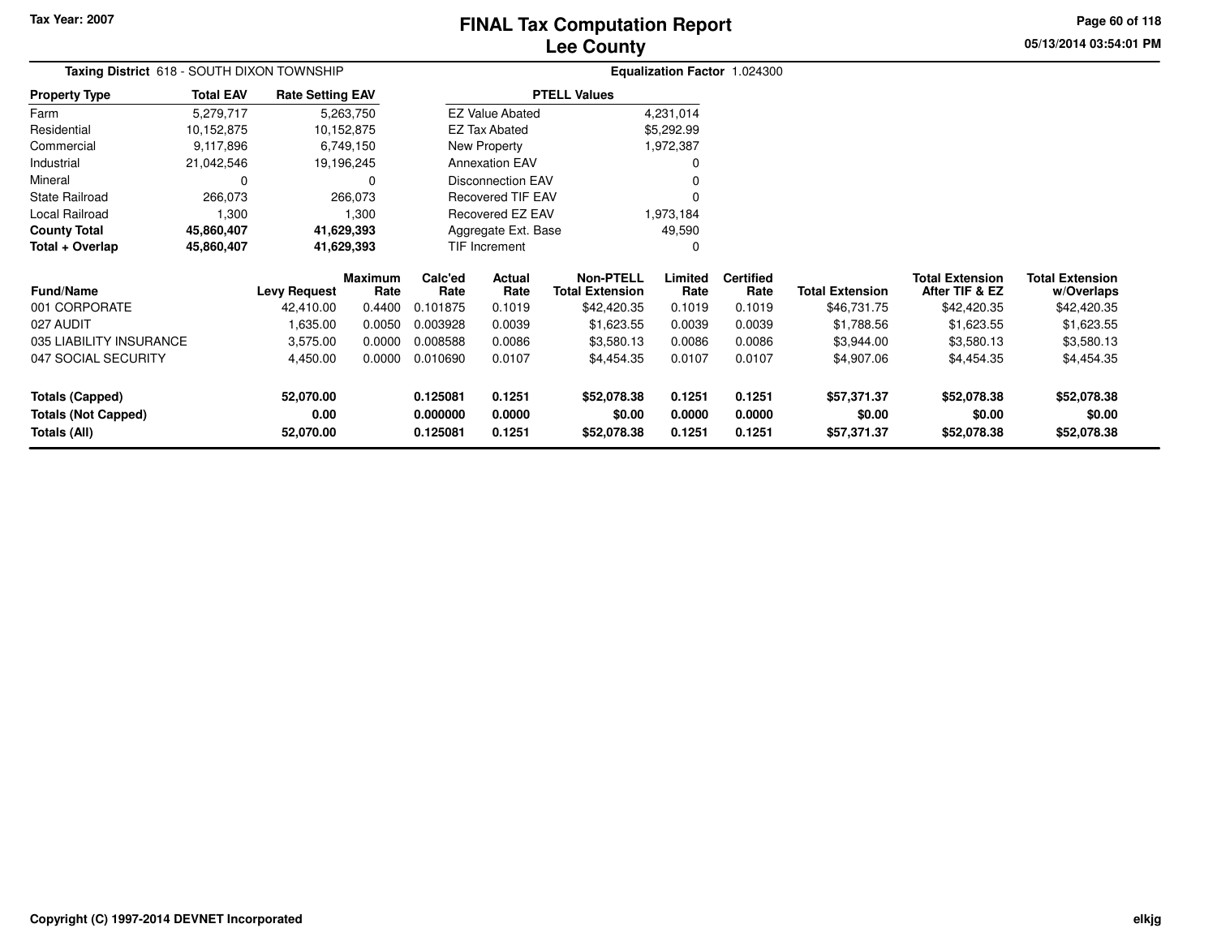Tax Year: 2007

# FINAL Tax Computation Report
## Lee County

05/13/2014 03:54:01 PM

**Taxing District** 618 - SOUTH DIXON TOWNSHIP

**Equalization Factor** 1.024300

| Property Type | Total EAV | Rate Setting EAV |
|---|---|---|
| Farm | 5,279,717 | 5,263,750 |
| Residential | 10,152,875 | 10,152,875 |
| Commercial | 9,117,896 | 6,749,150 |
| Industrial | 21,042,546 | 19,196,245 |
| Mineral | 0 | 0 |
| State Railroad | 266,073 | 266,073 |
| Local Railroad | 1,300 | 1,300 |
| **County Total** | **45,860,407** | **41,629,393** |
| **Total + Overlap** | **45,860,407** | **41,629,393** |

| PTELL Values | |
|---|---|
| EZ Value Abated | 4,231,014 |
| EZ Tax Abated | $5,292.99 |
| New Property | 1,972,387 |
| Annexation EAV | 0 |
| Disconnection EAV | 0 |
| Recovered TIF EAV | 0 |
| Recovered EZ EAV | 1,973,184 |
| Aggregate Ext. Base | 49,590 |
| TIF Increment | 0 |

| Fund/Name | Levy Request | Maximum Rate | Calc'ed Rate | Actual Rate | Non-PTELL Total Extension | Limited Rate | Certified Rate | Total Extension | Total Extension After TIF & EZ | Total Extension w/Overlaps |
|---|---|---|---|---|---|---|---|---|---|---|
| 001 CORPORATE | 42,410.00 | 0.4400 | 0.101875 | 0.1019 | $42,420.35 | 0.1019 | 0.1019 | $46,731.75 | $42,420.35 | $42,420.35 |
| 027 AUDIT | 1,635.00 | 0.0050 | 0.003928 | 0.0039 | $1,623.55 | 0.0039 | 0.0039 | $1,788.56 | $1,623.55 | $1,623.55 |
| 035 LIABILITY INSURANCE | 3,575.00 | 0.0000 | 0.008588 | 0.0086 | $3,580.13 | 0.0086 | 0.0086 | $3,944.00 | $3,580.13 | $3,580.13 |
| 047 SOCIAL SECURITY | 4,450.00 | 0.0000 | 0.010690 | 0.0107 | $4,454.35 | 0.0107 | 0.0107 | $4,907.06 | $4,454.35 | $4,454.35 |
| **Totals (Capped)** | **52,070.00** | | **0.125081** | **0.1251** | **$52,078.38** | **0.1251** | **0.1251** | **$57,371.37** | **$52,078.38** | **$52,078.38** |
| **Totals (Not Capped)** | **0.00** | | **0.000000** | **0.0000** | **$0.00** | **0.0000** | **0.0000** | **$0.00** | **$0.00** | **$0.00** |
| **Totals (All)** | **52,070.00** | | **0.125081** | **0.1251** | **$52,078.38** | **0.1251** | **0.1251** | **$57,371.37** | **$52,078.38** | **$52,078.38** |

Copyright (C) 1997-2014 DEVNET Incorporated

elkjg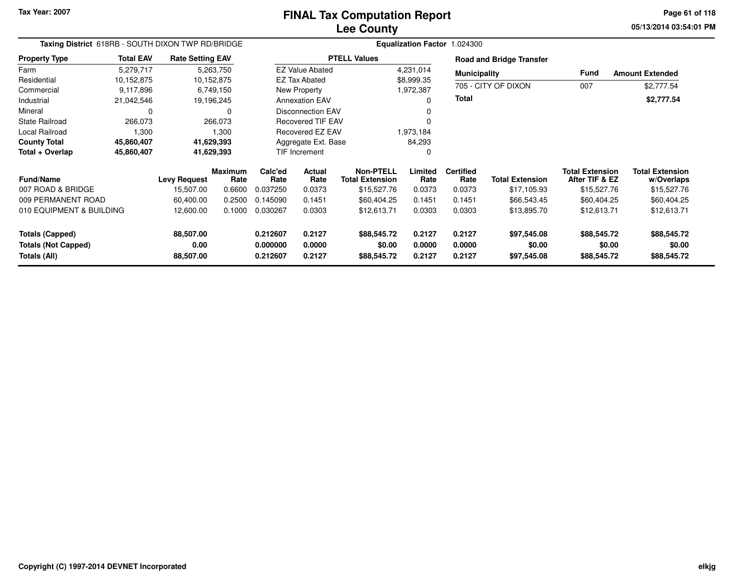Tax Year: 2007

# FINAL Tax Computation Report
## Lee County

05/13/2014 03:54:01 PM

**Taxing District** 618RB - SOUTH DIXON TWP RD/BRIDGE

**Equalization Factor** 1.024300

| Property Type | Total EAV | Rate Setting EAV |
|---|---|---|
| Farm | 5,279,717 | 5,263,750 |
| Residential | 10,152,875 | 10,152,875 |
| Commercial | 9,117,896 | 6,749,150 |
| Industrial | 21,042,546 | 19,196,245 |
| Mineral | 0 | 0 |
| State Railroad | 266,073 | 266,073 |
| Local Railroad | 1,300 | 1,300 |
| **County Total** | **45,860,407** | **41,629,393** |
| **Total + Overlap** | **45,860,407** | **41,629,393** |

| PTELL Values | |
|---|---|
| EZ Value Abated | 4,231,014 |
| EZ Tax Abated | $8,999.35 |
| New Property | 1,972,387 |
| Annexation EAV | 0 |
| Disconnection EAV | 0 |
| Recovered TIF EAV | 0 |
| Recovered EZ EAV | 1,973,184 |
| Aggregate Ext. Base | 84,293 |
| TIF Increment | 0 |

**Road and Bridge Transfer**

| Municipality | Fund | Amount Extended |
|---|---|---|
| 705 - CITY OF DIXON | 007 | $2,777.54 |
| **Total** | | **$2,777.54** |

| Fund/Name | Levy Request | Maximum Rate | Calc'ed Rate | Actual Rate | Non-PTELL Total Extension | Limited Rate | Certified Rate | Total Extension | Total Extension After TIF & EZ | Total Extension w/Overlaps |
|---|---|---|---|---|---|---|---|---|---|---|
| 007 ROAD & BRIDGE | 15,507.00 | 0.6600 | 0.037250 | 0.0373 | $15,527.76 | 0.0373 | 0.0373 | $17,105.93 | $15,527.76 | $15,527.76 |
| 009 PERMANENT ROAD | 60,400.00 | 0.2500 | 0.145090 | 0.1451 | $60,404.25 | 0.1451 | 0.1451 | $66,543.45 | $60,404.25 | $60,404.25 |
| 010 EQUIPMENT & BUILDING | 12,600.00 | 0.1000 | 0.030267 | 0.0303 | $12,613.71 | 0.0303 | 0.0303 | $13,895.70 | $12,613.71 | $12,613.71 |
| **Totals (Capped)** | **88,507.00** | | **0.212607** | **0.2127** | **$88,545.72** | **0.2127** | **0.2127** | **$97,545.08** | **$88,545.72** | **$88,545.72** |
| **Totals (Not Capped)** | **0.00** | | **0.000000** | **0.0000** | **$0.00** | **0.0000** | **0.0000** | **$0.00** | **$0.00** | **$0.00** |
| **Totals (All)** | **88,507.00** | | **0.212607** | **0.2127** | **$88,545.72** | **0.2127** | **0.2127** | **$97,545.08** | **$88,545.72** | **$88,545.72** |

Copyright (C) 1997-2014 DEVNET Incorporated

elkjg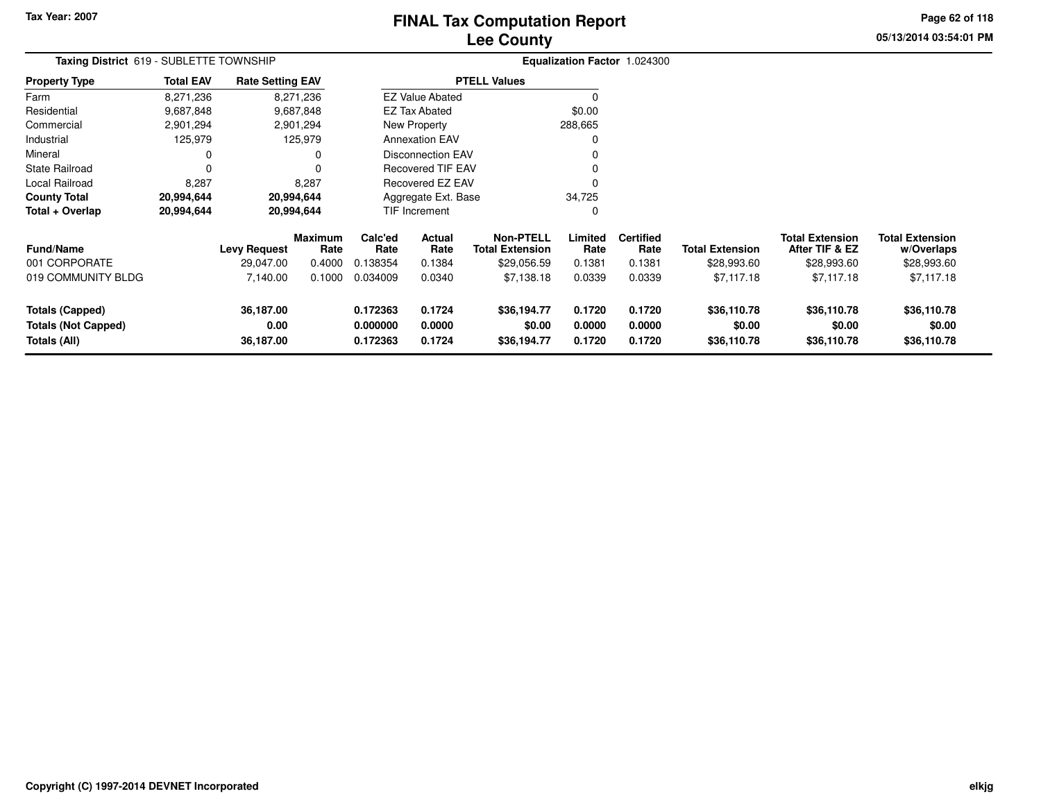**Tax Year: 2007**

# FINAL Tax Computation Report
# Lee County

**Taxing District** 619 - SUBLETTE TOWNSHIP

**Equalization Factor** 1.024300

| Property Type | Total EAV | Rate Setting EAV |
|---|---|---|
| Farm | 8,271,236 | 8,271,236 |
| Residential | 9,687,848 | 9,687,848 |
| Commercial | 2,901,294 | 2,901,294 |
| Industrial | 125,979 | 125,979 |
| Mineral | 0 | 0 |
| State Railroad | 0 | 0 |
| Local Railroad | 8,287 | 8,287 |
| **County Total** | **20,994,644** | **20,994,644** |
| **Total + Overlap** | **20,994,644** | **20,994,644** |

| PTELL Values | |
|---|---|
| EZ Value Abated | 0 |
| EZ Tax Abated | $0.00 |
| New Property | 288,665 |
| Annexation EAV | 0 |
| Disconnection EAV | 0 |
| Recovered TIF EAV | 0 |
| Recovered EZ EAV | 0 |
| Aggregate Ext. Base | 34,725 |
| TIF Increment | 0 |

| Fund/Name | Levy Request | Maximum Rate | Calc'ed Rate | Actual Rate | Non-PTELL Total Extension | Limited Rate | Certified Rate | Total Extension | Total Extension After TIF & EZ | Total Extension w/Overlaps |
|---|---|---|---|---|---|---|---|---|---|---|
| 001 CORPORATE | 29,047.00 | 0.4000 | 0.138354 | 0.1384 | $29,056.59 | 0.1381 | 0.1381 | $28,993.60 | $28,993.60 | $28,993.60 |
| 019 COMMUNITY BLDG | 7,140.00 | 0.1000 | 0.034009 | 0.0340 | $7,138.18 | 0.0339 | 0.0339 | $7,117.18 | $7,117.18 | $7,117.18 |
| **Totals (Capped)** | **36,187.00** | | **0.172363** | **0.1724** | **$36,194.77** | **0.1720** | **0.1720** | **$36,110.78** | **$36,110.78** | **$36,110.78** |
| **Totals (Not Capped)** | **0.00** | | **0.000000** | **0.0000** | **$0.00** | **0.0000** | **0.0000** | **$0.00** | **$0.00** | **$0.00** |
| **Totals (All)** | **36,187.00** | | **0.172363** | **0.1724** | **$36,194.77** | **0.1720** | **0.1720** | **$36,110.78** | **$36,110.78** | **$36,110.78** |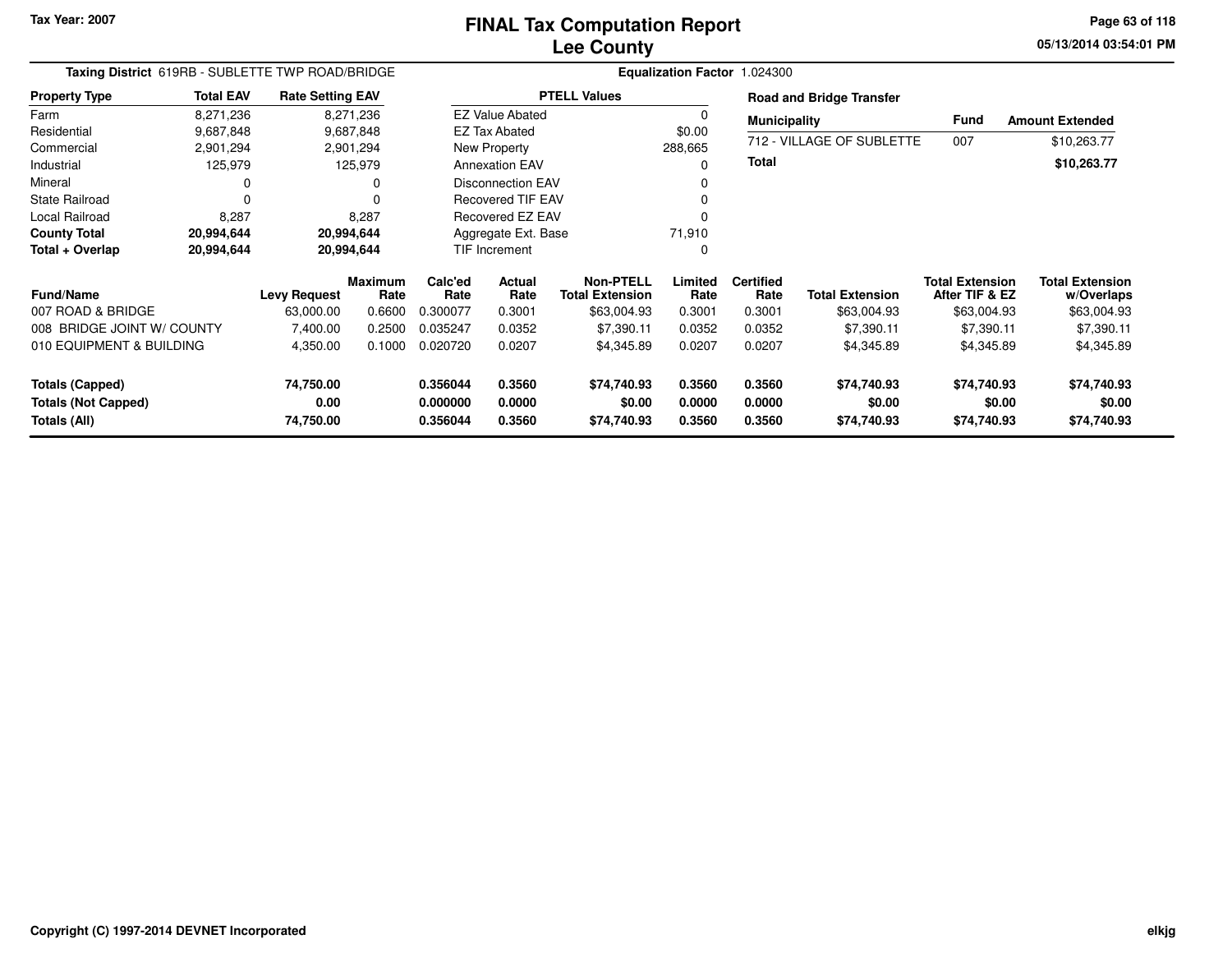Tax Year: 2007

# FINAL Tax Computation Report
## Lee County

**Taxing District** 619RB - SUBLETTE TWP ROAD/BRIDGE

**Equalization Factor** 1.024300

| Property Type | Total EAV | Rate Setting EAV |
|---|---|---|
| Farm | 8,271,236 | 8,271,236 |
| Residential | 9,687,848 | 9,687,848 |
| Commercial | 2,901,294 | 2,901,294 |
| Industrial | 125,979 | 125,979 |
| Mineral | 0 | 0 |
| State Railroad | 0 | 0 |
| Local Railroad | 8,287 | 8,287 |
| **County Total** | **20,994,644** | **20,994,644** |
| **Total + Overlap** | **20,994,644** | **20,994,644** |

| PTELL Values | |
|---|---|
| EZ Value Abated | 0 |
| EZ Tax Abated | $0.00 |
| New Property | 288,665 |
| Annexation EAV | 0 |
| Disconnection EAV | 0 |
| Recovered TIF EAV | 0 |
| Recovered EZ EAV | 0 |
| Aggregate Ext. Base | 71,910 |
| TIF Increment | 0 |

**Road and Bridge Transfer**

| Municipality | Fund | Amount Extended |
|---|---|---|
| 712 - VILLAGE OF SUBLETTE | 007 | $10,263.77 |
| **Total** | | **$10,263.77** |

| Fund/Name | Levy Request | Maximum Rate | Calc'ed Rate | Actual Rate | Non-PTELL Total Extension | Limited Rate | Certified Rate | Total Extension | Total Extension After TIF & EZ | Total Extension w/Overlaps |
|---|---|---|---|---|---|---|---|---|---|---|
| 007 ROAD & BRIDGE | 63,000.00 | 0.6600 | 0.300077 | 0.3001 | $63,004.93 | 0.3001 | 0.3001 | $63,004.93 | $63,004.93 | $63,004.93 |
| 008 BRIDGE JOINT W/ COUNTY | 7,400.00 | 0.2500 | 0.035247 | 0.0352 | $7,390.11 | 0.0352 | 0.0352 | $7,390.11 | $7,390.11 | $7,390.11 |
| 010 EQUIPMENT & BUILDING | 4,350.00 | 0.1000 | 0.020720 | 0.0207 | $4,345.89 | 0.0207 | 0.0207 | $4,345.89 | $4,345.89 | $4,345.89 |
| **Totals (Capped)** | **74,750.00** | | **0.356044** | **0.3560** | **$74,740.93** | **0.3560** | **0.3560** | **$74,740.93** | **$74,740.93** | **$74,740.93** |
| **Totals (Not Capped)** | **0.00** | | **0.000000** | **0.0000** | **$0.00** | **0.0000** | **0.0000** | **$0.00** | **$0.00** | **$0.00** |
| **Totals (All)** | **74,750.00** | | **0.356044** | **0.3560** | **$74,740.93** | **0.3560** | **0.3560** | **$74,740.93** | **$74,740.93** | **$74,740.93** |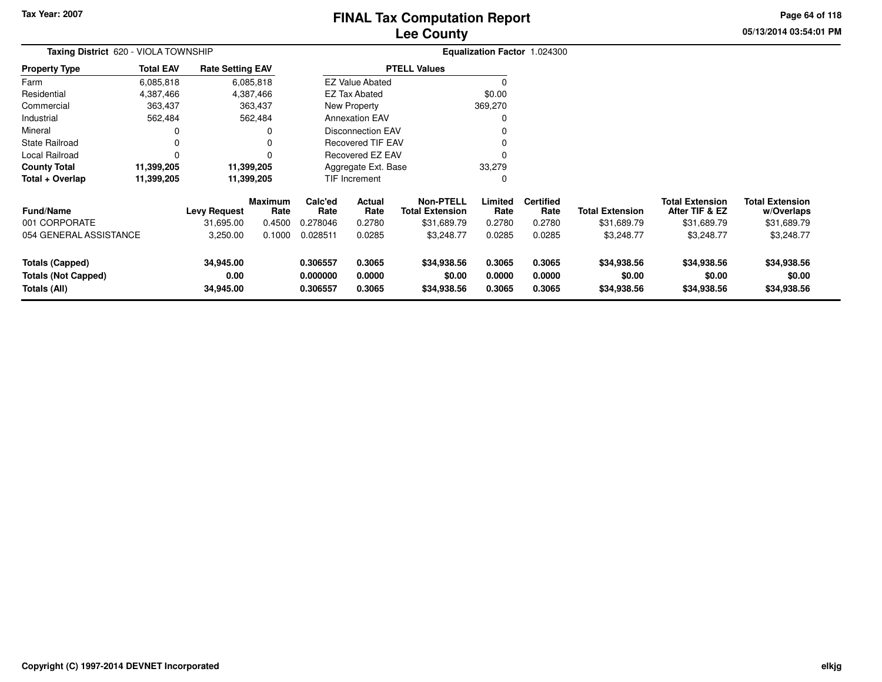Tax Year: 2007

# FINAL Tax Computation Report
## Lee County

**Taxing District** 620 - VIOLA TOWNSHIP

**Equalization Factor** 1.024300

| Property Type | Total EAV | Rate Setting EAV |
|---|---|---|
| Farm | 6,085,818 | 6,085,818 |
| Residential | 4,387,466 | 4,387,466 |
| Commercial | 363,437 | 363,437 |
| Industrial | 562,484 | 562,484 |
| Mineral | 0 | 0 |
| State Railroad | 0 | 0 |
| Local Railroad | 0 | 0 |
| **County Total** | **11,399,205** | **11,399,205** |
| **Total + Overlap** | **11,399,205** | **11,399,205** |

| PTELL Values | |
|---|---|
| EZ Value Abated | 0 |
| EZ Tax Abated | $0.00 |
| New Property | 369,270 |
| Annexation EAV | 0 |
| Disconnection EAV | 0 |
| Recovered TIF EAV | 0 |
| Recovered EZ EAV | 0 |
| Aggregate Ext. Base | 33,279 |
| TIF Increment | 0 |

| Fund/Name | Levy Request | Maximum Rate | Calc'ed Rate | Actual Rate | Non-PTELL Total Extension | Limited Rate | Certified Rate | Total Extension | Total Extension After TIF & EZ | Total Extension w/Overlaps |
|---|---|---|---|---|---|---|---|---|---|---|
| 001 CORPORATE | 31,695.00 | 0.4500 | 0.278046 | 0.2780 | $31,689.79 | 0.2780 | 0.2780 | $31,689.79 | $31,689.79 | $31,689.79 |
| 054 GENERAL ASSISTANCE | 3,250.00 | 0.1000 | 0.028511 | 0.0285 | $3,248.77 | 0.0285 | 0.0285 | $3,248.77 | $3,248.77 | $3,248.77 |
| **Totals (Capped)** | **34,945.00** | | **0.306557** | **0.3065** | **$34,938.56** | **0.3065** | **0.3065** | **$34,938.56** | **$34,938.56** | **$34,938.56** |
| **Totals (Not Capped)** | **0.00** | | **0.000000** | **0.0000** | **$0.00** | **0.0000** | **0.0000** | **$0.00** | **$0.00** | **$0.00** |
| **Totals (All)** | **34,945.00** | | **0.306557** | **0.3065** | **$34,938.56** | **0.3065** | **0.3065** | **$34,938.56** | **$34,938.56** | **$34,938.56** |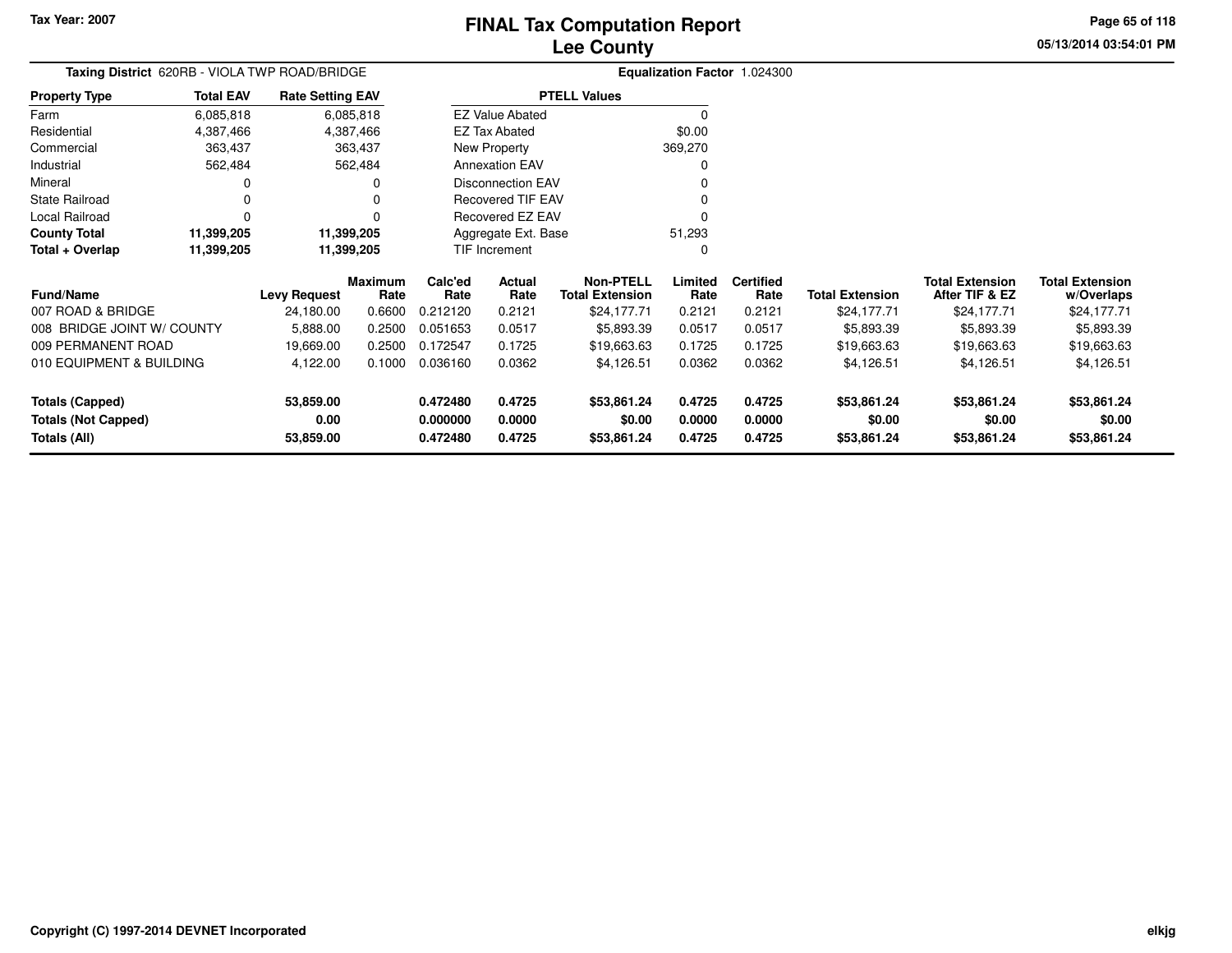Tax Year: 2007

# FINAL Tax Computation Report
## Lee County

05/13/2014 03:54:01 PM

**Taxing District** 620RB - VIOLA TWP ROAD/BRIDGE **Equalization Factor** 1.024300

| Property Type | Total EAV | Rate Setting EAV |
|---|---|---|
| Farm | 6,085,818 | 6,085,818 |
| Residential | 4,387,466 | 4,387,466 |
| Commercial | 363,437 | 363,437 |
| Industrial | 562,484 | 562,484 |
| Mineral | 0 | 0 |
| State Railroad | 0 | 0 |
| Local Railroad | 0 | 0 |
| **County Total** | **11,399,205** | **11,399,205** |
| **Total + Overlap** | **11,399,205** | **11,399,205** |

| PTELL Values | |
|---|---|
| EZ Value Abated | 0 |
| EZ Tax Abated | $0.00 |
| New Property | 369,270 |
| Annexation EAV | 0 |
| Disconnection EAV | 0 |
| Recovered TIF EAV | 0 |
| Recovered EZ EAV | 0 |
| Aggregate Ext. Base | 51,293 |
| TIF Increment | 0 |

| Fund/Name | Levy Request | Maximum Rate | Calc'ed Rate | Actual Rate | Non-PTELL Total Extension | Limited Rate | Certified Rate | Total Extension | Total Extension After TIF & EZ | Total Extension w/Overlaps |
|---|---|---|---|---|---|---|---|---|---|---|
| 007 ROAD & BRIDGE | 24,180.00 | 0.6600 | 0.212120 | 0.2121 | $24,177.71 | 0.2121 | 0.2121 | $24,177.71 | $24,177.71 | $24,177.71 |
| 008 BRIDGE JOINT W/ COUNTY | 5,888.00 | 0.2500 | 0.051653 | 0.0517 | $5,893.39 | 0.0517 | 0.0517 | $5,893.39 | $5,893.39 | $5,893.39 |
| 009 PERMANENT ROAD | 19,669.00 | 0.2500 | 0.172547 | 0.1725 | $19,663.63 | 0.1725 | 0.1725 | $19,663.63 | $19,663.63 | $19,663.63 |
| 010 EQUIPMENT & BUILDING | 4,122.00 | 0.1000 | 0.036160 | 0.0362 | $4,126.51 | 0.0362 | 0.0362 | $4,126.51 | $4,126.51 | $4,126.51 |
| **Totals (Capped)** | **53,859.00** | | **0.472480** | **0.4725** | **$53,861.24** | **0.4725** | **0.4725** | **$53,861.24** | **$53,861.24** | **$53,861.24** |
| **Totals (Not Capped)** | **0.00** | | **0.000000** | **0.0000** | **$0.00** | **0.0000** | **0.0000** | **$0.00** | **$0.00** | **$0.00** |
| **Totals (All)** | **53,859.00** | | **0.472480** | **0.4725** | **$53,861.24** | **0.4725** | **0.4725** | **$53,861.24** | **$53,861.24** | **$53,861.24** |

Copyright (C) 1997-2014 DEVNET Incorporated

elkjg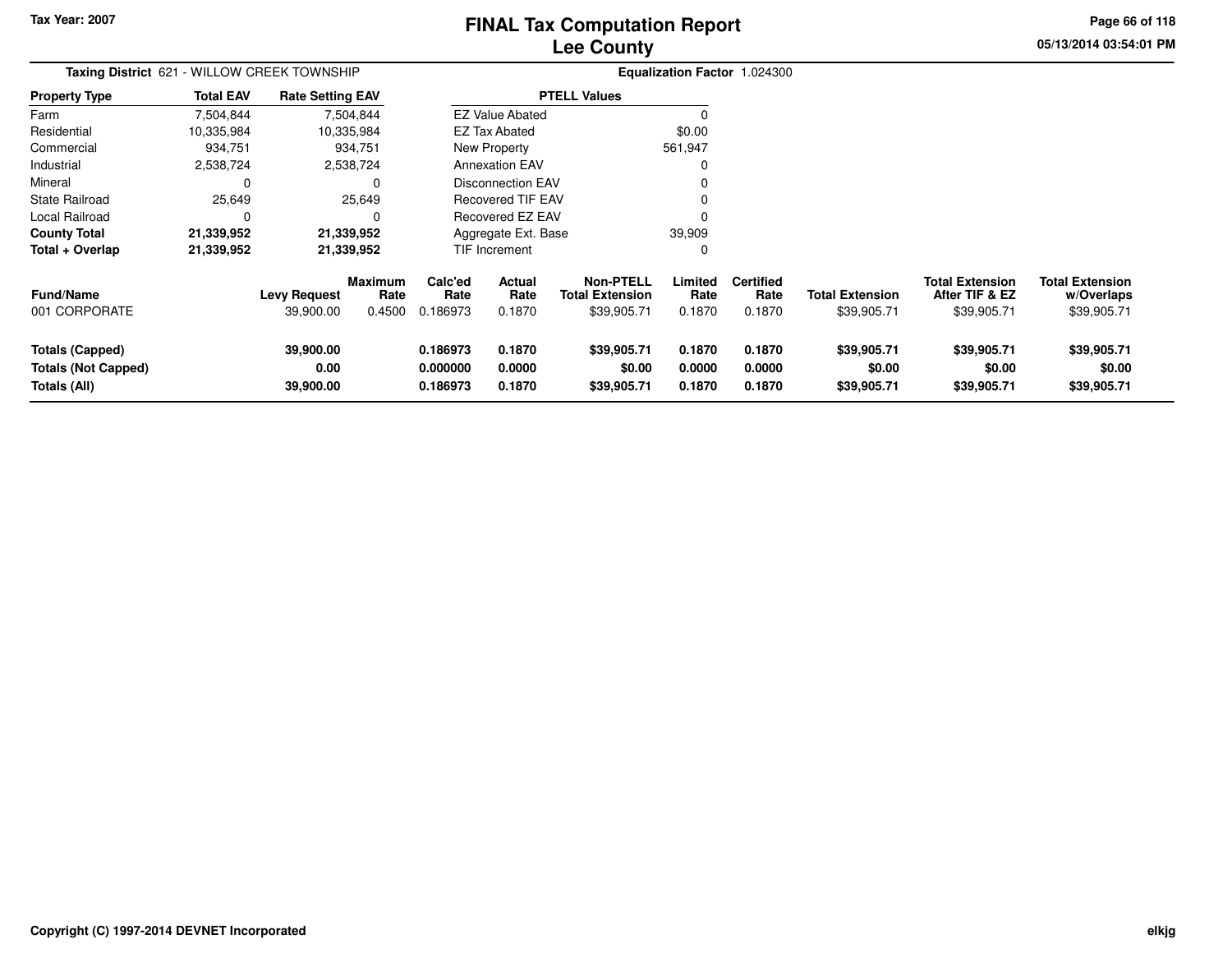# FINAL Tax Computation Report
## Lee County

Tax Year: 2007

05/13/2014 03:54:01 PM

**Taxing District** 621 - WILLOW CREEK TOWNSHIP

**Equalization Factor** 1.024300

| Property Type | Total EAV | Rate Setting EAV |
|---|---|---|
| Farm | 7,504,844 | 7,504,844 |
| Residential | 10,335,984 | 10,335,984 |
| Commercial | 934,751 | 934,751 |
| Industrial | 2,538,724 | 2,538,724 |
| Mineral | 0 | 0 |
| State Railroad | 25,649 | 25,649 |
| Local Railroad | 0 | 0 |
| **County Total** | **21,339,952** | **21,339,952** |
| **Total + Overlap** | **21,339,952** | **21,339,952** |

| PTELL Values | |
|---|---|
| EZ Value Abated | 0 |
| EZ Tax Abated | $0.00 |
| New Property | 561,947 |
| Annexation EAV | 0 |
| Disconnection EAV | 0 |
| Recovered TIF EAV | 0 |
| Recovered EZ EAV | 0 |
| Aggregate Ext. Base | 39,909 |
| TIF Increment | 0 |

| Fund/Name | Levy Request | Maximum Rate | Calc'ed Rate | Actual Rate | Non-PTELL Total Extension | Limited Rate | Certified Rate | Total Extension | Total Extension After TIF & EZ | Total Extension w/Overlaps |
|---|---|---|---|---|---|---|---|---|---|---|
| 001 CORPORATE | 39,900.00 | 0.4500 | 0.186973 | 0.1870 | $39,905.71 | 0.1870 | 0.1870 | $39,905.71 | $39,905.71 | $39,905.71 |
| **Totals (Capped)** | **39,900.00** | | **0.186973** | **0.1870** | **$39,905.71** | **0.1870** | **0.1870** | **$39,905.71** | **$39,905.71** | **$39,905.71** |
| **Totals (Not Capped)** | **0.00** | | **0.000000** | **0.0000** | **$0.00** | **0.0000** | **0.0000** | **$0.00** | **$0.00** | **$0.00** |
| **Totals (All)** | **39,900.00** | | **0.186973** | **0.1870** | **$39,905.71** | **0.1870** | **0.1870** | **$39,905.71** | **$39,905.71** | **$39,905.71** |

Copyright (C) 1997-2014 DEVNET Incorporated

elkjg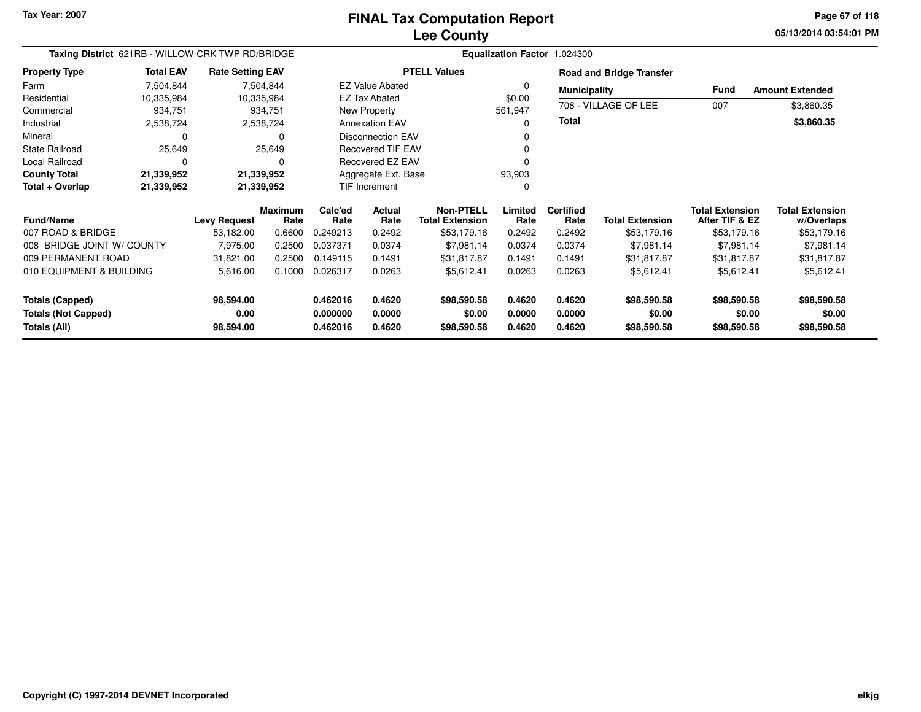Tax Year: 2007

# FINAL Tax Computation Report
# Lee County

05/13/2014 03:54:01 PM

**Taxing District** 621RB - WILLOW CRK TWP RD/BRIDGE

**Equalization Factor** 1.024300

| Property Type | Total EAV | Rate Setting EAV |
|---|---|---|
| Farm | 7,504,844 | 7,504,844 |
| Residential | 10,335,984 | 10,335,984 |
| Commercial | 934,751 | 934,751 |
| Industrial | 2,538,724 | 2,538,724 |
| Mineral | 0 | 0 |
| State Railroad | 25,649 | 25,649 |
| Local Railroad | 0 | 0 |
| **County Total** | **21,339,952** | **21,339,952** |
| **Total + Overlap** | **21,339,952** | **21,339,952** |

| PTELL Values | |
|---|---|
| EZ Value Abated | 0 |
| EZ Tax Abated | $0.00 |
| New Property | 561,947 |
| Annexation EAV | 0 |
| Disconnection EAV | 0 |
| Recovered TIF EAV | 0 |
| Recovered EZ EAV | 0 |
| Aggregate Ext. Base | 93,903 |
| TIF Increment | 0 |

**Road and Bridge Transfer**

| Municipality | Fund | Amount Extended |
|---|---|---|
| 708 - VILLAGE OF LEE | 007 | $3,860.35 |
| **Total** | | **$3,860.35** |

| Fund/Name | Levy Request | Maximum Rate | Calc'ed Rate | Actual Rate | Non-PTELL Total Extension | Limited Rate | Certified Rate | Total Extension | Total Extension After TIF & EZ | Total Extension w/Overlaps |
|---|---|---|---|---|---|---|---|---|---|---|
| 007 ROAD & BRIDGE | 53,182.00 | 0.6600 | 0.249213 | 0.2492 | $53,179.16 | 0.2492 | 0.2492 | $53,179.16 | $53,179.16 | $53,179.16 |
| 008 BRIDGE JOINT W/ COUNTY | 7,975.00 | 0.2500 | 0.037371 | 0.0374 | $7,981.14 | 0.0374 | 0.0374 | $7,981.14 | $7,981.14 | $7,981.14 |
| 009 PERMANENT ROAD | 31,821.00 | 0.2500 | 0.149115 | 0.1491 | $31,817.87 | 0.1491 | 0.1491 | $31,817.87 | $31,817.87 | $31,817.87 |
| 010 EQUIPMENT & BUILDING | 5,616.00 | 0.1000 | 0.026317 | 0.0263 | $5,612.41 | 0.0263 | 0.0263 | $5,612.41 | $5,612.41 | $5,612.41 |
| **Totals (Capped)** | **98,594.00** | | **0.462016** | **0.4620** | **$98,590.58** | **0.4620** | **0.4620** | **$98,590.58** | **$98,590.58** | **$98,590.58** |
| **Totals (Not Capped)** | **0.00** | | **0.000000** | **0.0000** | **$0.00** | **0.0000** | **0.0000** | **$0.00** | **$0.00** | **$0.00** |
| **Totals (All)** | **98,594.00** | | **0.462016** | **0.4620** | **$98,590.58** | **0.4620** | **0.4620** | **$98,590.58** | **$98,590.58** | **$98,590.58** |

Copyright (C) 1997-2014 DEVNET Incorporated

elkjg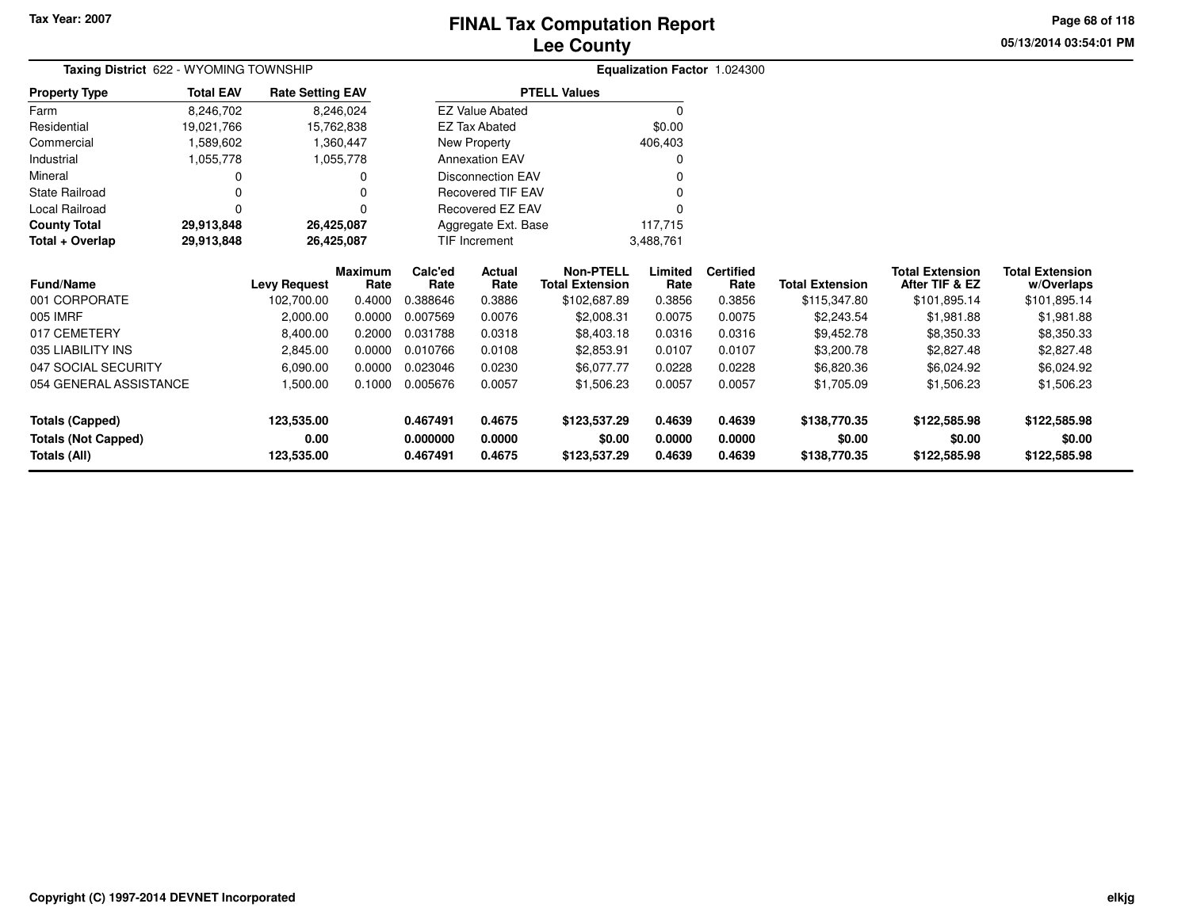Tax Year: 2007

# FINAL Tax Computation Report
## Lee County

05/13/2014 03:54:01 PM

**Taxing District** 622 - WYOMING TOWNSHIP

**Equalization Factor** 1.024300

| Property Type | Total EAV | Rate Setting EAV |
|---|---|---|
| Farm | 8,246,702 | 8,246,024 |
| Residential | 19,021,766 | 15,762,838 |
| Commercial | 1,589,602 | 1,360,447 |
| Industrial | 1,055,778 | 1,055,778 |
| Mineral | 0 | 0 |
| State Railroad | 0 | 0 |
| Local Railroad | 0 | 0 |
| **County Total** | **29,913,848** | **26,425,087** |
| **Total + Overlap** | **29,913,848** | **26,425,087** |

| PTELL Values | |
|---|---|
| EZ Value Abated | 0 |
| EZ Tax Abated | $0.00 |
| New Property | 406,403 |
| Annexation EAV | 0 |
| Disconnection EAV | 0 |
| Recovered TIF EAV | 0 |
| Recovered EZ EAV | 0 |
| Aggregate Ext. Base | 117,715 |
| TIF Increment | 3,488,761 |

| Fund/Name | Levy Request | Maximum Rate | Calc'ed Rate | Actual Rate | Non-PTELL Total Extension | Limited Rate | Certified Rate | Total Extension | Total Extension After TIF & EZ | Total Extension w/Overlaps |
|---|---|---|---|---|---|---|---|---|---|---|
| 001 CORPORATE | 102,700.00 | 0.4000 | 0.388646 | 0.3886 | $102,687.89 | 0.3856 | 0.3856 | $115,347.80 | $101,895.14 | $101,895.14 |
| 005 IMRF | 2,000.00 | 0.0000 | 0.007569 | 0.0076 | $2,008.31 | 0.0075 | 0.0075 | $2,243.54 | $1,981.88 | $1,981.88 |
| 017 CEMETERY | 8,400.00 | 0.2000 | 0.031788 | 0.0318 | $8,403.18 | 0.0316 | 0.0316 | $9,452.78 | $8,350.33 | $8,350.33 |
| 035 LIABILITY INS | 2,845.00 | 0.0000 | 0.010766 | 0.0108 | $2,853.91 | 0.0107 | 0.0107 | $3,200.78 | $2,827.48 | $2,827.48 |
| 047 SOCIAL SECURITY | 6,090.00 | 0.0000 | 0.023046 | 0.0230 | $6,077.77 | 0.0228 | 0.0228 | $6,820.36 | $6,024.92 | $6,024.92 |
| 054 GENERAL ASSISTANCE | 1,500.00 | 0.1000 | 0.005676 | 0.0057 | $1,506.23 | 0.0057 | 0.0057 | $1,705.09 | $1,506.23 | $1,506.23 |
| **Totals (Capped)** | **123,535.00** | | **0.467491** | **0.4675** | **$123,537.29** | **0.4639** | **0.4639** | **$138,770.35** | **$122,585.98** | **$122,585.98** |
| **Totals (Not Capped)** | **0.00** | | **0.000000** | **0.0000** | **$0.00** | **0.0000** | **0.0000** | **$0.00** | **$0.00** | **$0.00** |
| **Totals (All)** | **123,535.00** | | **0.467491** | **0.4675** | **$123,537.29** | **0.4639** | **0.4639** | **$138,770.35** | **$122,585.98** | **$122,585.98** |

Copyright (C) 1997-2014 DEVNET Incorporated

elkjg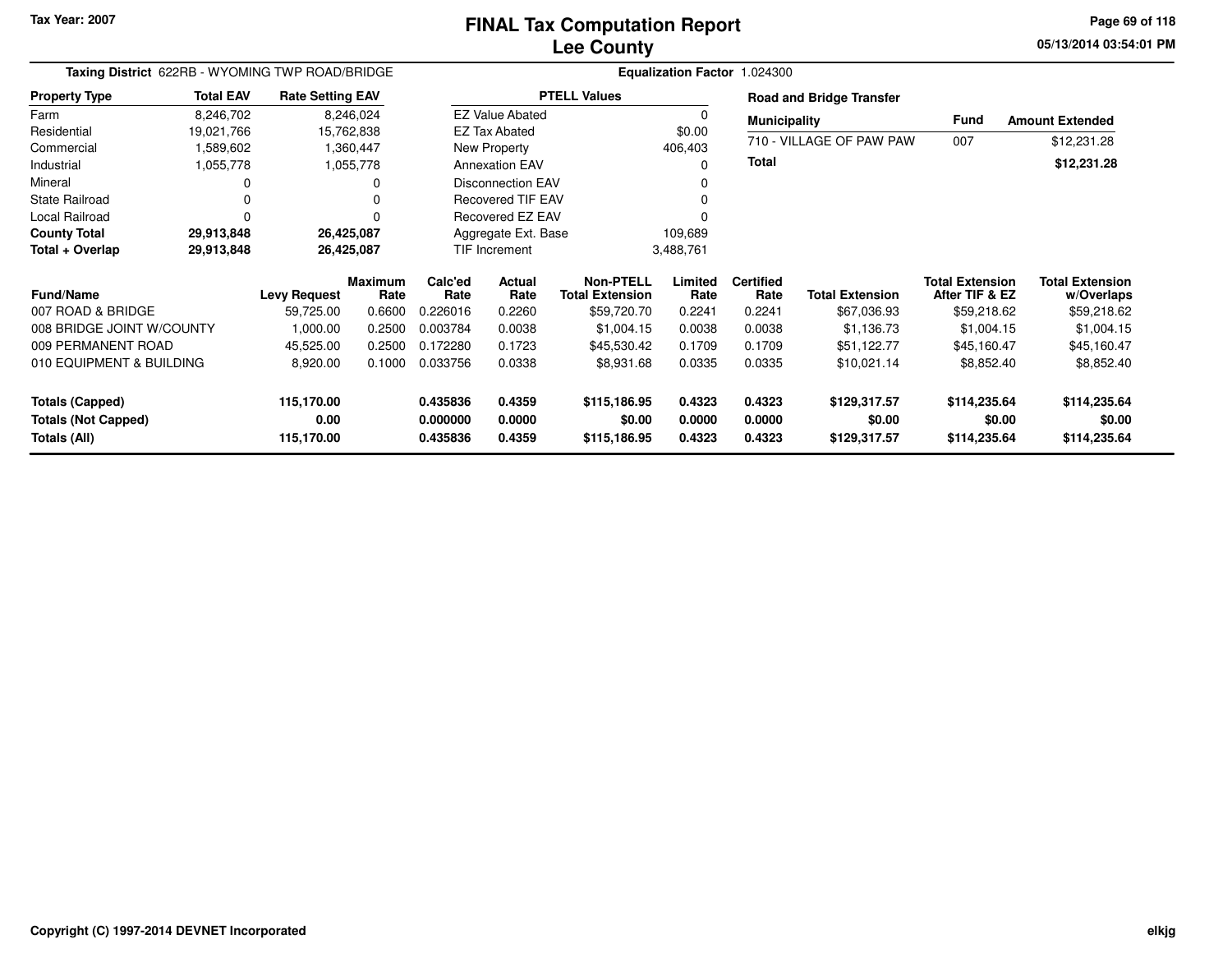Tax Year: 2007

# FINAL Tax Computation Report
## Lee County

05/13/2014 03:54:01 PM

**Taxing District** 622RB - WYOMING TWP ROAD/BRIDGE

**Equalization Factor** 1.024300

| Property Type | Total EAV | Rate Setting EAV |
|---|---|---|
| Farm | 8,246,702 | 8,246,024 |
| Residential | 19,021,766 | 15,762,838 |
| Commercial | 1,589,602 | 1,360,447 |
| Industrial | 1,055,778 | 1,055,778 |
| Mineral | 0 | 0 |
| State Railroad | 0 | 0 |
| Local Railroad | 0 | 0 |
| **County Total** | **29,913,848** | **26,425,087** |
| **Total + Overlap** | **29,913,848** | **26,425,087** |

| PTELL Values | |
|---|---|
| EZ Value Abated | 0 |
| EZ Tax Abated | $0.00 |
| New Property | 406,403 |
| Annexation EAV | 0 |
| Disconnection EAV | 0 |
| Recovered TIF EAV | 0 |
| Recovered EZ EAV | 0 |
| Aggregate Ext. Base | 109,689 |
| TIF Increment | 3,488,761 |

**Road and Bridge Transfer**

| Municipality | Fund | Amount Extended |
|---|---|---|
| 710 - VILLAGE OF PAW PAW | 007 | $12,231.28 |
| **Total** | | **$12,231.28** |

| Fund/Name | Levy Request | Maximum Rate | Calc'ed Rate | Actual Rate | Non-PTELL Total Extension | Limited Rate | Certified Rate | Total Extension | Total Extension After TIF & EZ | Total Extension w/Overlaps |
|---|---|---|---|---|---|---|---|---|---|---|
| 007 ROAD & BRIDGE | 59,725.00 | 0.6600 | 0.226016 | 0.2260 | $59,720.70 | 0.2241 | 0.2241 | $67,036.93 | $59,218.62 | $59,218.62 |
| 008 BRIDGE JOINT W/COUNTY | 1,000.00 | 0.2500 | 0.003784 | 0.0038 | $1,004.15 | 0.0038 | 0.0038 | $1,136.73 | $1,004.15 | $1,004.15 |
| 009 PERMANENT ROAD | 45,525.00 | 0.2500 | 0.172280 | 0.1723 | $45,530.42 | 0.1709 | 0.1709 | $51,122.77 | $45,160.47 | $45,160.47 |
| 010 EQUIPMENT & BUILDING | 8,920.00 | 0.1000 | 0.033756 | 0.0338 | $8,931.68 | 0.0335 | 0.0335 | $10,021.14 | $8,852.40 | $8,852.40 |
| **Totals (Capped)** | **115,170.00** | | **0.435836** | **0.4359** | **$115,186.95** | **0.4323** | **0.4323** | **$129,317.57** | **$114,235.64** | **$114,235.64** |
| **Totals (Not Capped)** | **0.00** | | **0.000000** | **0.0000** | **$0.00** | **0.0000** | **0.0000** | **$0.00** | **$0.00** | **$0.00** |
| **Totals (All)** | **115,170.00** | | **0.435836** | **0.4359** | **$115,186.95** | **0.4323** | **0.4323** | **$129,317.57** | **$114,235.64** | **$114,235.64** |

Copyright (C) 1997-2014 DEVNET Incorporated

elkjg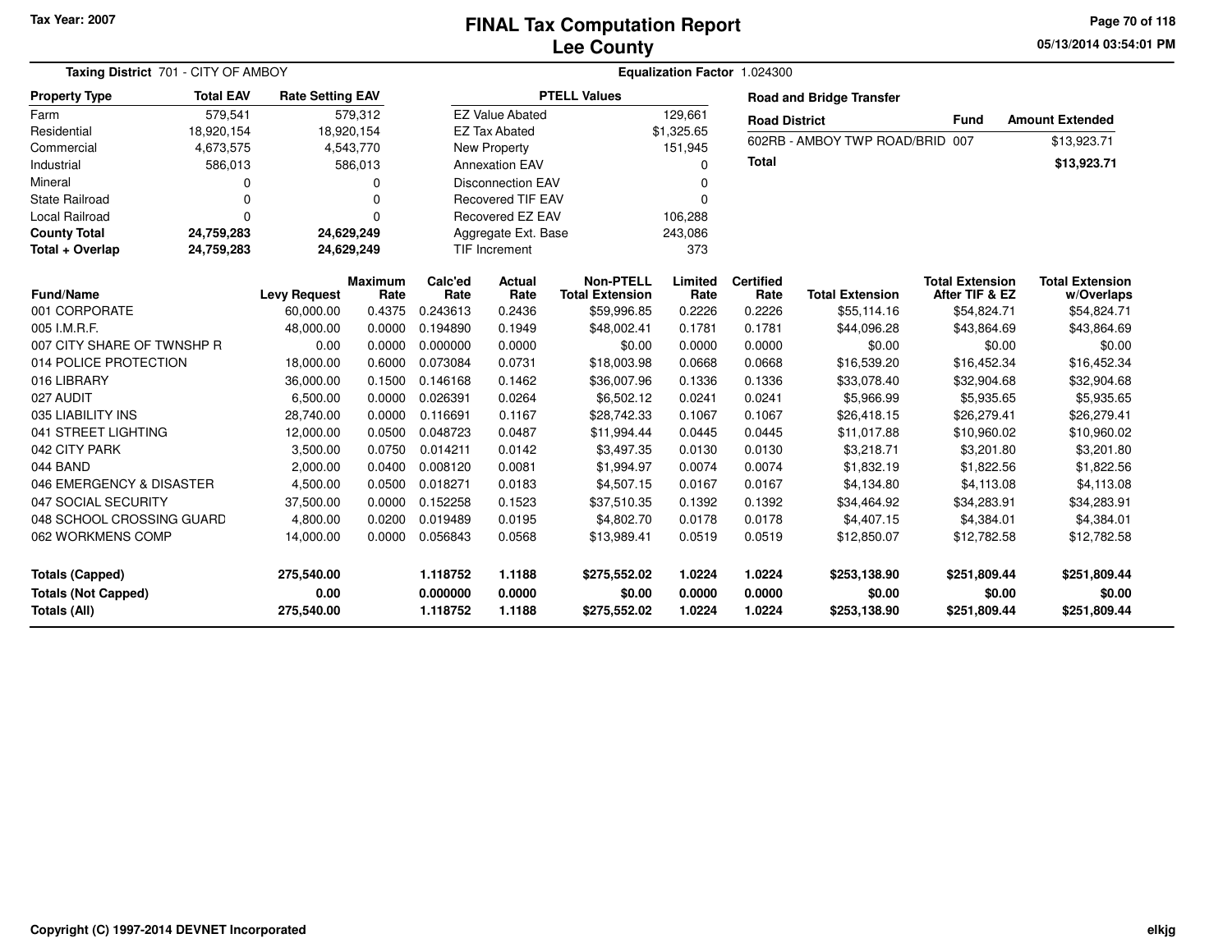Tax Year: 2007

# FINAL Tax Computation Report
## Lee County

05/13/2014 03:54:01 PM

**Taxing District** 701 - CITY OF AMBOY

**Equalization Factor** 1.024300

| Property Type | Total EAV | Rate Setting EAV |
|---|---|---|
| Farm | 579,541 | 579,312 |
| Residential | 18,920,154 | 18,920,154 |
| Commercial | 4,673,575 | 4,543,770 |
| Industrial | 586,013 | 586,013 |
| Mineral | 0 | 0 |
| State Railroad | 0 | 0 |
| Local Railroad | 0 | 0 |
| **County Total** | **24,759,283** | **24,629,249** |
| **Total + Overlap** | **24,759,283** | **24,629,249** |

| PTELL Values | |
|---|---|
| EZ Value Abated | 129,661 |
| EZ Tax Abated | $1,325.65 |
| New Property | 151,945 |
| Annexation EAV | 0 |
| Disconnection EAV | 0 |
| Recovered TIF EAV | 0 |
| Recovered EZ EAV | 106,288 |
| Aggregate Ext. Base | 243,086 |
| TIF Increment | 373 |

**Road and Bridge Transfer**

| Road District | Fund | Amount Extended |
|---|---|---|
| 602RB - AMBOY TWP ROAD/BRID | 007 | $13,923.71 |
| **Total** | | **$13,923.71** |

| Fund/Name | Levy Request | Maximum Rate | Calc'ed Rate | Actual Rate | Non-PTELL Total Extension | Limited Rate | Certified Rate | Total Extension | Total Extension After TIF & EZ | Total Extension w/Overlaps |
|---|---|---|---|---|---|---|---|---|---|---|
| 001 CORPORATE | 60,000.00 | 0.4375 | 0.243613 | 0.2436 | $59,996.85 | 0.2226 | 0.2226 | $55,114.16 | $54,824.71 | $54,824.71 |
| 005 I.M.R.F. | 48,000.00 | 0.0000 | 0.194890 | 0.1949 | $48,002.41 | 0.1781 | 0.1781 | $44,096.28 | $43,864.69 | $43,864.69 |
| 007 CITY SHARE OF TWNSHP R | 0.00 | 0.0000 | 0.000000 | 0.0000 | $0.00 | 0.0000 | 0.0000 | $0.00 | $0.00 | $0.00 |
| 014 POLICE PROTECTION | 18,000.00 | 0.6000 | 0.073084 | 0.0731 | $18,003.98 | 0.0668 | 0.0668 | $16,539.20 | $16,452.34 | $16,452.34 |
| 016 LIBRARY | 36,000.00 | 0.1500 | 0.146168 | 0.1462 | $36,007.96 | 0.1336 | 0.1336 | $33,078.40 | $32,904.68 | $32,904.68 |
| 027 AUDIT | 6,500.00 | 0.0000 | 0.026391 | 0.0264 | $6,502.12 | 0.0241 | 0.0241 | $5,966.99 | $5,935.65 | $5,935.65 |
| 035 LIABILITY INS | 28,740.00 | 0.0000 | 0.116691 | 0.1167 | $28,742.33 | 0.1067 | 0.1067 | $26,418.15 | $26,279.41 | $26,279.41 |
| 041 STREET LIGHTING | 12,000.00 | 0.0500 | 0.048723 | 0.0487 | $11,994.44 | 0.0445 | 0.0445 | $11,017.88 | $10,960.02 | $10,960.02 |
| 042 CITY PARK | 3,500.00 | 0.0750 | 0.014211 | 0.0142 | $3,497.35 | 0.0130 | 0.0130 | $3,218.71 | $3,201.80 | $3,201.80 |
| 044 BAND | 2,000.00 | 0.0400 | 0.008120 | 0.0081 | $1,994.97 | 0.0074 | 0.0074 | $1,832.19 | $1,822.56 | $1,822.56 |
| 046 EMERGENCY & DISASTER | 4,500.00 | 0.0500 | 0.018271 | 0.0183 | $4,507.15 | 0.0167 | 0.0167 | $4,134.80 | $4,113.08 | $4,113.08 |
| 047 SOCIAL SECURITY | 37,500.00 | 0.0000 | 0.152258 | 0.1523 | $37,510.35 | 0.1392 | 0.1392 | $34,464.92 | $34,283.91 | $34,283.91 |
| 048 SCHOOL CROSSING GUARD | 4,800.00 | 0.0200 | 0.019489 | 0.0195 | $4,802.70 | 0.0178 | 0.0178 | $4,407.15 | $4,384.01 | $4,384.01 |
| 062 WORKMENS COMP | 14,000.00 | 0.0000 | 0.056843 | 0.0568 | $13,989.41 | 0.0519 | 0.0519 | $12,850.07 | $12,782.58 | $12,782.58 |
| **Totals (Capped)** | **275,540.00** | | **1.118752** | **1.1188** | **$275,552.02** | **1.0224** | **1.0224** | **$253,138.90** | **$251,809.44** | **$251,809.44** |
| **Totals (Not Capped)** | **0.00** | | **0.000000** | **0.0000** | **$0.00** | **0.0000** | **0.0000** | **$0.00** | **$0.00** | **$0.00** |
| **Totals (All)** | **275,540.00** | | **1.118752** | **1.1188** | **$275,552.02** | **1.0224** | **1.0224** | **$253,138.90** | **$251,809.44** | **$251,809.44** |

Copyright (C) 1997-2014 DEVNET Incorporated

elkjg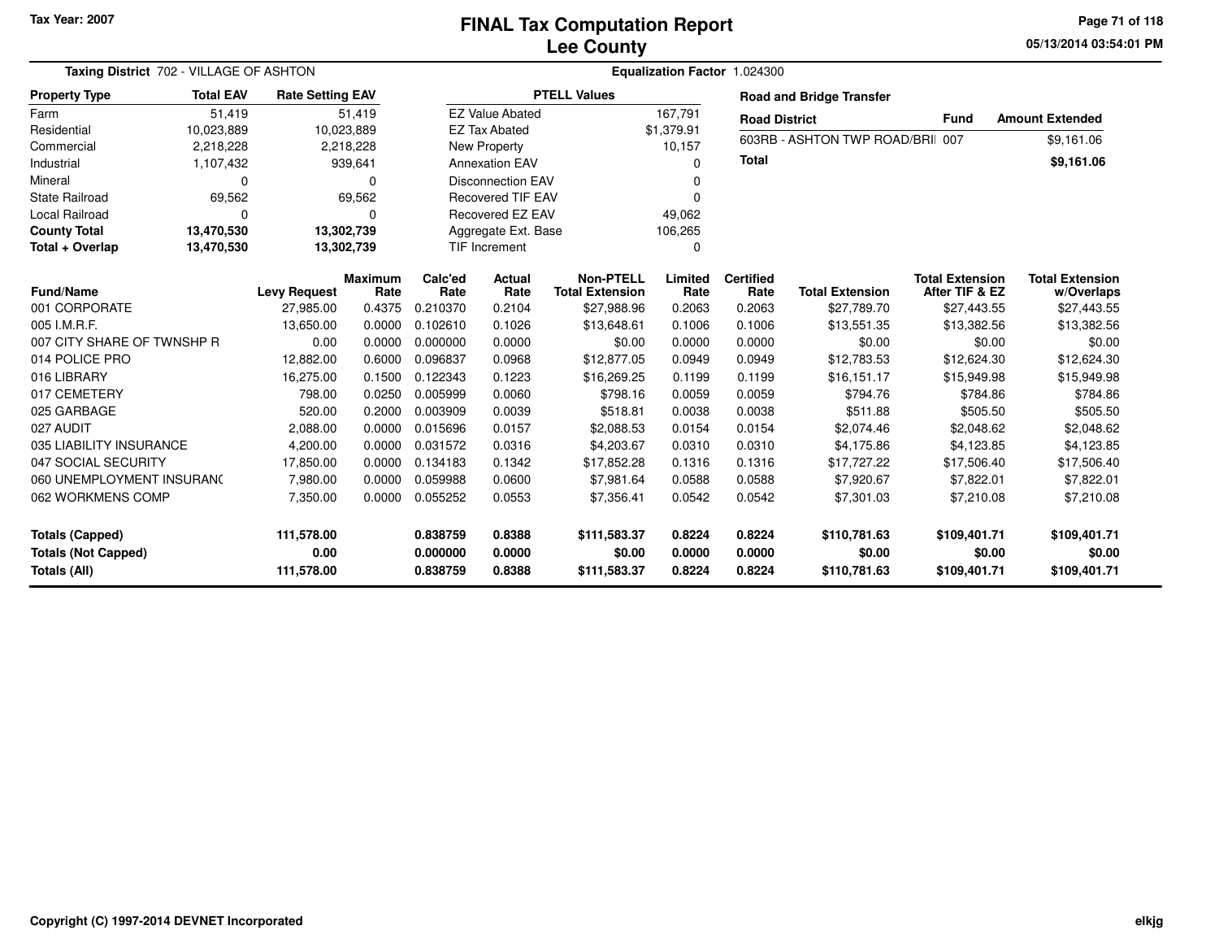Tax Year: 2007

# FINAL Tax Computation Report
## Lee County

05/13/2014 03:54:01 PM

**Taxing District** 702 - VILLAGE OF ASHTON

**Equalization Factor** 1.024300

| Property Type | Total EAV | Rate Setting EAV |
|---|---|---|
| Farm | 51,419 | 51,419 |
| Residential | 10,023,889 | 10,023,889 |
| Commercial | 2,218,228 | 2,218,228 |
| Industrial | 1,107,432 | 939,641 |
| Mineral | 0 | 0 |
| State Railroad | 69,562 | 69,562 |
| Local Railroad | 0 | 0 |
| **County Total** | **13,470,530** | **13,302,739** |
| **Total + Overlap** | **13,470,530** | **13,302,739** |

| PTELL Values | |
|---|---|
| EZ Value Abated | 167,791 |
| EZ Tax Abated | $1,379.91 |
| New Property | 10,157 |
| Annexation EAV | 0 |
| Disconnection EAV | 0 |
| Recovered TIF EAV | 0 |
| Recovered EZ EAV | 49,062 |
| Aggregate Ext. Base | 106,265 |
| TIF Increment | 0 |

**Road and Bridge Transfer**

| Road District | Fund | Amount Extended |
|---|---|---|
| 603RB - ASHTON TWP ROAD/BRII | 007 | $9,161.06 |
| **Total** | | **$9,161.06** |

| Fund/Name | Levy Request | Maximum Rate | Calc'ed Rate | Actual Rate | Non-PTELL Total Extension | Limited Rate | Certified Rate | Total Extension | Total Extension After TIF & EZ | Total Extension w/Overlaps |
|---|---|---|---|---|---|---|---|---|---|---|
| 001 CORPORATE | 27,985.00 | 0.4375 | 0.210370 | 0.2104 | $27,988.96 | 0.2063 | 0.2063 | $27,789.70 | $27,443.55 | $27,443.55 |
| 005 I.M.R.F. | 13,650.00 | 0.0000 | 0.102610 | 0.1026 | $13,648.61 | 0.1006 | 0.1006 | $13,551.35 | $13,382.56 | $13,382.56 |
| 007 CITY SHARE OF TWNSHP R | 0.00 | 0.0000 | 0.000000 | 0.0000 | $0.00 | 0.0000 | 0.0000 | $0.00 | $0.00 | $0.00 |
| 014 POLICE PRO | 12,882.00 | 0.6000 | 0.096837 | 0.0968 | $12,877.05 | 0.0949 | 0.0949 | $12,783.53 | $12,624.30 | $12,624.30 |
| 016 LIBRARY | 16,275.00 | 0.1500 | 0.122343 | 0.1223 | $16,269.25 | 0.1199 | 0.1199 | $16,151.17 | $15,949.98 | $15,949.98 |
| 017 CEMETERY | 798.00 | 0.0250 | 0.005999 | 0.0060 | $798.16 | 0.0059 | 0.0059 | $794.76 | $784.86 | $784.86 |
| 025 GARBAGE | 520.00 | 0.2000 | 0.003909 | 0.0039 | $518.81 | 0.0038 | 0.0038 | $511.88 | $505.50 | $505.50 |
| 027 AUDIT | 2,088.00 | 0.0000 | 0.015696 | 0.0157 | $2,088.53 | 0.0154 | 0.0154 | $2,074.46 | $2,048.62 | $2,048.62 |
| 035 LIABILITY INSURANCE | 4,200.00 | 0.0000 | 0.031572 | 0.0316 | $4,203.67 | 0.0310 | 0.0310 | $4,175.86 | $4,123.85 | $4,123.85 |
| 047 SOCIAL SECURITY | 17,850.00 | 0.0000 | 0.134183 | 0.1342 | $17,852.28 | 0.1316 | 0.1316 | $17,727.22 | $17,506.40 | $17,506.40 |
| 060 UNEMPLOYMENT INSURANC | 7,980.00 | 0.0000 | 0.059988 | 0.0600 | $7,981.64 | 0.0588 | 0.0588 | $7,920.67 | $7,822.01 | $7,822.01 |
| 062 WORKMENS COMP | 7,350.00 | 0.0000 | 0.055252 | 0.0553 | $7,356.41 | 0.0542 | 0.0542 | $7,301.03 | $7,210.08 | $7,210.08 |
| **Totals (Capped)** | **111,578.00** | | **0.838759** | **0.8388** | **$111,583.37** | **0.8224** | **0.8224** | **$110,781.63** | **$109,401.71** | **$109,401.71** |
| **Totals (Not Capped)** | **0.00** | | **0.000000** | **0.0000** | **$0.00** | **0.0000** | **0.0000** | **$0.00** | **$0.00** | **$0.00** |
| **Totals (All)** | **111,578.00** | | **0.838759** | **0.8388** | **$111,583.37** | **0.8224** | **0.8224** | **$110,781.63** | **$109,401.71** | **$109,401.71** |

Copyright (C) 1997-2014 DEVNET Incorporated

elkjg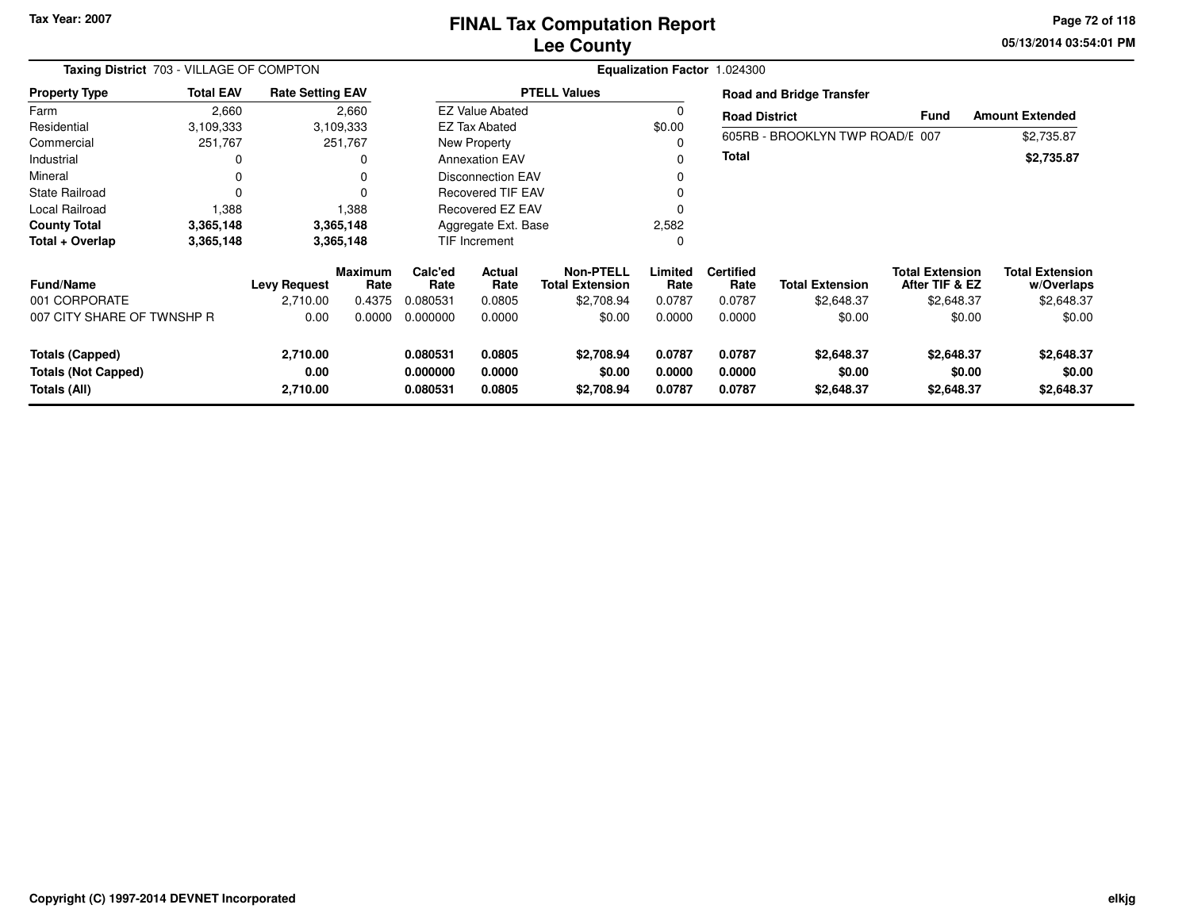Tax Year: 2007

# FINAL Tax Computation Report
## Lee County

05/13/2014 03:54:01 PM

**Taxing District** 703 - VILLAGE OF COMPTON

**Equalization Factor** 1.024300

| Property Type | Total EAV | Rate Setting EAV |
|---|---|---|
| Farm | 2,660 | 2,660 |
| Residential | 3,109,333 | 3,109,333 |
| Commercial | 251,767 | 251,767 |
| Industrial | 0 | 0 |
| Mineral | 0 | 0 |
| State Railroad | 0 | 0 |
| Local Railroad | 1,388 | 1,388 |
| **County Total** | **3,365,148** | **3,365,148** |
| **Total + Overlap** | **3,365,148** | **3,365,148** |

| PTELL Values | |
|---|---|
| EZ Value Abated | 0 |
| EZ Tax Abated | $0.00 |
| New Property | 0 |
| Annexation EAV | 0 |
| Disconnection EAV | 0 |
| Recovered TIF EAV | 0 |
| Recovered EZ EAV | 0 |
| Aggregate Ext. Base | 2,582 |
| TIF Increment | 0 |

**Road and Bridge Transfer**

| Road District | Fund | Amount Extended |
|---|---|---|
| 605RB - BROOKLYN TWP ROAD/E | 007 | $2,735.87 |
| **Total** | | **$2,735.87** |

| Fund/Name | Levy Request | Maximum Rate | Calc'ed Rate | Actual Rate | Non-PTELL Total Extension | Limited Rate | Certified Rate | Total Extension | Total Extension After TIF & EZ | Total Extension w/Overlaps |
|---|---|---|---|---|---|---|---|---|---|---|
| 001 CORPORATE | 2,710.00 | 0.4375 | 0.080531 | 0.0805 | $2,708.94 | 0.0787 | 0.0787 | $2,648.37 | $2,648.37 | $2,648.37 |
| 007 CITY SHARE OF TWNSHP R | 0.00 | 0.0000 | 0.000000 | 0.0000 | $0.00 | 0.0000 | 0.0000 | $0.00 | $0.00 | $0.00 |
| **Totals (Capped)** | **2,710.00** | | **0.080531** | **0.0805** | **$2,708.94** | **0.0787** | **0.0787** | **$2,648.37** | **$2,648.37** | **$2,648.37** |
| **Totals (Not Capped)** | **0.00** | | **0.000000** | **0.0000** | **$0.00** | **0.0000** | **0.0000** | **$0.00** | **$0.00** | **$0.00** |
| **Totals (All)** | **2,710.00** | | **0.080531** | **0.0805** | **$2,708.94** | **0.0787** | **0.0787** | **$2,648.37** | **$2,648.37** | **$2,648.37** |

Copyright (C) 1997-2014 DEVNET Incorporated

elkjg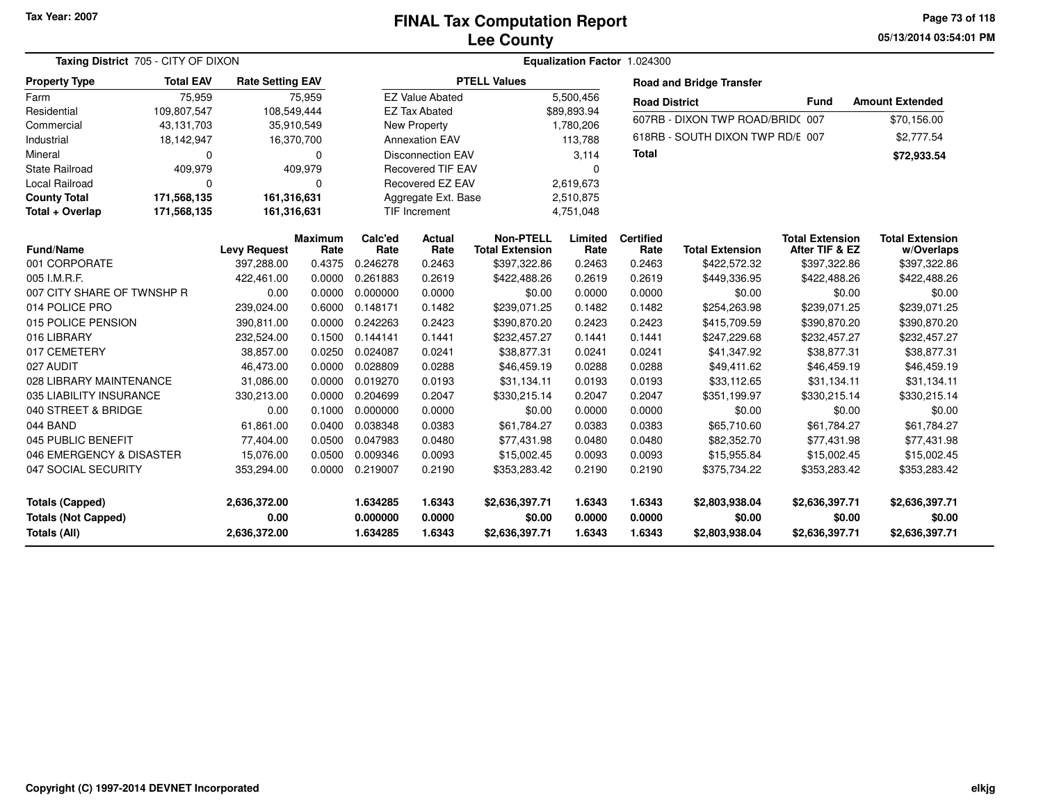Tax Year: 2007

# FINAL Tax Computation Report
## Lee County

05/13/2014 03:54:01 PM

**Taxing District** 705 - CITY OF DIXON

**Equalization Factor** 1.024300

| Property Type | Total EAV | Rate Setting EAV |
|---|---|---|
| Farm | 75,959 | 75,959 |
| Residential | 109,807,547 | 108,549,444 |
| Commercial | 43,131,703 | 35,910,549 |
| Industrial | 18,142,947 | 16,370,700 |
| Mineral | 0 | 0 |
| State Railroad | 409,979 | 409,979 |
| Local Railroad | 0 | 0 |
| **County Total** | **171,568,135** | **161,316,631** |
| **Total + Overlap** | **171,568,135** | **161,316,631** |

| PTELL Values | |
|---|---|
| EZ Value Abated | 5,500,456 |
| EZ Tax Abated | $89,893.94 |
| New Property | 1,780,206 |
| Annexation EAV | 113,788 |
| Disconnection EAV | 3,114 |
| Recovered TIF EAV | 0 |
| Recovered EZ EAV | 2,619,673 |
| Aggregate Ext. Base | 2,510,875 |
| TIF Increment | 4,751,048 |

**Road and Bridge Transfer**

| Road District | Fund | Amount Extended |
|---|---|---|
| 607RB - DIXON TWP ROAD/BRID( | 007 | $70,156.00 |
| 618RB - SOUTH DIXON TWP RD/E | 007 | $2,777.54 |
| **Total** | | **$72,933.54** |

| Fund/Name | Levy Request | Maximum Rate | Calc'ed Rate | Actual Rate | Non-PTELL Total Extension | Limited Rate | Certified Rate | Total Extension | Total Extension After TIF & EZ | Total Extension w/Overlaps |
|---|---|---|---|---|---|---|---|---|---|---|
| 001 CORPORATE | 397,288.00 | 0.4375 | 0.246278 | 0.2463 | $397,322.86 | 0.2463 | 0.2463 | $422,572.32 | $397,322.86 | $397,322.86 |
| 005 I.M.R.F. | 422,461.00 | 0.0000 | 0.261883 | 0.2619 | $422,488.26 | 0.2619 | 0.2619 | $449,336.95 | $422,488.26 | $422,488.26 |
| 007 CITY SHARE OF TWNSHP R | 0.00 | 0.0000 | 0.000000 | 0.0000 | $0.00 | 0.0000 | 0.0000 | $0.00 | $0.00 | $0.00 |
| 014 POLICE PRO | 239,024.00 | 0.6000 | 0.148171 | 0.1482 | $239,071.25 | 0.1482 | 0.1482 | $254,263.98 | $239,071.25 | $239,071.25 |
| 015 POLICE PENSION | 390,811.00 | 0.0000 | 0.242263 | 0.2423 | $390,870.20 | 0.2423 | 0.2423 | $415,709.59 | $390,870.20 | $390,870.20 |
| 016 LIBRARY | 232,524.00 | 0.1500 | 0.144141 | 0.1441 | $232,457.27 | 0.1441 | 0.1441 | $247,229.68 | $232,457.27 | $232,457.27 |
| 017 CEMETERY | 38,857.00 | 0.0250 | 0.024087 | 0.0241 | $38,877.31 | 0.0241 | 0.0241 | $41,347.92 | $38,877.31 | $38,877.31 |
| 027 AUDIT | 46,473.00 | 0.0000 | 0.028809 | 0.0288 | $46,459.19 | 0.0288 | 0.0288 | $49,411.62 | $46,459.19 | $46,459.19 |
| 028 LIBRARY MAINTENANCE | 31,086.00 | 0.0000 | 0.019270 | 0.0193 | $31,134.11 | 0.0193 | 0.0193 | $33,112.65 | $31,134.11 | $31,134.11 |
| 035 LIABILITY INSURANCE | 330,213.00 | 0.0000 | 0.204699 | 0.2047 | $330,215.14 | 0.2047 | 0.2047 | $351,199.97 | $330,215.14 | $330,215.14 |
| 040 STREET & BRIDGE | 0.00 | 0.1000 | 0.000000 | 0.0000 | $0.00 | 0.0000 | 0.0000 | $0.00 | $0.00 | $0.00 |
| 044 BAND | 61,861.00 | 0.0400 | 0.038348 | 0.0383 | $61,784.27 | 0.0383 | 0.0383 | $65,710.60 | $61,784.27 | $61,784.27 |
| 045 PUBLIC BENEFIT | 77,404.00 | 0.0500 | 0.047983 | 0.0480 | $77,431.98 | 0.0480 | 0.0480 | $82,352.70 | $77,431.98 | $77,431.98 |
| 046 EMERGENCY & DISASTER | 15,076.00 | 0.0500 | 0.009346 | 0.0093 | $15,002.45 | 0.0093 | 0.0093 | $15,955.84 | $15,002.45 | $15,002.45 |
| 047 SOCIAL SECURITY | 353,294.00 | 0.0000 | 0.219007 | 0.2190 | $353,283.42 | 0.2190 | 0.2190 | $375,734.22 | $353,283.42 | $353,283.42 |
| **Totals (Capped)** | **2,636,372.00** | | **1.634285** | **1.6343** | **$2,636,397.71** | **1.6343** | **1.6343** | **$2,803,938.04** | **$2,636,397.71** | **$2,636,397.71** |
| **Totals (Not Capped)** | **0.00** | | **0.000000** | **0.0000** | **$0.00** | **0.0000** | **0.0000** | **$0.00** | **$0.00** | **$0.00** |
| **Totals (All)** | **2,636,372.00** | | **1.634285** | **1.6343** | **$2,636,397.71** | **1.6343** | **1.6343** | **$2,803,938.04** | **$2,636,397.71** | **$2,636,397.71** |

Copyright (C) 1997-2014 DEVNET Incorporated

elkjg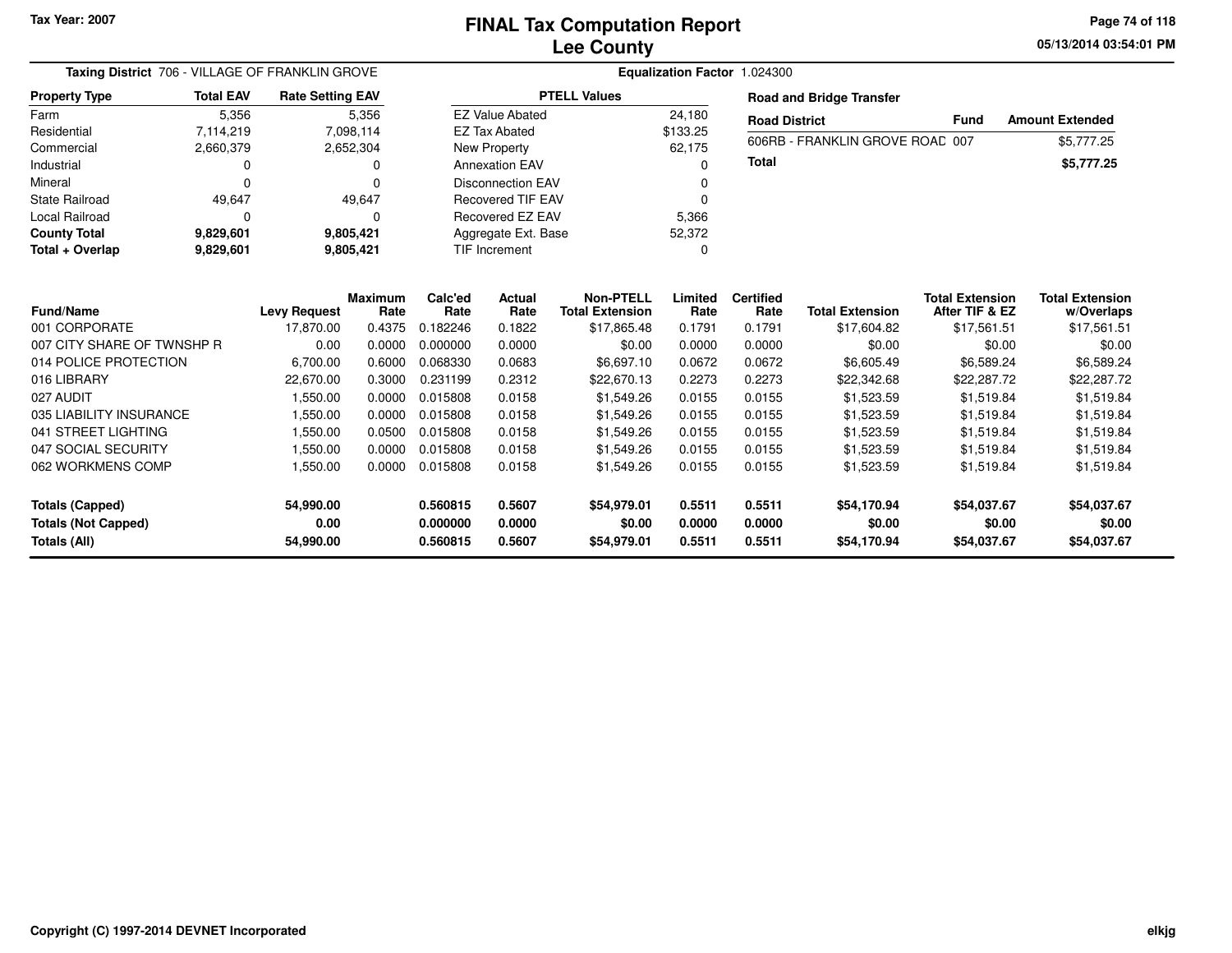# FINAL Tax Computation Report
## Lee County

Tax Year: 2007

**Taxing District** 706 - VILLAGE OF FRANKLIN GROVE

**Equalization Factor** 1.024300

| Property Type | Total EAV | Rate Setting EAV |
|---|---|---|
| Farm | 5,356 | 5,356 |
| Residential | 7,114,219 | 7,098,114 |
| Commercial | 2,660,379 | 2,652,304 |
| Industrial | 0 | 0 |
| Mineral | 0 | 0 |
| State Railroad | 49,647 | 49,647 |
| Local Railroad | 0 | 0 |
| **County Total** | **9,829,601** | **9,805,421** |
| **Total + Overlap** | **9,829,601** | **9,805,421** |

| PTELL Values | |
|---|---|
| EZ Value Abated | 24,180 |
| EZ Tax Abated | $133.25 |
| New Property | 62,175 |
| Annexation EAV | 0 |
| Disconnection EAV | 0 |
| Recovered TIF EAV | 0 |
| Recovered EZ EAV | 5,366 |
| Aggregate Ext. Base | 52,372 |
| TIF Increment | 0 |

**Road and Bridge Transfer**

| Road District | Fund | Amount Extended |
|---|---|---|
| 606RB - FRANKLIN GROVE ROAD | 007 | $5,777.25 |
| **Total** | | **$5,777.25** |

| Fund/Name | Levy Request | Maximum Rate | Calc'ed Rate | Actual Rate | Non-PTELL Total Extension | Limited Rate | Certified Rate | Total Extension | Total Extension After TIF & EZ | Total Extension w/Overlaps |
|---|---|---|---|---|---|---|---|---|---|---|
| 001 CORPORATE | 17,870.00 | 0.4375 | 0.182246 | 0.1822 | $17,865.48 | 0.1791 | 0.1791 | $17,604.82 | $17,561.51 | $17,561.51 |
| 007 CITY SHARE OF TWNSHP R | 0.00 | 0.0000 | 0.000000 | 0.0000 | $0.00 | 0.0000 | 0.0000 | $0.00 | $0.00 | $0.00 |
| 014 POLICE PROTECTION | 6,700.00 | 0.6000 | 0.068330 | 0.0683 | $6,697.10 | 0.0672 | 0.0672 | $6,605.49 | $6,589.24 | $6,589.24 |
| 016 LIBRARY | 22,670.00 | 0.3000 | 0.231199 | 0.2312 | $22,670.13 | 0.2273 | 0.2273 | $22,342.68 | $22,287.72 | $22,287.72 |
| 027 AUDIT | 1,550.00 | 0.0000 | 0.015808 | 0.0158 | $1,549.26 | 0.0155 | 0.0155 | $1,523.59 | $1,519.84 | $1,519.84 |
| 035 LIABILITY INSURANCE | 1,550.00 | 0.0000 | 0.015808 | 0.0158 | $1,549.26 | 0.0155 | 0.0155 | $1,523.59 | $1,519.84 | $1,519.84 |
| 041 STREET LIGHTING | 1,550.00 | 0.0500 | 0.015808 | 0.0158 | $1,549.26 | 0.0155 | 0.0155 | $1,523.59 | $1,519.84 | $1,519.84 |
| 047 SOCIAL SECURITY | 1,550.00 | 0.0000 | 0.015808 | 0.0158 | $1,549.26 | 0.0155 | 0.0155 | $1,523.59 | $1,519.84 | $1,519.84 |
| 062 WORKMENS COMP | 1,550.00 | 0.0000 | 0.015808 | 0.0158 | $1,549.26 | 0.0155 | 0.0155 | $1,523.59 | $1,519.84 | $1,519.84 |
| **Totals (Capped)** | **54,990.00** | | **0.560815** | **0.5607** | **$54,979.01** | **0.5511** | **0.5511** | **$54,170.94** | **$54,037.67** | **$54,037.67** |
| **Totals (Not Capped)** | **0.00** | | **0.000000** | **0.0000** | **$0.00** | **0.0000** | **0.0000** | **$0.00** | **$0.00** | **$0.00** |
| **Totals (All)** | **54,990.00** | | **0.560815** | **0.5607** | **$54,979.01** | **0.5511** | **0.5511** | **$54,170.94** | **$54,037.67** | **$54,037.67** |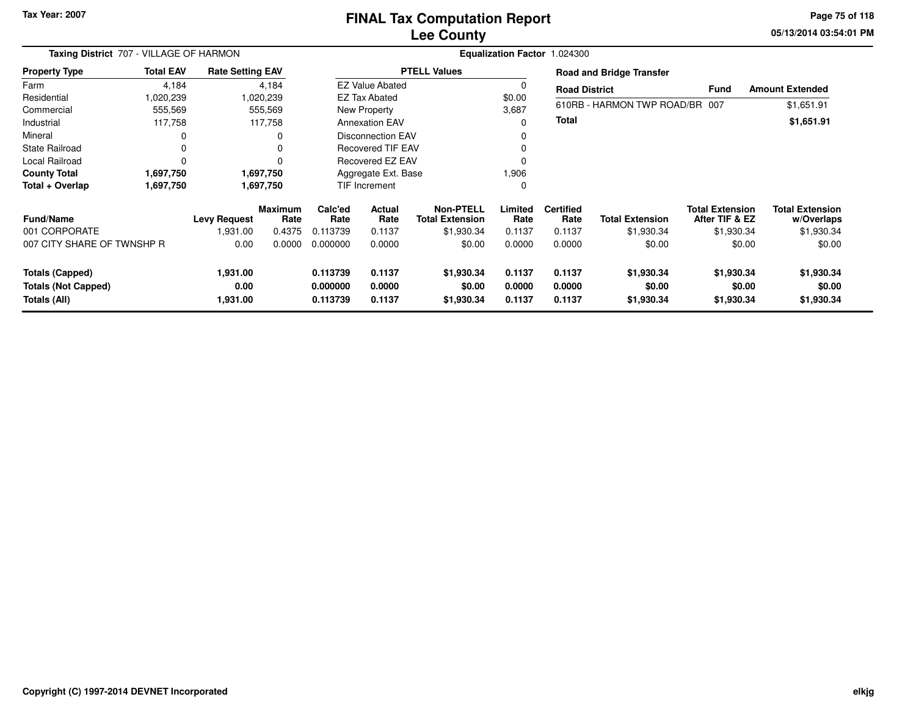Tax Year: 2007

# FINAL Tax Computation Report
## Lee County

05/13/2014 03:54:01 PM

**Taxing District** 707 - VILLAGE OF HARMON

**Equalization Factor** 1.024300

| Property Type | Total EAV | Rate Setting EAV |
|---|---|---|
| Farm | 4,184 | 4,184 |
| Residential | 1,020,239 | 1,020,239 |
| Commercial | 555,569 | 555,569 |
| Industrial | 117,758 | 117,758 |
| Mineral | 0 | 0 |
| State Railroad | 0 | 0 |
| Local Railroad | 0 | 0 |
| **County Total** | **1,697,750** | **1,697,750** |
| **Total + Overlap** | **1,697,750** | **1,697,750** |

| PTELL Values | |
|---|---|
| EZ Value Abated | 0 |
| EZ Tax Abated | $0.00 |
| New Property | 3,687 |
| Annexation EAV | 0 |
| Disconnection EAV | 0 |
| Recovered TIF EAV | 0 |
| Recovered EZ EAV | 0 |
| Aggregate Ext. Base | 1,906 |
| TIF Increment | 0 |

**Road and Bridge Transfer**

| Road District | Fund | Amount Extended |
|---|---|---|
| 610RB - HARMON TWP ROAD/BR | 007 | $1,651.91 |
| **Total** | | **$1,651.91** |

| Fund/Name | Levy Request | Maximum Rate | Calc'ed Rate | Actual Rate | Non-PTELL Total Extension | Limited Rate | Certified Rate | Total Extension | Total Extension After TIF & EZ | Total Extension w/Overlaps |
|---|---|---|---|---|---|---|---|---|---|---|
| 001 CORPORATE | 1,931.00 | 0.4375 | 0.113739 | 0.1137 | $1,930.34 | 0.1137 | 0.1137 | $1,930.34 | $1,930.34 | $1,930.34 |
| 007 CITY SHARE OF TWNSHP R | 0.00 | 0.0000 | 0.000000 | 0.0000 | $0.00 | 0.0000 | 0.0000 | $0.00 | $0.00 | $0.00 |
| **Totals (Capped)** | **1,931.00** | | **0.113739** | **0.1137** | **$1,930.34** | **0.1137** | **0.1137** | **$1,930.34** | **$1,930.34** | **$1,930.34** |
| **Totals (Not Capped)** | **0.00** | | **0.000000** | **0.0000** | **$0.00** | **0.0000** | **0.0000** | **$0.00** | **$0.00** | **$0.00** |
| **Totals (All)** | **1,931.00** | | **0.113739** | **0.1137** | **$1,930.34** | **0.1137** | **0.1137** | **$1,930.34** | **$1,930.34** | **$1,930.34** |

Copyright (C) 1997-2014 DEVNET Incorporated

elkjg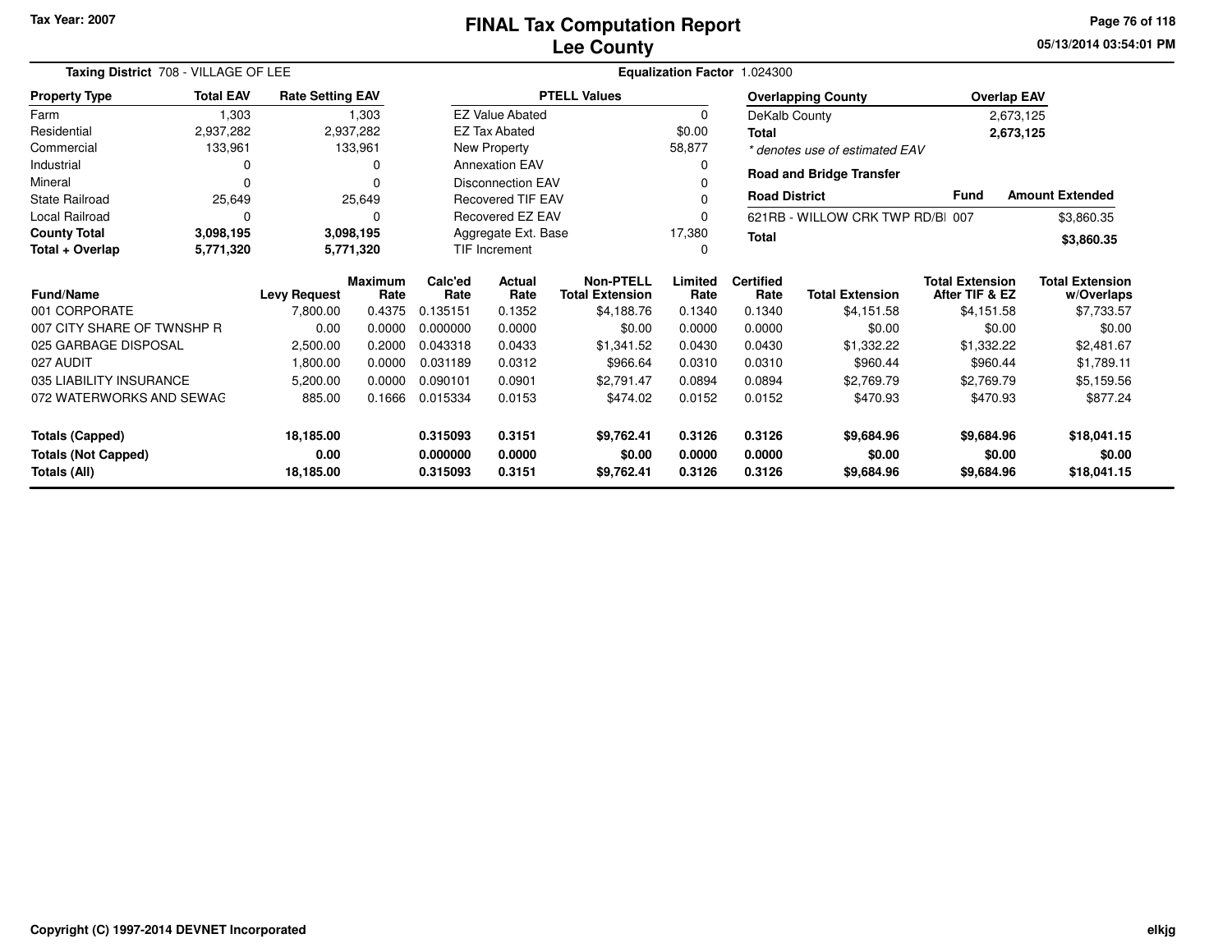Tax Year: 2007

# FINAL Tax Computation Report
## Lee County

05/13/2014 03:54:01 PM

**Taxing District** 708 - VILLAGE OF LEE

**Equalization Factor** 1.024300

| Property Type | Total EAV | Rate Setting EAV |
|---|---|---|
| Farm | 1,303 | 1,303 |
| Residential | 2,937,282 | 2,937,282 |
| Commercial | 133,961 | 133,961 |
| Industrial | 0 | 0 |
| Mineral | 0 | 0 |
| State Railroad | 25,649 | 25,649 |
| Local Railroad | 0 | 0 |
| **County Total** | **3,098,195** | **3,098,195** |
| **Total + Overlap** | **5,771,320** | **5,771,320** |

| PTELL Values | |
|---|---|
| EZ Value Abated | 0 |
| EZ Tax Abated | $0.00 |
| New Property | 58,877 |
| Annexation EAV | 0 |
| Disconnection EAV | 0 |
| Recovered TIF EAV | 0 |
| Recovered EZ EAV | 0 |
| Aggregate Ext. Base | 17,380 |
| TIF Increment | 0 |

| Overlapping County | Overlap EAV |
|---|---|
| DeKalb County | 2,673,125 |
| **Total** | **2,673,125** |

*\* denotes use of estimated EAV*

**Road and Bridge Transfer**

| Road District | Fund | Amount Extended |
|---|---|---|
| 621RB - WILLOW CRK TWP RD/BI | 007 | $3,860.35 |
| **Total** | | **$3,860.35** |

| Fund/Name | Levy Request | Maximum Rate | Calc'ed Rate | Actual Rate | Non-PTELL Total Extension | Limited Rate | Certified Rate | Total Extension | Total Extension After TIF & EZ | Total Extension w/Overlaps |
|---|---|---|---|---|---|---|---|---|---|---|
| 001 CORPORATE | 7,800.00 | 0.4375 | 0.135151 | 0.1352 | $4,188.76 | 0.1340 | 0.1340 | $4,151.58 | $4,151.58 | $7,733.57 |
| 007 CITY SHARE OF TWNSHP R | 0.00 | 0.0000 | 0.000000 | 0.0000 | $0.00 | 0.0000 | 0.0000 | $0.00 | $0.00 | $0.00 |
| 025 GARBAGE DISPOSAL | 2,500.00 | 0.2000 | 0.043318 | 0.0433 | $1,341.52 | 0.0430 | 0.0430 | $1,332.22 | $1,332.22 | $2,481.67 |
| 027 AUDIT | 1,800.00 | 0.0000 | 0.031189 | 0.0312 | $966.64 | 0.0310 | 0.0310 | $960.44 | $960.44 | $1,789.11 |
| 035 LIABILITY INSURANCE | 5,200.00 | 0.0000 | 0.090101 | 0.0901 | $2,791.47 | 0.0894 | 0.0894 | $2,769.79 | $2,769.79 | $5,159.56 |
| 072 WATERWORKS AND SEWAG | 885.00 | 0.1666 | 0.015334 | 0.0153 | $474.02 | 0.0152 | 0.0152 | $470.93 | $470.93 | $877.24 |
| **Totals (Capped)** | **18,185.00** | | **0.315093** | **0.3151** | **$9,762.41** | **0.3126** | **0.3126** | **$9,684.96** | **$9,684.96** | **$18,041.15** |
| **Totals (Not Capped)** | **0.00** | | **0.000000** | **0.0000** | **$0.00** | **0.0000** | **0.0000** | **$0.00** | **$0.00** | **$0.00** |
| **Totals (All)** | **18,185.00** | | **0.315093** | **0.3151** | **$9,762.41** | **0.3126** | **0.3126** | **$9,684.96** | **$9,684.96** | **$18,041.15** |

Copyright (C) 1997-2014 DEVNET Incorporated

elkjg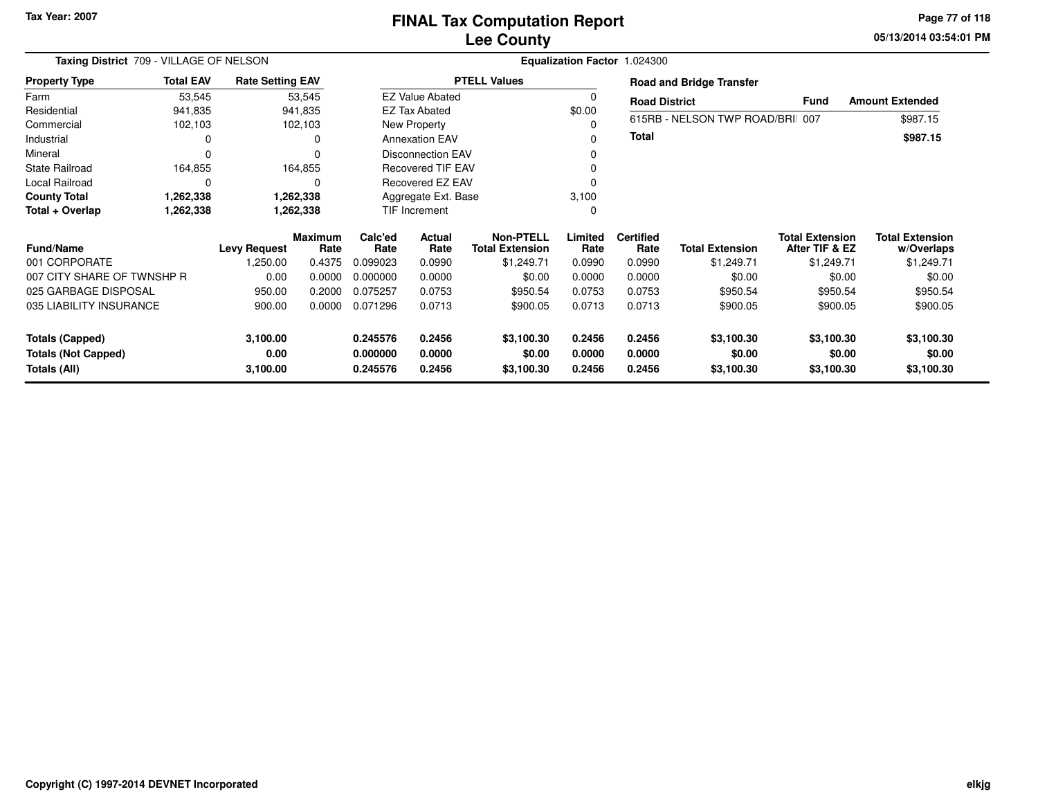Tax Year: 2007

# FINAL Tax Computation Report
## Lee County

05/13/2014 03:54:01 PM

**Taxing District** 709 - VILLAGE OF NELSON

**Equalization Factor** 1.024300

| Property Type | Total EAV | Rate Setting EAV |
|---|---|---|
| Farm | 53,545 | 53,545 |
| Residential | 941,835 | 941,835 |
| Commercial | 102,103 | 102,103 |
| Industrial | 0 | 0 |
| Mineral | 0 | 0 |
| State Railroad | 164,855 | 164,855 |
| Local Railroad | 0 | 0 |
| **County Total** | **1,262,338** | **1,262,338** |
| **Total + Overlap** | **1,262,338** | **1,262,338** |

| PTELL Values | |
|---|---|
| EZ Value Abated | 0 |
| EZ Tax Abated | $0.00 |
| New Property | 0 |
| Annexation EAV | 0 |
| Disconnection EAV | 0 |
| Recovered TIF EAV | 0 |
| Recovered EZ EAV | 0 |
| Aggregate Ext. Base | 3,100 |
| TIF Increment | 0 |

**Road and Bridge Transfer**

| Road District | Fund | Amount Extended |
|---|---|---|
| 615RB - NELSON TWP ROAD/BRI | 007 | $987.15 |
| **Total** | | **$987.15** |

| Fund/Name | Levy Request | Maximum Rate | Calc'ed Rate | Actual Rate | Non-PTELL Total Extension | Limited Rate | Certified Rate | Total Extension | Total Extension After TIF & EZ | Total Extension w/Overlaps |
|---|---|---|---|---|---|---|---|---|---|---|
| 001 CORPORATE | 1,250.00 | 0.4375 | 0.099023 | 0.0990 | $1,249.71 | 0.0990 | 0.0990 | $1,249.71 | $1,249.71 | $1,249.71 |
| 007 CITY SHARE OF TWNSHP R | 0.00 | 0.0000 | 0.000000 | 0.0000 | $0.00 | 0.0000 | 0.0000 | $0.00 | $0.00 | $0.00 |
| 025 GARBAGE DISPOSAL | 950.00 | 0.2000 | 0.075257 | 0.0753 | $950.54 | 0.0753 | 0.0753 | $950.54 | $950.54 | $950.54 |
| 035 LIABILITY INSURANCE | 900.00 | 0.0000 | 0.071296 | 0.0713 | $900.05 | 0.0713 | 0.0713 | $900.05 | $900.05 | $900.05 |
| **Totals (Capped)** | **3,100.00** | | **0.245576** | **0.2456** | **$3,100.30** | **0.2456** | **0.2456** | **$3,100.30** | **$3,100.30** | **$3,100.30** |
| **Totals (Not Capped)** | **0.00** | | **0.000000** | **0.0000** | **$0.00** | **0.0000** | **0.0000** | **$0.00** | **$0.00** | **$0.00** |
| **Totals (All)** | **3,100.00** | | **0.245576** | **0.2456** | **$3,100.30** | **0.2456** | **0.2456** | **$3,100.30** | **$3,100.30** | **$3,100.30** |

Copyright (C) 1997-2014 DEVNET Incorporated

elkjg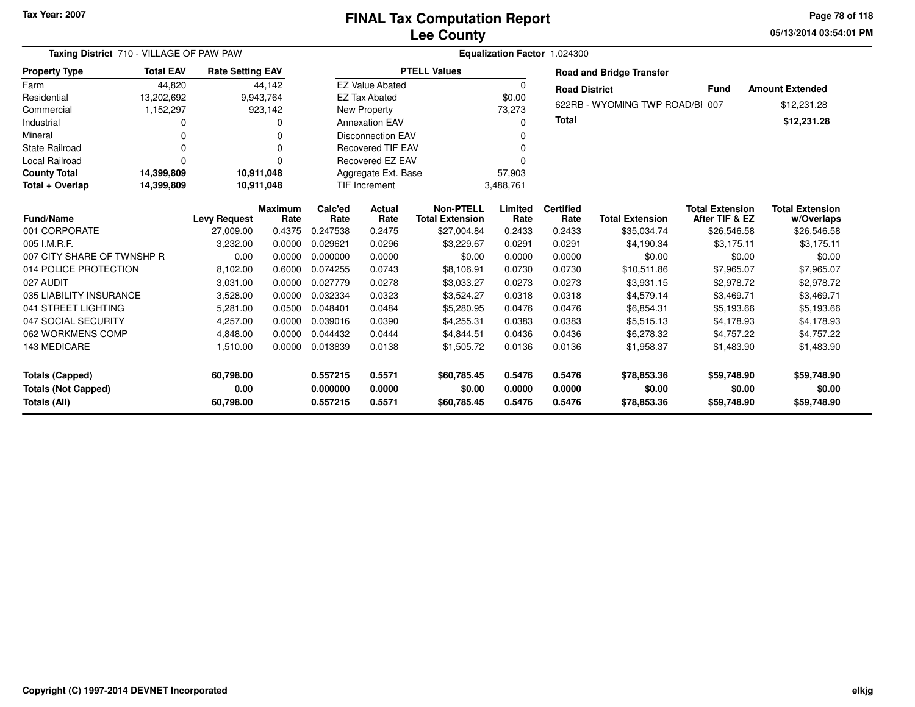Tax Year: 2007

# FINAL Tax Computation Report
## Lee County

05/13/2014 03:54:01 PM

**Taxing District** 710 - VILLAGE OF PAW PAW

**Equalization Factor** 1.024300

| Property Type | Total EAV | Rate Setting EAV |
|---|---|---|
| Farm | 44,820 | 44,142 |
| Residential | 13,202,692 | 9,943,764 |
| Commercial | 1,152,297 | 923,142 |
| Industrial | 0 | 0 |
| Mineral | 0 | 0 |
| State Railroad | 0 | 0 |
| Local Railroad | 0 | 0 |
| **County Total** | **14,399,809** | **10,911,048** |
| **Total + Overlap** | **14,399,809** | **10,911,048** |

| PTELL Values | |
|---|---|
| EZ Value Abated | 0 |
| EZ Tax Abated | $0.00 |
| New Property | 73,273 |
| Annexation EAV | 0 |
| Disconnection EAV | 0 |
| Recovered TIF EAV | 0 |
| Recovered EZ EAV | 0 |
| Aggregate Ext. Base | 57,903 |
| TIF Increment | 3,488,761 |

**Road and Bridge Transfer**

| Road District | Fund | Amount Extended |
|---|---|---|
| 622RB - WYOMING TWP ROAD/BI | 007 | $12,231.28 |
| **Total** | | **$12,231.28** |

| Fund/Name | Levy Request | Maximum Rate | Calc'ed Rate | Actual Rate | Non-PTELL Total Extension | Limited Rate | Certified Rate | Total Extension | Total Extension After TIF & EZ | Total Extension w/Overlaps |
|---|---|---|---|---|---|---|---|---|---|---|
| 001 CORPORATE | 27,009.00 | 0.4375 | 0.247538 | 0.2475 | $27,004.84 | 0.2433 | 0.2433 | $35,034.74 | $26,546.58 | $26,546.58 |
| 005 I.M.R.F. | 3,232.00 | 0.0000 | 0.029621 | 0.0296 | $3,229.67 | 0.0291 | 0.0291 | $4,190.34 | $3,175.11 | $3,175.11 |
| 007 CITY SHARE OF TWNSHP R | 0.00 | 0.0000 | 0.000000 | 0.0000 | $0.00 | 0.0000 | 0.0000 | $0.00 | $0.00 | $0.00 |
| 014 POLICE PROTECTION | 8,102.00 | 0.6000 | 0.074255 | 0.0743 | $8,106.91 | 0.0730 | 0.0730 | $10,511.86 | $7,965.07 | $7,965.07 |
| 027 AUDIT | 3,031.00 | 0.0000 | 0.027779 | 0.0278 | $3,033.27 | 0.0273 | 0.0273 | $3,931.15 | $2,978.72 | $2,978.72 |
| 035 LIABILITY INSURANCE | 3,528.00 | 0.0000 | 0.032334 | 0.0323 | $3,524.27 | 0.0318 | 0.0318 | $4,579.14 | $3,469.71 | $3,469.71 |
| 041 STREET LIGHTING | 5,281.00 | 0.0500 | 0.048401 | 0.0484 | $5,280.95 | 0.0476 | 0.0476 | $6,854.31 | $5,193.66 | $5,193.66 |
| 047 SOCIAL SECURITY | 4,257.00 | 0.0000 | 0.039016 | 0.0390 | $4,255.31 | 0.0383 | 0.0383 | $5,515.13 | $4,178.93 | $4,178.93 |
| 062 WORKMENS COMP | 4,848.00 | 0.0000 | 0.044432 | 0.0444 | $4,844.51 | 0.0436 | 0.0436 | $6,278.32 | $4,757.22 | $4,757.22 |
| 143 MEDICARE | 1,510.00 | 0.0000 | 0.013839 | 0.0138 | $1,505.72 | 0.0136 | 0.0136 | $1,958.37 | $1,483.90 | $1,483.90 |
| **Totals (Capped)** | **60,798.00** | | **0.557215** | **0.5571** | **$60,785.45** | **0.5476** | **0.5476** | **$78,853.36** | **$59,748.90** | **$59,748.90** |
| **Totals (Not Capped)** | **0.00** | | **0.000000** | **0.0000** | **$0.00** | **0.0000** | **0.0000** | **$0.00** | **$0.00** | **$0.00** |
| **Totals (All)** | **60,798.00** | | **0.557215** | **0.5571** | **$60,785.45** | **0.5476** | **0.5476** | **$78,853.36** | **$59,748.90** | **$59,748.90** |

Copyright (C) 1997-2014 DEVNET Incorporated

elkjg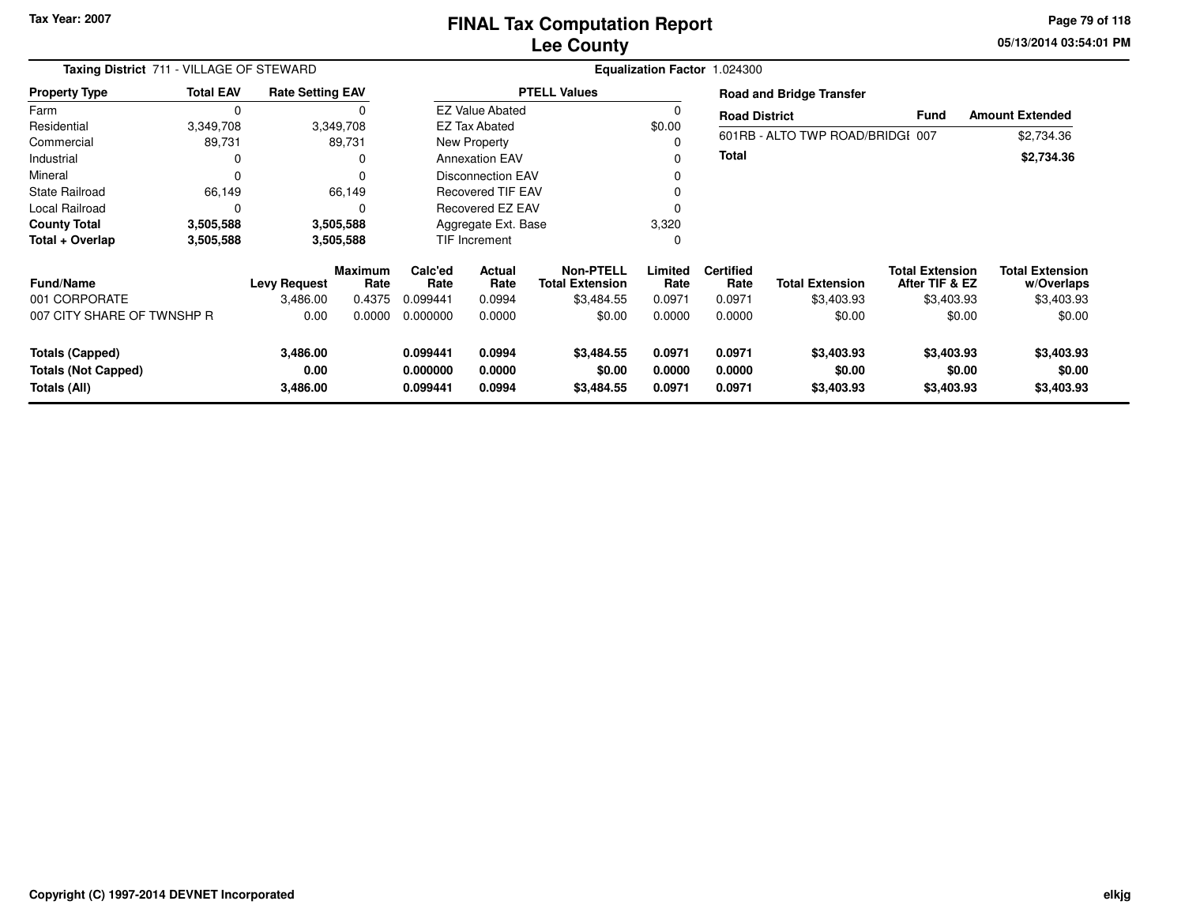Tax Year: 2007

# FINAL Tax Computation Report
## Lee County

05/13/2014 03:54:01 PM

**Taxing District** 711 - VILLAGE OF STEWARD

**Equalization Factor** 1.024300

| Property Type | Total EAV | Rate Setting EAV |
|---|---|---|
| Farm | 0 | 0 |
| Residential | 3,349,708 | 3,349,708 |
| Commercial | 89,731 | 89,731 |
| Industrial | 0 | 0 |
| Mineral | 0 | 0 |
| State Railroad | 66,149 | 66,149 |
| Local Railroad | 0 | 0 |
| **County Total** | **3,505,588** | **3,505,588** |
| **Total + Overlap** | **3,505,588** | **3,505,588** |

| PTELL Values | |
|---|---|
| EZ Value Abated | 0 |
| EZ Tax Abated | $0.00 |
| New Property | 0 |
| Annexation EAV | 0 |
| Disconnection EAV | 0 |
| Recovered TIF EAV | 0 |
| Recovered EZ EAV | 0 |
| Aggregate Ext. Base | 3,320 |
| TIF Increment | 0 |

**Road and Bridge Transfer**

| Road District | Fund | Amount Extended |
|---|---|---|
| 601RB - ALTO TWP ROAD/BRIDGI | 007 | $2,734.36 |
| **Total** | | **$2,734.36** |

| Fund/Name | Levy Request | Maximum Rate | Calc'ed Rate | Actual Rate | Non-PTELL Total Extension | Limited Rate | Certified Rate | Total Extension | Total Extension After TIF & EZ | Total Extension w/Overlaps |
|---|---|---|---|---|---|---|---|---|---|---|
| 001 CORPORATE | 3,486.00 | 0.4375 | 0.099441 | 0.0994 | $3,484.55 | 0.0971 | 0.0971 | $3,403.93 | $3,403.93 | $3,403.93 |
| 007 CITY SHARE OF TWNSHP R | 0.00 | 0.0000 | 0.000000 | 0.0000 | $0.00 | 0.0000 | 0.0000 | $0.00 | $0.00 | $0.00 |
| **Totals (Capped)** | **3,486.00** | | **0.099441** | **0.0994** | **$3,484.55** | **0.0971** | **0.0971** | **$3,403.93** | **$3,403.93** | **$3,403.93** |
| **Totals (Not Capped)** | **0.00** | | **0.000000** | **0.0000** | **$0.00** | **0.0000** | **0.0000** | **$0.00** | **$0.00** | **$0.00** |
| **Totals (All)** | **3,486.00** | | **0.099441** | **0.0994** | **$3,484.55** | **0.0971** | **0.0971** | **$3,403.93** | **$3,403.93** | **$3,403.93** |

Copyright (C) 1997-2014 DEVNET Incorporated

elkjg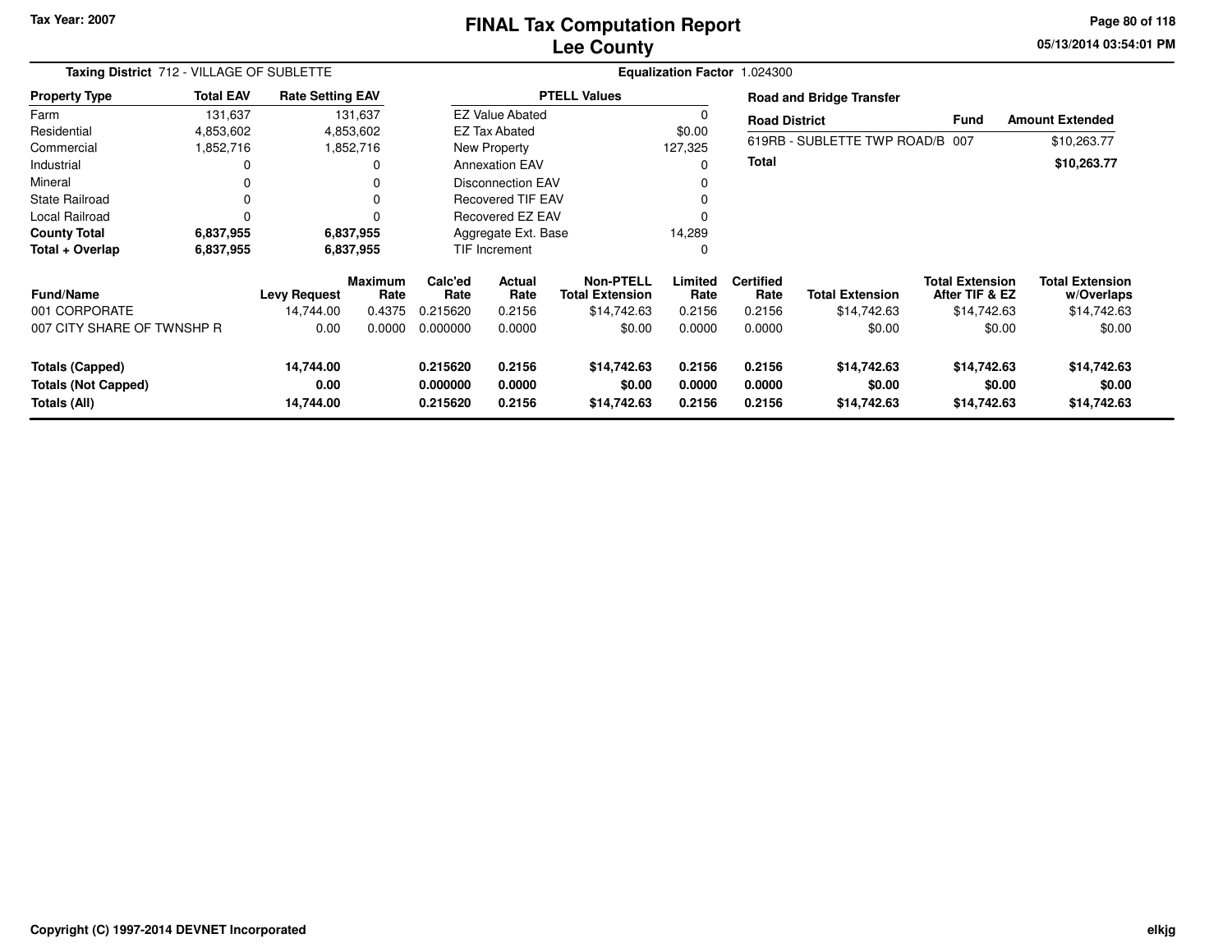Tax Year: 2007

# FINAL Tax Computation Report
## Lee County

**Taxing District** 712 - VILLAGE OF SUBLETTE

**Equalization Factor** 1.024300

| Property Type | Total EAV | Rate Setting EAV |
|---|---|---|
| Farm | 131,637 | 131,637 |
| Residential | 4,853,602 | 4,853,602 |
| Commercial | 1,852,716 | 1,852,716 |
| Industrial | 0 | 0 |
| Mineral | 0 | 0 |
| State Railroad | 0 | 0 |
| Local Railroad | 0 | 0 |
| **County Total** | **6,837,955** | **6,837,955** |
| **Total + Overlap** | **6,837,955** | **6,837,955** |

| PTELL Values | |
|---|---|
| EZ Value Abated | 0 |
| EZ Tax Abated | $0.00 |
| New Property | 127,325 |
| Annexation EAV | 0 |
| Disconnection EAV | 0 |
| Recovered TIF EAV | 0 |
| Recovered EZ EAV | 0 |
| Aggregate Ext. Base | 14,289 |
| TIF Increment | 0 |

**Road and Bridge Transfer**

| Road District | Fund | Amount Extended |
|---|---|---|
| 619RB - SUBLETTE TWP ROAD/B | 007 | $10,263.77 |
| **Total** | | **$10,263.77** |

| Fund/Name | Levy Request | Maximum Rate | Calc'ed Rate | Actual Rate | Non-PTELL Total Extension | Limited Rate | Certified Rate | Total Extension | Total Extension After TIF & EZ | Total Extension w/Overlaps |
|---|---|---|---|---|---|---|---|---|---|---|
| 001 CORPORATE | 14,744.00 | 0.4375 | 0.215620 | 0.2156 | $14,742.63 | 0.2156 | 0.2156 | $14,742.63 | $14,742.63 | $14,742.63 |
| 007 CITY SHARE OF TWNSHP R | 0.00 | 0.0000 | 0.000000 | 0.0000 | $0.00 | 0.0000 | 0.0000 | $0.00 | $0.00 | $0.00 |
| **Totals (Capped)** | **14,744.00** | | **0.215620** | **0.2156** | **$14,742.63** | **0.2156** | **0.2156** | **$14,742.63** | **$14,742.63** | **$14,742.63** |
| **Totals (Not Capped)** | **0.00** | | **0.000000** | **0.0000** | **$0.00** | **0.0000** | **0.0000** | **$0.00** | **$0.00** | **$0.00** |
| **Totals (All)** | **14,744.00** | | **0.215620** | **0.2156** | **$14,742.63** | **0.2156** | **0.2156** | **$14,742.63** | **$14,742.63** | **$14,742.63** |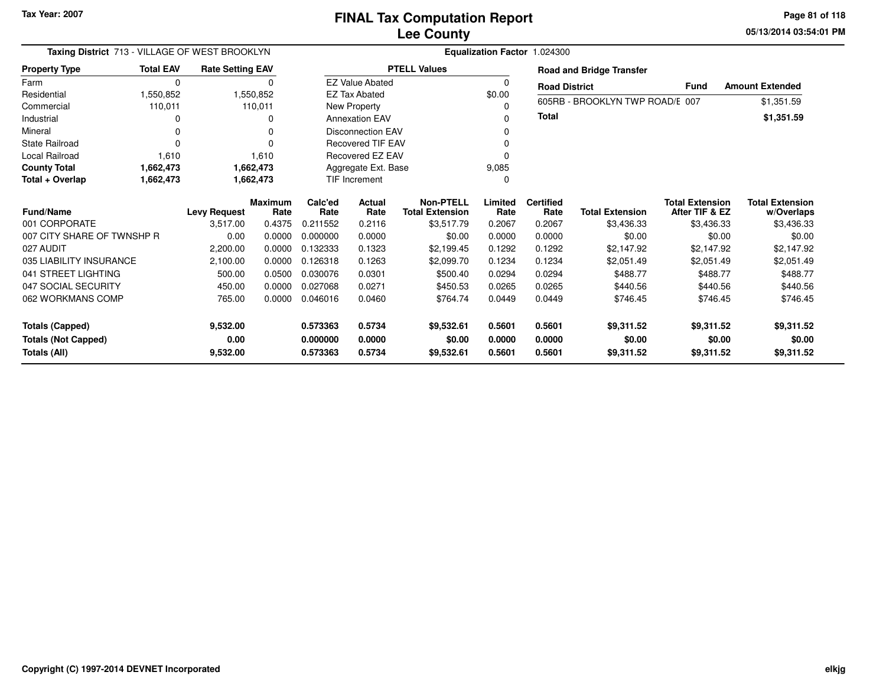Tax Year: 2007

# FINAL Tax Computation Report
## Lee County

05/13/2014 03:54:01 PM

**Taxing District** 713 - VILLAGE OF WEST BROOKLYN

**Equalization Factor** 1.024300

| Property Type | Total EAV | Rate Setting EAV |
|---|---|---|
| Farm | 0 | 0 |
| Residential | 1,550,852 | 1,550,852 |
| Commercial | 110,011 | 110,011 |
| Industrial | 0 | 0 |
| Mineral | 0 | 0 |
| State Railroad | 0 | 0 |
| Local Railroad | 1,610 | 1,610 |
| **County Total** | **1,662,473** | **1,662,473** |
| **Total + Overlap** | **1,662,473** | **1,662,473** |

| PTELL Values | |
|---|---|
| EZ Value Abated | 0 |
| EZ Tax Abated | $0.00 |
| New Property | 0 |
| Annexation EAV | 0 |
| Disconnection EAV | 0 |
| Recovered TIF EAV | 0 |
| Recovered EZ EAV | 0 |
| Aggregate Ext. Base | 9,085 |
| TIF Increment | 0 |

**Road and Bridge Transfer**

| Road District | Fund | Amount Extended |
|---|---|---|
| 605RB - BROOKLYN TWP ROAD/E | 007 | $1,351.59 |
| **Total** | | **$1,351.59** |

| Fund/Name | Levy Request | Maximum Rate | Calc'ed Rate | Actual Rate | Non-PTELL Total Extension | Limited Rate | Certified Rate | Total Extension | Total Extension After TIF & EZ | Total Extension w/Overlaps |
|---|---|---|---|---|---|---|---|---|---|---|
| 001 CORPORATE | 3,517.00 | 0.4375 | 0.211552 | 0.2116 | $3,517.79 | 0.2067 | 0.2067 | $3,436.33 | $3,436.33 | $3,436.33 |
| 007 CITY SHARE OF TWNSHP R | 0.00 | 0.0000 | 0.000000 | 0.0000 | $0.00 | 0.0000 | 0.0000 | $0.00 | $0.00 | $0.00 |
| 027 AUDIT | 2,200.00 | 0.0000 | 0.132333 | 0.1323 | $2,199.45 | 0.1292 | 0.1292 | $2,147.92 | $2,147.92 | $2,147.92 |
| 035 LIABILITY INSURANCE | 2,100.00 | 0.0000 | 0.126318 | 0.1263 | $2,099.70 | 0.1234 | 0.1234 | $2,051.49 | $2,051.49 | $2,051.49 |
| 041 STREET LIGHTING | 500.00 | 0.0500 | 0.030076 | 0.0301 | $500.40 | 0.0294 | 0.0294 | $488.77 | $488.77 | $488.77 |
| 047 SOCIAL SECURITY | 450.00 | 0.0000 | 0.027068 | 0.0271 | $450.53 | 0.0265 | 0.0265 | $440.56 | $440.56 | $440.56 |
| 062 WORKMANS COMP | 765.00 | 0.0000 | 0.046016 | 0.0460 | $764.74 | 0.0449 | 0.0449 | $746.45 | $746.45 | $746.45 |
| **Totals (Capped)** | **9,532.00** | | **0.573363** | **0.5734** | **$9,532.61** | **0.5601** | **0.5601** | **$9,311.52** | **$9,311.52** | **$9,311.52** |
| **Totals (Not Capped)** | **0.00** | | **0.000000** | **0.0000** | **$0.00** | **0.0000** | **0.0000** | **$0.00** | **$0.00** | **$0.00** |
| **Totals (All)** | **9,532.00** | | **0.573363** | **0.5734** | **$9,532.61** | **0.5601** | **0.5601** | **$9,311.52** | **$9,311.52** | **$9,311.52** |

Copyright (C) 1997-2014 DEVNET Incorporated

elkjg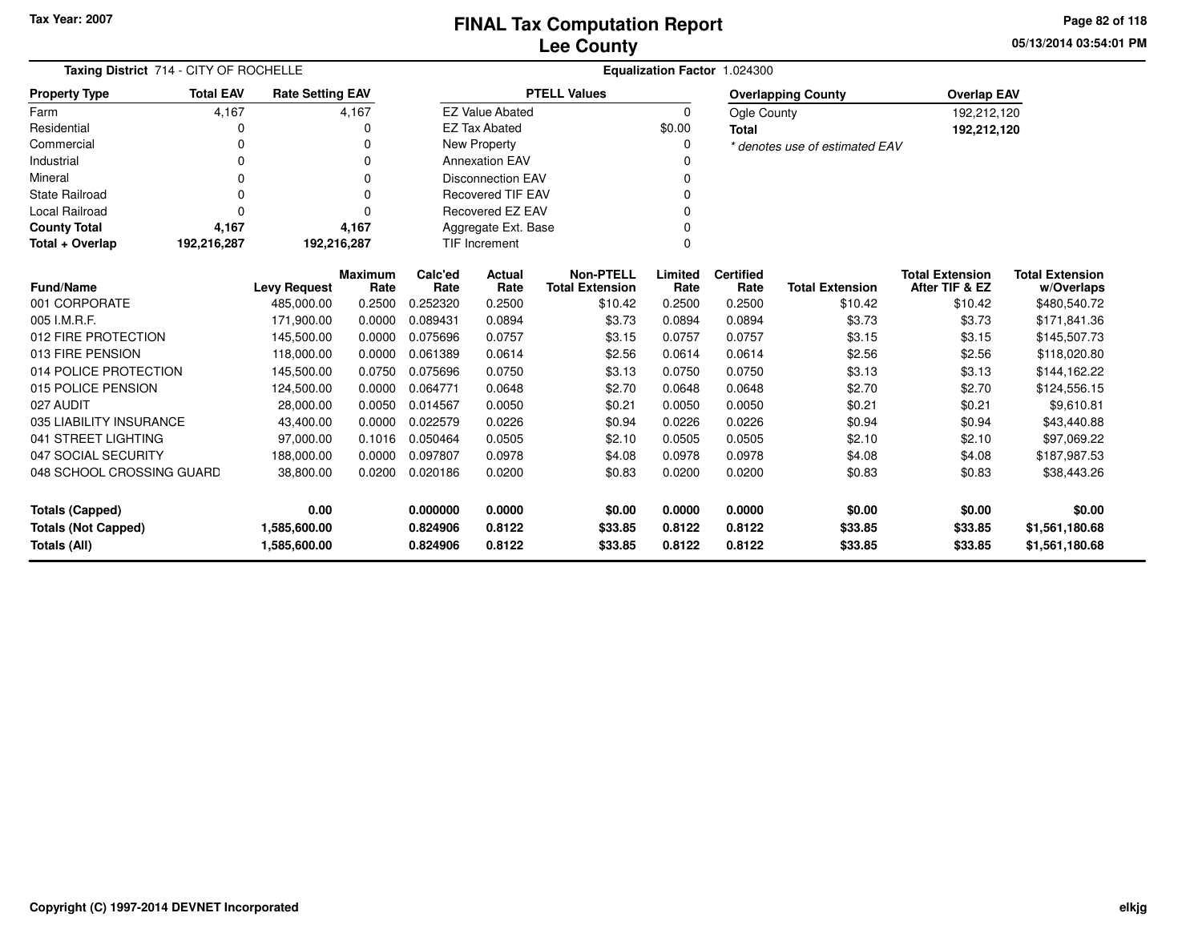Tax Year: 2007

# FINAL Tax Computation Report
## Lee County

05/13/2014 03:54:01 PM

**Taxing District** 714 - CITY OF ROCHELLE

**Equalization Factor** 1.024300

| Property Type | Total EAV | Rate Setting EAV |
|---|---|---|
| Farm | 4,167 | 4,167 |
| Residential | 0 | 0 |
| Commercial | 0 | 0 |
| Industrial | 0 | 0 |
| Mineral | 0 | 0 |
| State Railroad | 0 | 0 |
| Local Railroad | 0 | 0 |
| **County Total** | **4,167** | **4,167** |
| **Total + Overlap** | **192,216,287** | **192,216,287** |

| PTELL Values | |
|---|---|
| EZ Value Abated | 0 |
| EZ Tax Abated | $0.00 |
| New Property | 0 |
| Annexation EAV | 0 |
| Disconnection EAV | 0 |
| Recovered TIF EAV | 0 |
| Recovered EZ EAV | 0 |
| Aggregate Ext. Base | 0 |
| TIF Increment | 0 |

| Overlapping County | Overlap EAV |
|---|---|
| Ogle County | 192,212,120 |
| **Total** | **192,212,120** |

*\* denotes use of estimated EAV*

| Fund/Name | Levy Request | Maximum Rate | Calc'ed Rate | Actual Rate | Non-PTELL Total Extension | Limited Rate | Certified Rate | Total Extension | Total Extension After TIF & EZ | Total Extension w/Overlaps |
|---|---|---|---|---|---|---|---|---|---|---|
| 001 CORPORATE | 485,000.00 | 0.2500 | 0.252320 | 0.2500 | $10.42 | 0.2500 | 0.2500 | $10.42 | $10.42 | $480,540.72 |
| 005 I.M.R.F. | 171,900.00 | 0.0000 | 0.089431 | 0.0894 | $3.73 | 0.0894 | 0.0894 | $3.73 | $3.73 | $171,841.36 |
| 012 FIRE PROTECTION | 145,500.00 | 0.0000 | 0.075696 | 0.0757 | $3.15 | 0.0757 | 0.0757 | $3.15 | $3.15 | $145,507.73 |
| 013 FIRE PENSION | 118,000.00 | 0.0000 | 0.061389 | 0.0614 | $2.56 | 0.0614 | 0.0614 | $2.56 | $2.56 | $118,020.80 |
| 014 POLICE PROTECTION | 145,500.00 | 0.0750 | 0.075696 | 0.0750 | $3.13 | 0.0750 | 0.0750 | $3.13 | $3.13 | $144,162.22 |
| 015 POLICE PENSION | 124,500.00 | 0.0000 | 0.064771 | 0.0648 | $2.70 | 0.0648 | 0.0648 | $2.70 | $2.70 | $124,556.15 |
| 027 AUDIT | 28,000.00 | 0.0050 | 0.014567 | 0.0050 | $0.21 | 0.0050 | 0.0050 | $0.21 | $0.21 | $9,610.81 |
| 035 LIABILITY INSURANCE | 43,400.00 | 0.0000 | 0.022579 | 0.0226 | $0.94 | 0.0226 | 0.0226 | $0.94 | $0.94 | $43,440.88 |
| 041 STREET LIGHTING | 97,000.00 | 0.1016 | 0.050464 | 0.0505 | $2.10 | 0.0505 | 0.0505 | $2.10 | $2.10 | $97,069.22 |
| 047 SOCIAL SECURITY | 188,000.00 | 0.0000 | 0.097807 | 0.0978 | $4.08 | 0.0978 | 0.0978 | $4.08 | $4.08 | $187,987.53 |
| 048 SCHOOL CROSSING GUARD | 38,800.00 | 0.0200 | 0.020186 | 0.0200 | $0.83 | 0.0200 | 0.0200 | $0.83 | $0.83 | $38,443.26 |
| **Totals (Capped)** | **0.00** | | **0.000000** | **0.0000** | **$0.00** | **0.0000** | **0.0000** | **$0.00** | **$0.00** | **$0.00** |
| **Totals (Not Capped)** | **1,585,600.00** | | **0.824906** | **0.8122** | **$33.85** | **0.8122** | **0.8122** | **$33.85** | **$33.85** | **$1,561,180.68** |
| **Totals (All)** | **1,585,600.00** | | **0.824906** | **0.8122** | **$33.85** | **0.8122** | **0.8122** | **$33.85** | **$33.85** | **$1,561,180.68** |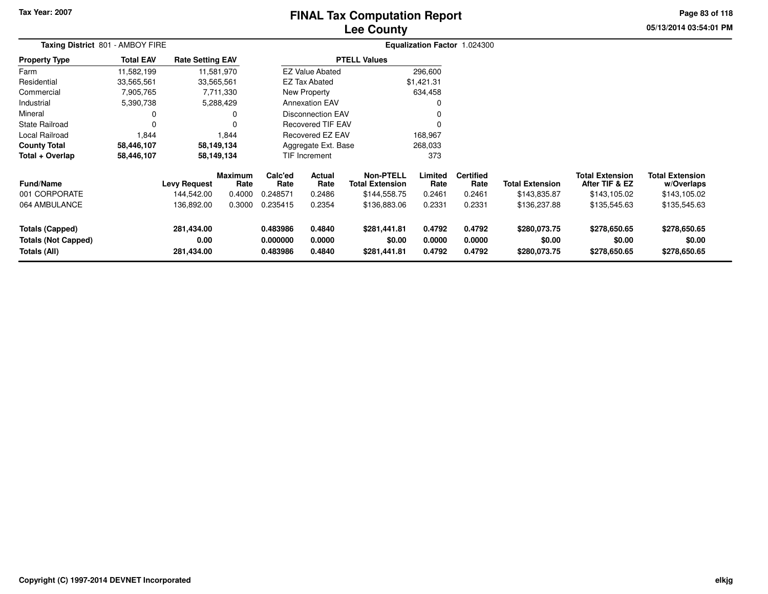Tax Year: 2007

# FINAL Tax Computation Report
## Lee County

05/13/2014 03:54:01 PM

**Taxing District** 801 - AMBOY FIRE

**Equalization Factor** 1.024300

| Property Type | Total EAV | Rate Setting EAV |
|---|---|---|
| Farm | 11,582,199 | 11,581,970 |
| Residential | 33,565,561 | 33,565,561 |
| Commercial | 7,905,765 | 7,711,330 |
| Industrial | 5,390,738 | 5,288,429 |
| Mineral | 0 | 0 |
| State Railroad | 0 | 0 |
| Local Railroad | 1,844 | 1,844 |
| **County Total** | **58,446,107** | **58,149,134** |
| **Total + Overlap** | **58,446,107** | **58,149,134** |

| PTELL Values | |
|---|---|
| EZ Value Abated | 296,600 |
| EZ Tax Abated | $1,421.31 |
| New Property | 634,458 |
| Annexation EAV | 0 |
| Disconnection EAV | 0 |
| Recovered TIF EAV | 0 |
| Recovered EZ EAV | 168,967 |
| Aggregate Ext. Base | 268,033 |
| TIF Increment | 373 |

| Fund/Name | Levy Request | Maximum Rate | Calc'ed Rate | Actual Rate | Non-PTELL Total Extension | Limited Rate | Certified Rate | Total Extension | Total Extension After TIF & EZ | Total Extension w/Overlaps |
|---|---|---|---|---|---|---|---|---|---|---|
| 001 CORPORATE | 144,542.00 | 0.4000 | 0.248571 | 0.2486 | $144,558.75 | 0.2461 | 0.2461 | $143,835.87 | $143,105.02 | $143,105.02 |
| 064 AMBULANCE | 136,892.00 | 0.3000 | 0.235415 | 0.2354 | $136,883.06 | 0.2331 | 0.2331 | $136,237.88 | $135,545.63 | $135,545.63 |
| **Totals (Capped)** | **281,434.00** | | **0.483986** | **0.4840** | **$281,441.81** | **0.4792** | **0.4792** | **$280,073.75** | **$278,650.65** | **$278,650.65** |
| **Totals (Not Capped)** | **0.00** | | **0.000000** | **0.0000** | **$0.00** | **0.0000** | **0.0000** | **$0.00** | **$0.00** | **$0.00** |
| **Totals (All)** | **281,434.00** | | **0.483986** | **0.4840** | **$281,441.81** | **0.4792** | **0.4792** | **$280,073.75** | **$278,650.65** | **$278,650.65** |

Copyright (C) 1997-2014 DEVNET Incorporated

elkjg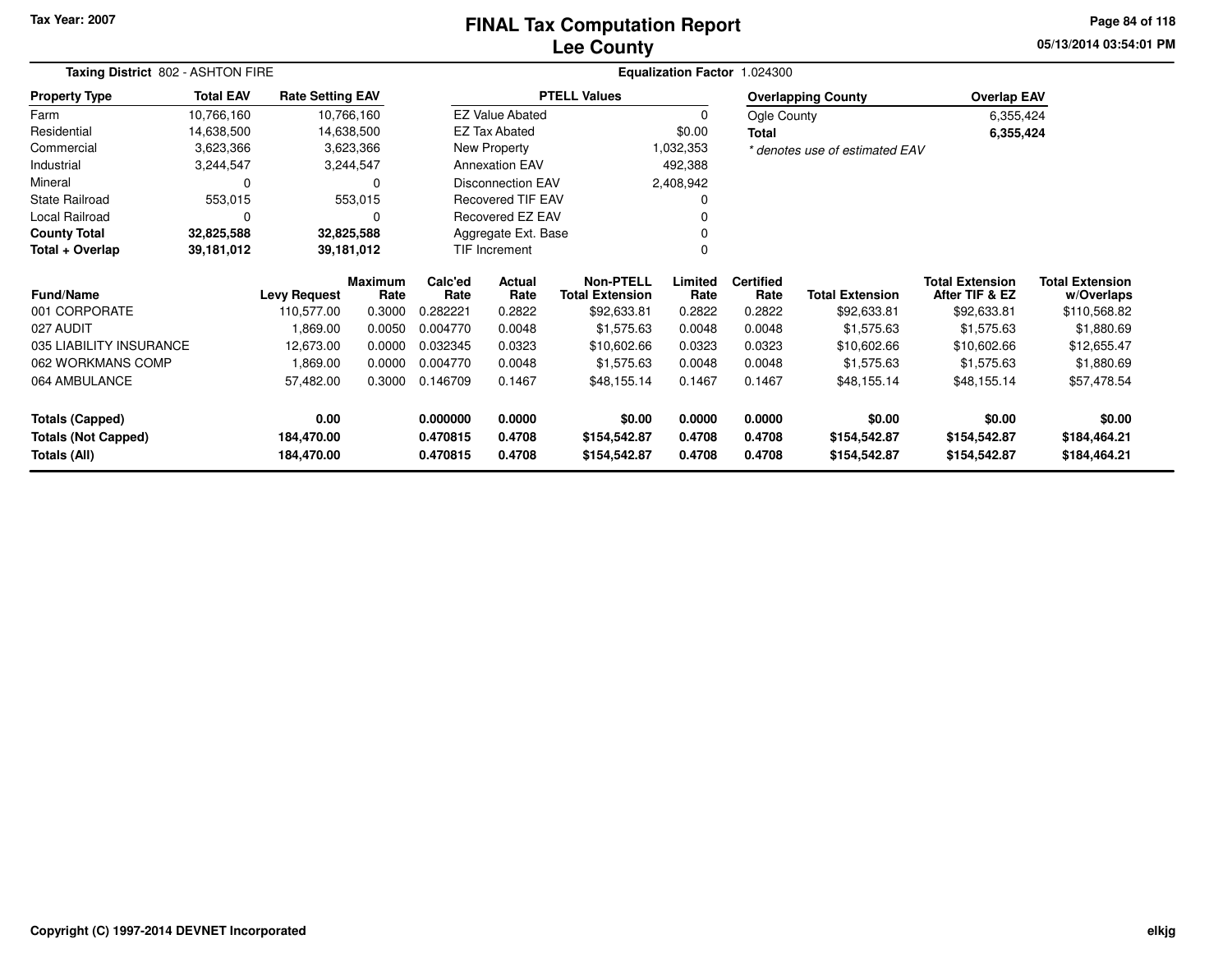Tax Year: 2007

# FINAL Tax Computation Report
## Lee County

05/13/2014 03:54:01 PM

**Taxing District** 802 - ASHTON FIRE

**Equalization Factor** 1.024300

| Property Type | Total EAV | Rate Setting EAV |
|---|---|---|
| Farm | 10,766,160 | 10,766,160 |
| Residential | 14,638,500 | 14,638,500 |
| Commercial | 3,623,366 | 3,623,366 |
| Industrial | 3,244,547 | 3,244,547 |
| Mineral | 0 | 0 |
| State Railroad | 553,015 | 553,015 |
| Local Railroad | 0 | 0 |
| **County Total** | **32,825,588** | **32,825,588** |
| **Total + Overlap** | **39,181,012** | **39,181,012** |

| PTELL Values | |
|---|---|
| EZ Value Abated | 0 |
| EZ Tax Abated | $0.00 |
| New Property | 1,032,353 |
| Annexation EAV | 492,388 |
| Disconnection EAV | 2,408,942 |
| Recovered TIF EAV | 0 |
| Recovered EZ EAV | 0 |
| Aggregate Ext. Base | 0 |
| TIF Increment | 0 |

| Overlapping County | Overlap EAV |
|---|---|
| Ogle County | 6,355,424 |
| **Total** | **6,355,424** |

*\* denotes use of estimated EAV*

| Fund/Name | Levy Request | Maximum Rate | Calc'ed Rate | Actual Rate | Non-PTELL Total Extension | Limited Rate | Certified Rate | Total Extension | Total Extension After TIF & EZ | Total Extension w/Overlaps |
|---|---|---|---|---|---|---|---|---|---|---|
| 001 CORPORATE | 110,577.00 | 0.3000 | 0.282221 | 0.2822 | $92,633.81 | 0.2822 | 0.2822 | $92,633.81 | $92,633.81 | $110,568.82 |
| 027 AUDIT | 1,869.00 | 0.0050 | 0.004770 | 0.0048 | $1,575.63 | 0.0048 | 0.0048 | $1,575.63 | $1,575.63 | $1,880.69 |
| 035 LIABILITY INSURANCE | 12,673.00 | 0.0000 | 0.032345 | 0.0323 | $10,602.66 | 0.0323 | 0.0323 | $10,602.66 | $10,602.66 | $12,655.47 |
| 062 WORKMANS COMP | 1,869.00 | 0.0000 | 0.004770 | 0.0048 | $1,575.63 | 0.0048 | 0.0048 | $1,575.63 | $1,575.63 | $1,880.69 |
| 064 AMBULANCE | 57,482.00 | 0.3000 | 0.146709 | 0.1467 | $48,155.14 | 0.1467 | 0.1467 | $48,155.14 | $48,155.14 | $57,478.54 |
| **Totals (Capped)** | **0.00** | | **0.000000** | **0.0000** | **$0.00** | **0.0000** | **0.0000** | **$0.00** | **$0.00** | **$0.00** |
| **Totals (Not Capped)** | **184,470.00** | | **0.470815** | **0.4708** | **$154,542.87** | **0.4708** | **0.4708** | **$154,542.87** | **$154,542.87** | **$184,464.21** |
| **Totals (All)** | **184,470.00** | | **0.470815** | **0.4708** | **$154,542.87** | **0.4708** | **0.4708** | **$154,542.87** | **$154,542.87** | **$184,464.21** |

Copyright (C) 1997-2014 DEVNET Incorporated

elkjg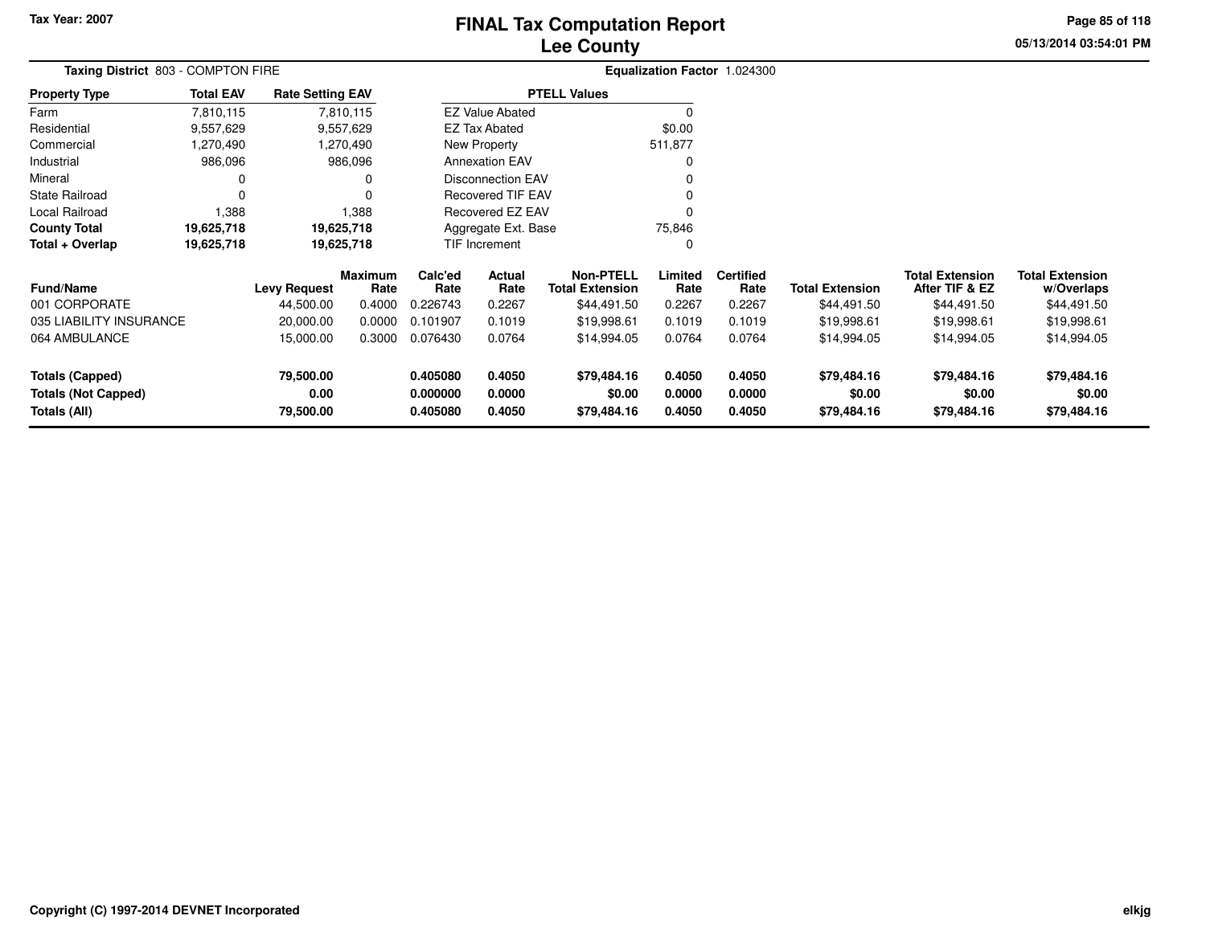Tax Year: 2007

# FINAL Tax Computation Report
# Lee County

05/13/2014 03:54:01 PM

**Taxing District** 803 - COMPTON FIRE

**Equalization Factor** 1.024300

| Property Type | Total EAV | Rate Setting EAV |
|---|---|---|
| Farm | 7,810,115 | 7,810,115 |
| Residential | 9,557,629 | 9,557,629 |
| Commercial | 1,270,490 | 1,270,490 |
| Industrial | 986,096 | 986,096 |
| Mineral | 0 | 0 |
| State Railroad | 0 | 0 |
| Local Railroad | 1,388 | 1,388 |
| **County Total** | **19,625,718** | **19,625,718** |
| **Total + Overlap** | **19,625,718** | **19,625,718** |

| PTELL Values | |
|---|---|
| EZ Value Abated | 0 |
| EZ Tax Abated | $0.00 |
| New Property | 511,877 |
| Annexation EAV | 0 |
| Disconnection EAV | 0 |
| Recovered TIF EAV | 0 |
| Recovered EZ EAV | 0 |
| Aggregate Ext. Base | 75,846 |
| TIF Increment | 0 |

| Fund/Name | Levy Request | Maximum Rate | Calc'ed Rate | Actual Rate | Non-PTELL Total Extension | Limited Rate | Certified Rate | Total Extension | Total Extension After TIF & EZ | Total Extension w/Overlaps |
|---|---|---|---|---|---|---|---|---|---|---|
| 001 CORPORATE | 44,500.00 | 0.4000 | 0.226743 | 0.2267 | $44,491.50 | 0.2267 | 0.2267 | $44,491.50 | $44,491.50 | $44,491.50 |
| 035 LIABILITY INSURANCE | 20,000.00 | 0.0000 | 0.101907 | 0.1019 | $19,998.61 | 0.1019 | 0.1019 | $19,998.61 | $19,998.61 | $19,998.61 |
| 064 AMBULANCE | 15,000.00 | 0.3000 | 0.076430 | 0.0764 | $14,994.05 | 0.0764 | 0.0764 | $14,994.05 | $14,994.05 | $14,994.05 |
| **Totals (Capped)** | **79,500.00** | | **0.405080** | **0.4050** | **$79,484.16** | **0.4050** | **0.4050** | **$79,484.16** | **$79,484.16** | **$79,484.16** |
| **Totals (Not Capped)** | **0.00** | | **0.000000** | **0.0000** | **$0.00** | **0.0000** | **0.0000** | **$0.00** | **$0.00** | **$0.00** |
| **Totals (All)** | **79,500.00** | | **0.405080** | **0.4050** | **$79,484.16** | **0.4050** | **0.4050** | **$79,484.16** | **$79,484.16** | **$79,484.16** |

Copyright (C) 1997-2014 DEVNET Incorporated

elkjg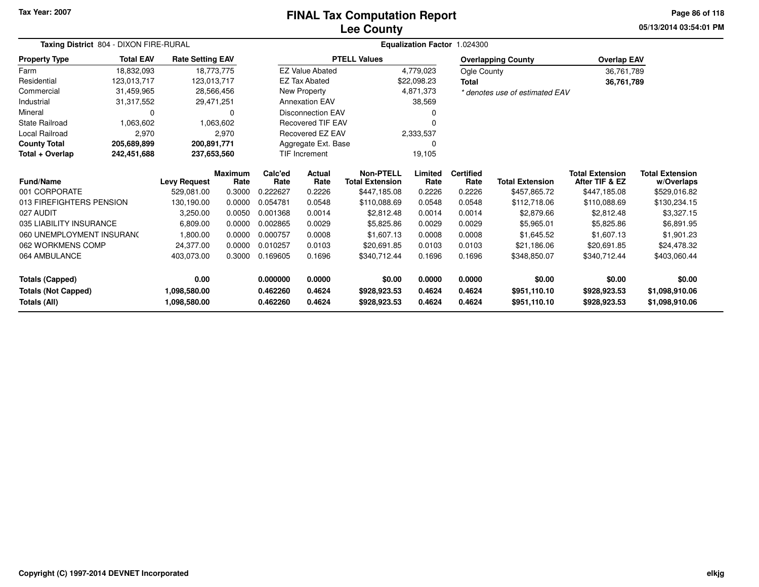Tax Year: 2007

# FINAL Tax Computation Report
## Lee County

05/13/2014 03:54:01 PM

**Taxing District** 804 - DIXON FIRE-RURAL

**Equalization Factor** 1.024300

| Property Type | Total EAV | Rate Setting EAV |
|---|---|---|
| Farm | 18,832,093 | 18,773,775 |
| Residential | 123,013,717 | 123,013,717 |
| Commercial | 31,459,965 | 28,566,456 |
| Industrial | 31,317,552 | 29,471,251 |
| Mineral | 0 | 0 |
| State Railroad | 1,063,602 | 1,063,602 |
| Local Railroad | 2,970 | 2,970 |
| **County Total** | **205,689,899** | **200,891,771** |
| **Total + Overlap** | **242,451,688** | **237,653,560** |

| PTELL Values | |
|---|---|
| EZ Value Abated | 4,779,023 |
| EZ Tax Abated | $22,098.23 |
| New Property | 4,871,373 |
| Annexation EAV | 38,569 |
| Disconnection EAV | 0 |
| Recovered TIF EAV | 0 |
| Recovered EZ EAV | 2,333,537 |
| Aggregate Ext. Base | 0 |
| TIF Increment | 19,105 |

| Overlapping County | Overlap EAV |
|---|---|
| Ogle County | 36,761,789 |
| **Total** | **36,761,789** |

*\* denotes use of estimated EAV*

| Fund/Name | Levy Request | Maximum Rate | Calc'ed Rate | Actual Rate | Non-PTELL Total Extension | Limited Rate | Certified Rate | Total Extension | Total Extension After TIF & EZ | Total Extension w/Overlaps |
|---|---|---|---|---|---|---|---|---|---|---|
| 001 CORPORATE | 529,081.00 | 0.3000 | 0.222627 | 0.2226 | $447,185.08 | 0.2226 | 0.2226 | $457,865.72 | $447,185.08 | $529,016.82 |
| 013 FIREFIGHTERS PENSION | 130,190.00 | 0.0000 | 0.054781 | 0.0548 | $110,088.69 | 0.0548 | 0.0548 | $112,718.06 | $110,088.69 | $130,234.15 |
| 027 AUDIT | 3,250.00 | 0.0050 | 0.001368 | 0.0014 | $2,812.48 | 0.0014 | 0.0014 | $2,879.66 | $2,812.48 | $3,327.15 |
| 035 LIABILITY INSURANCE | 6,809.00 | 0.0000 | 0.002865 | 0.0029 | $5,825.86 | 0.0029 | 0.0029 | $5,965.01 | $5,825.86 | $6,891.95 |
| 060 UNEMPLOYMENT INSURANC | 1,800.00 | 0.0000 | 0.000757 | 0.0008 | $1,607.13 | 0.0008 | 0.0008 | $1,645.52 | $1,607.13 | $1,901.23 |
| 062 WORKMENS COMP | 24,377.00 | 0.0000 | 0.010257 | 0.0103 | $20,691.85 | 0.0103 | 0.0103 | $21,186.06 | $20,691.85 | $24,478.32 |
| 064 AMBULANCE | 403,073.00 | 0.3000 | 0.169605 | 0.1696 | $340,712.44 | 0.1696 | 0.1696 | $348,850.07 | $340,712.44 | $403,060.44 |
| **Totals (Capped)** | **0.00** | | **0.000000** | **0.0000** | **$0.00** | **0.0000** | **0.0000** | **$0.00** | **$0.00** | **$0.00** |
| **Totals (Not Capped)** | **1,098,580.00** | | **0.462260** | **0.4624** | **$928,923.53** | **0.4624** | **0.4624** | **$951,110.10** | **$928,923.53** | **$1,098,910.06** |
| **Totals (All)** | **1,098,580.00** | | **0.462260** | **0.4624** | **$928,923.53** | **0.4624** | **0.4624** | **$951,110.10** | **$928,923.53** | **$1,098,910.06** |

Copyright (C) 1997-2014 DEVNET Incorporated

elkjg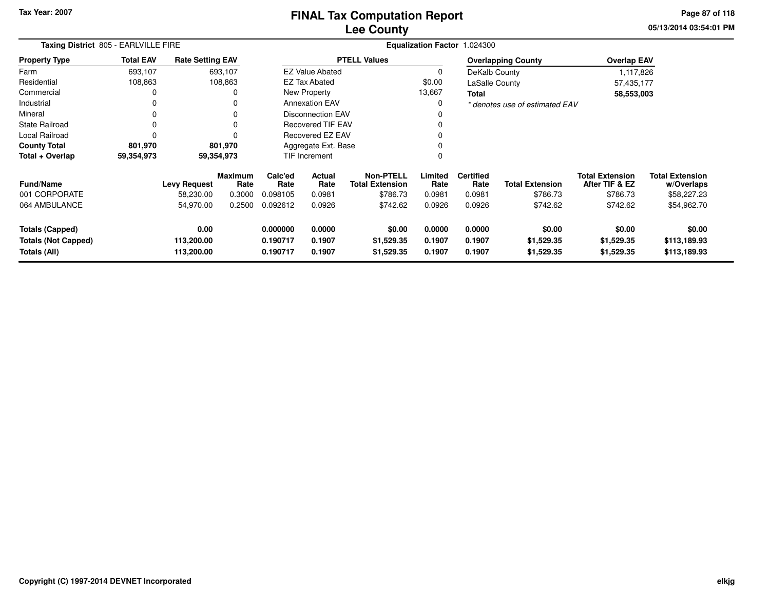Tax Year: 2007

# FINAL Tax Computation Report
## Lee County

05/13/2014 03:54:01 PM

**Taxing District** 805 - EARLVILLE FIRE | **Equalization Factor** 1.024300

| Property Type | Total EAV | Rate Setting EAV |
|---|---|---|
| Farm | 693,107 | 693,107 |
| Residential | 108,863 | 108,863 |
| Commercial | 0 | 0 |
| Industrial | 0 | 0 |
| Mineral | 0 | 0 |
| State Railroad | 0 | 0 |
| Local Railroad | 0 | 0 |
| **County Total** | **801,970** | **801,970** |
| **Total + Overlap** | **59,354,973** | **59,354,973** |

| PTELL Values | |
|---|---|
| EZ Value Abated | 0 |
| EZ Tax Abated | $0.00 |
| New Property | 13,667 |
| Annexation EAV | 0 |
| Disconnection EAV | 0 |
| Recovered TIF EAV | 0 |
| Recovered EZ EAV | 0 |
| Aggregate Ext. Base | 0 |
| TIF Increment | 0 |

| Overlapping County | Overlap EAV |
|---|---|
| DeKalb County | 1,117,826 |
| LaSalle County | 57,435,177 |
| **Total** | **58,553,003** |

*\* denotes use of estimated EAV*

| Fund/Name | Levy Request | Maximum Rate | Calc'ed Rate | Actual Rate | Non-PTELL Total Extension | Limited Rate | Certified Rate | Total Extension | Total Extension After TIF & EZ | Total Extension w/Overlaps |
|---|---|---|---|---|---|---|---|---|---|---|
| 001 CORPORATE | 58,230.00 | 0.3000 | 0.098105 | 0.0981 | $786.73 | 0.0981 | 0.0981 | $786.73 | $786.73 | $58,227.23 |
| 064 AMBULANCE | 54,970.00 | 0.2500 | 0.092612 | 0.0926 | $742.62 | 0.0926 | 0.0926 | $742.62 | $742.62 | $54,962.70 |
| **Totals (Capped)** | **0.00** | | **0.000000** | **0.0000** | **$0.00** | **0.0000** | **0.0000** | **$0.00** | **$0.00** | **$0.00** |
| **Totals (Not Capped)** | **113,200.00** | | **0.190717** | **0.1907** | **$1,529.35** | **0.1907** | **0.1907** | **$1,529.35** | **$1,529.35** | **$113,189.93** |
| **Totals (All)** | **113,200.00** | | **0.190717** | **0.1907** | **$1,529.35** | **0.1907** | **0.1907** | **$1,529.35** | **$1,529.35** | **$113,189.93** |

Copyright (C) 1997-2014 DEVNET Incorporated

elkjg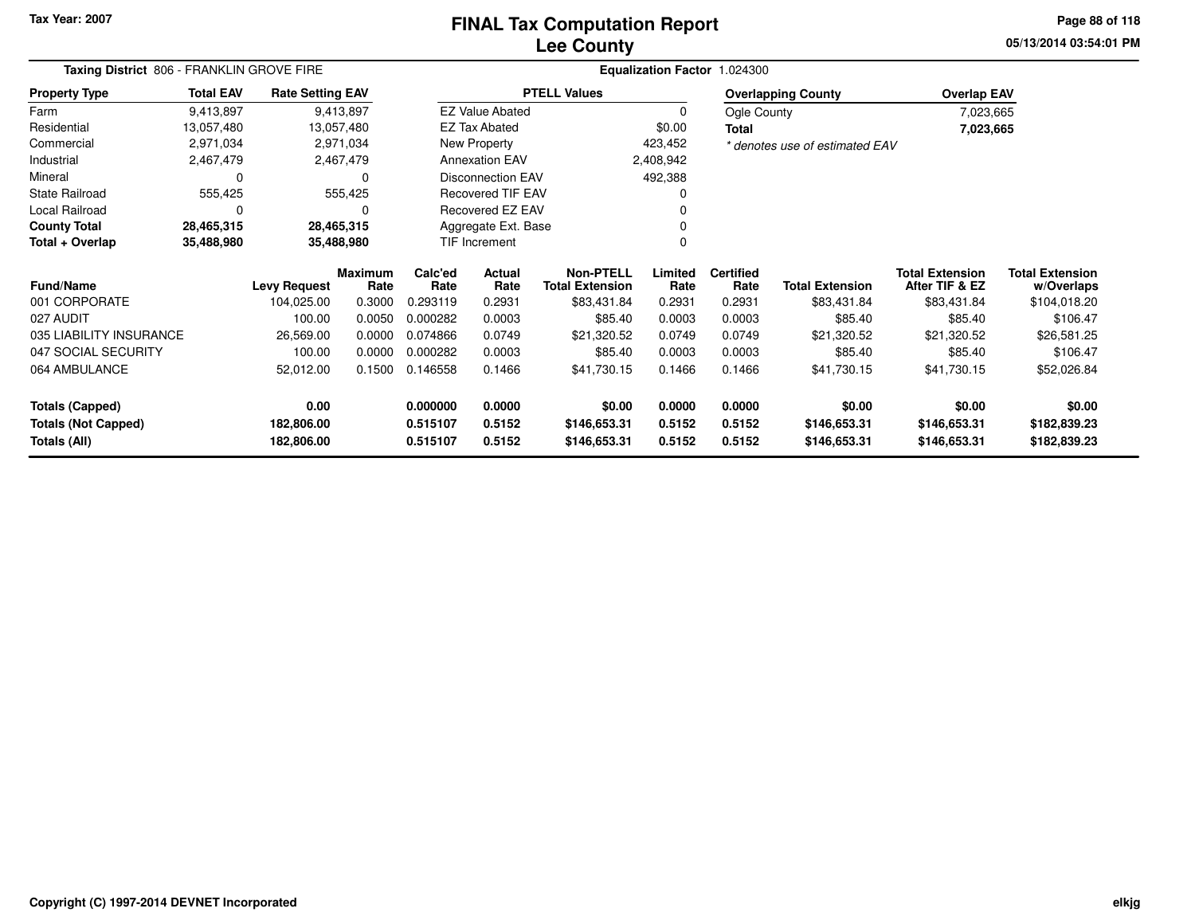Tax Year: 2007

# FINAL Tax Computation Report
## Lee County

05/13/2014 03:54:01 PM

**Taxing District** 806 - FRANKLIN GROVE FIRE

**Equalization Factor** 1.024300

| Property Type | Total EAV | Rate Setting EAV |
|---|---|---|
| Farm | 9,413,897 | 9,413,897 |
| Residential | 13,057,480 | 13,057,480 |
| Commercial | 2,971,034 | 2,971,034 |
| Industrial | 2,467,479 | 2,467,479 |
| Mineral | 0 | 0 |
| State Railroad | 555,425 | 555,425 |
| Local Railroad | 0 | 0 |
| **County Total** | **28,465,315** | **28,465,315** |
| **Total + Overlap** | **35,488,980** | **35,488,980** |

| PTELL Values | |
|---|---|
| EZ Value Abated | 0 |
| EZ Tax Abated | $0.00 |
| New Property | 423,452 |
| Annexation EAV | 2,408,942 |
| Disconnection EAV | 492,388 |
| Recovered TIF EAV | 0 |
| Recovered EZ EAV | 0 |
| Aggregate Ext. Base | 0 |
| TIF Increment | 0 |

| Overlapping County | Overlap EAV |
|---|---|
| Ogle County | 7,023,665 |
| **Total** | **7,023,665** |

*\* denotes use of estimated EAV*

| Fund/Name | Levy Request | Maximum Rate | Calc'ed Rate | Actual Rate | Non-PTELL Total Extension | Limited Rate | Certified Rate | Total Extension | Total Extension After TIF & EZ | Total Extension w/Overlaps |
|---|---|---|---|---|---|---|---|---|---|---|
| 001 CORPORATE | 104,025.00 | 0.3000 | 0.293119 | 0.2931 | $83,431.84 | 0.2931 | 0.2931 | $83,431.84 | $83,431.84 | $104,018.20 |
| 027 AUDIT | 100.00 | 0.0050 | 0.000282 | 0.0003 | $85.40 | 0.0003 | 0.0003 | $85.40 | $85.40 | $106.47 |
| 035 LIABILITY INSURANCE | 26,569.00 | 0.0000 | 0.074866 | 0.0749 | $21,320.52 | 0.0749 | 0.0749 | $21,320.52 | $21,320.52 | $26,581.25 |
| 047 SOCIAL SECURITY | 100.00 | 0.0000 | 0.000282 | 0.0003 | $85.40 | 0.0003 | 0.0003 | $85.40 | $85.40 | $106.47 |
| 064 AMBULANCE | 52,012.00 | 0.1500 | 0.146558 | 0.1466 | $41,730.15 | 0.1466 | 0.1466 | $41,730.15 | $41,730.15 | $52,026.84 |
| **Totals (Capped)** | **0.00** | | **0.000000** | **0.0000** | **$0.00** | **0.0000** | **0.0000** | **$0.00** | **$0.00** | **$0.00** |
| **Totals (Not Capped)** | **182,806.00** | | **0.515107** | **0.5152** | **$146,653.31** | **0.5152** | **0.5152** | **$146,653.31** | **$146,653.31** | **$182,839.23** |
| **Totals (All)** | **182,806.00** | | **0.515107** | **0.5152** | **$146,653.31** | **0.5152** | **0.5152** | **$146,653.31** | **$146,653.31** | **$182,839.23** |

Copyright (C) 1997-2014 DEVNET Incorporated

elkjg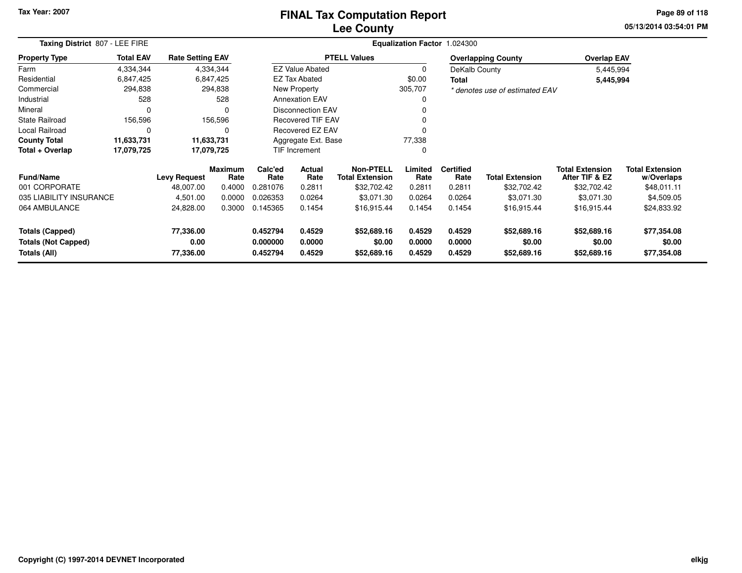Tax Year: 2007

# FINAL Tax Computation Report
## Lee County

05/13/2014 03:54:01 PM

**Taxing District** 807 - LEE FIRE

**Equalization Factor** 1.024300

| Property Type | Total EAV | Rate Setting EAV |
|---|---|---|
| Farm | 4,334,344 | 4,334,344 |
| Residential | 6,847,425 | 6,847,425 |
| Commercial | 294,838 | 294,838 |
| Industrial | 528 | 528 |
| Mineral | 0 | 0 |
| State Railroad | 156,596 | 156,596 |
| Local Railroad | 0 | 0 |
| **County Total** | **11,633,731** | **11,633,731** |
| **Total + Overlap** | **17,079,725** | **17,079,725** |

| PTELL Values | |
|---|---|
| EZ Value Abated | 0 |
| EZ Tax Abated | $0.00 |
| New Property | 305,707 |
| Annexation EAV | 0 |
| Disconnection EAV | 0 |
| Recovered TIF EAV | 0 |
| Recovered EZ EAV | 0 |
| Aggregate Ext. Base | 77,338 |
| TIF Increment | 0 |

| Overlapping County | Overlap EAV |
|---|---|
| DeKalb County | 5,445,994 |
| **Total** | **5,445,994** |

*\* denotes use of estimated EAV*

| Fund/Name | Levy Request | Maximum Rate | Calc'ed Rate | Actual Rate | Non-PTELL Total Extension | Limited Rate | Certified Rate | Total Extension | Total Extension After TIF & EZ | Total Extension w/Overlaps |
|---|---|---|---|---|---|---|---|---|---|---|
| 001 CORPORATE | 48,007.00 | 0.4000 | 0.281076 | 0.2811 | $32,702.42 | 0.2811 | 0.2811 | $32,702.42 | $32,702.42 | $48,011.11 |
| 035 LIABILITY INSURANCE | 4,501.00 | 0.0000 | 0.026353 | 0.0264 | $3,071.30 | 0.0264 | 0.0264 | $3,071.30 | $3,071.30 | $4,509.05 |
| 064 AMBULANCE | 24,828.00 | 0.3000 | 0.145365 | 0.1454 | $16,915.44 | 0.1454 | 0.1454 | $16,915.44 | $16,915.44 | $24,833.92 |
| **Totals (Capped)** | **77,336.00** | | **0.452794** | **0.4529** | **$52,689.16** | **0.4529** | **0.4529** | **$52,689.16** | **$52,689.16** | **$77,354.08** |
| **Totals (Not Capped)** | **0.00** | | **0.000000** | **0.0000** | **$0.00** | **0.0000** | **0.0000** | **$0.00** | **$0.00** | **$0.00** |
| **Totals (All)** | **77,336.00** | | **0.452794** | **0.4529** | **$52,689.16** | **0.4529** | **0.4529** | **$52,689.16** | **$52,689.16** | **$77,354.08** |

Copyright (C) 1997-2014 DEVNET Incorporated

elkjg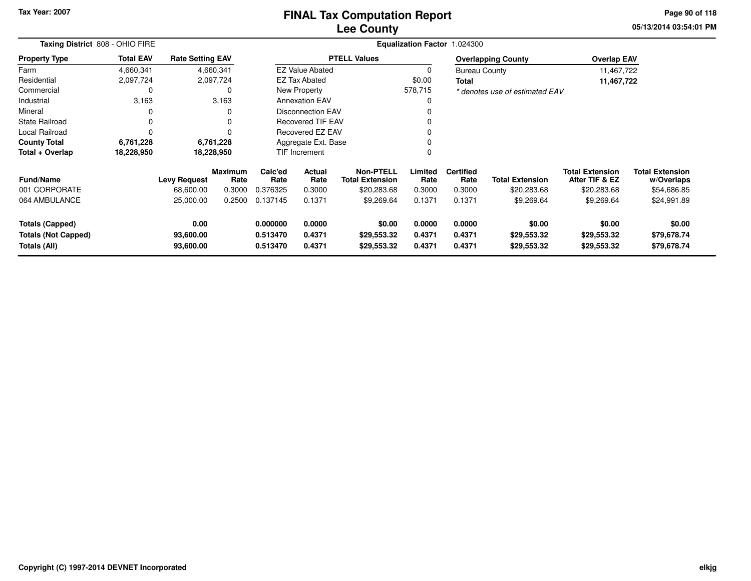Tax Year: 2007

# FINAL Tax Computation Report
## Lee County

05/13/2014 03:54:01 PM

**Taxing District** 808 - OHIO FIRE

**Equalization Factor** 1.024300

| Property Type | Total EAV | Rate Setting EAV |
|---|---|---|
| Farm | 4,660,341 | 4,660,341 |
| Residential | 2,097,724 | 2,097,724 |
| Commercial | 0 | 0 |
| Industrial | 3,163 | 3,163 |
| Mineral | 0 | 0 |
| State Railroad | 0 | 0 |
| Local Railroad | 0 | 0 |
| **County Total** | **6,761,228** | **6,761,228** |
| **Total + Overlap** | **18,228,950** | **18,228,950** |

| PTELL Values | |
|---|---|
| EZ Value Abated | 0 |
| EZ Tax Abated | $0.00 |
| New Property | 578,715 |
| Annexation EAV | 0 |
| Disconnection EAV | 0 |
| Recovered TIF EAV | 0 |
| Recovered EZ EAV | 0 |
| Aggregate Ext. Base | 0 |
| TIF Increment | 0 |

| Overlapping County | Overlap EAV |
|---|---|
| Bureau County | 11,467,722 |
| **Total** | **11,467,722** |

*\* denotes use of estimated EAV*

| Fund/Name | Levy Request | Maximum Rate | Calc'ed Rate | Actual Rate | Non-PTELL Total Extension | Limited Rate | Certified Rate | Total Extension | Total Extension After TIF & EZ | Total Extension w/Overlaps |
|---|---|---|---|---|---|---|---|---|---|---|
| 001 CORPORATE | 68,600.00 | 0.3000 | 0.376325 | 0.3000 | $20,283.68 | 0.3000 | 0.3000 | $20,283.68 | $20,283.68 | $54,686.85 |
| 064 AMBULANCE | 25,000.00 | 0.2500 | 0.137145 | 0.1371 | $9,269.64 | 0.1371 | 0.1371 | $9,269.64 | $9,269.64 | $24,991.89 |
| **Totals (Capped)** | **0.00** | | **0.000000** | **0.0000** | **$0.00** | **0.0000** | **0.0000** | **$0.00** | **$0.00** | **$0.00** |
| **Totals (Not Capped)** | **93,600.00** | | **0.513470** | **0.4371** | **$29,553.32** | **0.4371** | **0.4371** | **$29,553.32** | **$29,553.32** | **$79,678.74** |
| **Totals (All)** | **93,600.00** | | **0.513470** | **0.4371** | **$29,553.32** | **0.4371** | **0.4371** | **$29,553.32** | **$29,553.32** | **$79,678.74** |

Copyright (C) 1997-2014 DEVNET Incorporated

elkjg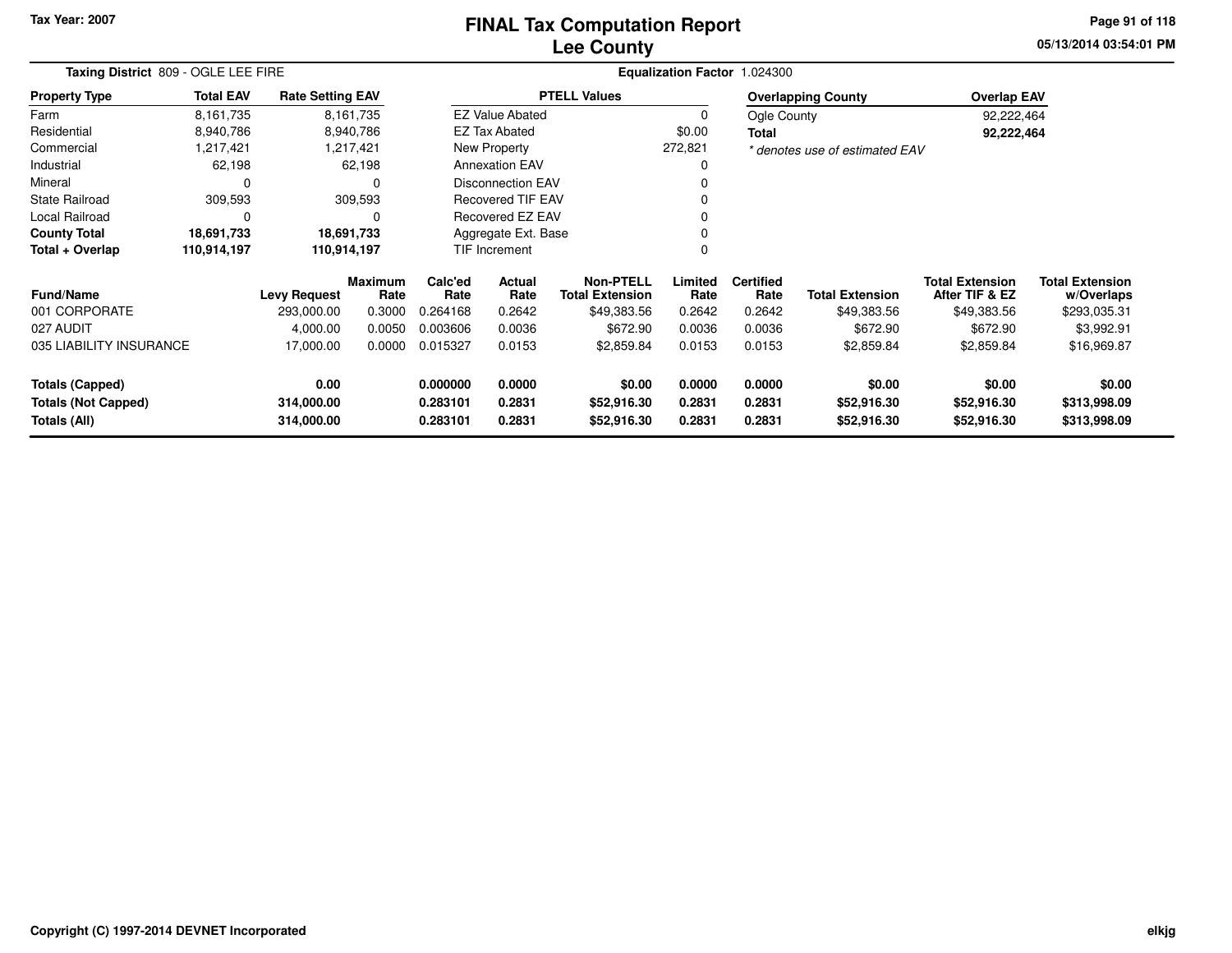Tax Year: 2007

# FINAL Tax Computation Report
## Lee County

05/13/2014 03:54:01 PM

**Taxing District** 809 - OGLE LEE FIRE

**Equalization Factor** 1.024300

| Property Type | Total EAV | Rate Setting EAV |
|---|---|---|
| Farm | 8,161,735 | 8,161,735 |
| Residential | 8,940,786 | 8,940,786 |
| Commercial | 1,217,421 | 1,217,421 |
| Industrial | 62,198 | 62,198 |
| Mineral | 0 | 0 |
| State Railroad | 309,593 | 309,593 |
| Local Railroad | 0 | 0 |
| **County Total** | **18,691,733** | **18,691,733** |
| **Total + Overlap** | **110,914,197** | **110,914,197** |

| PTELL Values | |
|---|---|
| EZ Value Abated | 0 |
| EZ Tax Abated | $0.00 |
| New Property | 272,821 |
| Annexation EAV | 0 |
| Disconnection EAV | 0 |
| Recovered TIF EAV | 0 |
| Recovered EZ EAV | 0 |
| Aggregate Ext. Base | 0 |
| TIF Increment | 0 |

| Overlapping County | Overlap EAV |
|---|---|
| Ogle County | 92,222,464 |
| **Total** | **92,222,464** |

*\* denotes use of estimated EAV*

| Fund/Name | Levy Request | Maximum Rate | Calc'ed Rate | Actual Rate | Non-PTELL Total Extension | Limited Rate | Certified Rate | Total Extension | Total Extension After TIF & EZ | Total Extension w/Overlaps |
|---|---|---|---|---|---|---|---|---|---|---|
| 001 CORPORATE | 293,000.00 | 0.3000 | 0.264168 | 0.2642 | $49,383.56 | 0.2642 | 0.2642 | $49,383.56 | $49,383.56 | $293,035.31 |
| 027 AUDIT | 4,000.00 | 0.0050 | 0.003606 | 0.0036 | $672.90 | 0.0036 | 0.0036 | $672.90 | $672.90 | $3,992.91 |
| 035 LIABILITY INSURANCE | 17,000.00 | 0.0000 | 0.015327 | 0.0153 | $2,859.84 | 0.0153 | 0.0153 | $2,859.84 | $2,859.84 | $16,969.87 |
| **Totals (Capped)** | **0.00** | | **0.000000** | **0.0000** | **$0.00** | **0.0000** | **0.0000** | **$0.00** | **$0.00** | **$0.00** |
| **Totals (Not Capped)** | **314,000.00** | | **0.283101** | **0.2831** | **$52,916.30** | **0.2831** | **0.2831** | **$52,916.30** | **$52,916.30** | **$313,998.09** |
| **Totals (All)** | **314,000.00** | | **0.283101** | **0.2831** | **$52,916.30** | **0.2831** | **0.2831** | **$52,916.30** | **$52,916.30** | **$313,998.09** |

Copyright (C) 1997-2014 DEVNET Incorporated

elkjg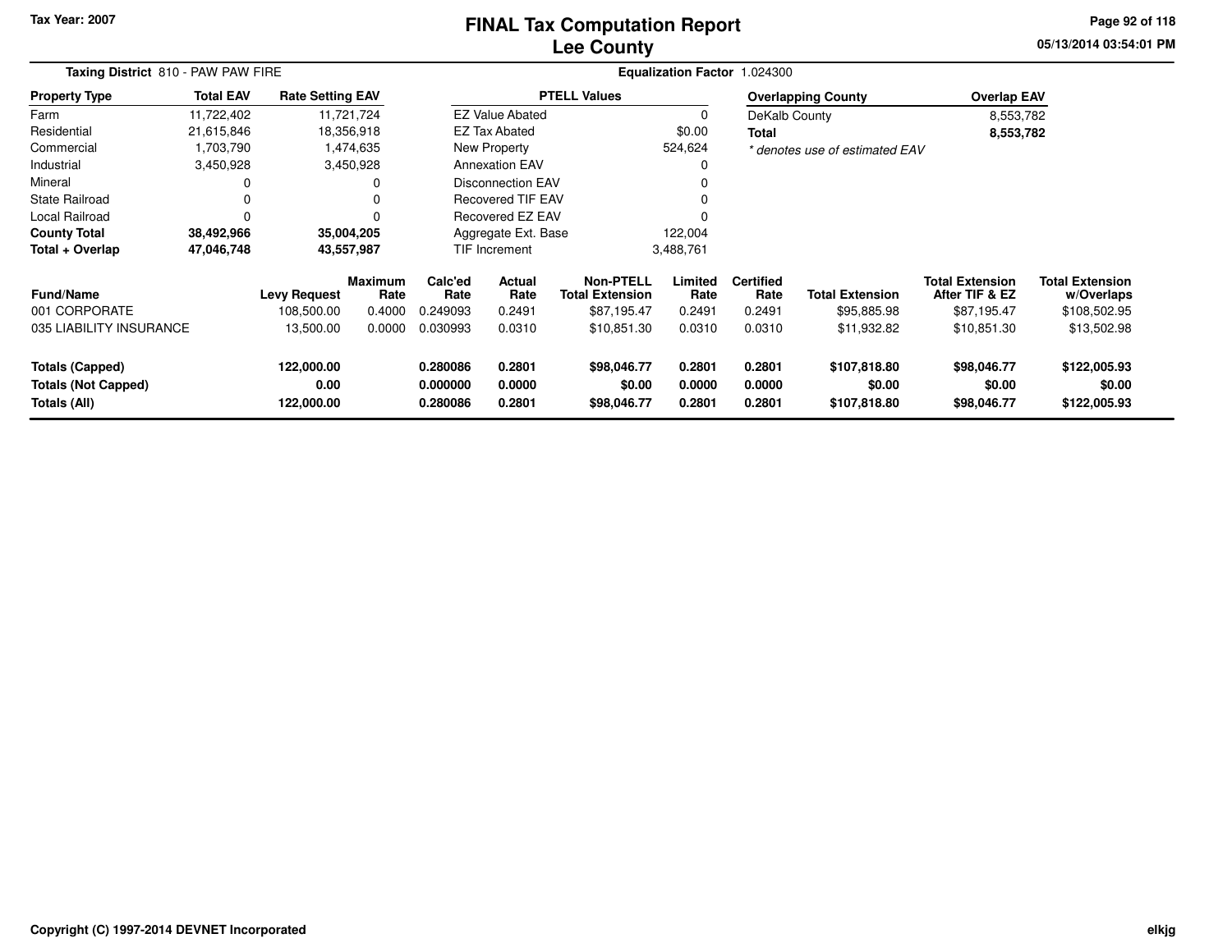# FINAL Tax Computation Report
# Lee County

Tax Year: 2007

05/13/2014 03:54:01 PM

**Taxing District** 810 - PAW PAW FIRE

**Equalization Factor** 1.024300

| Property Type | Total EAV | Rate Setting EAV |
|---|---|---|
| Farm | 11,722,402 | 11,721,724 |
| Residential | 21,615,846 | 18,356,918 |
| Commercial | 1,703,790 | 1,474,635 |
| Industrial | 3,450,928 | 3,450,928 |
| Mineral | 0 | 0 |
| State Railroad | 0 | 0 |
| Local Railroad | 0 | 0 |
| **County Total** | **38,492,966** | **35,004,205** |
| **Total + Overlap** | **47,046,748** | **43,557,987** |

| PTELL Values | |
|---|---|
| EZ Value Abated | 0 |
| EZ Tax Abated | $0.00 |
| New Property | 524,624 |
| Annexation EAV | 0 |
| Disconnection EAV | 0 |
| Recovered TIF EAV | 0 |
| Recovered EZ EAV | 0 |
| Aggregate Ext. Base | 122,004 |
| TIF Increment | 3,488,761 |

| Overlapping County | Overlap EAV |
|---|---|
| DeKalb County | 8,553,782 |
| **Total** | **8,553,782** |

*\* denotes use of estimated EAV*

| Fund/Name | Levy Request | Maximum Rate | Calc'ed Rate | Actual Rate | Non-PTELL Total Extension | Limited Rate | Certified Rate | Total Extension | Total Extension After TIF & EZ | Total Extension w/Overlaps |
|---|---|---|---|---|---|---|---|---|---|---|
| 001 CORPORATE | 108,500.00 | 0.4000 | 0.249093 | 0.2491 | $87,195.47 | 0.2491 | 0.2491 | $95,885.98 | $87,195.47 | $108,502.95 |
| 035 LIABILITY INSURANCE | 13,500.00 | 0.0000 | 0.030993 | 0.0310 | $10,851.30 | 0.0310 | 0.0310 | $11,932.82 | $10,851.30 | $13,502.98 |
| **Totals (Capped)** | **122,000.00** | | **0.280086** | **0.2801** | **$98,046.77** | **0.2801** | **0.2801** | **$107,818.80** | **$98,046.77** | **$122,005.93** |
| **Totals (Not Capped)** | **0.00** | | **0.000000** | **0.0000** | **$0.00** | **0.0000** | **0.0000** | **$0.00** | **$0.00** | **$0.00** |
| **Totals (All)** | **122,000.00** | | **0.280086** | **0.2801** | **$98,046.77** | **0.2801** | **0.2801** | **$107,818.80** | **$98,046.77** | **$122,005.93** |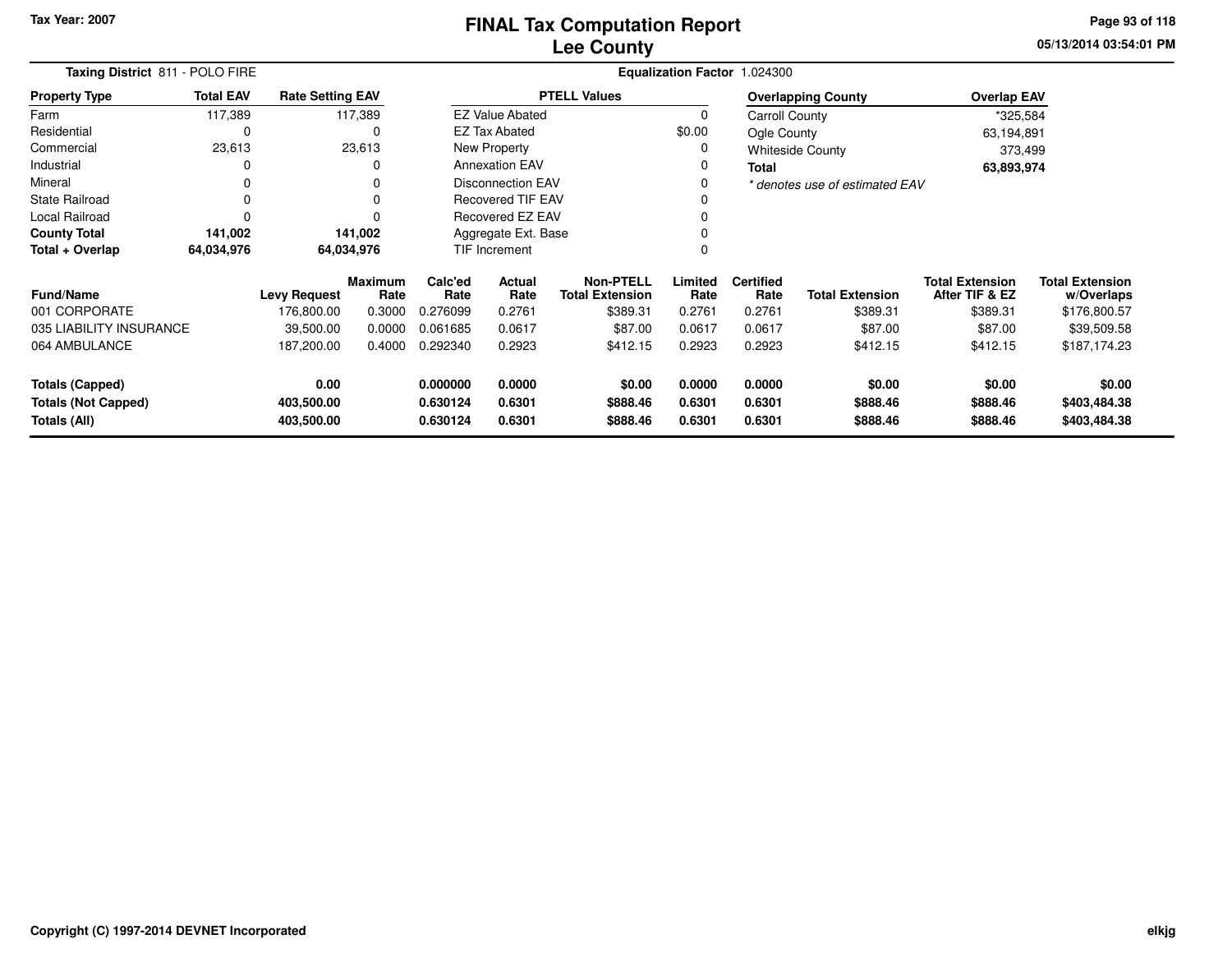Tax Year: 2007

# FINAL Tax Computation Report
## Lee County

05/13/2014 03:54:01 PM

**Taxing District** 811 - POLO FIRE

**Equalization Factor** 1.024300

| Property Type | Total EAV | Rate Setting EAV |
|---|---|---|
| Farm | 117,389 | 117,389 |
| Residential | 0 | 0 |
| Commercial | 23,613 | 23,613 |
| Industrial | 0 | 0 |
| Mineral | 0 | 0 |
| State Railroad | 0 | 0 |
| Local Railroad | 0 | 0 |
| **County Total** | **141,002** | **141,002** |
| **Total + Overlap** | **64,034,976** | **64,034,976** |

| PTELL Values | |
|---|---|
| EZ Value Abated | 0 |
| EZ Tax Abated | $0.00 |
| New Property | 0 |
| Annexation EAV | 0 |
| Disconnection EAV | 0 |
| Recovered TIF EAV | 0 |
| Recovered EZ EAV | 0 |
| Aggregate Ext. Base | 0 |
| TIF Increment | 0 |

| Overlapping County | Overlap EAV |
|---|---|
| Carroll County | *325,584 |
| Ogle County | 63,194,891 |
| Whiteside County | 373,499 |
| **Total** | **63,893,974** |

*\* denotes use of estimated EAV*

| Fund/Name | Levy Request | Maximum Rate | Calc'ed Rate | Actual Rate | Non-PTELL Total Extension | Limited Rate | Certified Rate | Total Extension | Total Extension After TIF & EZ | Total Extension w/Overlaps |
|---|---|---|---|---|---|---|---|---|---|---|
| 001 CORPORATE | 176,800.00 | 0.3000 | 0.276099 | 0.2761 | $389.31 | 0.2761 | 0.2761 | $389.31 | $389.31 | $176,800.57 |
| 035 LIABILITY INSURANCE | 39,500.00 | 0.0000 | 0.061685 | 0.0617 | $87.00 | 0.0617 | 0.0617 | $87.00 | $87.00 | $39,509.58 |
| 064 AMBULANCE | 187,200.00 | 0.4000 | 0.292340 | 0.2923 | $412.15 | 0.2923 | 0.2923 | $412.15 | $412.15 | $187,174.23 |
| **Totals (Capped)** | **0.00** | | **0.000000** | **0.0000** | **$0.00** | **0.0000** | **0.0000** | **$0.00** | **$0.00** | **$0.00** |
| **Totals (Not Capped)** | **403,500.00** | | **0.630124** | **0.6301** | **$888.46** | **0.6301** | **0.6301** | **$888.46** | **$888.46** | **$403,484.38** |
| **Totals (All)** | **403,500.00** | | **0.630124** | **0.6301** | **$888.46** | **0.6301** | **0.6301** | **$888.46** | **$888.46** | **$403,484.38** |

Copyright (C) 1997-2014 DEVNET Incorporated

elkjg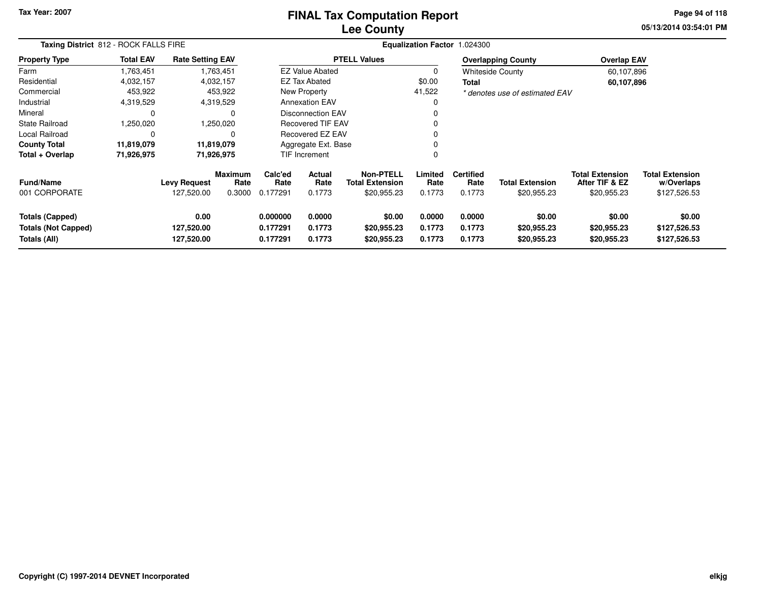Tax Year: 2007

# FINAL Tax Computation Report
## Lee County

05/13/2014 03:54:01 PM

**Taxing District** 812 - ROCK FALLS FIRE

**Equalization Factor** 1.024300

| Property Type | Total EAV | Rate Setting EAV |
|---|---|---|
| Farm | 1,763,451 | 1,763,451 |
| Residential | 4,032,157 | 4,032,157 |
| Commercial | 453,922 | 453,922 |
| Industrial | 4,319,529 | 4,319,529 |
| Mineral | 0 | 0 |
| State Railroad | 1,250,020 | 1,250,020 |
| Local Railroad | 0 | 0 |
| **County Total** | **11,819,079** | **11,819,079** |
| **Total + Overlap** | **71,926,975** | **71,926,975** |

| PTELL Values | |
|---|---|
| EZ Value Abated | 0 |
| EZ Tax Abated | $0.00 |
| New Property | 41,522 |
| Annexation EAV | 0 |
| Disconnection EAV | 0 |
| Recovered TIF EAV | 0 |
| Recovered EZ EAV | 0 |
| Aggregate Ext. Base | 0 |
| TIF Increment | 0 |

| Overlapping County | Overlap EAV |
|---|---|
| Whiteside County | 60,107,896 |
| **Total** | **60,107,896** |

*\* denotes use of estimated EAV*

| Fund/Name | Levy Request | Maximum Rate | Calc'ed Rate | Actual Rate | Non-PTELL Total Extension | Limited Rate | Certified Rate | Total Extension | Total Extension After TIF & EZ | Total Extension w/Overlaps |
|---|---|---|---|---|---|---|---|---|---|---|
| 001 CORPORATE | 127,520.00 | 0.3000 | 0.177291 | 0.1773 | $20,955.23 | 0.1773 | 0.1773 | $20,955.23 | $20,955.23 | $127,526.53 |
| **Totals (Capped)** | **0.00** | | **0.000000** | **0.0000** | **$0.00** | **0.0000** | **0.0000** | **$0.00** | **$0.00** | **$0.00** |
| **Totals (Not Capped)** | **127,520.00** | | **0.177291** | **0.1773** | **$20,955.23** | **0.1773** | **0.1773** | **$20,955.23** | **$20,955.23** | **$127,526.53** |
| **Totals (All)** | **127,520.00** | | **0.177291** | **0.1773** | **$20,955.23** | **0.1773** | **0.1773** | **$20,955.23** | **$20,955.23** | **$127,526.53** |

Copyright (C) 1997-2014 DEVNET Incorporated

elkjg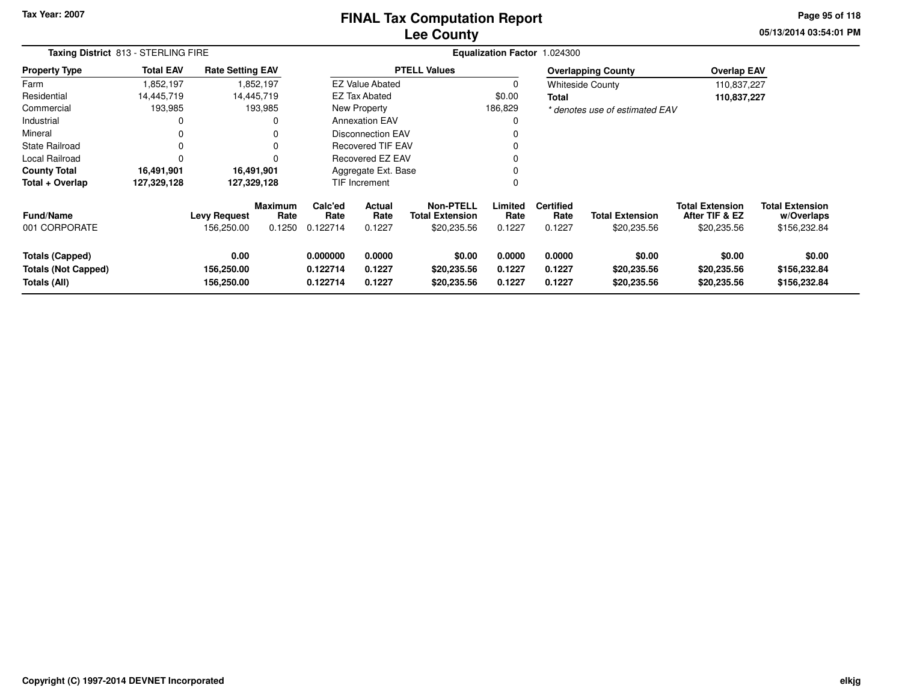Tax Year: 2007

# FINAL Tax Computation Report
## Lee County

05/13/2014 03:54:01 PM

**Taxing District** 813 - STERLING FIRE

**Equalization Factor** 1.024300

| Property Type | Total EAV | Rate Setting EAV |
|---|---|---|
| Farm | 1,852,197 | 1,852,197 |
| Residential | 14,445,719 | 14,445,719 |
| Commercial | 193,985 | 193,985 |
| Industrial | 0 | 0 |
| Mineral | 0 | 0 |
| State Railroad | 0 | 0 |
| Local Railroad | 0 | 0 |
| **County Total** | **16,491,901** | **16,491,901** |
| **Total + Overlap** | **127,329,128** | **127,329,128** |

| PTELL Values | |
|---|---|
| EZ Value Abated | 0 |
| EZ Tax Abated | $0.00 |
| New Property | 186,829 |
| Annexation EAV | 0 |
| Disconnection EAV | 0 |
| Recovered TIF EAV | 0 |
| Recovered EZ EAV | 0 |
| Aggregate Ext. Base | 0 |
| TIF Increment | 0 |

| Overlapping County | Overlap EAV |
|---|---|
| Whiteside County | 110,837,227 |
| **Total** | **110,837,227** |

*\* denotes use of estimated EAV*

| Fund/Name | Levy Request | Maximum Rate | Calc'ed Rate | Actual Rate | Non-PTELL Total Extension | Limited Rate | Certified Rate | Total Extension | Total Extension After TIF & EZ | Total Extension w/Overlaps |
|---|---|---|---|---|---|---|---|---|---|---|
| 001 CORPORATE | 156,250.00 | 0.1250 | 0.122714 | 0.1227 | $20,235.56 | 0.1227 | 0.1227 | $20,235.56 | $20,235.56 | $156,232.84 |
| **Totals (Capped)** | **0.00** | | **0.000000** | **0.0000** | **$0.00** | **0.0000** | **0.0000** | **$0.00** | **$0.00** | **$0.00** |
| **Totals (Not Capped)** | **156,250.00** | | **0.122714** | **0.1227** | **$20,235.56** | **0.1227** | **0.1227** | **$20,235.56** | **$20,235.56** | **$156,232.84** |
| **Totals (All)** | **156,250.00** | | **0.122714** | **0.1227** | **$20,235.56** | **0.1227** | **0.1227** | **$20,235.56** | **$20,235.56** | **$156,232.84** |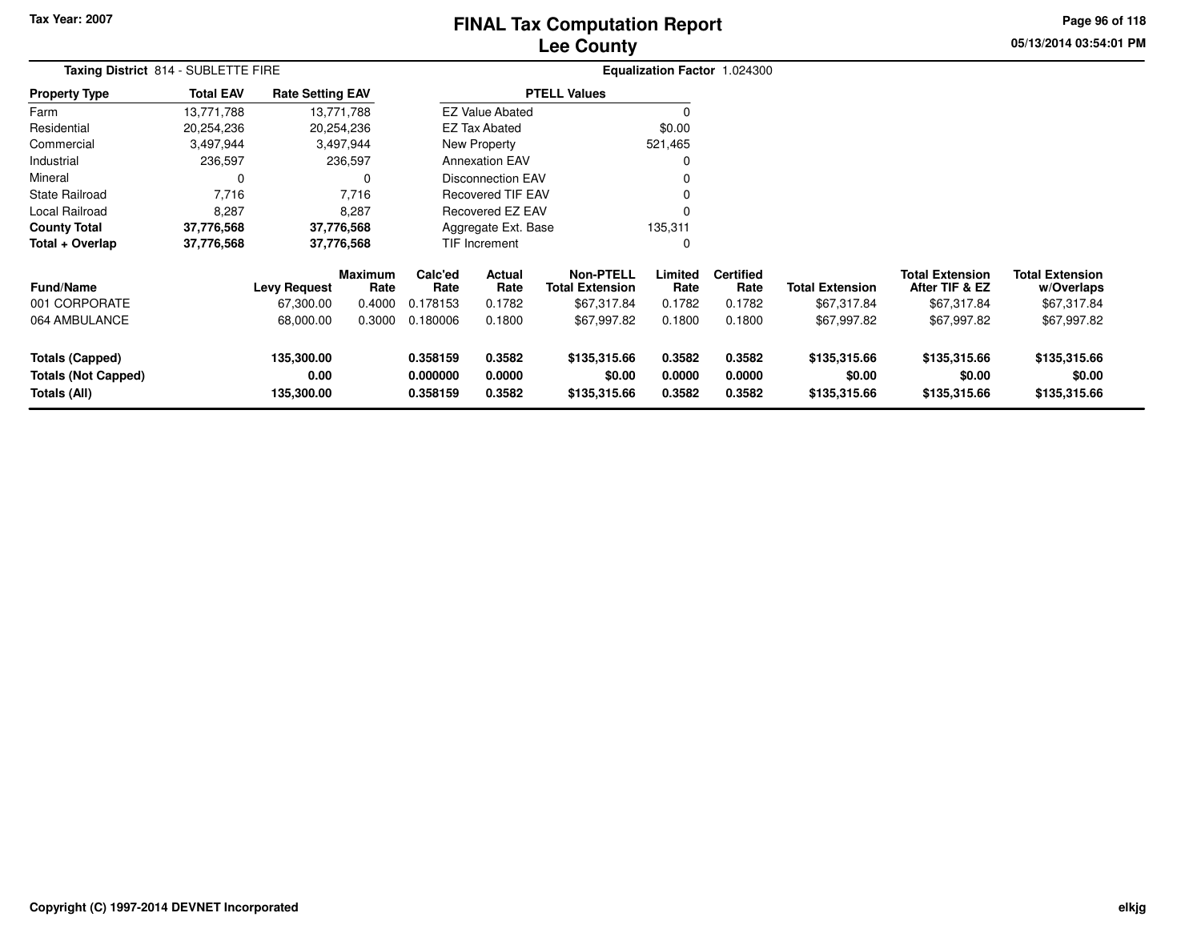Tax Year: 2007

# FINAL Tax Computation Report
## Lee County

05/13/2014 03:54:01 PM

**Taxing District** 814 - SUBLETTE FIRE

**Equalization Factor** 1.024300

| Property Type | Total EAV | Rate Setting EAV |
|---|---|---|
| Farm | 13,771,788 | 13,771,788 |
| Residential | 20,254,236 | 20,254,236 |
| Commercial | 3,497,944 | 3,497,944 |
| Industrial | 236,597 | 236,597 |
| Mineral | 0 | 0 |
| State Railroad | 7,716 | 7,716 |
| Local Railroad | 8,287 | 8,287 |
| **County Total** | **37,776,568** | **37,776,568** |
| **Total + Overlap** | **37,776,568** | **37,776,568** |

| PTELL Values | |
|---|---|
| EZ Value Abated | 0 |
| EZ Tax Abated | $0.00 |
| New Property | 521,465 |
| Annexation EAV | 0 |
| Disconnection EAV | 0 |
| Recovered TIF EAV | 0 |
| Recovered EZ EAV | 0 |
| Aggregate Ext. Base | 135,311 |
| TIF Increment | 0 |

| Fund/Name | Levy Request | Maximum Rate | Calc'ed Rate | Actual Rate | Non-PTELL Total Extension | Limited Rate | Certified Rate | Total Extension | Total Extension After TIF & EZ | Total Extension w/Overlaps |
|---|---|---|---|---|---|---|---|---|---|---|
| 001 CORPORATE | 67,300.00 | 0.4000 | 0.178153 | 0.1782 | $67,317.84 | 0.1782 | 0.1782 | $67,317.84 | $67,317.84 | $67,317.84 |
| 064 AMBULANCE | 68,000.00 | 0.3000 | 0.180006 | 0.1800 | $67,997.82 | 0.1800 | 0.1800 | $67,997.82 | $67,997.82 | $67,997.82 |
| **Totals (Capped)** | **135,300.00** | | **0.358159** | **0.3582** | **$135,315.66** | **0.3582** | **0.3582** | **$135,315.66** | **$135,315.66** | **$135,315.66** |
| **Totals (Not Capped)** | **0.00** | | **0.000000** | **0.0000** | **$0.00** | **0.0000** | **0.0000** | **$0.00** | **$0.00** | **$0.00** |
| **Totals (All)** | **135,300.00** | | **0.358159** | **0.3582** | **$135,315.66** | **0.3582** | **0.3582** | **$135,315.66** | **$135,315.66** | **$135,315.66** |

Copyright (C) 1997-2014 DEVNET Incorporated

elkjg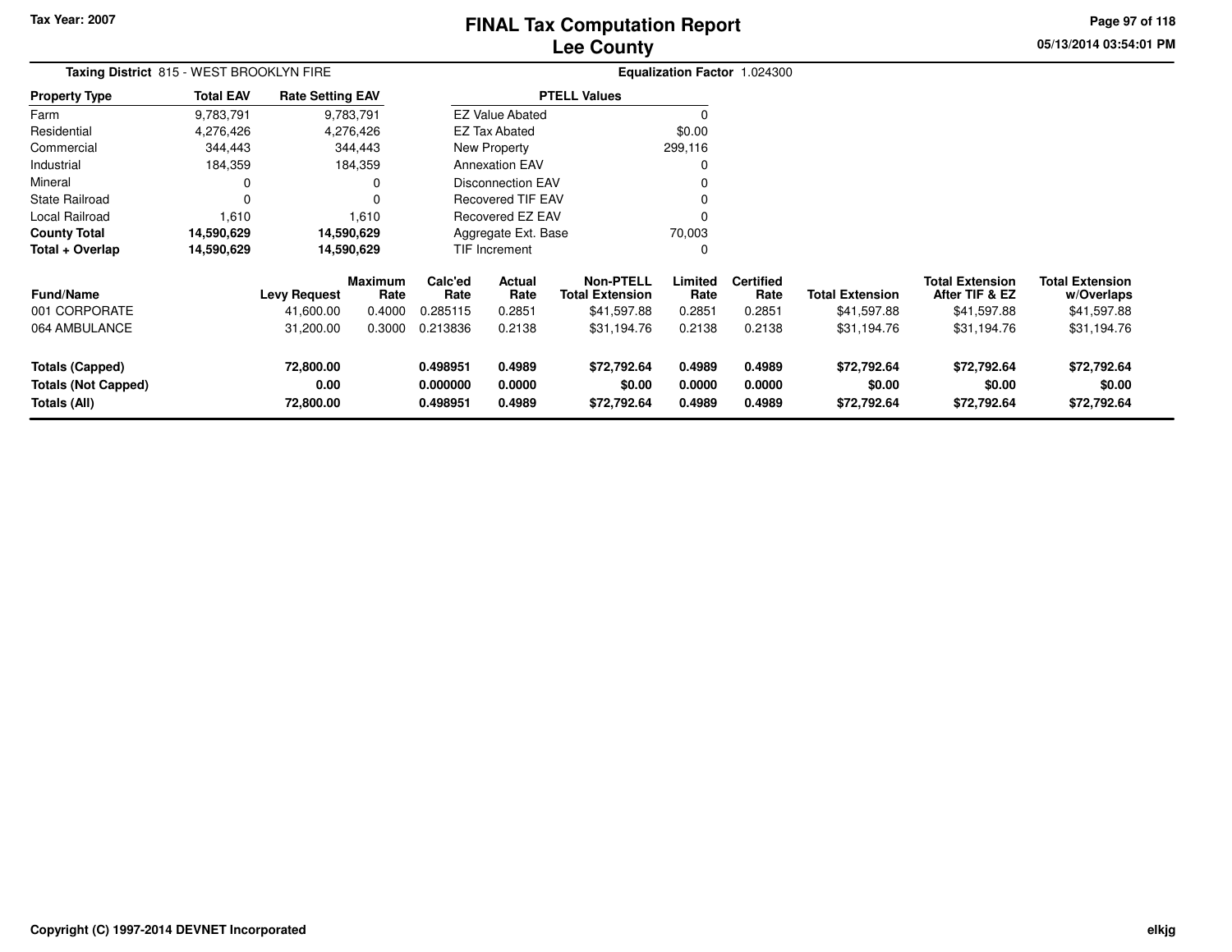Tax Year: 2007

# FINAL Tax Computation Report
## Lee County

05/13/2014 03:54:01 PM

**Taxing District** 815 - WEST BROOKLYN FIRE

**Equalization Factor** 1.024300

| Property Type | Total EAV | Rate Setting EAV |
|---|---|---|
| Farm | 9,783,791 | 9,783,791 |
| Residential | 4,276,426 | 4,276,426 |
| Commercial | 344,443 | 344,443 |
| Industrial | 184,359 | 184,359 |
| Mineral | 0 | 0 |
| State Railroad | 0 | 0 |
| Local Railroad | 1,610 | 1,610 |
| **County Total** | **14,590,629** | **14,590,629** |
| **Total + Overlap** | **14,590,629** | **14,590,629** |

| PTELL Values | |
|---|---|
| EZ Value Abated | 0 |
| EZ Tax Abated | $0.00 |
| New Property | 299,116 |
| Annexation EAV | 0 |
| Disconnection EAV | 0 |
| Recovered TIF EAV | 0 |
| Recovered EZ EAV | 0 |
| Aggregate Ext. Base | 70,003 |
| TIF Increment | 0 |

| Fund/Name | Levy Request | Maximum Rate | Calc'ed Rate | Actual Rate | Non-PTELL Total Extension | Limited Rate | Certified Rate | Total Extension | Total Extension After TIF & EZ | Total Extension w/Overlaps |
|---|---|---|---|---|---|---|---|---|---|---|
| 001 CORPORATE | 41,600.00 | 0.4000 | 0.285115 | 0.2851 | $41,597.88 | 0.2851 | 0.2851 | $41,597.88 | $41,597.88 | $41,597.88 |
| 064 AMBULANCE | 31,200.00 | 0.3000 | 0.213836 | 0.2138 | $31,194.76 | 0.2138 | 0.2138 | $31,194.76 | $31,194.76 | $31,194.76 |
| **Totals (Capped)** | **72,800.00** | | **0.498951** | **0.4989** | **$72,792.64** | **0.4989** | **0.4989** | **$72,792.64** | **$72,792.64** | **$72,792.64** |
| **Totals (Not Capped)** | **0.00** | | **0.000000** | **0.0000** | **$0.00** | **0.0000** | **0.0000** | **$0.00** | **$0.00** | **$0.00** |
| **Totals (All)** | **72,800.00** | | **0.498951** | **0.4989** | **$72,792.64** | **0.4989** | **0.4989** | **$72,792.64** | **$72,792.64** | **$72,792.64** |

Copyright (C) 1997-2014 DEVNET Incorporated

elkjg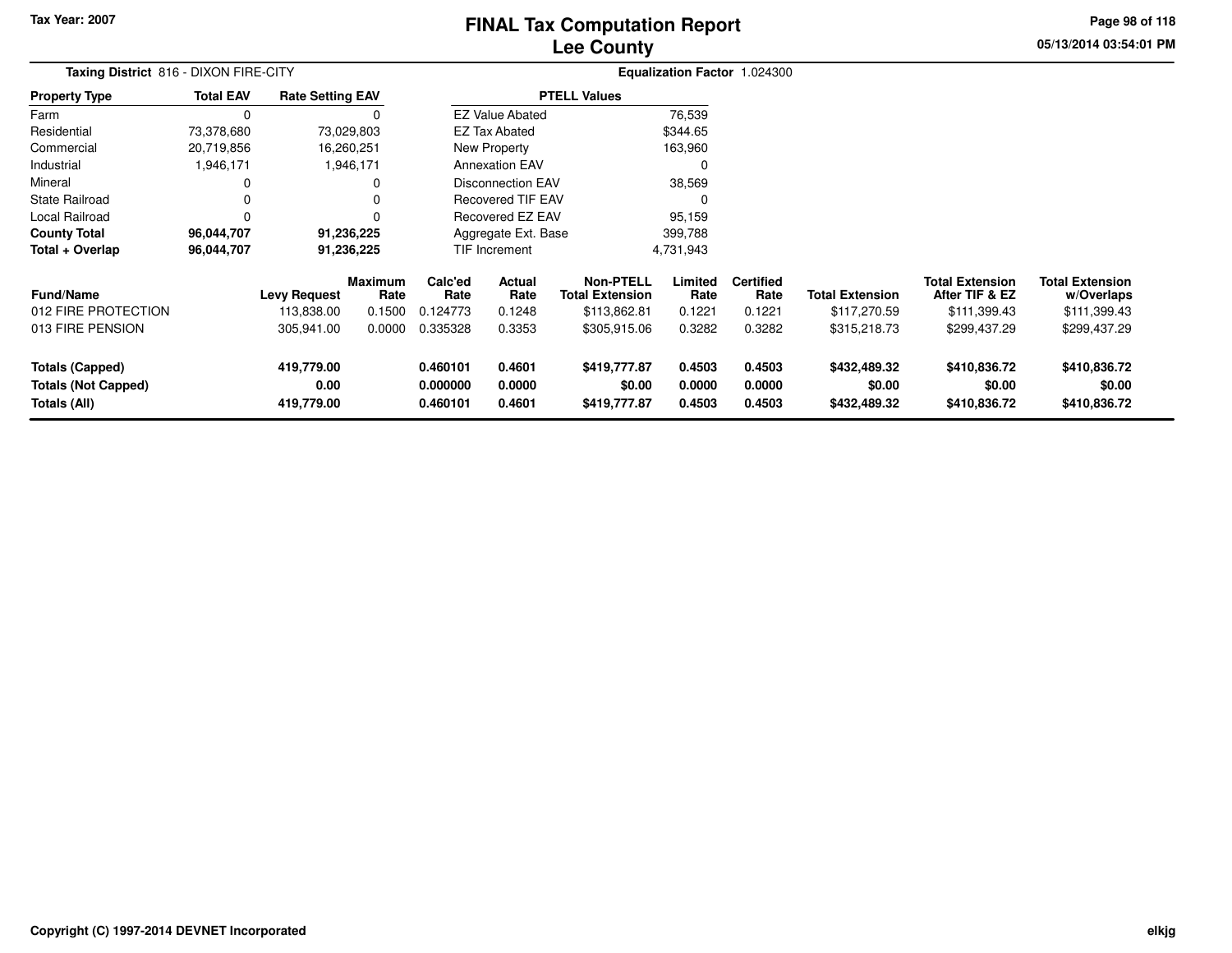Tax Year: 2007

# FINAL Tax Computation Report
## Lee County

**Taxing District** 816 - DIXON FIRE-CITY

**Equalization Factor** 1.024300

| Property Type | Total EAV | Rate Setting EAV |
|---|---|---|
| Farm | 0 | 0 |
| Residential | 73,378,680 | 73,029,803 |
| Commercial | 20,719,856 | 16,260,251 |
| Industrial | 1,946,171 | 1,946,171 |
| Mineral | 0 | 0 |
| State Railroad | 0 | 0 |
| Local Railroad | 0 | 0 |
| **County Total** | **96,044,707** | **91,236,225** |
| **Total + Overlap** | **96,044,707** | **91,236,225** |

| PTELL Values | |
|---|---|
| EZ Value Abated | 76,539 |
| EZ Tax Abated | $344.65 |
| New Property | 163,960 |
| Annexation EAV | 0 |
| Disconnection EAV | 38,569 |
| Recovered TIF EAV | 0 |
| Recovered EZ EAV | 95,159 |
| Aggregate Ext. Base | 399,788 |
| TIF Increment | 4,731,943 |

| Fund/Name | Levy Request | Maximum Rate | Calc'ed Rate | Actual Rate | Non-PTELL Total Extension | Limited Rate | Certified Rate | Total Extension | Total Extension After TIF & EZ | Total Extension w/Overlaps |
|---|---|---|---|---|---|---|---|---|---|---|
| 012 FIRE PROTECTION | 113,838.00 | 0.1500 | 0.124773 | 0.1248 | $113,862.81 | 0.1221 | 0.1221 | $117,270.59 | $111,399.43 | $111,399.43 |
| 013 FIRE PENSION | 305,941.00 | 0.0000 | 0.335328 | 0.3353 | $305,915.06 | 0.3282 | 0.3282 | $315,218.73 | $299,437.29 | $299,437.29 |
| **Totals (Capped)** | **419,779.00** | | **0.460101** | **0.4601** | **$419,777.87** | **0.4503** | **0.4503** | **$432,489.32** | **$410,836.72** | **$410,836.72** |
| **Totals (Not Capped)** | **0.00** | | **0.000000** | **0.0000** | **$0.00** | **0.0000** | **0.0000** | **$0.00** | **$0.00** | **$0.00** |
| **Totals (All)** | **419,779.00** | | **0.460101** | **0.4601** | **$419,777.87** | **0.4503** | **0.4503** | **$432,489.32** | **$410,836.72** | **$410,836.72** |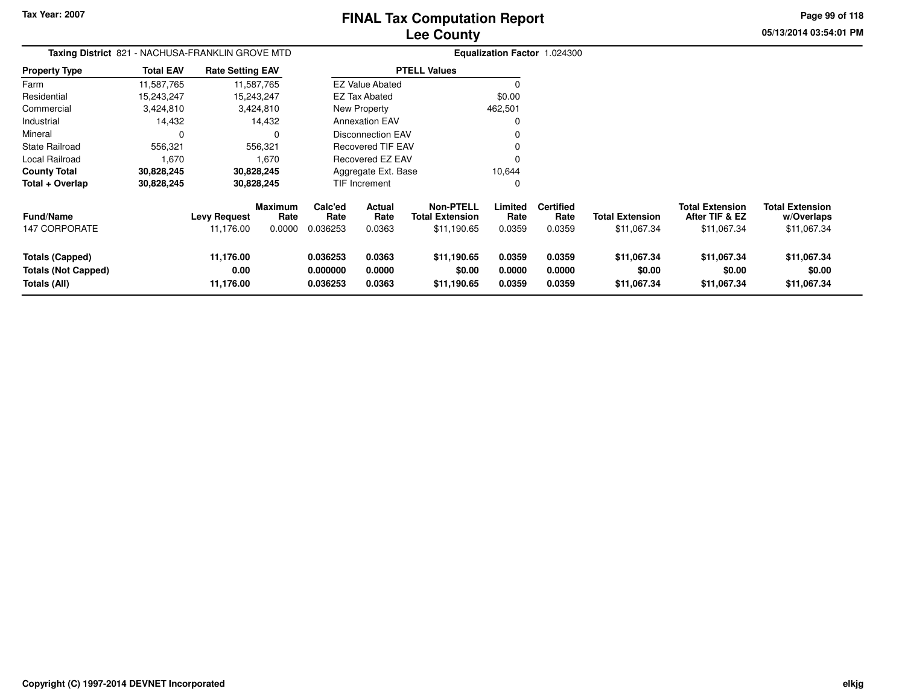Tax Year: 2007

# FINAL Tax Computation Report
## Lee County

05/13/2014 03:54:01 PM

**Taxing District** 821 - NACHUSA-FRANKLIN GROVE MTD

**Equalization Factor** 1.024300

| Property Type | Total EAV | Rate Setting EAV |
|---|---|---|
| Farm | 11,587,765 | 11,587,765 |
| Residential | 15,243,247 | 15,243,247 |
| Commercial | 3,424,810 | 3,424,810 |
| Industrial | 14,432 | 14,432 |
| Mineral | 0 | 0 |
| State Railroad | 556,321 | 556,321 |
| Local Railroad | 1,670 | 1,670 |
| **County Total** | **30,828,245** | **30,828,245** |
| **Total + Overlap** | **30,828,245** | **30,828,245** |

| PTELL Values | |
|---|---|
| EZ Value Abated | 0 |
| EZ Tax Abated | $0.00 |
| New Property | 462,501 |
| Annexation EAV | 0 |
| Disconnection EAV | 0 |
| Recovered TIF EAV | 0 |
| Recovered EZ EAV | 0 |
| Aggregate Ext. Base | 10,644 |
| TIF Increment | 0 |

| Fund/Name | Levy Request | Maximum Rate | Calc'ed Rate | Actual Rate | Non-PTELL Total Extension | Limited Rate | Certified Rate | Total Extension | Total Extension After TIF & EZ | Total Extension w/Overlaps |
|---|---|---|---|---|---|---|---|---|---|---|
| 147 CORPORATE | 11,176.00 | 0.0000 | 0.036253 | 0.0363 | $11,190.65 | 0.0359 | 0.0359 | $11,067.34 | $11,067.34 | $11,067.34 |
| **Totals (Capped)** | **11,176.00** | | **0.036253** | **0.0363** | **$11,190.65** | **0.0359** | **0.0359** | **$11,067.34** | **$11,067.34** | **$11,067.34** |
| **Totals (Not Capped)** | **0.00** | | **0.000000** | **0.0000** | **$0.00** | **0.0000** | **0.0000** | **$0.00** | **$0.00** | **$0.00** |
| **Totals (All)** | **11,176.00** | | **0.036253** | **0.0363** | **$11,190.65** | **0.0359** | **0.0359** | **$11,067.34** | **$11,067.34** | **$11,067.34** |

Copyright (C) 1997-2014 DEVNET Incorporated

elkjg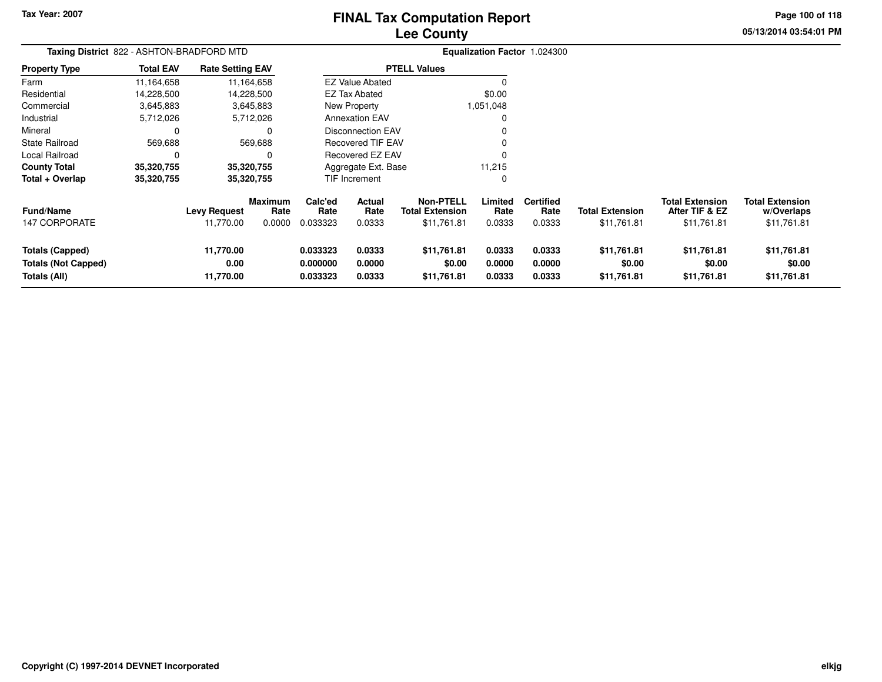Tax Year: 2007

# FINAL Tax Computation Report
## Lee County

05/13/2014 03:54:01 PM

**Taxing District** 822 - ASHTON-BRADFORD MTD

**Equalization Factor** 1.024300

| Property Type | Total EAV | Rate Setting EAV |
|---|---|---|
| Farm | 11,164,658 | 11,164,658 |
| Residential | 14,228,500 | 14,228,500 |
| Commercial | 3,645,883 | 3,645,883 |
| Industrial | 5,712,026 | 5,712,026 |
| Mineral | 0 | 0 |
| State Railroad | 569,688 | 569,688 |
| Local Railroad | 0 | 0 |
| **County Total** | **35,320,755** | **35,320,755** |
| **Total + Overlap** | **35,320,755** | **35,320,755** |

| PTELL Values | |
|---|---|
| EZ Value Abated | 0 |
| EZ Tax Abated | $0.00 |
| New Property | 1,051,048 |
| Annexation EAV | 0 |
| Disconnection EAV | 0 |
| Recovered TIF EAV | 0 |
| Recovered EZ EAV | 0 |
| Aggregate Ext. Base | 11,215 |
| TIF Increment | 0 |

| Fund/Name | Levy Request | Maximum Rate | Calc'ed Rate | Actual Rate | Non-PTELL Total Extension | Limited Rate | Certified Rate | Total Extension | Total Extension After TIF & EZ | Total Extension w/Overlaps |
|---|---|---|---|---|---|---|---|---|---|---|
| 147 CORPORATE | 11,770.00 | 0.0000 | 0.033323 | 0.0333 | $11,761.81 | 0.0333 | 0.0333 | $11,761.81 | $11,761.81 | $11,761.81 |
| **Totals (Capped)** | **11,770.00** | | **0.033323** | **0.0333** | **$11,761.81** | **0.0333** | **0.0333** | **$11,761.81** | **$11,761.81** | **$11,761.81** |
| **Totals (Not Capped)** | **0.00** | | **0.000000** | **0.0000** | **$0.00** | **0.0000** | **0.0000** | **$0.00** | **$0.00** | **$0.00** |
| **Totals (All)** | **11,770.00** | | **0.033323** | **0.0333** | **$11,761.81** | **0.0333** | **0.0333** | **$11,761.81** | **$11,761.81** | **$11,761.81** |

Copyright (C) 1997-2014 DEVNET Incorporated

elkjg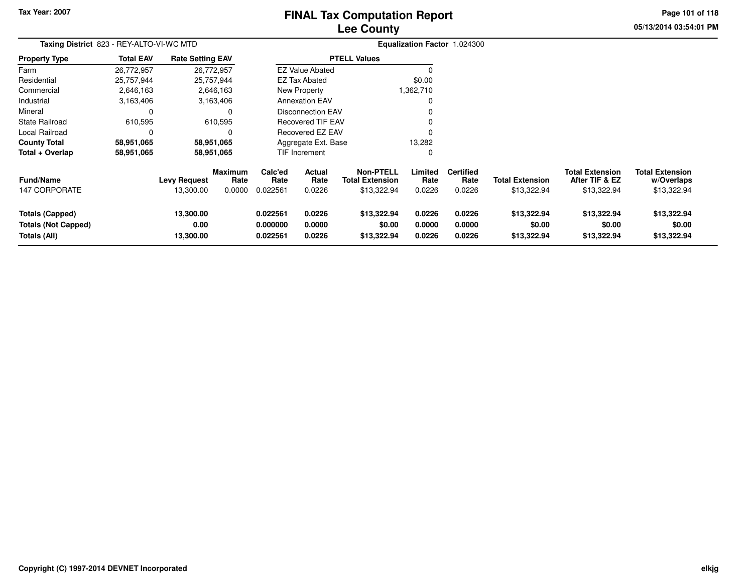Tax Year: 2007

# FINAL Tax Computation Report
## Lee County

**Taxing District** 823 - REY-ALTO-VI-WC MTD

**Equalization Factor** 1.024300

| Property Type | Total EAV | Rate Setting EAV |
|---|---|---|
| Farm | 26,772,957 | 26,772,957 |
| Residential | 25,757,944 | 25,757,944 |
| Commercial | 2,646,163 | 2,646,163 |
| Industrial | 3,163,406 | 3,163,406 |
| Mineral | 0 | 0 |
| State Railroad | 610,595 | 610,595 |
| Local Railroad | 0 | 0 |
| **County Total** | **58,951,065** | **58,951,065** |
| **Total + Overlap** | **58,951,065** | **58,951,065** |

| PTELL Values | |
|---|---|
| EZ Value Abated | 0 |
| EZ Tax Abated | $0.00 |
| New Property | 1,362,710 |
| Annexation EAV | 0 |
| Disconnection EAV | 0 |
| Recovered TIF EAV | 0 |
| Recovered EZ EAV | 0 |
| Aggregate Ext. Base | 13,282 |
| TIF Increment | 0 |

| Fund/Name | Levy Request | Maximum Rate | Calc'ed Rate | Actual Rate | Non-PTELL Total Extension | Limited Rate | Certified Rate | Total Extension | Total Extension After TIF & EZ | Total Extension w/Overlaps |
|---|---|---|---|---|---|---|---|---|---|---|
| 147 CORPORATE | 13,300.00 | 0.0000 | 0.022561 | 0.0226 | $13,322.94 | 0.0226 | 0.0226 | $13,322.94 | $13,322.94 | $13,322.94 |
| **Totals (Capped)** | **13,300.00** | | **0.022561** | **0.0226** | **$13,322.94** | **0.0226** | **0.0226** | **$13,322.94** | **$13,322.94** | **$13,322.94** |
| **Totals (Not Capped)** | **0.00** | | **0.000000** | **0.0000** | **$0.00** | **0.0000** | **0.0000** | **$0.00** | **$0.00** | **$0.00** |
| **Totals (All)** | **13,300.00** | | **0.022561** | **0.0226** | **$13,322.94** | **0.0226** | **0.0226** | **$13,322.94** | **$13,322.94** | **$13,322.94** |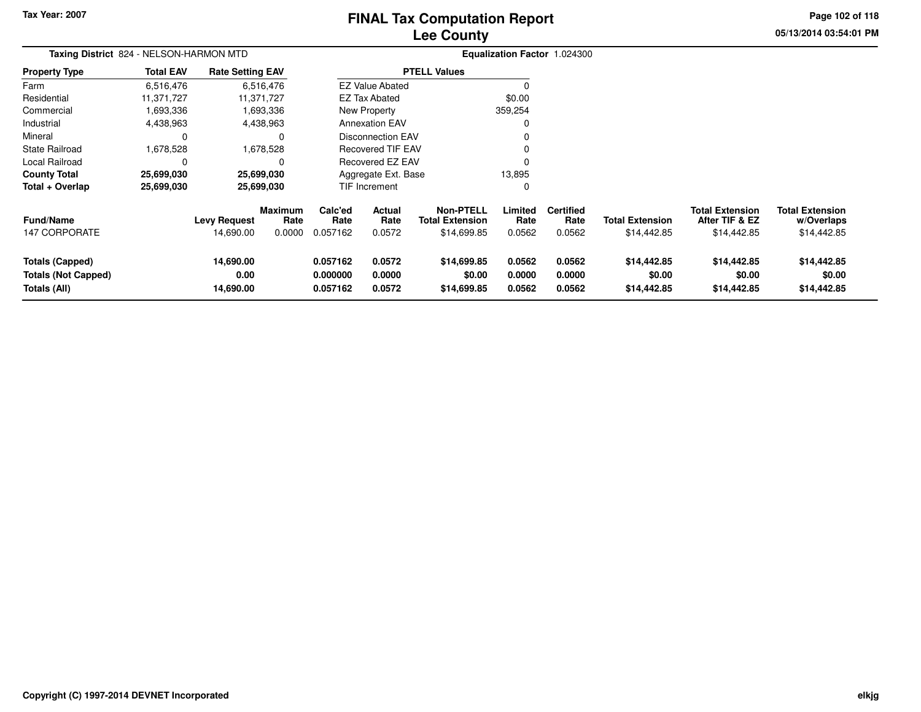Tax Year: 2007

# FINAL Tax Computation Report
## Lee County

**Taxing District** 824 - NELSON-HARMON MTD

**Equalization Factor** 1.024300

| Property Type | Total EAV | Rate Setting EAV |
|---|---|---|
| Farm | 6,516,476 | 6,516,476 |
| Residential | 11,371,727 | 11,371,727 |
| Commercial | 1,693,336 | 1,693,336 |
| Industrial | 4,438,963 | 4,438,963 |
| Mineral | 0 | 0 |
| State Railroad | 1,678,528 | 1,678,528 |
| Local Railroad | 0 | 0 |
| **County Total** | **25,699,030** | **25,699,030** |
| **Total + Overlap** | **25,699,030** | **25,699,030** |

| PTELL Values | |
|---|---|
| EZ Value Abated | 0 |
| EZ Tax Abated | $0.00 |
| New Property | 359,254 |
| Annexation EAV | 0 |
| Disconnection EAV | 0 |
| Recovered TIF EAV | 0 |
| Recovered EZ EAV | 0 |
| Aggregate Ext. Base | 13,895 |
| TIF Increment | 0 |

| Fund/Name | Levy Request | Maximum Rate | Calc'ed Rate | Actual Rate | Non-PTELL Total Extension | Limited Rate | Certified Rate | Total Extension | Total Extension After TIF & EZ | Total Extension w/Overlaps |
|---|---|---|---|---|---|---|---|---|---|---|
| 147 CORPORATE | 14,690.00 | 0.0000 | 0.057162 | 0.0572 | $14,699.85 | 0.0562 | 0.0562 | $14,442.85 | $14,442.85 | $14,442.85 |
| **Totals (Capped)** | **14,690.00** | | **0.057162** | **0.0572** | **$14,699.85** | **0.0562** | **0.0562** | **$14,442.85** | **$14,442.85** | **$14,442.85** |
| **Totals (Not Capped)** | **0.00** | | **0.000000** | **0.0000** | **$0.00** | **0.0000** | **0.0000** | **$0.00** | **$0.00** | **$0.00** |
| **Totals (All)** | **14,690.00** | | **0.057162** | **0.0572** | **$14,699.85** | **0.0562** | **0.0562** | **$14,442.85** | **$14,442.85** | **$14,442.85** |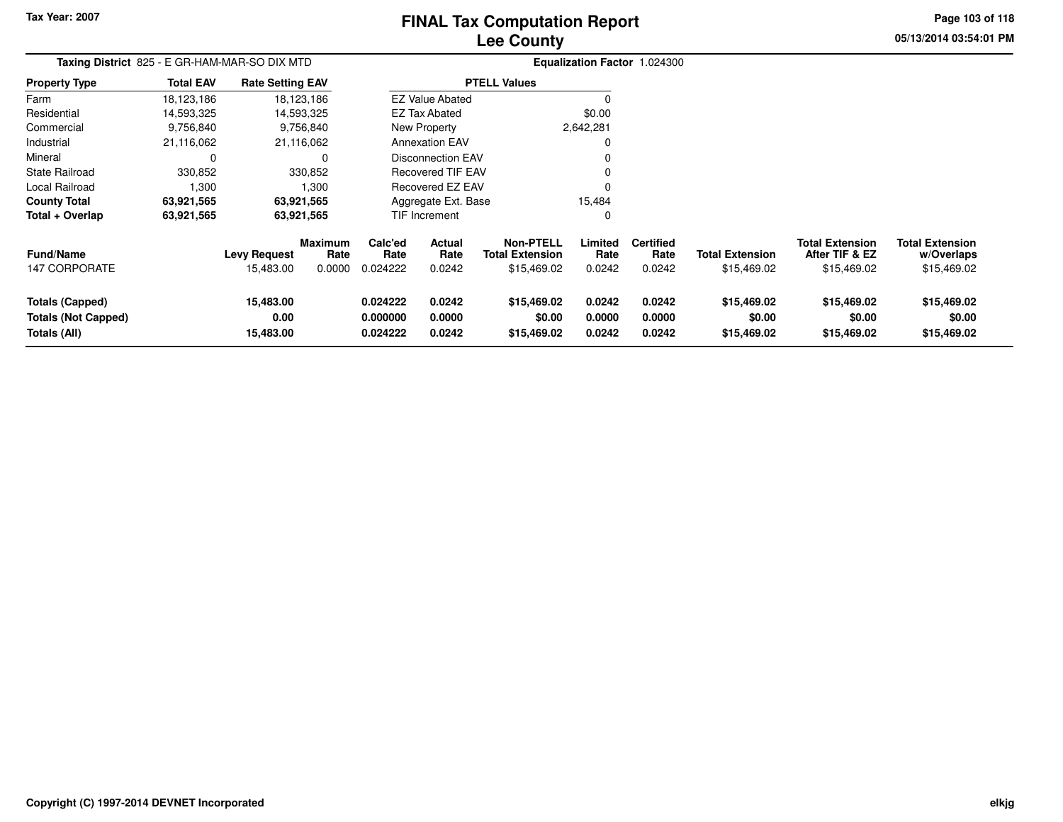# FINAL Tax Computation Report
# Lee County

Tax Year: 2007

**Taxing District** 825 - E GR-HAM-MAR-SO DIX MTD

**Equalization Factor** 1.024300

| Property Type | Total EAV | Rate Setting EAV |
|---|---|---|
| Farm | 18,123,186 | 18,123,186 |
| Residential | 14,593,325 | 14,593,325 |
| Commercial | 9,756,840 | 9,756,840 |
| Industrial | 21,116,062 | 21,116,062 |
| Mineral | 0 | 0 |
| State Railroad | 330,852 | 330,852 |
| Local Railroad | 1,300 | 1,300 |
| **County Total** | **63,921,565** | **63,921,565** |
| **Total + Overlap** | **63,921,565** | **63,921,565** |

| PTELL Values | |
|---|---|
| EZ Value Abated | 0 |
| EZ Tax Abated | $0.00 |
| New Property | 2,642,281 |
| Annexation EAV | 0 |
| Disconnection EAV | 0 |
| Recovered TIF EAV | 0 |
| Recovered EZ EAV | 0 |
| Aggregate Ext. Base | 15,484 |
| TIF Increment | 0 |

| Fund/Name | Levy Request | Maximum Rate | Calc'ed Rate | Actual Rate | Non-PTELL Total Extension | Limited Rate | Certified Rate | Total Extension | Total Extension After TIF & EZ | Total Extension w/Overlaps |
|---|---|---|---|---|---|---|---|---|---|---|
| 147 CORPORATE | 15,483.00 | 0.0000 | 0.024222 | 0.0242 | $15,469.02 | 0.0242 | 0.0242 | $15,469.02 | $15,469.02 | $15,469.02 |
| **Totals (Capped)** | **15,483.00** | | **0.024222** | **0.0242** | **$15,469.02** | **0.0242** | **0.0242** | **$15,469.02** | **$15,469.02** | **$15,469.02** |
| **Totals (Not Capped)** | **0.00** | | **0.000000** | **0.0000** | **$0.00** | **0.0000** | **0.0000** | **$0.00** | **$0.00** | **$0.00** |
| **Totals (All)** | **15,483.00** | | **0.024222** | **0.0242** | **$15,469.02** | **0.0242** | **0.0242** | **$15,469.02** | **$15,469.02** | **$15,469.02** |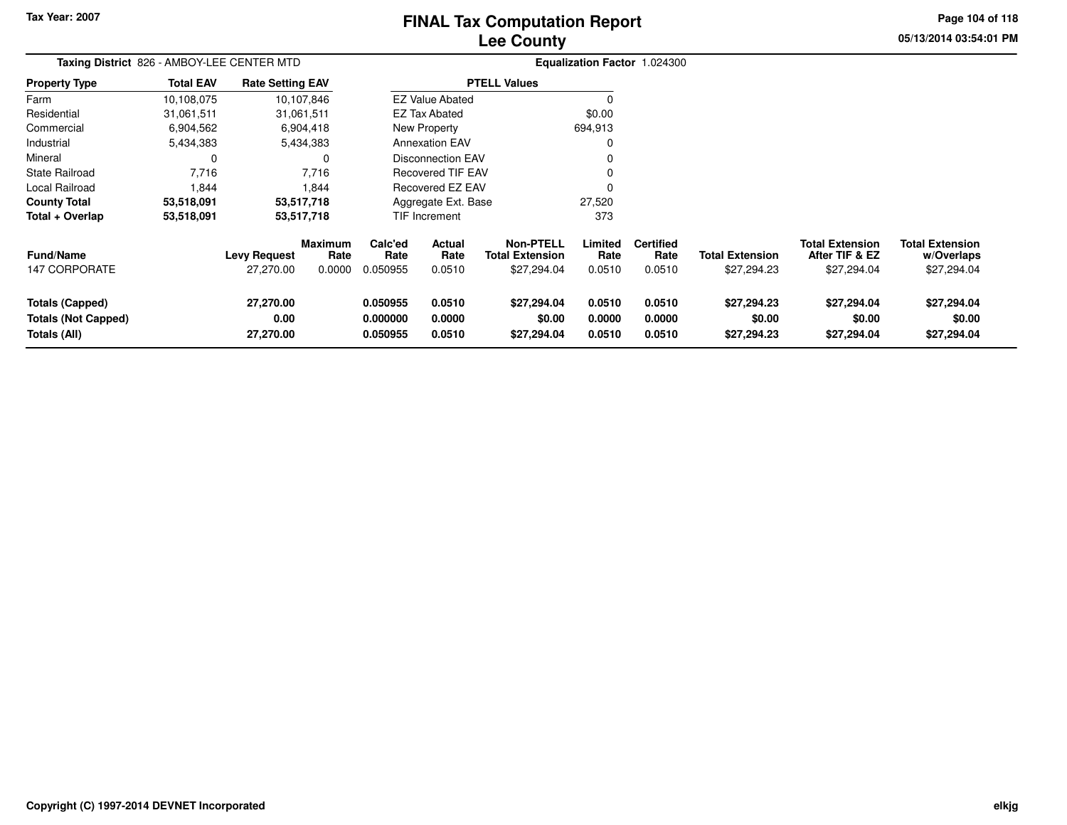**Tax Year: 2007**

# FINAL Tax Computation Report
## Lee County

05/13/2014 03:54:01 PM

**Taxing District** 826 - AMBOY-LEE CENTER MTD

**Equalization Factor** 1.024300

| Property Type | Total EAV | Rate Setting EAV |
|---|---|---|
| Farm | 10,108,075 | 10,107,846 |
| Residential | 31,061,511 | 31,061,511 |
| Commercial | 6,904,562 | 6,904,418 |
| Industrial | 5,434,383 | 5,434,383 |
| Mineral | 0 | 0 |
| State Railroad | 7,716 | 7,716 |
| Local Railroad | 1,844 | 1,844 |
| **County Total** | **53,518,091** | **53,517,718** |
| **Total + Overlap** | **53,518,091** | **53,517,718** |

| PTELL Values | |
|---|---|
| EZ Value Abated | 0 |
| EZ Tax Abated | $0.00 |
| New Property | 694,913 |
| Annexation EAV | 0 |
| Disconnection EAV | 0 |
| Recovered TIF EAV | 0 |
| Recovered EZ EAV | 0 |
| Aggregate Ext. Base | 27,520 |
| TIF Increment | 373 |

| Fund/Name | Levy Request | Maximum Rate | Calc'ed Rate | Actual Rate | Non-PTELL Total Extension | Limited Rate | Certified Rate | Total Extension | Total Extension After TIF & EZ | Total Extension w/Overlaps |
|---|---|---|---|---|---|---|---|---|---|---|
| 147 CORPORATE | 27,270.00 | 0.0000 | 0.050955 | 0.0510 | $27,294.04 | 0.0510 | 0.0510 | $27,294.23 | $27,294.04 | $27,294.04 |
| **Totals (Capped)** | **27,270.00** | | **0.050955** | **0.0510** | **$27,294.04** | **0.0510** | **0.0510** | **$27,294.23** | **$27,294.04** | **$27,294.04** |
| **Totals (Not Capped)** | **0.00** | | **0.000000** | **0.0000** | **$0.00** | **0.0000** | **0.0000** | **$0.00** | **$0.00** | **$0.00** |
| **Totals (All)** | **27,270.00** | | **0.050955** | **0.0510** | **$27,294.04** | **0.0510** | **0.0510** | **$27,294.23** | **$27,294.04** | **$27,294.04** |

**Copyright (C) 1997-2014 DEVNET Incorporated**

elkjg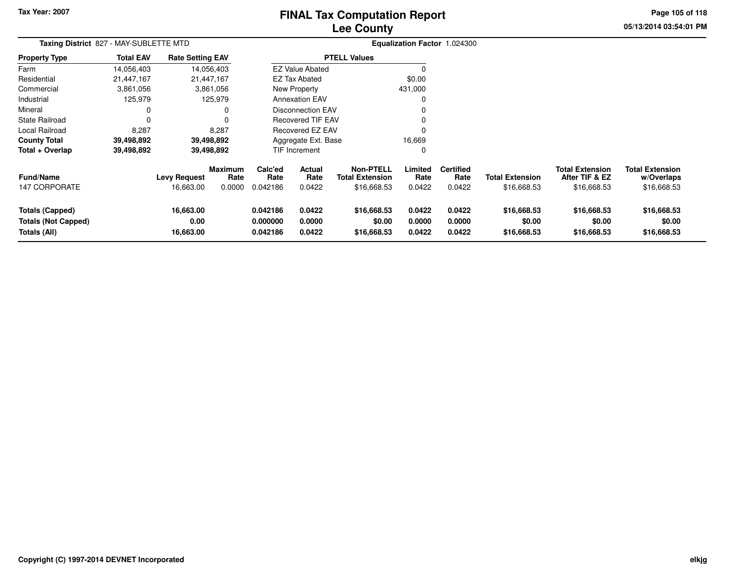Tax Year: 2007

# FINAL Tax Computation Report
## Lee County

05/13/2014 03:54:01 PM

**Taxing District** 827 - MAY-SUBLETTE MTD

**Equalization Factor** 1.024300

| Property Type | Total EAV | Rate Setting EAV |
|---|---|---|
| Farm | 14,056,403 | 14,056,403 |
| Residential | 21,447,167 | 21,447,167 |
| Commercial | 3,861,056 | 3,861,056 |
| Industrial | 125,979 | 125,979 |
| Mineral | 0 | 0 |
| State Railroad | 0 | 0 |
| Local Railroad | 8,287 | 8,287 |
| **County Total** | **39,498,892** | **39,498,892** |
| **Total + Overlap** | **39,498,892** | **39,498,892** |

| PTELL Values | |
|---|---|
| EZ Value Abated | 0 |
| EZ Tax Abated | $0.00 |
| New Property | 431,000 |
| Annexation EAV | 0 |
| Disconnection EAV | 0 |
| Recovered TIF EAV | 0 |
| Recovered EZ EAV | 0 |
| Aggregate Ext. Base | 16,669 |
| TIF Increment | 0 |

| Fund/Name | Levy Request | Maximum Rate | Calc'ed Rate | Actual Rate | Non-PTELL Total Extension | Limited Rate | Certified Rate | Total Extension | Total Extension After TIF & EZ | Total Extension w/Overlaps |
|---|---|---|---|---|---|---|---|---|---|---|
| 147 CORPORATE | 16,663.00 | 0.0000 | 0.042186 | 0.0422 | $16,668.53 | 0.0422 | 0.0422 | $16,668.53 | $16,668.53 | $16,668.53 |
| **Totals (Capped)** | **16,663.00** | | **0.042186** | **0.0422** | **$16,668.53** | **0.0422** | **0.0422** | **$16,668.53** | **$16,668.53** | **$16,668.53** |
| **Totals (Not Capped)** | **0.00** | | **0.000000** | **0.0000** | **$0.00** | **0.0000** | **0.0000** | **$0.00** | **$0.00** | **$0.00** |
| **Totals (All)** | **16,663.00** | | **0.042186** | **0.0422** | **$16,668.53** | **0.0422** | **0.0422** | **$16,668.53** | **$16,668.53** | **$16,668.53** |

Copyright (C) 1997-2014 DEVNET Incorporated

elkjg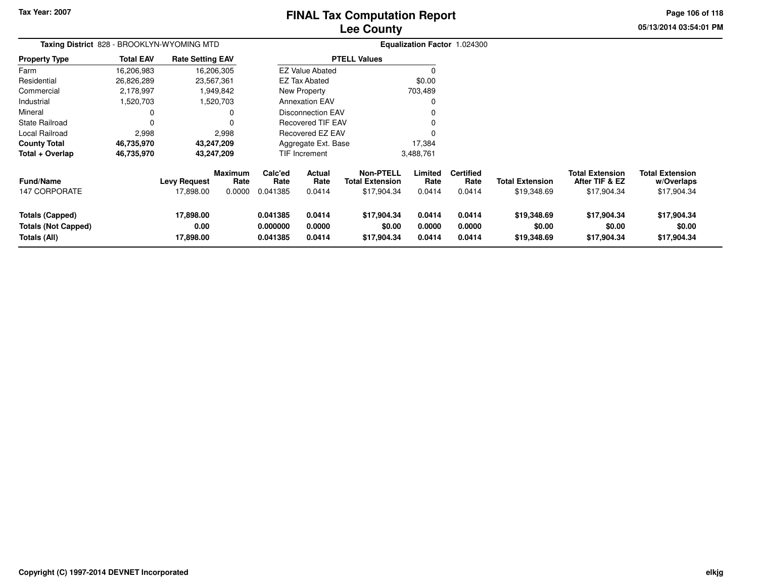# FINAL Tax Computation Report
## Lee County

Tax Year: 2007

05/13/2014 03:54:01 PM

**Taxing District** 828 - BROOKLYN-WYOMING MTD

**Equalization Factor** 1.024300

| Property Type | Total EAV | Rate Setting EAV |
|---|---|---|
| Farm | 16,206,983 | 16,206,305 |
| Residential | 26,826,289 | 23,567,361 |
| Commercial | 2,178,997 | 1,949,842 |
| Industrial | 1,520,703 | 1,520,703 |
| Mineral | 0 | 0 |
| State Railroad | 0 | 0 |
| Local Railroad | 2,998 | 2,998 |
| **County Total** | **46,735,970** | **43,247,209** |
| **Total + Overlap** | **46,735,970** | **43,247,209** |

| PTELL Values | |
|---|---|
| EZ Value Abated | 0 |
| EZ Tax Abated | $0.00 |
| New Property | 703,489 |
| Annexation EAV | 0 |
| Disconnection EAV | 0 |
| Recovered TIF EAV | 0 |
| Recovered EZ EAV | 0 |
| Aggregate Ext. Base | 17,384 |
| TIF Increment | 3,488,761 |

| Fund/Name | Levy Request | Maximum Rate | Calc'ed Rate | Actual Rate | Non-PTELL Total Extension | Limited Rate | Certified Rate | Total Extension | Total Extension After TIF & EZ | Total Extension w/Overlaps |
|---|---|---|---|---|---|---|---|---|---|---|
| 147 CORPORATE | 17,898.00 | 0.0000 | 0.041385 | 0.0414 | $17,904.34 | 0.0414 | 0.0414 | $19,348.69 | $17,904.34 | $17,904.34 |
| **Totals (Capped)** | **17,898.00** | | **0.041385** | **0.0414** | **$17,904.34** | **0.0414** | **0.0414** | **$19,348.69** | **$17,904.34** | **$17,904.34** |
| **Totals (Not Capped)** | **0.00** | | **0.000000** | **0.0000** | **$0.00** | **0.0000** | **0.0000** | **$0.00** | **$0.00** | **$0.00** |
| **Totals (All)** | **17,898.00** | | **0.041385** | **0.0414** | **$17,904.34** | **0.0414** | **0.0414** | **$19,348.69** | **$17,904.34** | **$17,904.34** |

Copyright (C) 1997-2014 DEVNET Incorporated

elkjg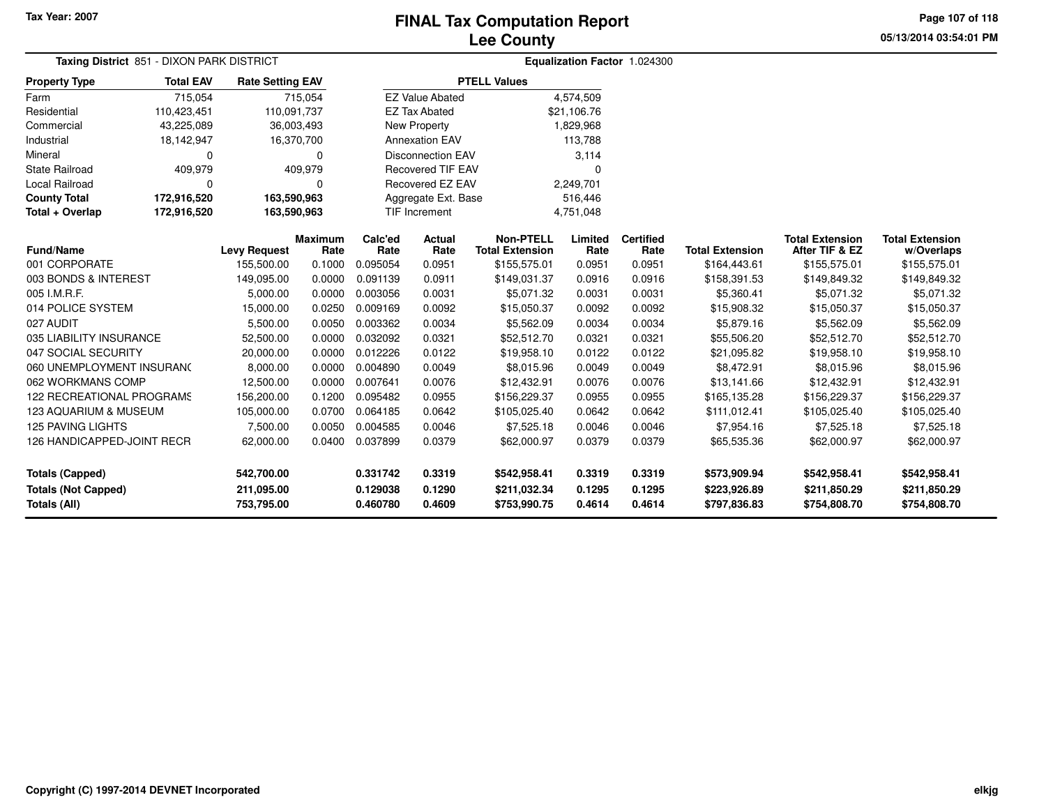Tax Year: 2007

# FINAL Tax Computation Report
## Lee County

05/13/2014 03:54:01 PM

**Taxing District** 851 - DIXON PARK DISTRICT

**Equalization Factor** 1.024300

| Property Type | Total EAV | Rate Setting EAV |
|---|---|---|
| Farm | 715,054 | 715,054 |
| Residential | 110,423,451 | 110,091,737 |
| Commercial | 43,225,089 | 36,003,493 |
| Industrial | 18,142,947 | 16,370,700 |
| Mineral | 0 | 0 |
| State Railroad | 409,979 | 409,979 |
| Local Railroad | 0 | 0 |
| **County Total** | **172,916,520** | **163,590,963** |
| **Total + Overlap** | **172,916,520** | **163,590,963** |

| PTELL Values | |
|---|---|
| EZ Value Abated | 4,574,509 |
| EZ Tax Abated | $21,106.76 |
| New Property | 1,829,968 |
| Annexation EAV | 113,788 |
| Disconnection EAV | 3,114 |
| Recovered TIF EAV | 0 |
| Recovered EZ EAV | 2,249,701 |
| Aggregate Ext. Base | 516,446 |
| TIF Increment | 4,751,048 |

| Fund/Name | Levy Request | Maximum Rate | Calc'ed Rate | Actual Rate | Non-PTELL Total Extension | Limited Rate | Certified Rate | Total Extension | Total Extension After TIF & EZ | Total Extension w/Overlaps |
|---|---|---|---|---|---|---|---|---|---|---|
| 001 CORPORATE | 155,500.00 | 0.1000 | 0.095054 | 0.0951 | $155,575.01 | 0.0951 | 0.0951 | $164,443.61 | $155,575.01 | $155,575.01 |
| 003 BONDS & INTEREST | 149,095.00 | 0.0000 | 0.091139 | 0.0911 | $149,031.37 | 0.0916 | 0.0916 | $158,391.53 | $149,849.32 | $149,849.32 |
| 005 I.M.R.F. | 5,000.00 | 0.0000 | 0.003056 | 0.0031 | $5,071.32 | 0.0031 | 0.0031 | $5,360.41 | $5,071.32 | $5,071.32 |
| 014 POLICE SYSTEM | 15,000.00 | 0.0250 | 0.009169 | 0.0092 | $15,050.37 | 0.0092 | 0.0092 | $15,908.32 | $15,050.37 | $15,050.37 |
| 027 AUDIT | 5,500.00 | 0.0050 | 0.003362 | 0.0034 | $5,562.09 | 0.0034 | 0.0034 | $5,879.16 | $5,562.09 | $5,562.09 |
| 035 LIABILITY INSURANCE | 52,500.00 | 0.0000 | 0.032092 | 0.0321 | $52,512.70 | 0.0321 | 0.0321 | $55,506.20 | $52,512.70 | $52,512.70 |
| 047 SOCIAL SECURITY | 20,000.00 | 0.0000 | 0.012226 | 0.0122 | $19,958.10 | 0.0122 | 0.0122 | $21,095.82 | $19,958.10 | $19,958.10 |
| 060 UNEMPLOYMENT INSURANC | 8,000.00 | 0.0000 | 0.004890 | 0.0049 | $8,015.96 | 0.0049 | 0.0049 | $8,472.91 | $8,015.96 | $8,015.96 |
| 062 WORKMANS COMP | 12,500.00 | 0.0000 | 0.007641 | 0.0076 | $12,432.91 | 0.0076 | 0.0076 | $13,141.66 | $12,432.91 | $12,432.91 |
| 122 RECREATIONAL PROGRAMS | 156,200.00 | 0.1200 | 0.095482 | 0.0955 | $156,229.37 | 0.0955 | 0.0955 | $165,135.28 | $156,229.37 | $156,229.37 |
| 123 AQUARIUM & MUSEUM | 105,000.00 | 0.0700 | 0.064185 | 0.0642 | $105,025.40 | 0.0642 | 0.0642 | $111,012.41 | $105,025.40 | $105,025.40 |
| 125 PAVING LIGHTS | 7,500.00 | 0.0050 | 0.004585 | 0.0046 | $7,525.18 | 0.0046 | 0.0046 | $7,954.16 | $7,525.18 | $7,525.18 |
| 126 HANDICAPPED-JOINT RECR | 62,000.00 | 0.0400 | 0.037899 | 0.0379 | $62,000.97 | 0.0379 | 0.0379 | $65,535.36 | $62,000.97 | $62,000.97 |
| **Totals (Capped)** | **542,700.00** | | **0.331742** | **0.3319** | **$542,958.41** | **0.3319** | **0.3319** | **$573,909.94** | **$542,958.41** | **$542,958.41** |
| **Totals (Not Capped)** | **211,095.00** | | **0.129038** | **0.1290** | **$211,032.34** | **0.1295** | **0.1295** | **$223,926.89** | **$211,850.29** | **$211,850.29** |
| **Totals (All)** | **753,795.00** | | **0.460780** | **0.4609** | **$753,990.75** | **0.4614** | **0.4614** | **$797,836.83** | **$754,808.70** | **$754,808.70** |

Copyright (C) 1997-2014 DEVNET Incorporated

elkjg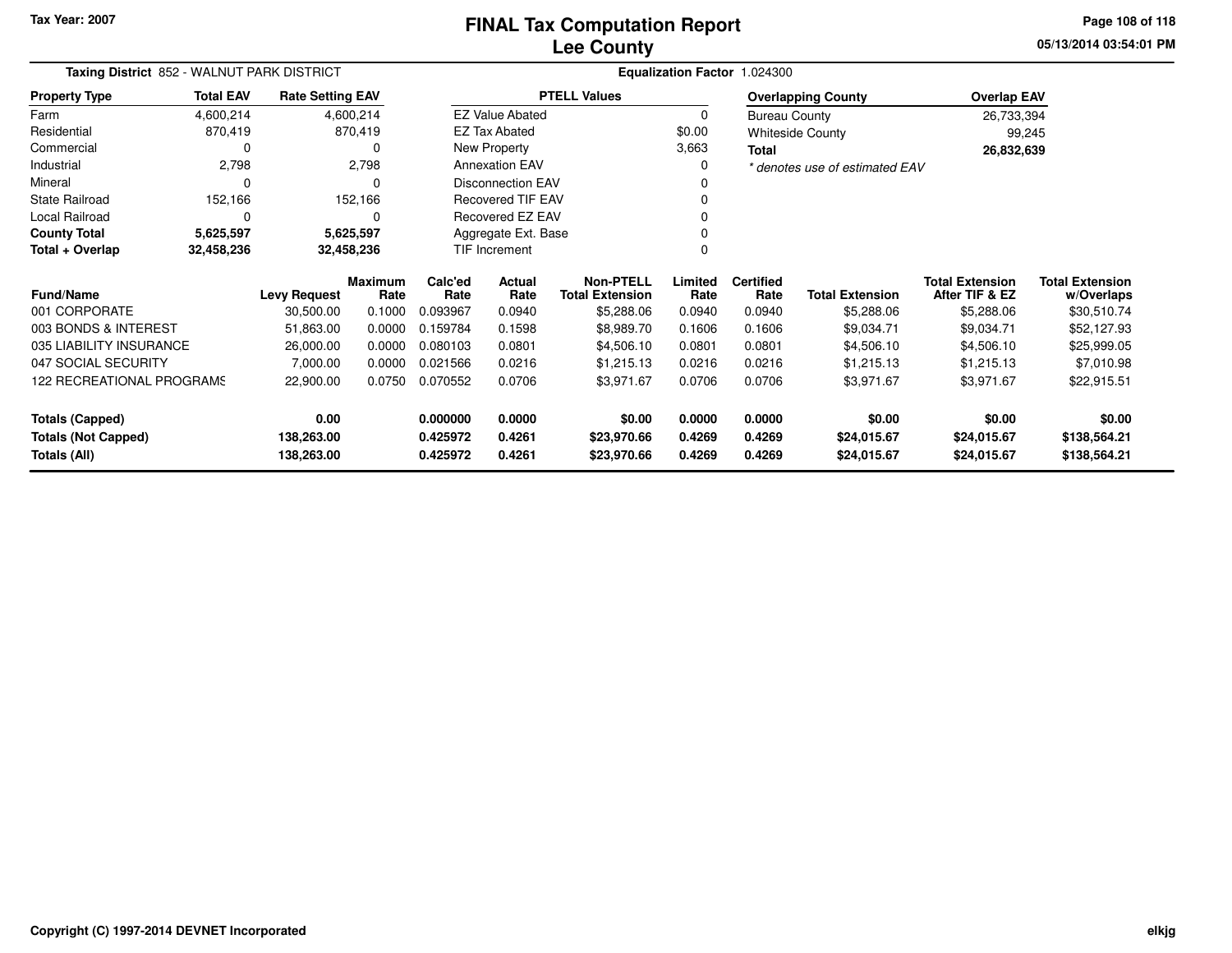Tax Year: 2007

# FINAL Tax Computation Report
## Lee County

05/13/2014 03:54:01 PM

**Taxing District** 852 - WALNUT PARK DISTRICT

**Equalization Factor** 1.024300

| Property Type | Total EAV | Rate Setting EAV |
|---|---|---|
| Farm | 4,600,214 | 4,600,214 |
| Residential | 870,419 | 870,419 |
| Commercial | 0 | 0 |
| Industrial | 2,798 | 2,798 |
| Mineral | 0 | 0 |
| State Railroad | 152,166 | 152,166 |
| Local Railroad | 0 | 0 |
| **County Total** | **5,625,597** | **5,625,597** |
| **Total + Overlap** | **32,458,236** | **32,458,236** |

| PTELL Values | |
|---|---|
| EZ Value Abated | 0 |
| EZ Tax Abated | $0.00 |
| New Property | 3,663 |
| Annexation EAV | 0 |
| Disconnection EAV | 0 |
| Recovered TIF EAV | 0 |
| Recovered EZ EAV | 0 |
| Aggregate Ext. Base | 0 |
| TIF Increment | 0 |

| Overlapping County | Overlap EAV |
|---|---|
| Bureau County | 26,733,394 |
| Whiteside County | 99,245 |
| **Total** | **26,832,639** |

*\* denotes use of estimated EAV*

| Fund/Name | Levy Request | Maximum Rate | Calc'ed Rate | Actual Rate | Non-PTELL Total Extension | Limited Rate | Certified Rate | Total Extension | Total Extension After TIF & EZ | Total Extension w/Overlaps |
|---|---|---|---|---|---|---|---|---|---|---|
| 001 CORPORATE | 30,500.00 | 0.1000 | 0.093967 | 0.0940 | $5,288.06 | 0.0940 | 0.0940 | $5,288.06 | $5,288.06 | $30,510.74 |
| 003 BONDS & INTEREST | 51,863.00 | 0.0000 | 0.159784 | 0.1598 | $8,989.70 | 0.1606 | 0.1606 | $9,034.71 | $9,034.71 | $52,127.93 |
| 035 LIABILITY INSURANCE | 26,000.00 | 0.0000 | 0.080103 | 0.0801 | $4,506.10 | 0.0801 | 0.0801 | $4,506.10 | $4,506.10 | $25,999.05 |
| 047 SOCIAL SECURITY | 7,000.00 | 0.0000 | 0.021566 | 0.0216 | $1,215.13 | 0.0216 | 0.0216 | $1,215.13 | $1,215.13 | $7,010.98 |
| 122 RECREATIONAL PROGRAMS | 22,900.00 | 0.0750 | 0.070552 | 0.0706 | $3,971.67 | 0.0706 | 0.0706 | $3,971.67 | $3,971.67 | $22,915.51 |
| **Totals (Capped)** | **0.00** | | **0.000000** | **0.0000** | **$0.00** | **0.0000** | **0.0000** | **$0.00** | **$0.00** | **$0.00** |
| **Totals (Not Capped)** | **138,263.00** | | **0.425972** | **0.4261** | **$23,970.66** | **0.4269** | **0.4269** | **$24,015.67** | **$24,015.67** | **$138,564.21** |
| **Totals (All)** | **138,263.00** | | **0.425972** | **0.4261** | **$23,970.66** | **0.4269** | **0.4269** | **$24,015.67** | **$24,015.67** | **$138,564.21** |

Copyright (C) 1997-2014 DEVNET Incorporated

elkjg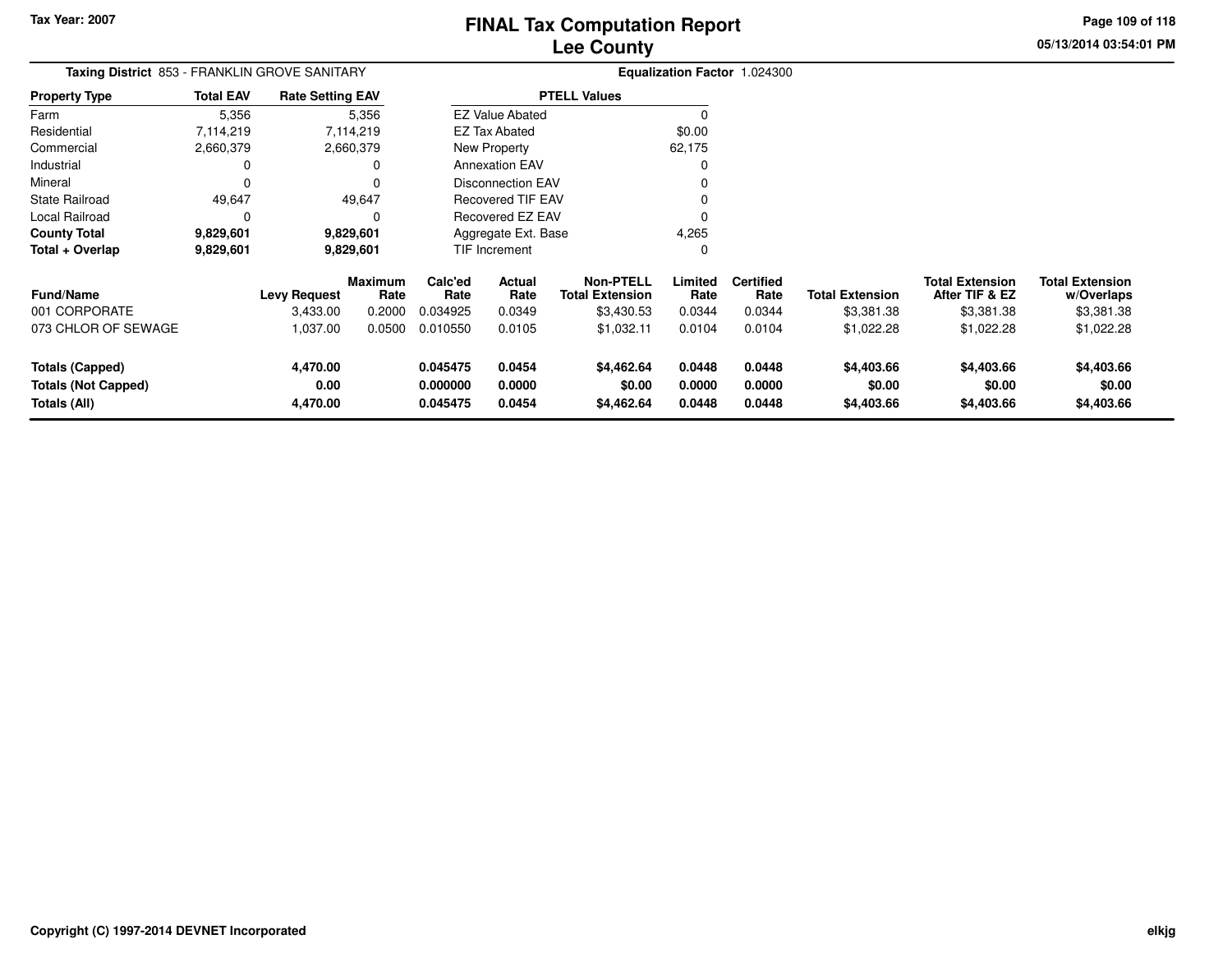Tax Year: 2007

# FINAL Tax Computation Report
## Lee County

**Taxing District** 853 - FRANKLIN GROVE SANITARY

**Equalization Factor** 1.024300

| Property Type | Total EAV | Rate Setting EAV |
|---|---|---|
| Farm | 5,356 | 5,356 |
| Residential | 7,114,219 | 7,114,219 |
| Commercial | 2,660,379 | 2,660,379 |
| Industrial | 0 | 0 |
| Mineral | 0 | 0 |
| State Railroad | 49,647 | 49,647 |
| Local Railroad | 0 | 0 |
| **County Total** | **9,829,601** | **9,829,601** |
| **Total + Overlap** | **9,829,601** | **9,829,601** |

| PTELL Values | |
|---|---|
| EZ Value Abated | 0 |
| EZ Tax Abated | $0.00 |
| New Property | 62,175 |
| Annexation EAV | 0 |
| Disconnection EAV | 0 |
| Recovered TIF EAV | 0 |
| Recovered EZ EAV | 0 |
| Aggregate Ext. Base | 4,265 |
| TIF Increment | 0 |

| Fund/Name | Levy Request | Maximum Rate | Calc'ed Rate | Actual Rate | Non-PTELL Total Extension | Limited Rate | Certified Rate | Total Extension | Total Extension After TIF & EZ | Total Extension w/Overlaps |
|---|---|---|---|---|---|---|---|---|---|---|
| 001 CORPORATE | 3,433.00 | 0.2000 | 0.034925 | 0.0349 | $3,430.53 | 0.0344 | 0.0344 | $3,381.38 | $3,381.38 | $3,381.38 |
| 073 CHLOR OF SEWAGE | 1,037.00 | 0.0500 | 0.010550 | 0.0105 | $1,032.11 | 0.0104 | 0.0104 | $1,022.28 | $1,022.28 | $1,022.28 |
| **Totals (Capped)** | **4,470.00** | | **0.045475** | **0.0454** | **$4,462.64** | **0.0448** | **0.0448** | **$4,403.66** | **$4,403.66** | **$4,403.66** |
| **Totals (Not Capped)** | **0.00** | | **0.000000** | **0.0000** | **$0.00** | **0.0000** | **0.0000** | **$0.00** | **$0.00** | **$0.00** |
| **Totals (All)** | **4,470.00** | | **0.045475** | **0.0454** | **$4,462.64** | **0.0448** | **0.0448** | **$4,403.66** | **$4,403.66** | **$4,403.66** |

Copyright (C) 1997-2014 DEVNET Incorporated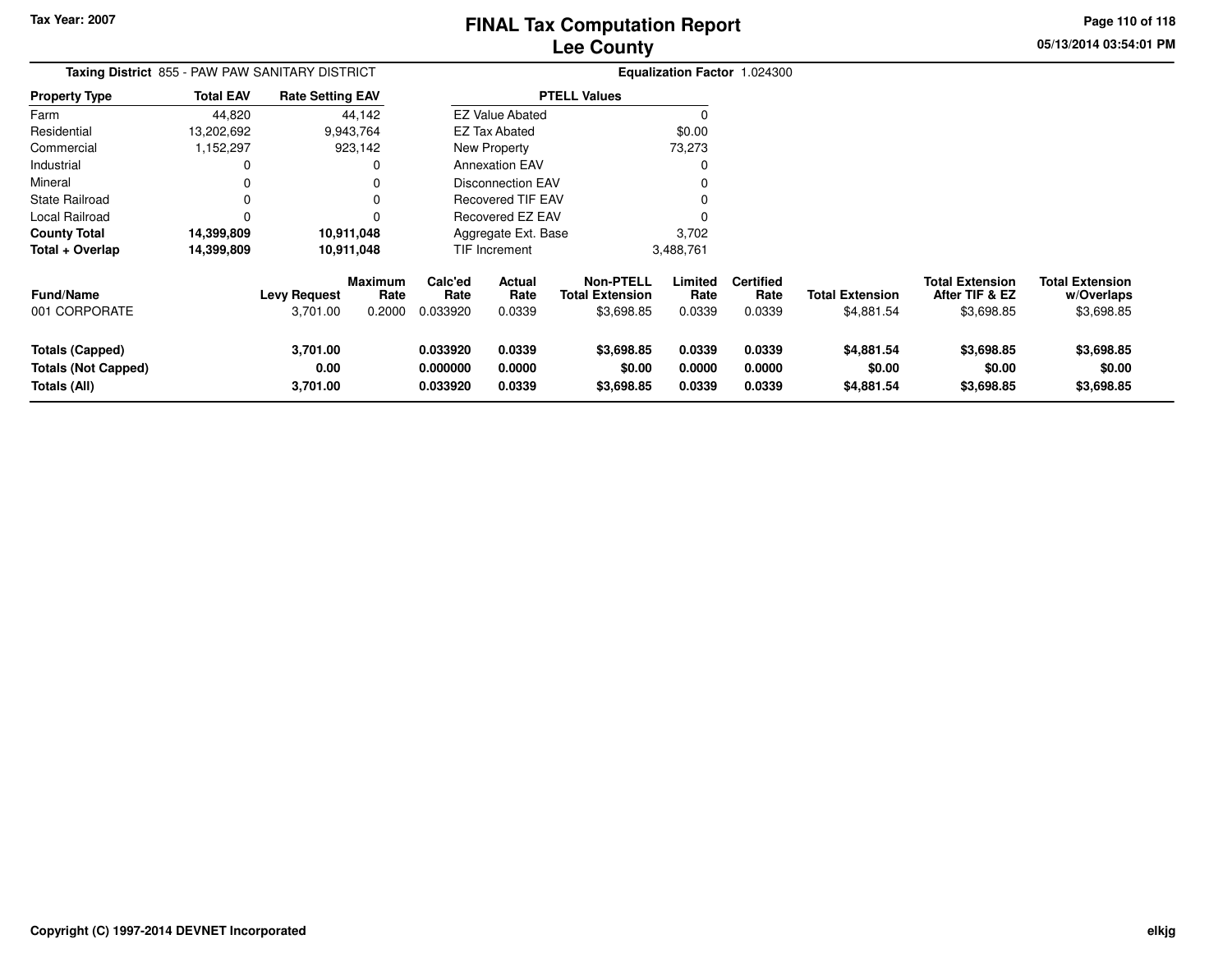Tax Year: 2007

# FINAL Tax Computation Report
## Lee County

05/13/2014 03:54:01 PM

**Taxing District** 855 - PAW PAW SANITARY DISTRICT

**Equalization Factor** 1.024300

| Property Type | Total EAV | Rate Setting EAV |
|---|---|---|
| Farm | 44,820 | 44,142 |
| Residential | 13,202,692 | 9,943,764 |
| Commercial | 1,152,297 | 923,142 |
| Industrial | 0 | 0 |
| Mineral | 0 | 0 |
| State Railroad | 0 | 0 |
| Local Railroad | 0 | 0 |
| **County Total** | **14,399,809** | **10,911,048** |
| **Total + Overlap** | **14,399,809** | **10,911,048** |

| PTELL Values | |
|---|---|
| EZ Value Abated | 0 |
| EZ Tax Abated | $0.00 |
| New Property | 73,273 |
| Annexation EAV | 0 |
| Disconnection EAV | 0 |
| Recovered TIF EAV | 0 |
| Recovered EZ EAV | 0 |
| Aggregate Ext. Base | 3,702 |
| TIF Increment | 3,488,761 |

| Fund/Name | Levy Request | Maximum Rate | Calc'ed Rate | Actual Rate | Non-PTELL Total Extension | Limited Rate | Certified Rate | Total Extension | Total Extension After TIF & EZ | Total Extension w/Overlaps |
|---|---|---|---|---|---|---|---|---|---|---|
| 001 CORPORATE | 3,701.00 | 0.2000 | 0.033920 | 0.0339 | $3,698.85 | 0.0339 | 0.0339 | $4,881.54 | $3,698.85 | $3,698.85 |
| **Totals (Capped)** | **3,701.00** | | **0.033920** | **0.0339** | **$3,698.85** | **0.0339** | **0.0339** | **$4,881.54** | **$3,698.85** | **$3,698.85** |
| **Totals (Not Capped)** | **0.00** | | **0.000000** | **0.0000** | **$0.00** | **0.0000** | **0.0000** | **$0.00** | **$0.00** | **$0.00** |
| **Totals (All)** | **3,701.00** | | **0.033920** | **0.0339** | **$3,698.85** | **0.0339** | **0.0339** | **$4,881.54** | **$3,698.85** | **$3,698.85** |

Copyright (C) 1997-2014 DEVNET Incorporated

elkjg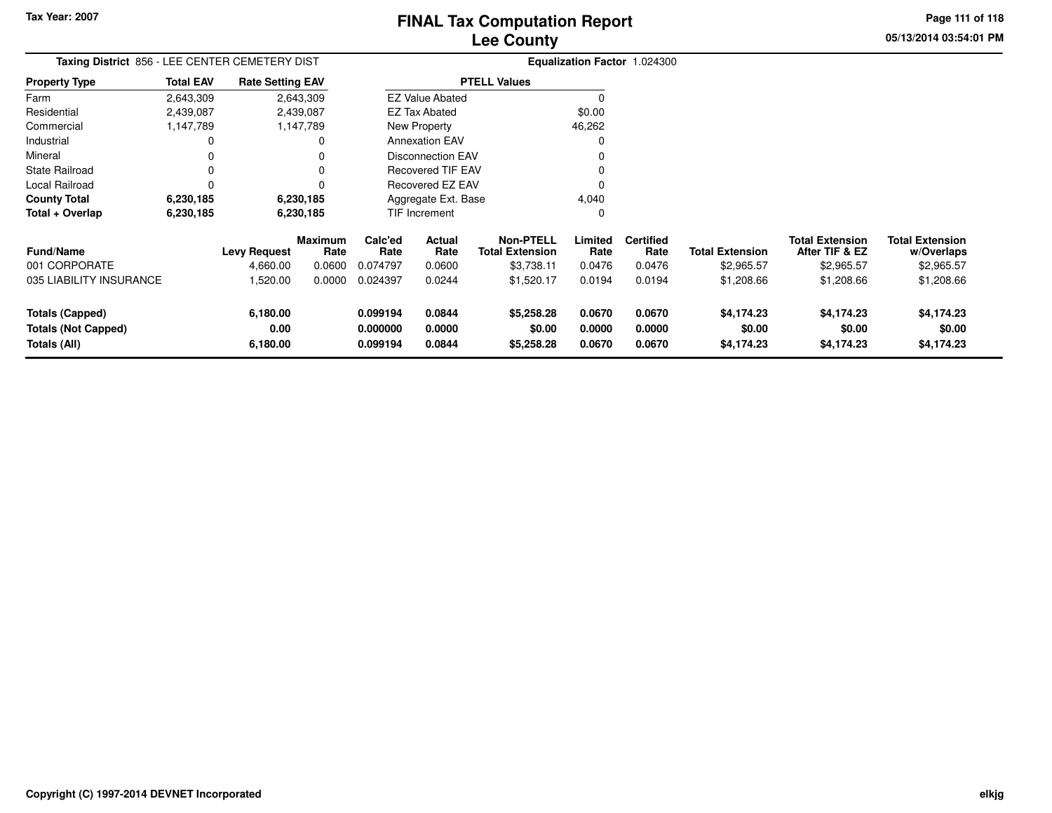Tax Year: 2007

# FINAL Tax Computation Report
## Lee County

05/13/2014 03:54:01 PM

**Taxing District** 856 - LEE CENTER CEMETERY DIST

**Equalization Factor** 1.024300

| Property Type | Total EAV | Rate Setting EAV |
|---|---|---|
| Farm | 2,643,309 | 2,643,309 |
| Residential | 2,439,087 | 2,439,087 |
| Commercial | 1,147,789 | 1,147,789 |
| Industrial | 0 | 0 |
| Mineral | 0 | 0 |
| State Railroad | 0 | 0 |
| Local Railroad | 0 | 0 |
| **County Total** | **6,230,185** | **6,230,185** |
| **Total + Overlap** | **6,230,185** | **6,230,185** |

| PTELL Values | |
|---|---|
| EZ Value Abated | 0 |
| EZ Tax Abated | $0.00 |
| New Property | 46,262 |
| Annexation EAV | 0 |
| Disconnection EAV | 0 |
| Recovered TIF EAV | 0 |
| Recovered EZ EAV | 0 |
| Aggregate Ext. Base | 4,040 |
| TIF Increment | 0 |

| Fund/Name | Levy Request | Maximum Rate | Calc'ed Rate | Actual Rate | Non-PTELL Total Extension | Limited Rate | Certified Rate | Total Extension | Total Extension After TIF & EZ | Total Extension w/Overlaps |
|---|---|---|---|---|---|---|---|---|---|---|
| 001 CORPORATE | 4,660.00 | 0.0600 | 0.074797 | 0.0600 | $3,738.11 | 0.0476 | 0.0476 | $2,965.57 | $2,965.57 | $2,965.57 |
| 035 LIABILITY INSURANCE | 1,520.00 | 0.0000 | 0.024397 | 0.0244 | $1,520.17 | 0.0194 | 0.0194 | $1,208.66 | $1,208.66 | $1,208.66 |
| **Totals (Capped)** | **6,180.00** | | **0.099194** | **0.0844** | **$5,258.28** | **0.0670** | **0.0670** | **$4,174.23** | **$4,174.23** | **$4,174.23** |
| **Totals (Not Capped)** | **0.00** | | **0.000000** | **0.0000** | **$0.00** | **0.0000** | **0.0000** | **$0.00** | **$0.00** | **$0.00** |
| **Totals (All)** | **6,180.00** | | **0.099194** | **0.0844** | **$5,258.28** | **0.0670** | **0.0670** | **$4,174.23** | **$4,174.23** | **$4,174.23** |

Copyright (C) 1997-2014 DEVNET Incorporated

elkjg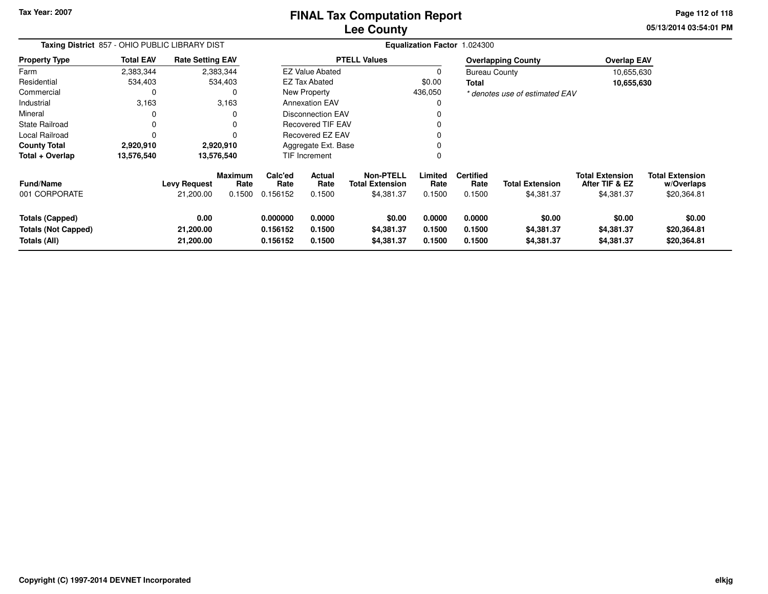# FINAL Tax Computation Report
# Lee County

**Tax Year: 2007**

**Taxing District** 857 - OHIO PUBLIC LIBRARY DIST

**Equalization Factor** 1.024300

| Property Type | Total EAV | Rate Setting EAV |
|---|---|---|
| Farm | 2,383,344 | 2,383,344 |
| Residential | 534,403 | 534,403 |
| Commercial | 0 | 0 |
| Industrial | 3,163 | 3,163 |
| Mineral | 0 | 0 |
| State Railroad | 0 | 0 |
| Local Railroad | 0 | 0 |
| **County Total** | **2,920,910** | **2,920,910** |
| **Total + Overlap** | **13,576,540** | **13,576,540** |

| PTELL Values | |
|---|---|
| EZ Value Abated | 0 |
| EZ Tax Abated | $0.00 |
| New Property | 436,050 |
| Annexation EAV | 0 |
| Disconnection EAV | 0 |
| Recovered TIF EAV | 0 |
| Recovered EZ EAV | 0 |
| Aggregate Ext. Base | 0 |
| TIF Increment | 0 |

| Overlapping County | Overlap EAV |
|---|---|
| Bureau County | 10,655,630 |
| **Total** | **10,655,630** |

*\* denotes use of estimated EAV*

| Fund/Name | Levy Request | Maximum Rate | Calc'ed Rate | Actual Rate | Non-PTELL Total Extension | Limited Rate | Certified Rate | Total Extension | Total Extension After TIF & EZ | Total Extension w/Overlaps |
|---|---|---|---|---|---|---|---|---|---|---|
| 001 CORPORATE | 21,200.00 | 0.1500 | 0.156152 | 0.1500 | $4,381.37 | 0.1500 | 0.1500 | $4,381.37 | $4,381.37 | $20,364.81 |
| **Totals (Capped)** | **0.00** | | **0.000000** | **0.0000** | **$0.00** | **0.0000** | **0.0000** | **$0.00** | **$0.00** | **$0.00** |
| **Totals (Not Capped)** | **21,200.00** | | **0.156152** | **0.1500** | **$4,381.37** | **0.1500** | **0.1500** | **$4,381.37** | **$4,381.37** | **$20,364.81** |
| **Totals (All)** | **21,200.00** | | **0.156152** | **0.1500** | **$4,381.37** | **0.1500** | **0.1500** | **$4,381.37** | **$4,381.37** | **$20,364.81** |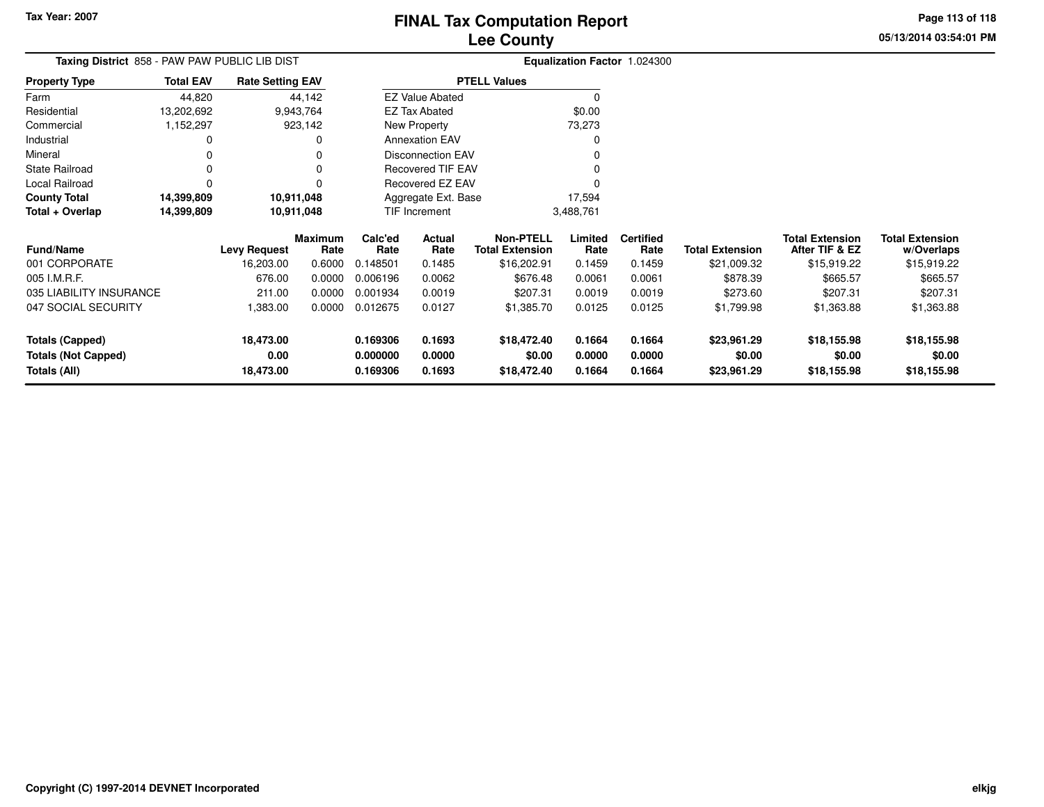Tax Year: 2007

# FINAL Tax Computation Report
## Lee County

05/13/2014 03:54:01 PM

**Taxing District** 858 - PAW PAW PUBLIC LIB DIST

**Equalization Factor** 1.024300

| Property Type | Total EAV | Rate Setting EAV |
|---|---|---|
| Farm | 44,820 | 44,142 |
| Residential | 13,202,692 | 9,943,764 |
| Commercial | 1,152,297 | 923,142 |
| Industrial | 0 | 0 |
| Mineral | 0 | 0 |
| State Railroad | 0 | 0 |
| Local Railroad | 0 | 0 |
| **County Total** | **14,399,809** | **10,911,048** |
| **Total + Overlap** | **14,399,809** | **10,911,048** |

| PTELL Values | |
|---|---|
| EZ Value Abated | 0 |
| EZ Tax Abated | $0.00 |
| New Property | 73,273 |
| Annexation EAV | 0 |
| Disconnection EAV | 0 |
| Recovered TIF EAV | 0 |
| Recovered EZ EAV | 0 |
| Aggregate Ext. Base | 17,594 |
| TIF Increment | 3,488,761 |

| Fund/Name | Levy Request | Maximum Rate | Calc'ed Rate | Actual Rate | Non-PTELL Total Extension | Limited Rate | Certified Rate | Total Extension | Total Extension After TIF & EZ | Total Extension w/Overlaps |
|---|---|---|---|---|---|---|---|---|---|---|
| 001 CORPORATE | 16,203.00 | 0.6000 | 0.148501 | 0.1485 | $16,202.91 | 0.1459 | 0.1459 | $21,009.32 | $15,919.22 | $15,919.22 |
| 005 I.M.R.F. | 676.00 | 0.0000 | 0.006196 | 0.0062 | $676.48 | 0.0061 | 0.0061 | $878.39 | $665.57 | $665.57 |
| 035 LIABILITY INSURANCE | 211.00 | 0.0000 | 0.001934 | 0.0019 | $207.31 | 0.0019 | 0.0019 | $273.60 | $207.31 | $207.31 |
| 047 SOCIAL SECURITY | 1,383.00 | 0.0000 | 0.012675 | 0.0127 | $1,385.70 | 0.0125 | 0.0125 | $1,799.98 | $1,363.88 | $1,363.88 |
| **Totals (Capped)** | **18,473.00** | | **0.169306** | **0.1693** | **$18,472.40** | **0.1664** | **0.1664** | **$23,961.29** | **$18,155.98** | **$18,155.98** |
| **Totals (Not Capped)** | **0.00** | | **0.000000** | **0.0000** | **$0.00** | **0.0000** | **0.0000** | **$0.00** | **$0.00** | **$0.00** |
| **Totals (All)** | **18,473.00** | | **0.169306** | **0.1693** | **$18,472.40** | **0.1664** | **0.1664** | **$23,961.29** | **$18,155.98** | **$18,155.98** |

Copyright (C) 1997-2014 DEVNET Incorporated

elkjg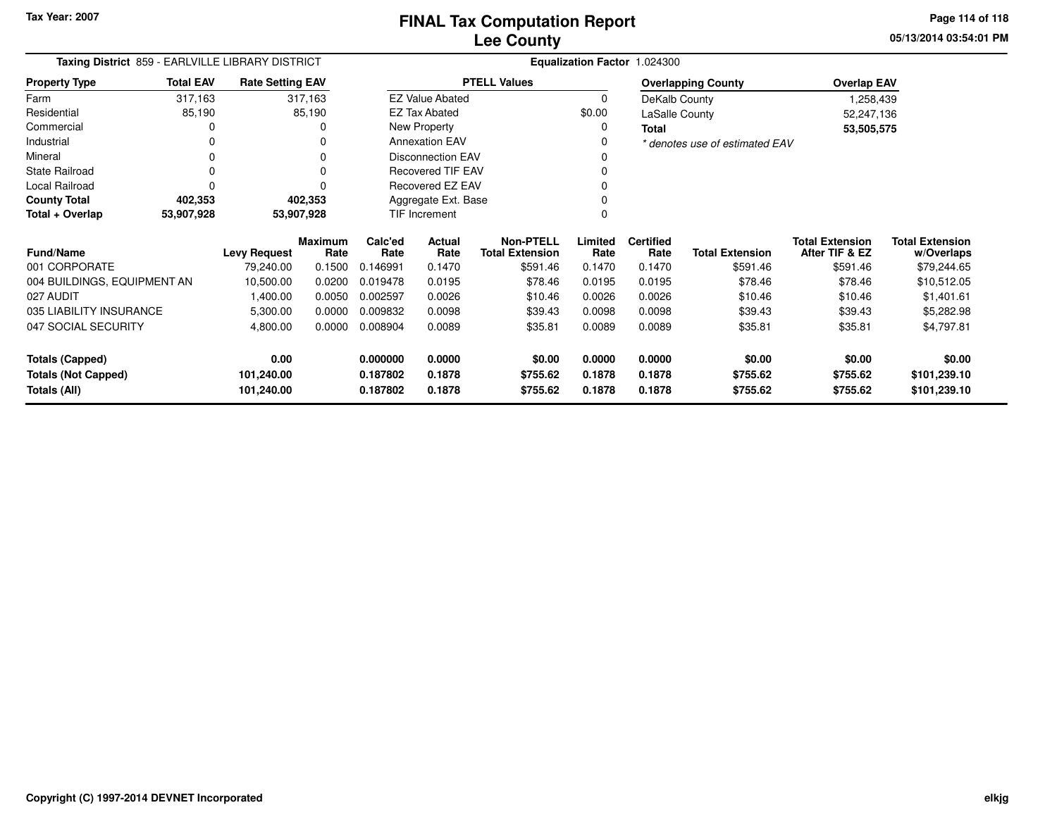**Tax Year: 2007**

# FINAL Tax Computation Report
## Lee County

**05/13/2014 03:54:01 PM**

**Taxing District** 859 - EARLVILLE LIBRARY DISTRICT

**Equalization Factor** 1.024300

| Property Type | Total EAV | Rate Setting EAV |
|---|---|---|
| Farm | 317,163 | 317,163 |
| Residential | 85,190 | 85,190 |
| Commercial | 0 | 0 |
| Industrial | 0 | 0 |
| Mineral | 0 | 0 |
| State Railroad | 0 | 0 |
| Local Railroad | 0 | 0 |
| **County Total** | **402,353** | **402,353** |
| **Total + Overlap** | **53,907,928** | **53,907,928** |

| PTELL Values | |
|---|---|
| EZ Value Abated | 0 |
| EZ Tax Abated | $0.00 |
| New Property | 0 |
| Annexation EAV | 0 |
| Disconnection EAV | 0 |
| Recovered TIF EAV | 0 |
| Recovered EZ EAV | 0 |
| Aggregate Ext. Base | 0 |
| TIF Increment | 0 |

| Overlapping County | Overlap EAV |
|---|---|
| DeKalb County | 1,258,439 |
| LaSalle County | 52,247,136 |
| **Total** | **53,505,575** |

*\* denotes use of estimated EAV*

| Fund/Name | Levy Request | Maximum Rate | Calc'ed Rate | Actual Rate | Non-PTELL Total Extension | Limited Rate | Certified Rate | Total Extension | Total Extension After TIF & EZ | Total Extension w/Overlaps |
|---|---|---|---|---|---|---|---|---|---|---|
| 001 CORPORATE | 79,240.00 | 0.1500 | 0.146991 | 0.1470 | $591.46 | 0.1470 | 0.1470 | $591.46 | $591.46 | $79,244.65 |
| 004 BUILDINGS, EQUIPMENT AN | 10,500.00 | 0.0200 | 0.019478 | 0.0195 | $78.46 | 0.0195 | 0.0195 | $78.46 | $78.46 | $10,512.05 |
| 027 AUDIT | 1,400.00 | 0.0050 | 0.002597 | 0.0026 | $10.46 | 0.0026 | 0.0026 | $10.46 | $10.46 | $1,401.61 |
| 035 LIABILITY INSURANCE | 5,300.00 | 0.0000 | 0.009832 | 0.0098 | $39.43 | 0.0098 | 0.0098 | $39.43 | $39.43 | $5,282.98 |
| 047 SOCIAL SECURITY | 4,800.00 | 0.0000 | 0.008904 | 0.0089 | $35.81 | 0.0089 | 0.0089 | $35.81 | $35.81 | $4,797.81 |
| **Totals (Capped)** | **0.00** | | **0.000000** | **0.0000** | **$0.00** | **0.0000** | **0.0000** | **$0.00** | **$0.00** | **$0.00** |
| **Totals (Not Capped)** | **101,240.00** | | **0.187802** | **0.1878** | **$755.62** | **0.1878** | **0.1878** | **$755.62** | **$755.62** | **$101,239.10** |
| **Totals (All)** | **101,240.00** | | **0.187802** | **0.1878** | **$755.62** | **0.1878** | **0.1878** | **$755.62** | **$755.62** | **$101,239.10** |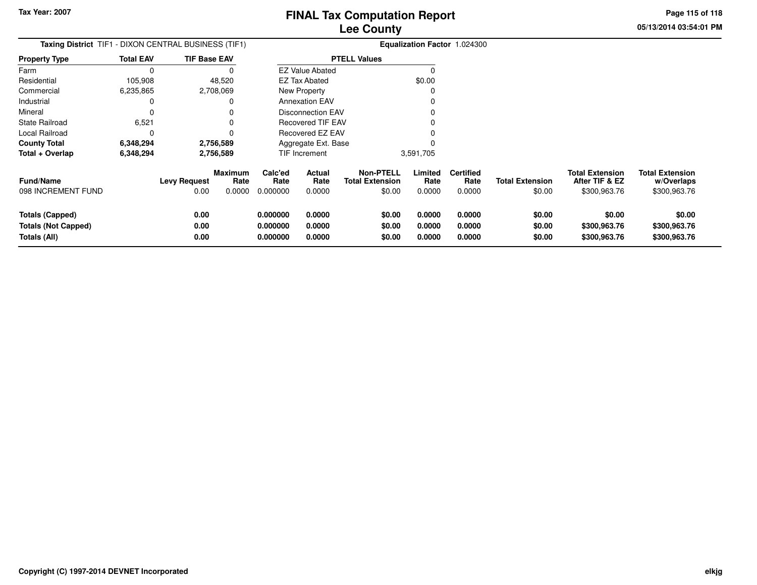Tax Year: 2007

# FINAL Tax Computation Report
## Lee County

**Taxing District** TIF1 - DIXON CENTRAL BUSINESS (TIF1) **Equalization Factor** 1.024300

| Property Type | Total EAV | TIF Base EAV |
|---|---|---|
| Farm | 0 | 0 |
| Residential | 105,908 | 48,520 |
| Commercial | 6,235,865 | 2,708,069 |
| Industrial | 0 | 0 |
| Mineral | 0 | 0 |
| State Railroad | 6,521 | 0 |
| Local Railroad | 0 | 0 |
| **County Total** | **6,348,294** | **2,756,589** |
| **Total + Overlap** | **6,348,294** | **2,756,589** |

| PTELL Values | |
|---|---|
| EZ Value Abated | 0 |
| EZ Tax Abated | $0.00 |
| New Property | 0 |
| Annexation EAV | 0 |
| Disconnection EAV | 0 |
| Recovered TIF EAV | 0 |
| Recovered EZ EAV | 0 |
| Aggregate Ext. Base | 0 |
| TIF Increment | 3,591,705 |

| Fund/Name | Levy Request | Maximum Rate | Calc'ed Rate | Actual Rate | Non-PTELL Total Extension | Limited Rate | Certified Rate | Total Extension | Total Extension After TIF & EZ | Total Extension w/Overlaps |
|---|---|---|---|---|---|---|---|---|---|---|
| 098 INCREMENT FUND | 0.00 | 0.0000 | 0.000000 | 0.0000 | $0.00 | 0.0000 | 0.0000 | $0.00 | $300,963.76 | $300,963.76 |
| **Totals (Capped)** | **0.00** | | **0.000000** | **0.0000** | **$0.00** | **0.0000** | **0.0000** | **$0.00** | **$0.00** | **$0.00** |
| **Totals (Not Capped)** | **0.00** | | **0.000000** | **0.0000** | **$0.00** | **0.0000** | **0.0000** | **$0.00** | **$300,963.76** | **$300,963.76** |
| **Totals (All)** | **0.00** | | **0.000000** | **0.0000** | **$0.00** | **0.0000** | **0.0000** | **$0.00** | **$300,963.76** | **$300,963.76** |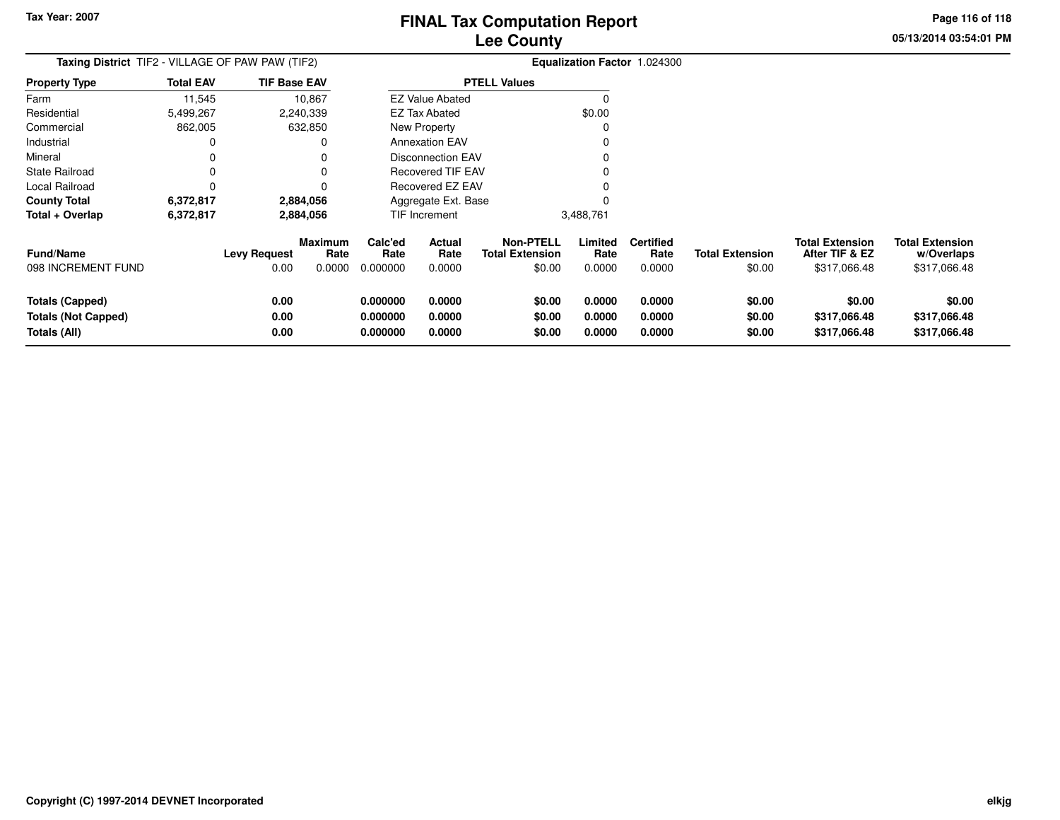Tax Year: 2007

# FINAL Tax Computation Report
## Lee County

**Taxing District** TIF2 - VILLAGE OF PAW PAW (TIF2)

**Equalization Factor** 1.024300

| Property Type | Total EAV | TIF Base EAV |
|---|---|---|
| Farm | 11,545 | 10,867 |
| Residential | 5,499,267 | 2,240,339 |
| Commercial | 862,005 | 632,850 |
| Industrial | 0 | 0 |
| Mineral | 0 | 0 |
| State Railroad | 0 | 0 |
| Local Railroad | 0 | 0 |
| **County Total** | **6,372,817** | **2,884,056** |
| **Total + Overlap** | **6,372,817** | **2,884,056** |

| PTELL Values | |
|---|---|
| EZ Value Abated | 0 |
| EZ Tax Abated | $0.00 |
| New Property | 0 |
| Annexation EAV | 0 |
| Disconnection EAV | 0 |
| Recovered TIF EAV | 0 |
| Recovered EZ EAV | 0 |
| Aggregate Ext. Base | 0 |
| TIF Increment | 3,488,761 |

| Fund/Name | Levy Request | Maximum Rate | Calc'ed Rate | Actual Rate | Non-PTELL Total Extension | Limited Rate | Certified Rate | Total Extension | Total Extension After TIF & EZ | Total Extension w/Overlaps |
|---|---|---|---|---|---|---|---|---|---|---|
| 098 INCREMENT FUND | 0.00 | 0.0000 | 0.000000 | 0.0000 | $0.00 | 0.0000 | 0.0000 | $0.00 | $317,066.48 | $317,066.48 |
| **Totals (Capped)** | **0.00** | | **0.000000** | **0.0000** | **$0.00** | **0.0000** | **0.0000** | **$0.00** | **$0.00** | **$0.00** |
| **Totals (Not Capped)** | **0.00** | | **0.000000** | **0.0000** | **$0.00** | **0.0000** | **0.0000** | **$0.00** | **$317,066.48** | **$317,066.48** |
| **Totals (All)** | **0.00** | | **0.000000** | **0.0000** | **$0.00** | **0.0000** | **0.0000** | **$0.00** | **$317,066.48** | **$317,066.48** |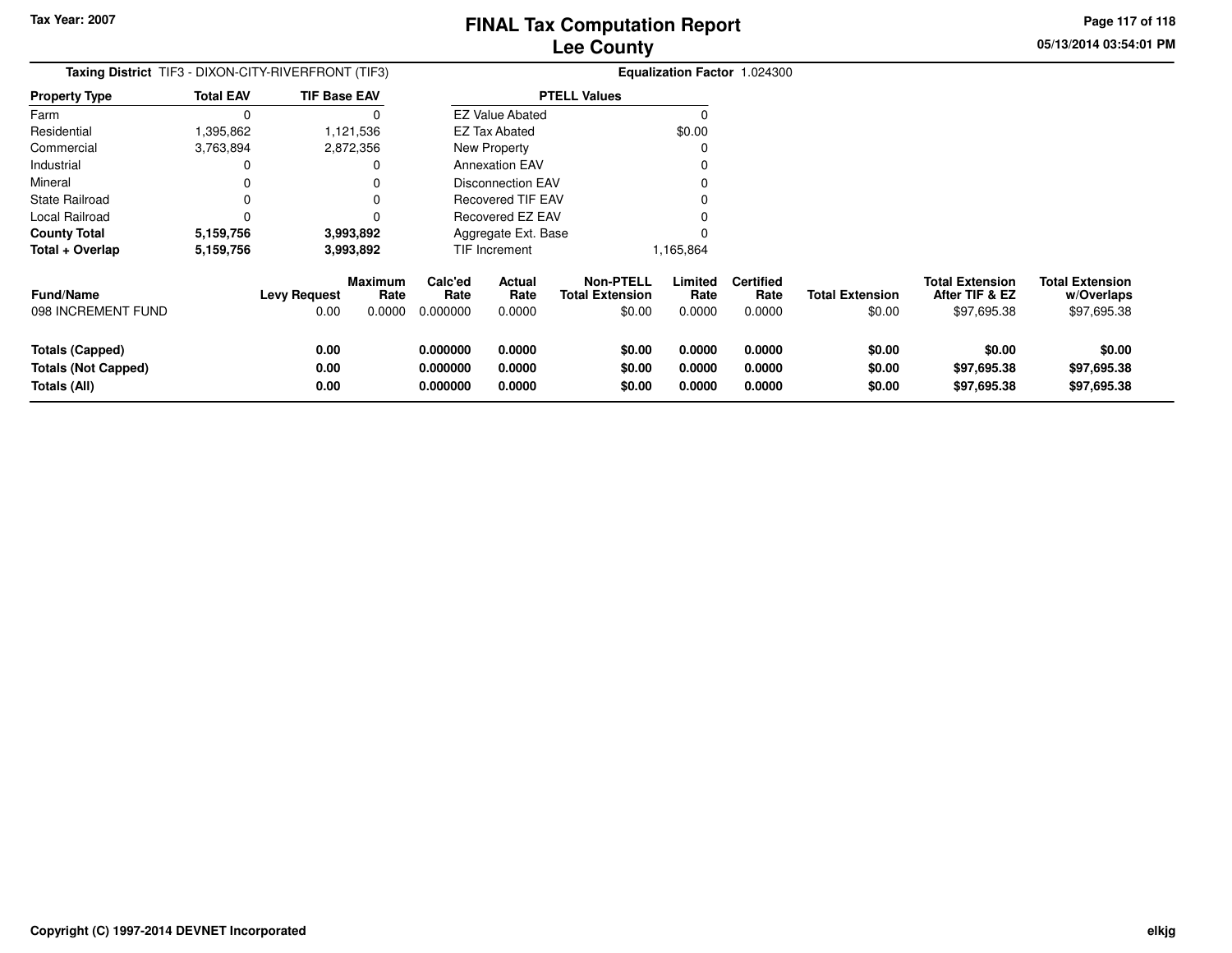# FINAL Tax Computation Report
## Lee County

Tax Year: 2007

**Taxing District** TIF3 - DIXON-CITY-RIVERFRONT (TIF3) **Equalization Factor** 1.024300

| Property Type | Total EAV | TIF Base EAV |
|---|---|---|
| Farm | 0 | 0 |
| Residential | 1,395,862 | 1,121,536 |
| Commercial | 3,763,894 | 2,872,356 |
| Industrial | 0 | 0 |
| Mineral | 0 | 0 |
| State Railroad | 0 | 0 |
| Local Railroad | 0 | 0 |
| **County Total** | **5,159,756** | **3,993,892** |
| **Total + Overlap** | **5,159,756** | **3,993,892** |

| PTELL Values | |
|---|---|
| EZ Value Abated | 0 |
| EZ Tax Abated | $0.00 |
| New Property | 0 |
| Annexation EAV | 0 |
| Disconnection EAV | 0 |
| Recovered TIF EAV | 0 |
| Recovered EZ EAV | 0 |
| Aggregate Ext. Base | 0 |
| TIF Increment | 1,165,864 |

| Fund/Name | Levy Request | Maximum Rate | Calc'ed Rate | Actual Rate | Non-PTELL Total Extension | Limited Rate | Certified Rate | Total Extension | Total Extension After TIF & EZ | Total Extension w/Overlaps |
|---|---|---|---|---|---|---|---|---|---|---|
| 098 INCREMENT FUND | 0.00 | 0.0000 | 0.000000 | 0.0000 | $0.00 | 0.0000 | 0.0000 | $0.00 | $97,695.38 | $97,695.38 |
| **Totals (Capped)** | **0.00** | | **0.000000** | **0.0000** | **$0.00** | **0.0000** | **0.0000** | **$0.00** | **$0.00** | **$0.00** |
| **Totals (Not Capped)** | **0.00** | | **0.000000** | **0.0000** | **$0.00** | **0.0000** | **0.0000** | **$0.00** | **$97,695.38** | **$97,695.38** |
| **Totals (All)** | **0.00** | | **0.000000** | **0.0000** | **$0.00** | **0.0000** | **0.0000** | **$0.00** | **$97,695.38** | **$97,695.38** |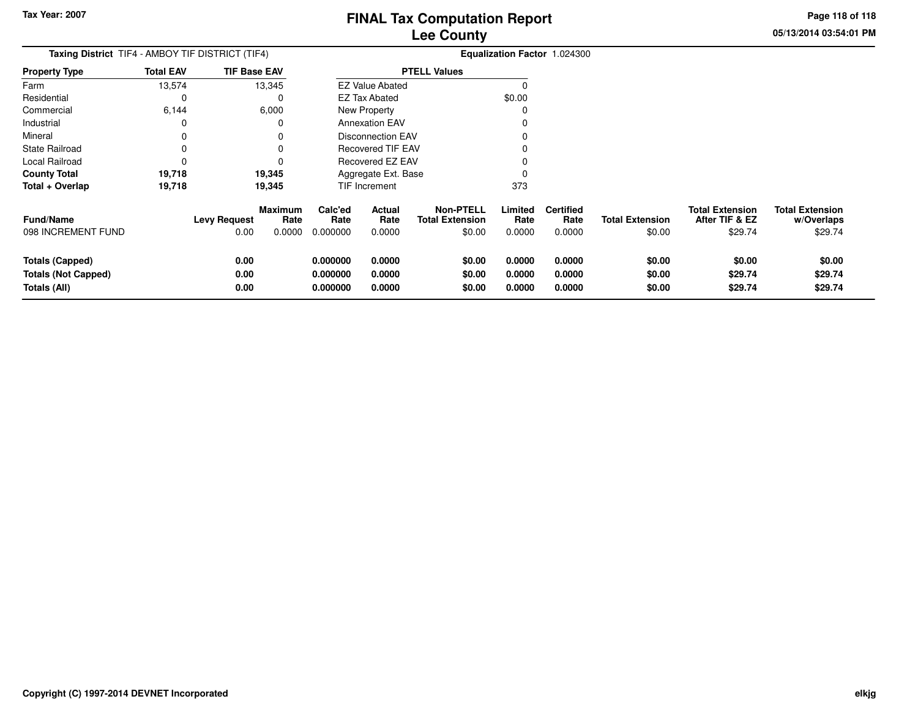Tax Year: 2007

# FINAL Tax Computation Report
## Lee County

05/13/2014 03:54:01 PM

**Taxing District** TIF4 - AMBOY TIF DISTRICT (TIF4) **Equalization Factor** 1.024300

| Property Type | Total EAV | TIF Base EAV |
|---|---|---|
| Farm | 13,574 | 13,345 |
| Residential | 0 | 0 |
| Commercial | 6,144 | 6,000 |
| Industrial | 0 | 0 |
| Mineral | 0 | 0 |
| State Railroad | 0 | 0 |
| Local Railroad | 0 | 0 |
| **County Total** | **19,718** | **19,345** |
| **Total + Overlap** | **19,718** | **19,345** |

| PTELL Values | |
|---|---|
| EZ Value Abated | 0 |
| EZ Tax Abated | $0.00 |
| New Property | 0 |
| Annexation EAV | 0 |
| Disconnection EAV | 0 |
| Recovered TIF EAV | 0 |
| Recovered EZ EAV | 0 |
| Aggregate Ext. Base | 0 |
| TIF Increment | 373 |

| Fund/Name | Levy Request | Maximum Rate | Calc'ed Rate | Actual Rate | Non-PTELL Total Extension | Limited Rate | Certified Rate | Total Extension | Total Extension After TIF & EZ | Total Extension w/Overlaps |
|---|---|---|---|---|---|---|---|---|---|---|
| 098 INCREMENT FUND | 0.00 | 0.0000 | 0.000000 | 0.0000 | $0.00 | 0.0000 | 0.0000 | $0.00 | $29.74 | $29.74 |
| **Totals (Capped)** | **0.00** | | **0.000000** | **0.0000** | **$0.00** | **0.0000** | **0.0000** | **$0.00** | **$0.00** | **$0.00** |
| **Totals (Not Capped)** | **0.00** | | **0.000000** | **0.0000** | **$0.00** | **0.0000** | **0.0000** | **$0.00** | **$29.74** | **$29.74** |
| **Totals (All)** | **0.00** | | **0.000000** | **0.0000** | **$0.00** | **0.0000** | **0.0000** | **$0.00** | **$29.74** | **$29.74** |

Copyright (C) 1997-2014 DEVNET Incorporated

elkjg